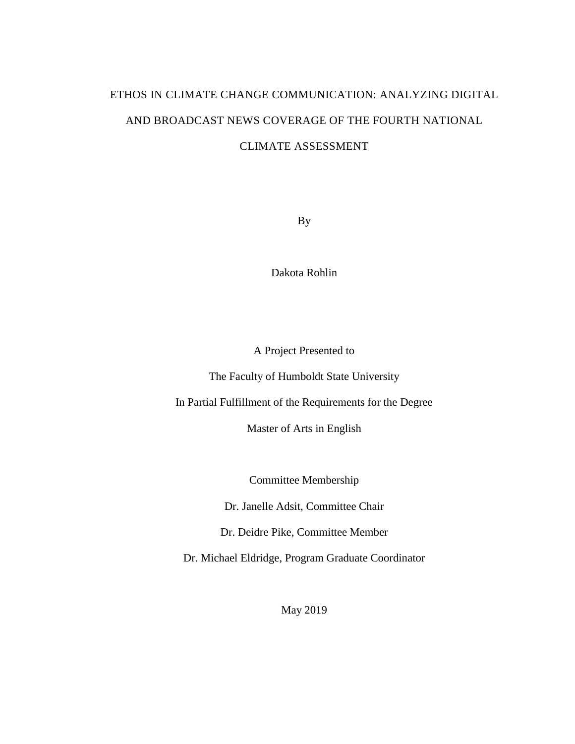# ETHOS IN CLIMATE CHANGE COMMUNICATION: ANALYZING DIGITAL AND BROADCAST NEWS COVERAGE OF THE FOURTH NATIONAL CLIMATE ASSESSMENT

By

Dakota Rohlin

A Project Presented to

The Faculty of Humboldt State University

In Partial Fulfillment of the Requirements for the Degree

Master of Arts in English

Committee Membership

Dr. Janelle Adsit, Committee Chair

Dr. Deidre Pike, Committee Member

Dr. Michael Eldridge, Program Graduate Coordinator

May 2019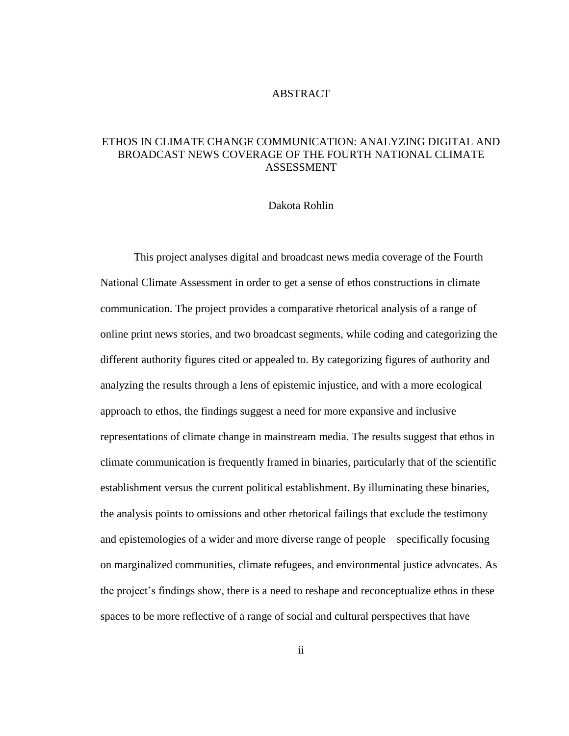# ABSTRACT

## ETHOS IN CLIMATE CHANGE COMMUNICATION: ANALYZING DIGITAL AND BROADCAST NEWS COVERAGE OF THE FOURTH NATIONAL CLIMATE ASSESSMENT

Dakota Rohlin

This project analyses digital and broadcast news media coverage of the Fourth National Climate Assessment in order to get a sense of ethos constructions in climate communication. The project provides a comparative rhetorical analysis of a range of online print news stories, and two broadcast segments, while coding and categorizing the different authority figures cited or appealed to. By categorizing figures of authority and analyzing the results through a lens of epistemic injustice, and with a more ecological approach to ethos, the findings suggest a need for more expansive and inclusive representations of climate change in mainstream media. The results suggest that ethos in climate communication is frequently framed in binaries, particularly that of the scientific establishment versus the current political establishment. By illuminating these binaries, the analysis points to omissions and other rhetorical failings that exclude the testimony and epistemologies of a wider and more diverse range of people—specifically focusing on marginalized communities, climate refugees, and environmental justice advocates. As the project's findings show, there is a need to reshape and reconceptualize ethos in these spaces to be more reflective of a range of social and cultural perspectives that have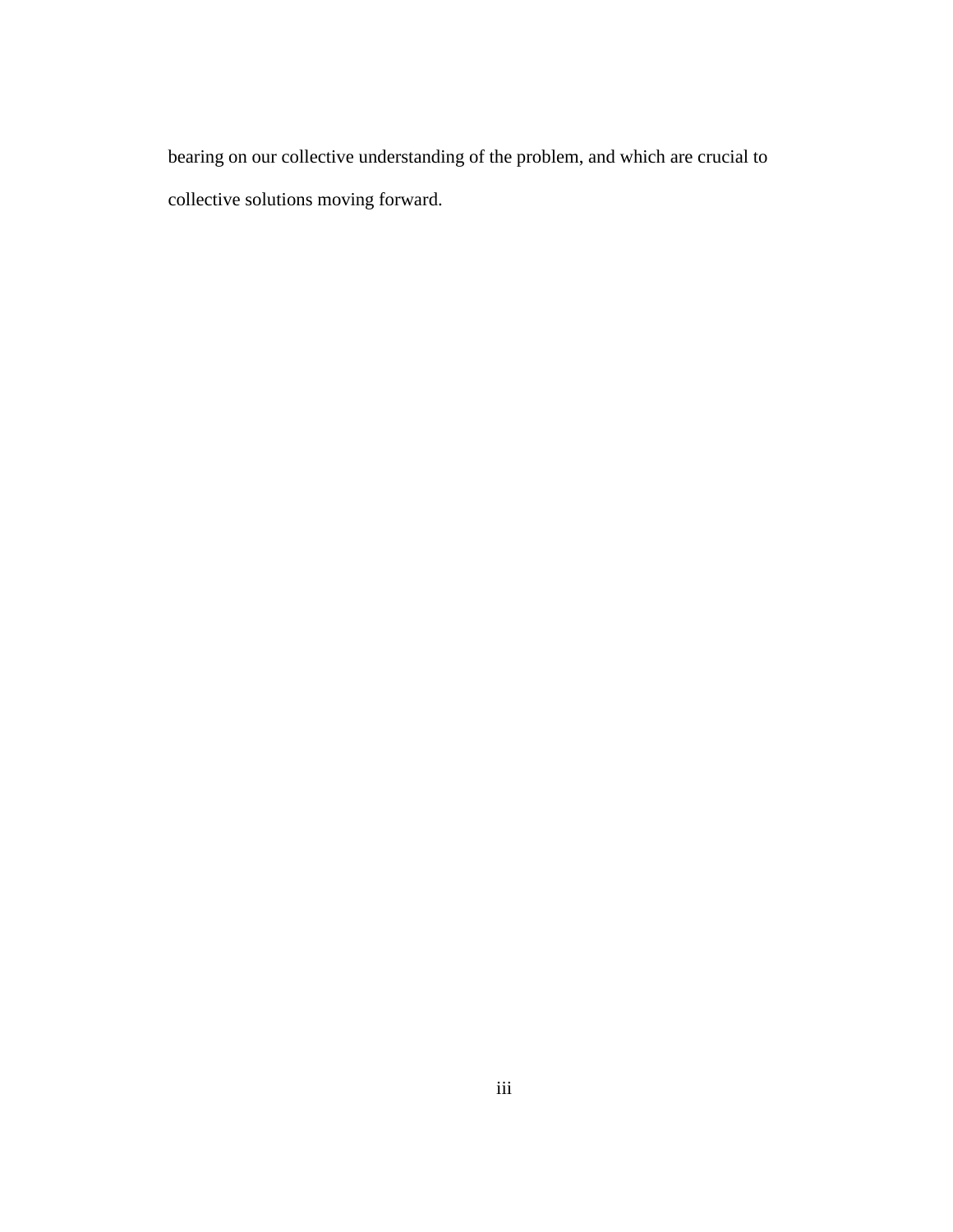bearing on our collective understanding of the problem, and which are crucial to collective solutions moving forward.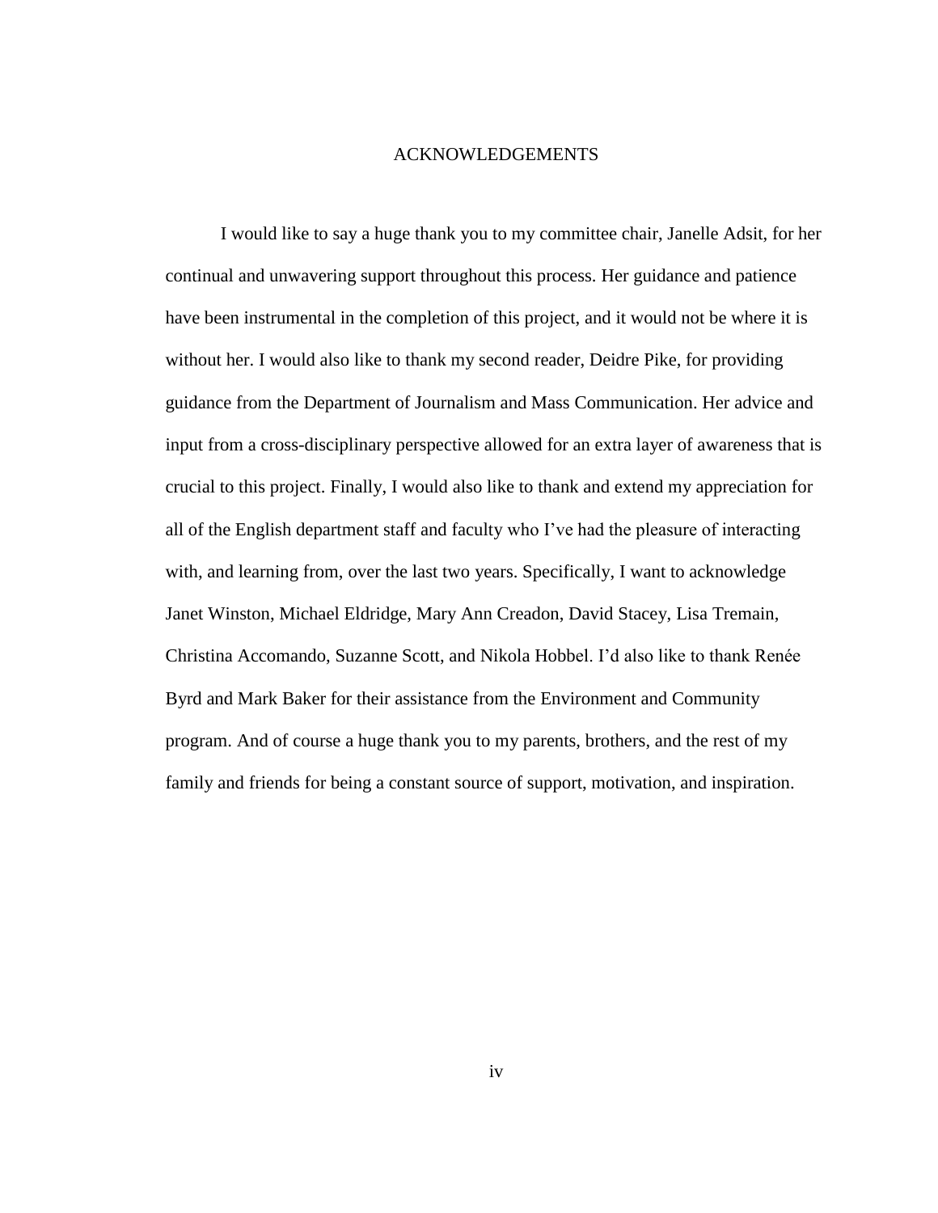# ACKNOWLEDGEMENTS

I would like to say a huge thank you to my committee chair, Janelle Adsit, for her continual and unwavering support throughout this process. Her guidance and patience have been instrumental in the completion of this project, and it would not be where it is without her. I would also like to thank my second reader, Deidre Pike, for providing guidance from the Department of Journalism and Mass Communication. Her advice and input from a cross-disciplinary perspective allowed for an extra layer of awareness that is crucial to this project. Finally, I would also like to thank and extend my appreciation for all of the English department staff and faculty who I've had the pleasure of interacting with, and learning from, over the last two years. Specifically, I want to acknowledge Janet Winston, Michael Eldridge, Mary Ann Creadon, David Stacey, Lisa Tremain, Christina Accomando, Suzanne Scott, and Nikola Hobbel. I'd also like to thank Renée Byrd and Mark Baker for their assistance from the Environment and Community program. And of course a huge thank you to my parents, brothers, and the rest of my family and friends for being a constant source of support, motivation, and inspiration.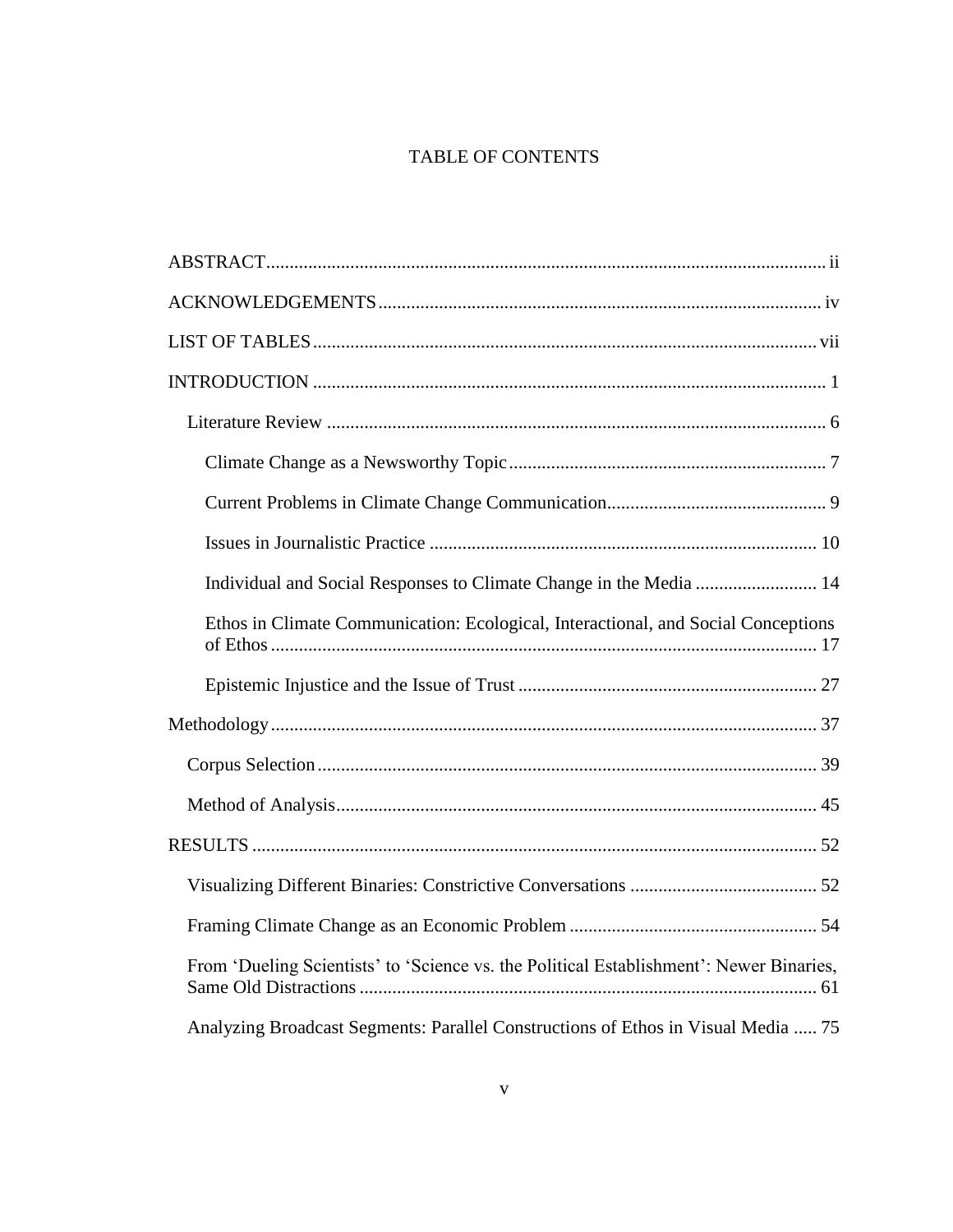# TABLE OF CONTENTS

ABSTRACT ..... ii

ACKNOWLEDGEMENTS ..... iv

LIST OF TABLES ..... vii

INTRODUCTION ..... 1

- Literature Review ..... 6
  - Climate Change as a Newsworthy Topic ..... 7
  - Current Problems in Climate Change Communication ..... 9
  - Issues in Journalistic Practice ..... 10
  - Individual and Social Responses to Climate Change in the Media ..... 14
  - Ethos in Climate Communication: Ecological, Interactional, and Social Conceptions of Ethos ..... 17
  - Epistemic Injustice and the Issue of Trust ..... 27

Methodology ..... 37

- Corpus Selection ..... 39
- Method of Analysis ..... 45

RESULTS ..... 52

- Visualizing Different Binaries: Constrictive Conversations ..... 52
- Framing Climate Change as an Economic Problem ..... 54
- From 'Dueling Scientists' to 'Science vs. the Political Establishment': Newer Binaries, Same Old Distractions ..... 61
- Analyzing Broadcast Segments: Parallel Constructions of Ethos in Visual Media ..... 75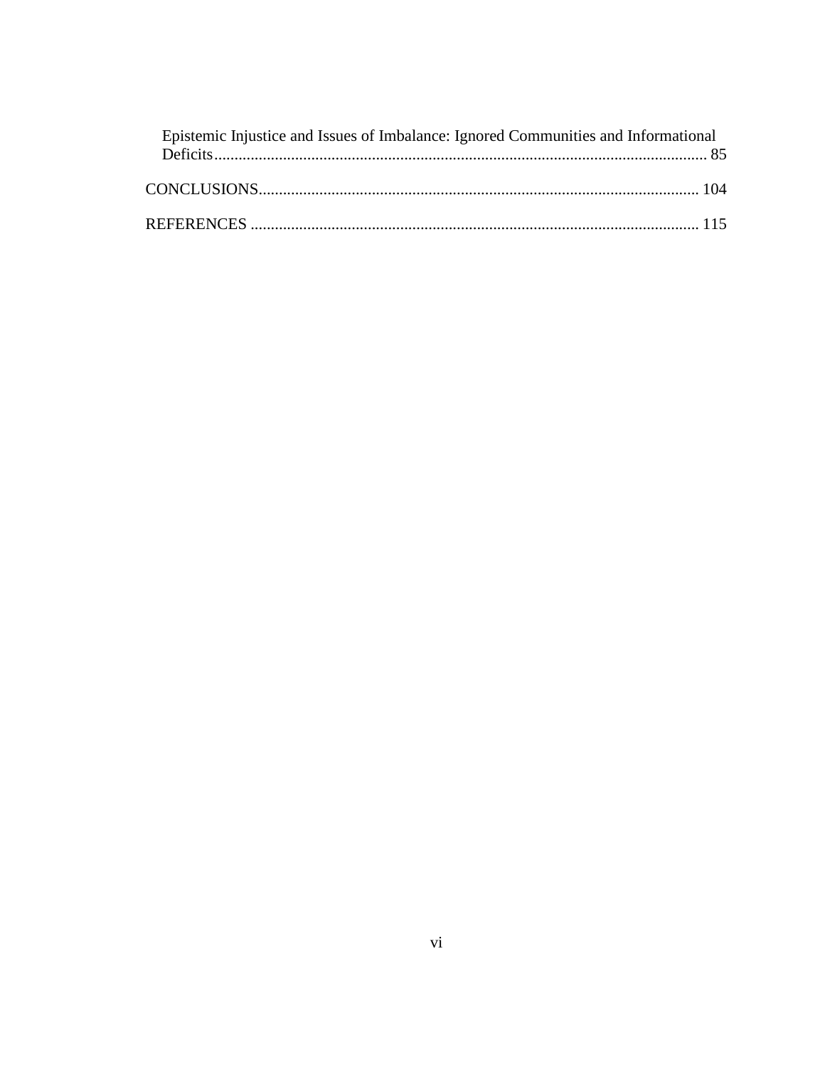Epistemic Injustice and Issues of Imbalance: Ignored Communities and Informational Deficits........................................................................................................................ 85

CONCLUSIONS........................................................................................................... 104

REFERENCES ............................................................................................................. 115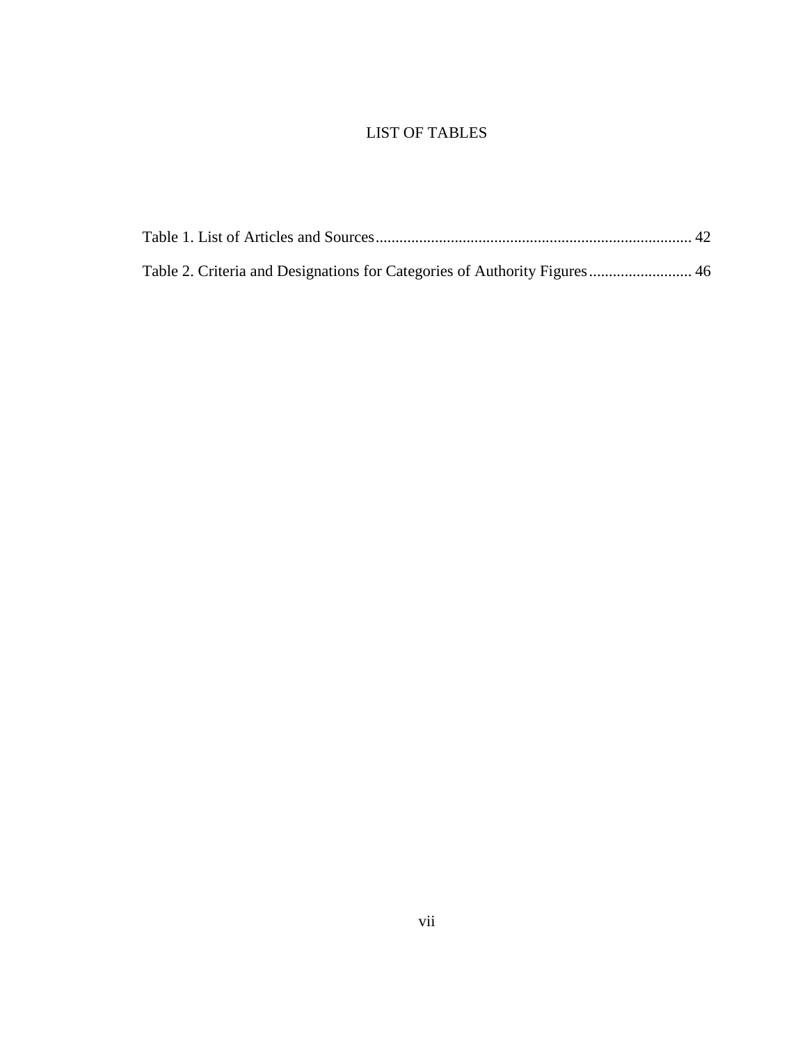# LIST OF TABLES

Table 1. List of Articles and Sources ............................................................................ 42

Table 2. Criteria and Designations for Categories of Authority Figures .......................... 46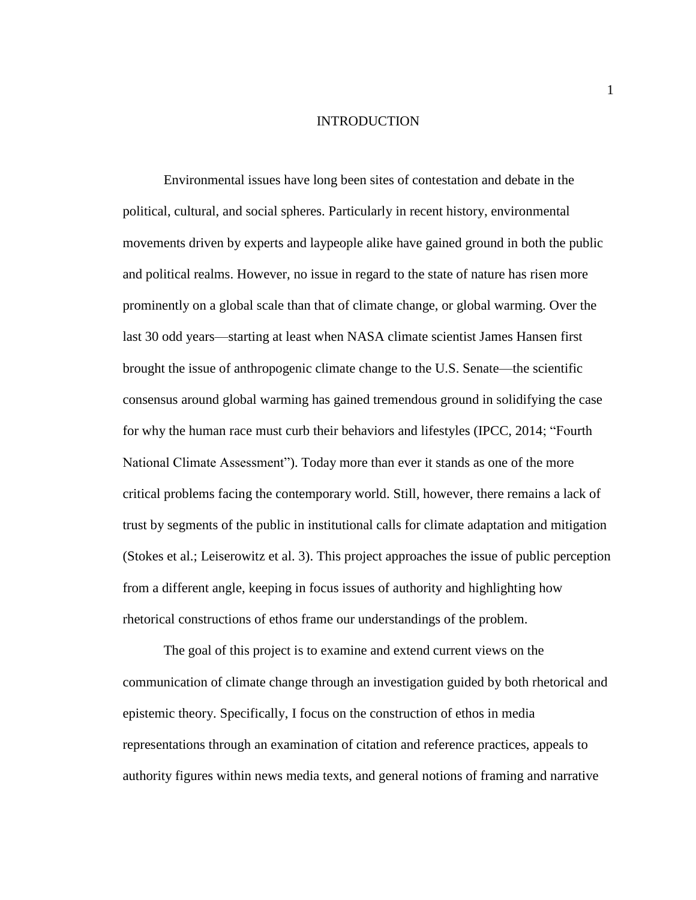# INTRODUCTION

Environmental issues have long been sites of contestation and debate in the political, cultural, and social spheres. Particularly in recent history, environmental movements driven by experts and laypeople alike have gained ground in both the public and political realms. However, no issue in regard to the state of nature has risen more prominently on a global scale than that of climate change, or global warming. Over the last 30 odd years—starting at least when NASA climate scientist James Hansen first brought the issue of anthropogenic climate change to the U.S. Senate—the scientific consensus around global warming has gained tremendous ground in solidifying the case for why the human race must curb their behaviors and lifestyles (IPCC, 2014; "Fourth National Climate Assessment"). Today more than ever it stands as one of the more critical problems facing the contemporary world. Still, however, there remains a lack of trust by segments of the public in institutional calls for climate adaptation and mitigation (Stokes et al.; Leiserowitz et al. 3). This project approaches the issue of public perception from a different angle, keeping in focus issues of authority and highlighting how rhetorical constructions of ethos frame our understandings of the problem.

The goal of this project is to examine and extend current views on the communication of climate change through an investigation guided by both rhetorical and epistemic theory. Specifically, I focus on the construction of ethos in media representations through an examination of citation and reference practices, appeals to authority figures within news media texts, and general notions of framing and narrative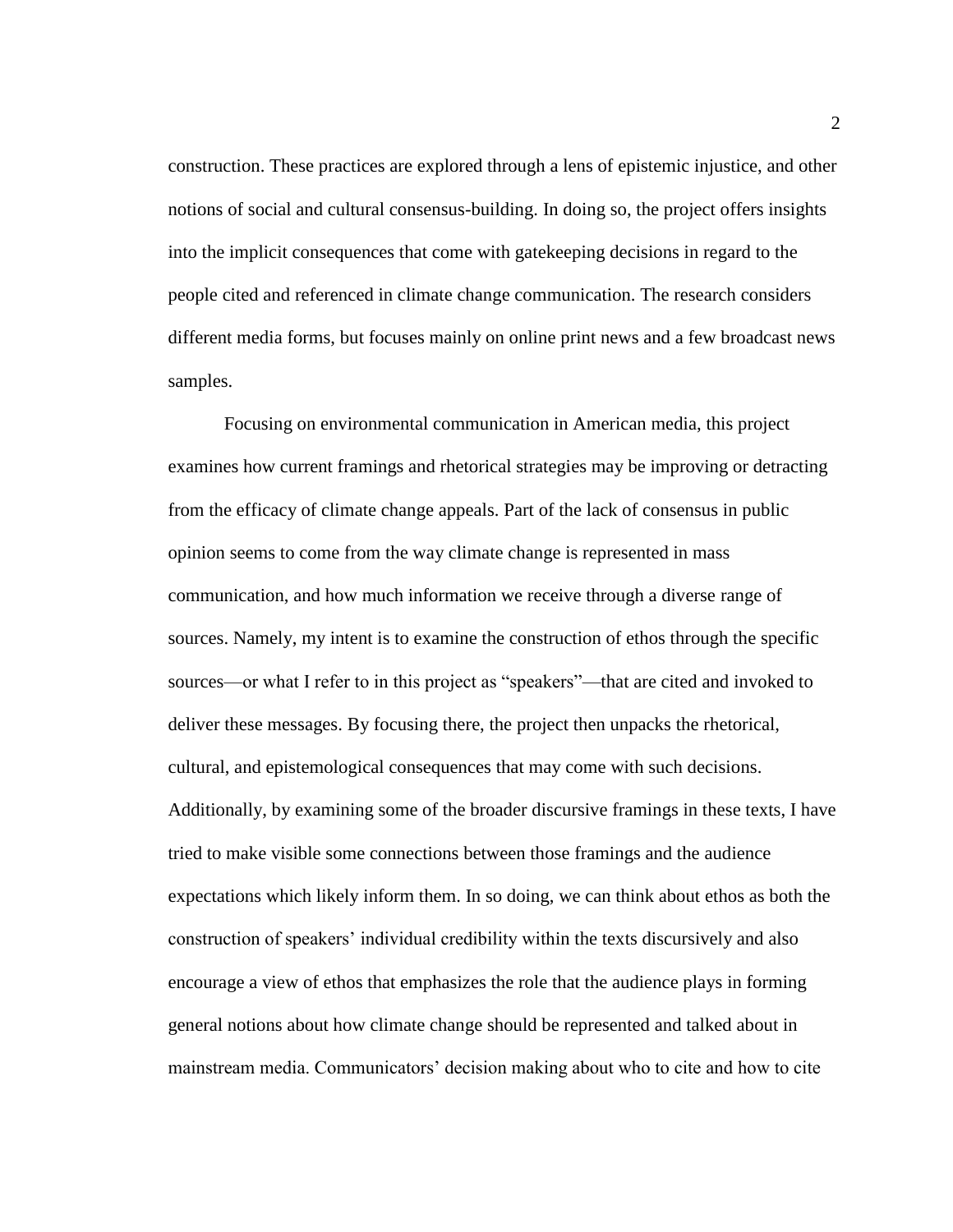construction. These practices are explored through a lens of epistemic injustice, and other notions of social and cultural consensus-building. In doing so, the project offers insights into the implicit consequences that come with gatekeeping decisions in regard to the people cited and referenced in climate change communication. The research considers different media forms, but focuses mainly on online print news and a few broadcast news samples.

Focusing on environmental communication in American media, this project examines how current framings and rhetorical strategies may be improving or detracting from the efficacy of climate change appeals. Part of the lack of consensus in public opinion seems to come from the way climate change is represented in mass communication, and how much information we receive through a diverse range of sources. Namely, my intent is to examine the construction of ethos through the specific sources—or what I refer to in this project as "speakers"—that are cited and invoked to deliver these messages. By focusing there, the project then unpacks the rhetorical, cultural, and epistemological consequences that may come with such decisions. Additionally, by examining some of the broader discursive framings in these texts, I have tried to make visible some connections between those framings and the audience expectations which likely inform them. In so doing, we can think about ethos as both the construction of speakers' individual credibility within the texts discursively and also encourage a view of ethos that emphasizes the role that the audience plays in forming general notions about how climate change should be represented and talked about in mainstream media. Communicators' decision making about who to cite and how to cite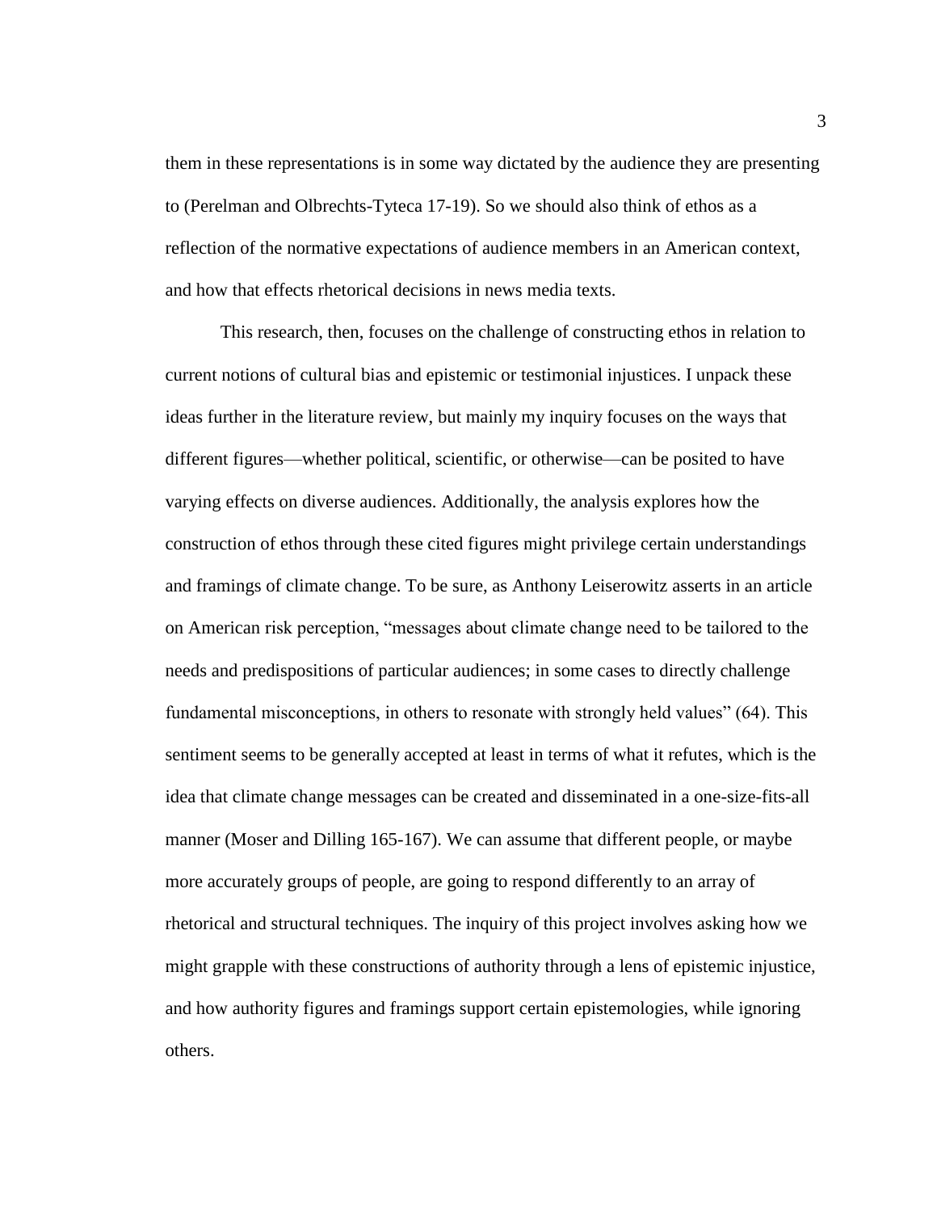them in these representations is in some way dictated by the audience they are presenting to (Perelman and Olbrechts-Tyteca 17-19). So we should also think of ethos as a reflection of the normative expectations of audience members in an American context, and how that effects rhetorical decisions in news media texts.

This research, then, focuses on the challenge of constructing ethos in relation to current notions of cultural bias and epistemic or testimonial injustices. I unpack these ideas further in the literature review, but mainly my inquiry focuses on the ways that different figures—whether political, scientific, or otherwise—can be posited to have varying effects on diverse audiences. Additionally, the analysis explores how the construction of ethos through these cited figures might privilege certain understandings and framings of climate change. To be sure, as Anthony Leiserowitz asserts in an article on American risk perception, "messages about climate change need to be tailored to the needs and predispositions of particular audiences; in some cases to directly challenge fundamental misconceptions, in others to resonate with strongly held values" (64). This sentiment seems to be generally accepted at least in terms of what it refutes, which is the idea that climate change messages can be created and disseminated in a one-size-fits-all manner (Moser and Dilling 165-167). We can assume that different people, or maybe more accurately groups of people, are going to respond differently to an array of rhetorical and structural techniques. The inquiry of this project involves asking how we might grapple with these constructions of authority through a lens of epistemic injustice, and how authority figures and framings support certain epistemologies, while ignoring others.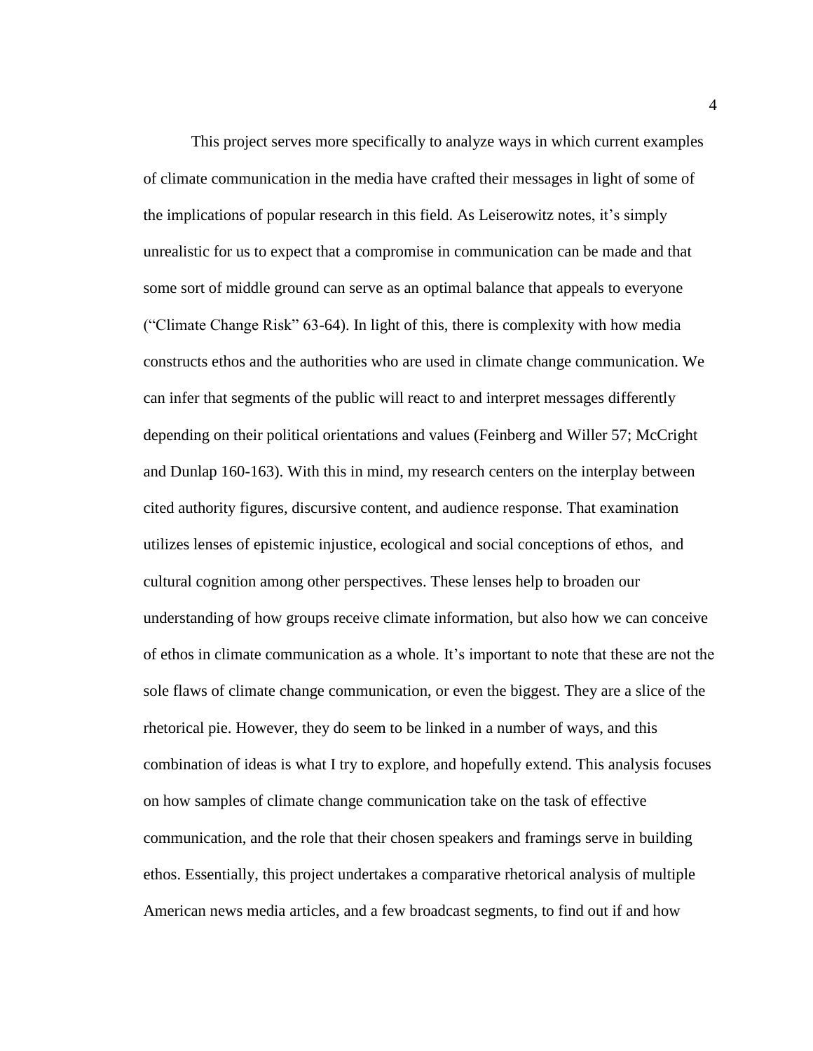This project serves more specifically to analyze ways in which current examples of climate communication in the media have crafted their messages in light of some of the implications of popular research in this field. As Leiserowitz notes, it's simply unrealistic for us to expect that a compromise in communication can be made and that some sort of middle ground can serve as an optimal balance that appeals to everyone ("Climate Change Risk" 63-64). In light of this, there is complexity with how media constructs ethos and the authorities who are used in climate change communication. We can infer that segments of the public will react to and interpret messages differently depending on their political orientations and values (Feinberg and Willer 57; McCright and Dunlap 160-163). With this in mind, my research centers on the interplay between cited authority figures, discursive content, and audience response. That examination utilizes lenses of epistemic injustice, ecological and social conceptions of ethos, and cultural cognition among other perspectives. These lenses help to broaden our understanding of how groups receive climate information, but also how we can conceive of ethos in climate communication as a whole. It's important to note that these are not the sole flaws of climate change communication, or even the biggest. They are a slice of the rhetorical pie. However, they do seem to be linked in a number of ways, and this combination of ideas is what I try to explore, and hopefully extend. This analysis focuses on how samples of climate change communication take on the task of effective communication, and the role that their chosen speakers and framings serve in building ethos. Essentially, this project undertakes a comparative rhetorical analysis of multiple American news media articles, and a few broadcast segments, to find out if and how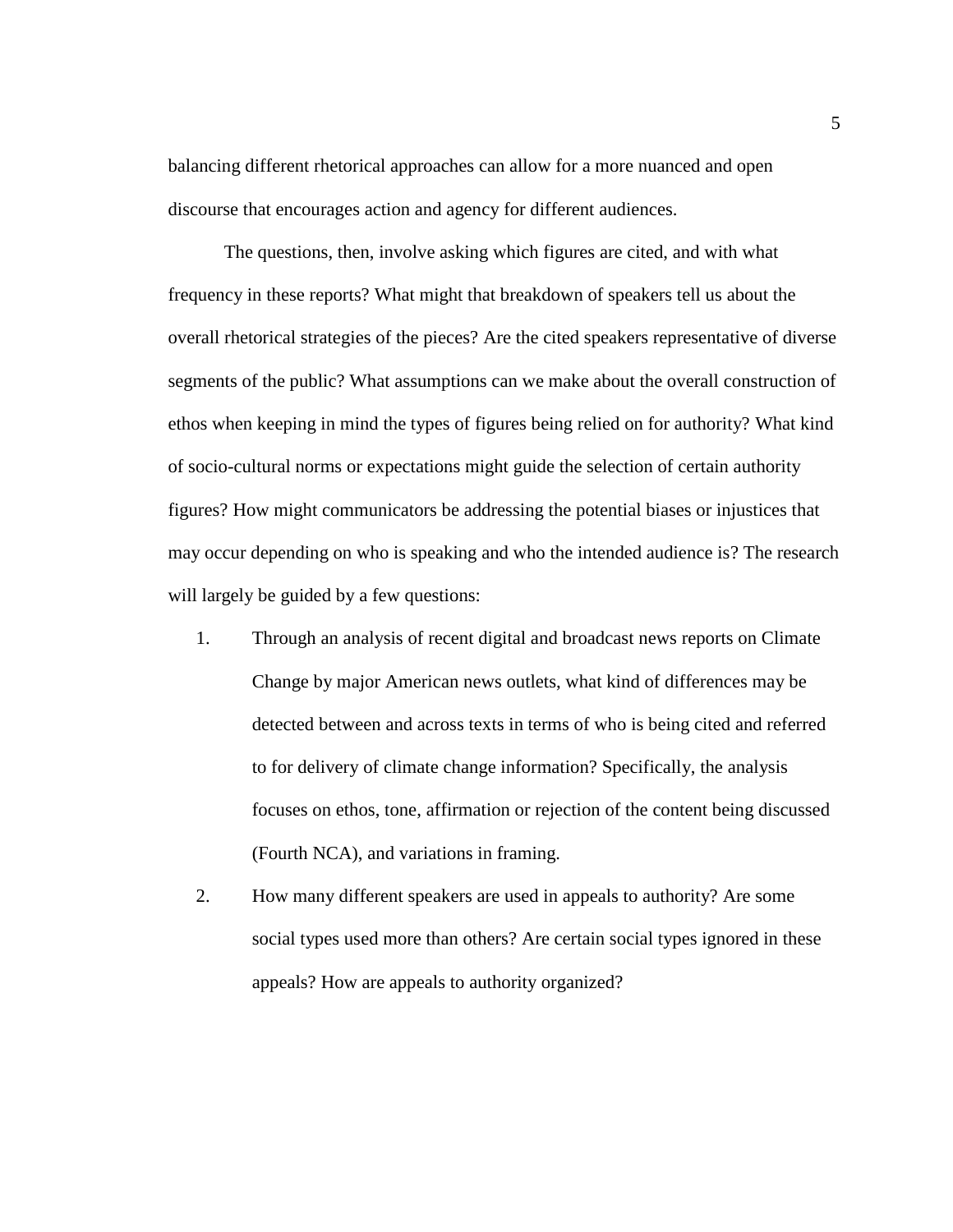balancing different rhetorical approaches can allow for a more nuanced and open discourse that encourages action and agency for different audiences.

The questions, then, involve asking which figures are cited, and with what frequency in these reports? What might that breakdown of speakers tell us about the overall rhetorical strategies of the pieces? Are the cited speakers representative of diverse segments of the public? What assumptions can we make about the overall construction of ethos when keeping in mind the types of figures being relied on for authority? What kind of socio-cultural norms or expectations might guide the selection of certain authority figures? How might communicators be addressing the potential biases or injustices that may occur depending on who is speaking and who the intended audience is? The research will largely be guided by a few questions:

1. Through an analysis of recent digital and broadcast news reports on Climate Change by major American news outlets, what kind of differences may be detected between and across texts in terms of who is being cited and referred to for delivery of climate change information? Specifically, the analysis focuses on ethos, tone, affirmation or rejection of the content being discussed (Fourth NCA), and variations in framing.
2. How many different speakers are used in appeals to authority? Are some social types used more than others? Are certain social types ignored in these appeals? How are appeals to authority organized?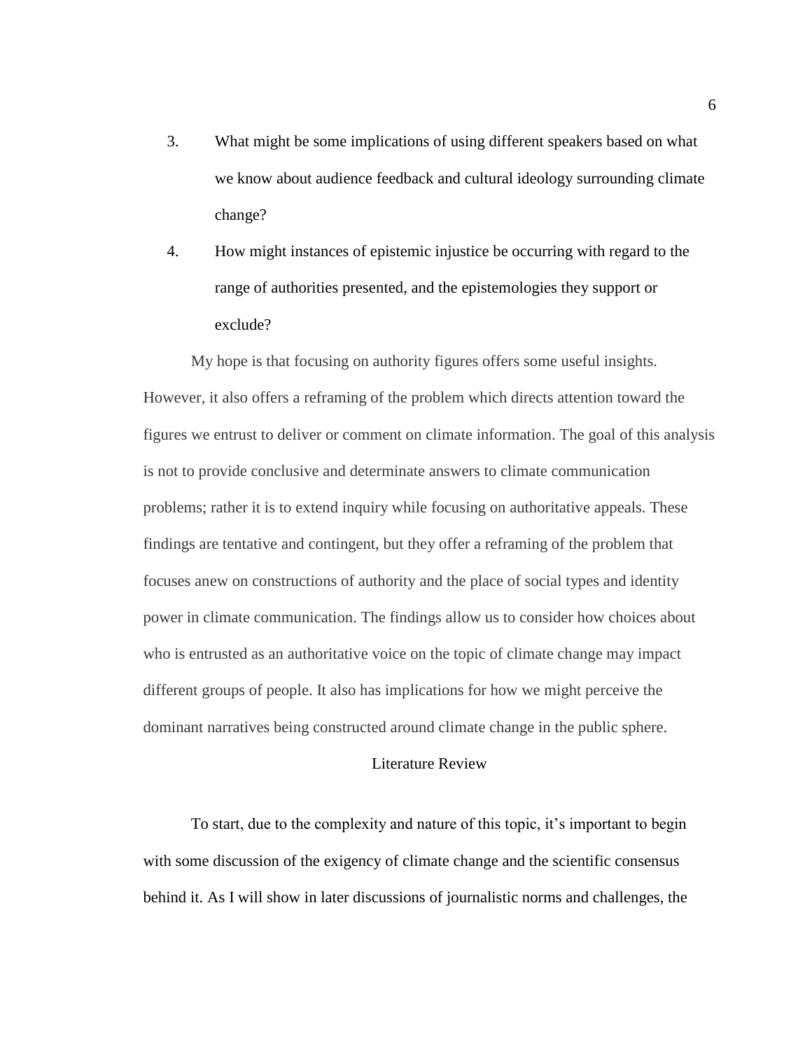3. What might be some implications of using different speakers based on what we know about audience feedback and cultural ideology surrounding climate change?

4. How might instances of epistemic injustice be occurring with regard to the range of authorities presented, and the epistemologies they support or exclude?

My hope is that focusing on authority figures offers some useful insights. However, it also offers a reframing of the problem which directs attention toward the figures we entrust to deliver or comment on climate information. The goal of this analysis is not to provide conclusive and determinate answers to climate communication problems; rather it is to extend inquiry while focusing on authoritative appeals. These findings are tentative and contingent, but they offer a reframing of the problem that focuses anew on constructions of authority and the place of social types and identity power in climate communication. The findings allow us to consider how choices about who is entrusted as an authoritative voice on the topic of climate change may impact different groups of people. It also has implications for how we might perceive the dominant narratives being constructed around climate change in the public sphere.

## Literature Review

To start, due to the complexity and nature of this topic, it's important to begin with some discussion of the exigency of climate change and the scientific consensus behind it. As I will show in later discussions of journalistic norms and challenges, the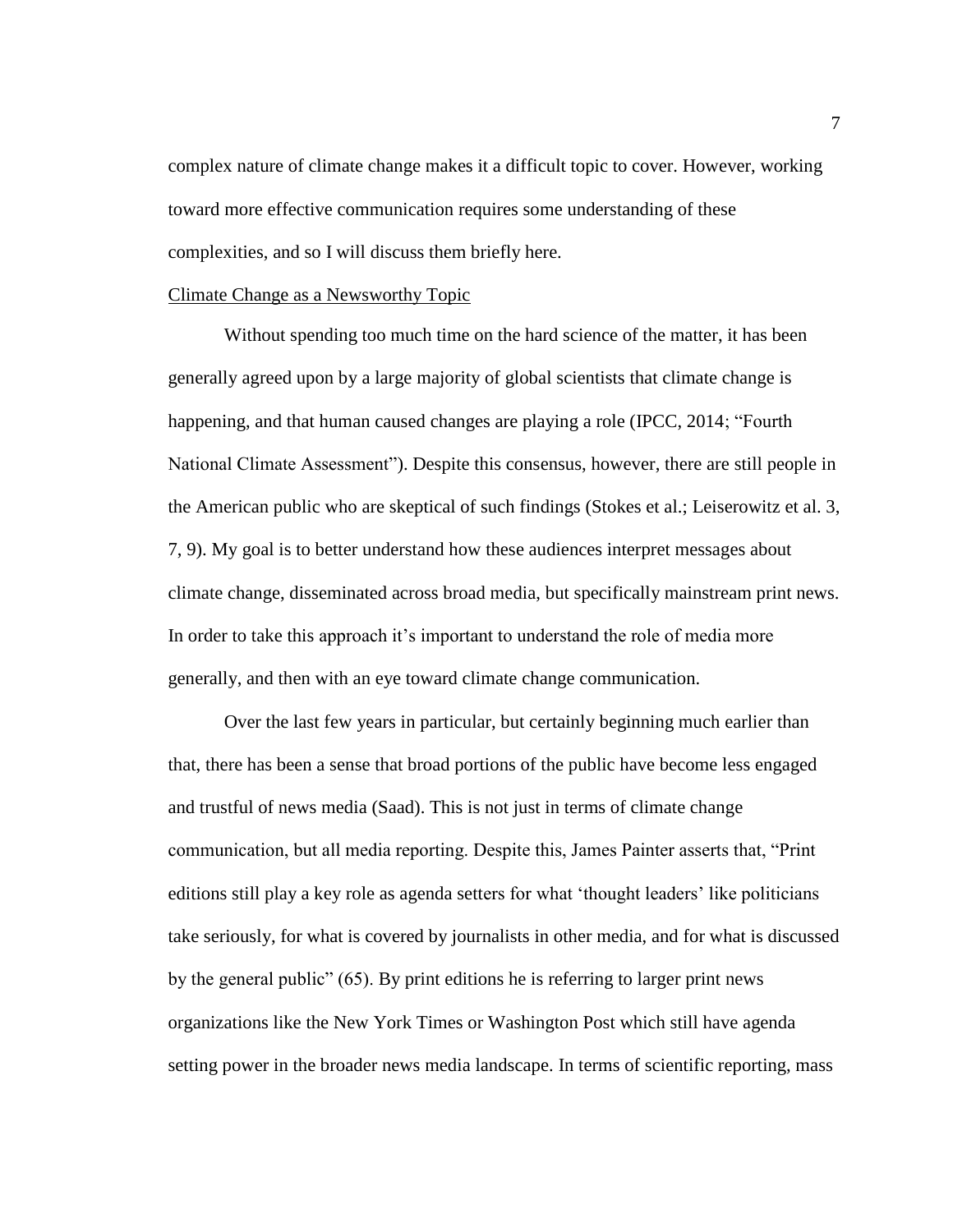complex nature of climate change makes it a difficult topic to cover. However, working toward more effective communication requires some understanding of these complexities, and so I will discuss them briefly here.

## Climate Change as a Newsworthy Topic

Without spending too much time on the hard science of the matter, it has been generally agreed upon by a large majority of global scientists that climate change is happening, and that human caused changes are playing a role (IPCC, 2014; "Fourth National Climate Assessment"). Despite this consensus, however, there are still people in the American public who are skeptical of such findings (Stokes et al.; Leiserowitz et al. 3, 7, 9). My goal is to better understand how these audiences interpret messages about climate change, disseminated across broad media, but specifically mainstream print news. In order to take this approach it's important to understand the role of media more generally, and then with an eye toward climate change communication.

Over the last few years in particular, but certainly beginning much earlier than that, there has been a sense that broad portions of the public have become less engaged and trustful of news media (Saad). This is not just in terms of climate change communication, but all media reporting. Despite this, James Painter asserts that, "Print editions still play a key role as agenda setters for what 'thought leaders' like politicians take seriously, for what is covered by journalists in other media, and for what is discussed by the general public" (65). By print editions he is referring to larger print news organizations like the New York Times or Washington Post which still have agenda setting power in the broader news media landscape. In terms of scientific reporting, mass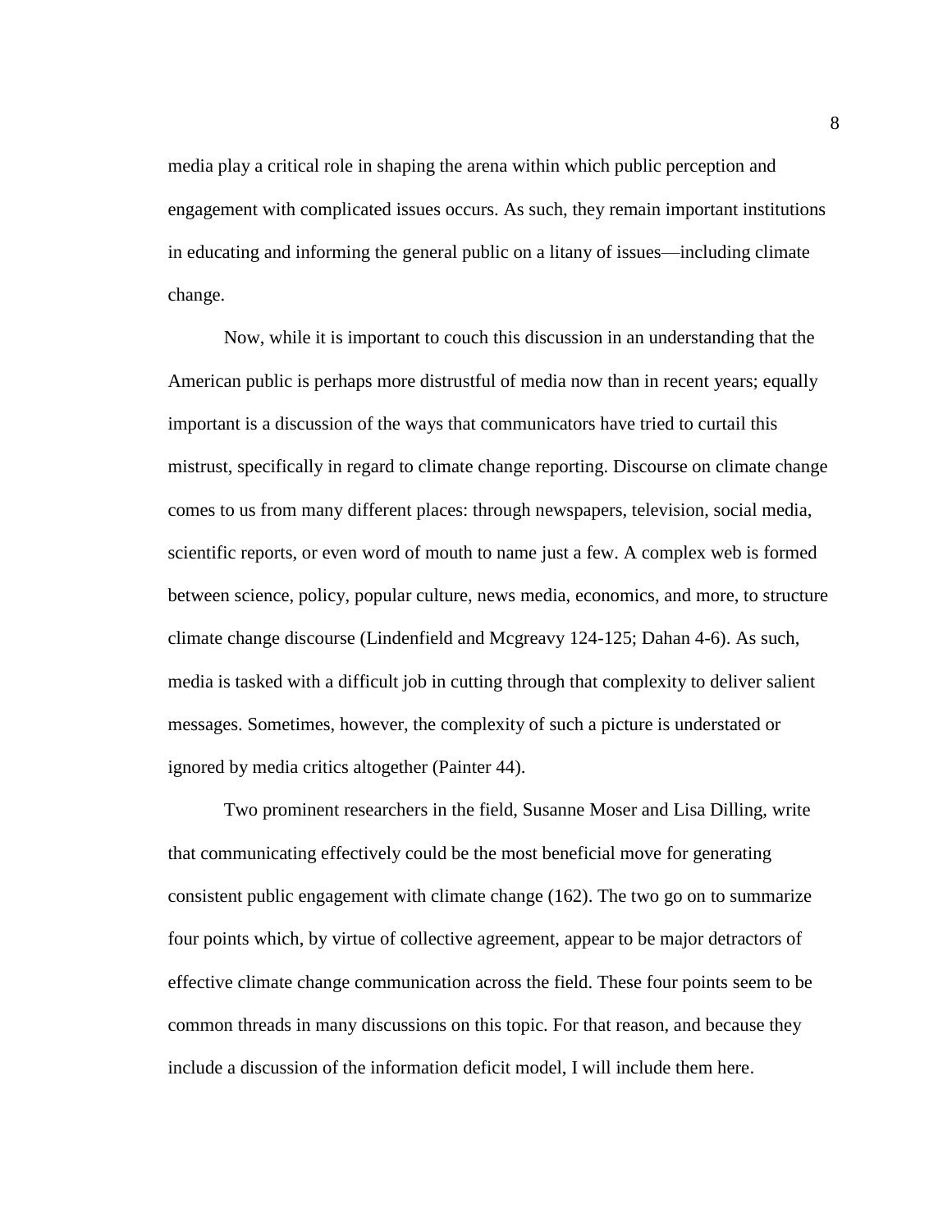media play a critical role in shaping the arena within which public perception and engagement with complicated issues occurs. As such, they remain important institutions in educating and informing the general public on a litany of issues—including climate change.

Now, while it is important to couch this discussion in an understanding that the American public is perhaps more distrustful of media now than in recent years; equally important is a discussion of the ways that communicators have tried to curtail this mistrust, specifically in regard to climate change reporting. Discourse on climate change comes to us from many different places: through newspapers, television, social media, scientific reports, or even word of mouth to name just a few. A complex web is formed between science, policy, popular culture, news media, economics, and more, to structure climate change discourse (Lindenfield and Mcgreavy 124-125; Dahan 4-6). As such, media is tasked with a difficult job in cutting through that complexity to deliver salient messages. Sometimes, however, the complexity of such a picture is understated or ignored by media critics altogether (Painter 44).

Two prominent researchers in the field, Susanne Moser and Lisa Dilling, write that communicating effectively could be the most beneficial move for generating consistent public engagement with climate change (162). The two go on to summarize four points which, by virtue of collective agreement, appear to be major detractors of effective climate change communication across the field. These four points seem to be common threads in many discussions on this topic. For that reason, and because they include a discussion of the information deficit model, I will include them here.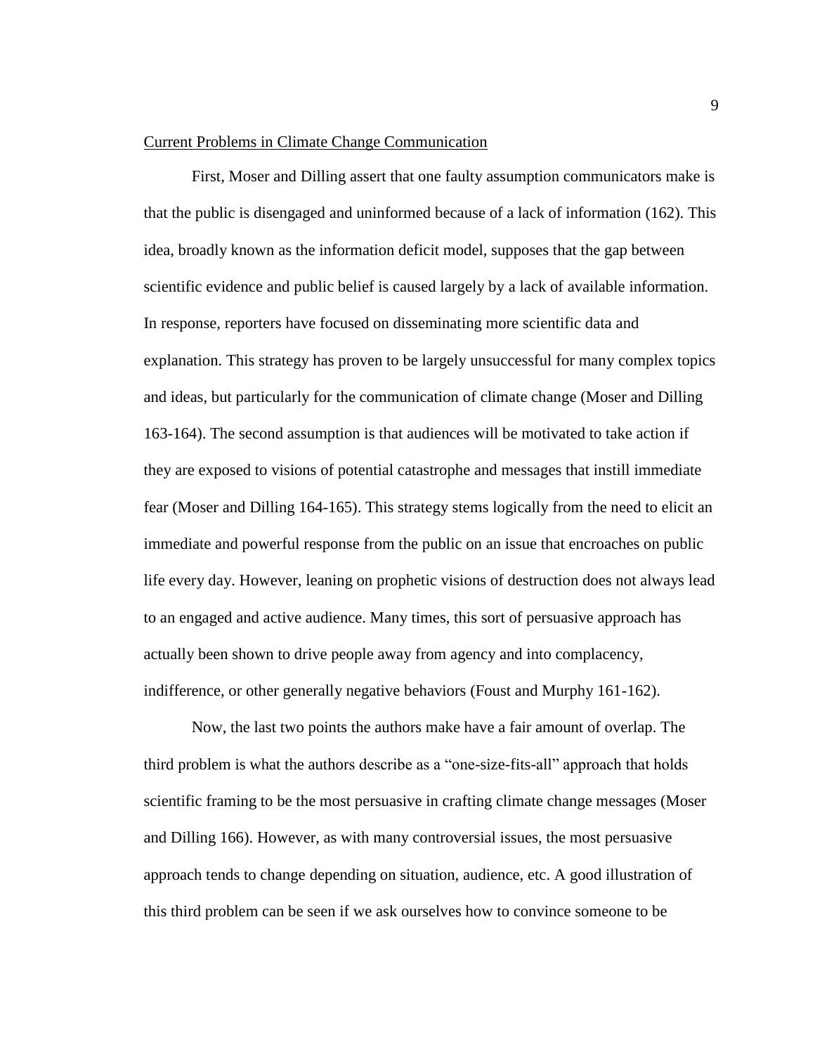Current Problems in Climate Change Communication

First, Moser and Dilling assert that one faulty assumption communicators make is that the public is disengaged and uninformed because of a lack of information (162). This idea, broadly known as the information deficit model, supposes that the gap between scientific evidence and public belief is caused largely by a lack of available information. In response, reporters have focused on disseminating more scientific data and explanation. This strategy has proven to be largely unsuccessful for many complex topics and ideas, but particularly for the communication of climate change (Moser and Dilling 163-164). The second assumption is that audiences will be motivated to take action if they are exposed to visions of potential catastrophe and messages that instill immediate fear (Moser and Dilling 164-165). This strategy stems logically from the need to elicit an immediate and powerful response from the public on an issue that encroaches on public life every day. However, leaning on prophetic visions of destruction does not always lead to an engaged and active audience. Many times, this sort of persuasive approach has actually been shown to drive people away from agency and into complacency, indifference, or other generally negative behaviors (Foust and Murphy 161-162).

Now, the last two points the authors make have a fair amount of overlap. The third problem is what the authors describe as a "one-size-fits-all" approach that holds scientific framing to be the most persuasive in crafting climate change messages (Moser and Dilling 166). However, as with many controversial issues, the most persuasive approach tends to change depending on situation, audience, etc. A good illustration of this third problem can be seen if we ask ourselves how to convince someone to be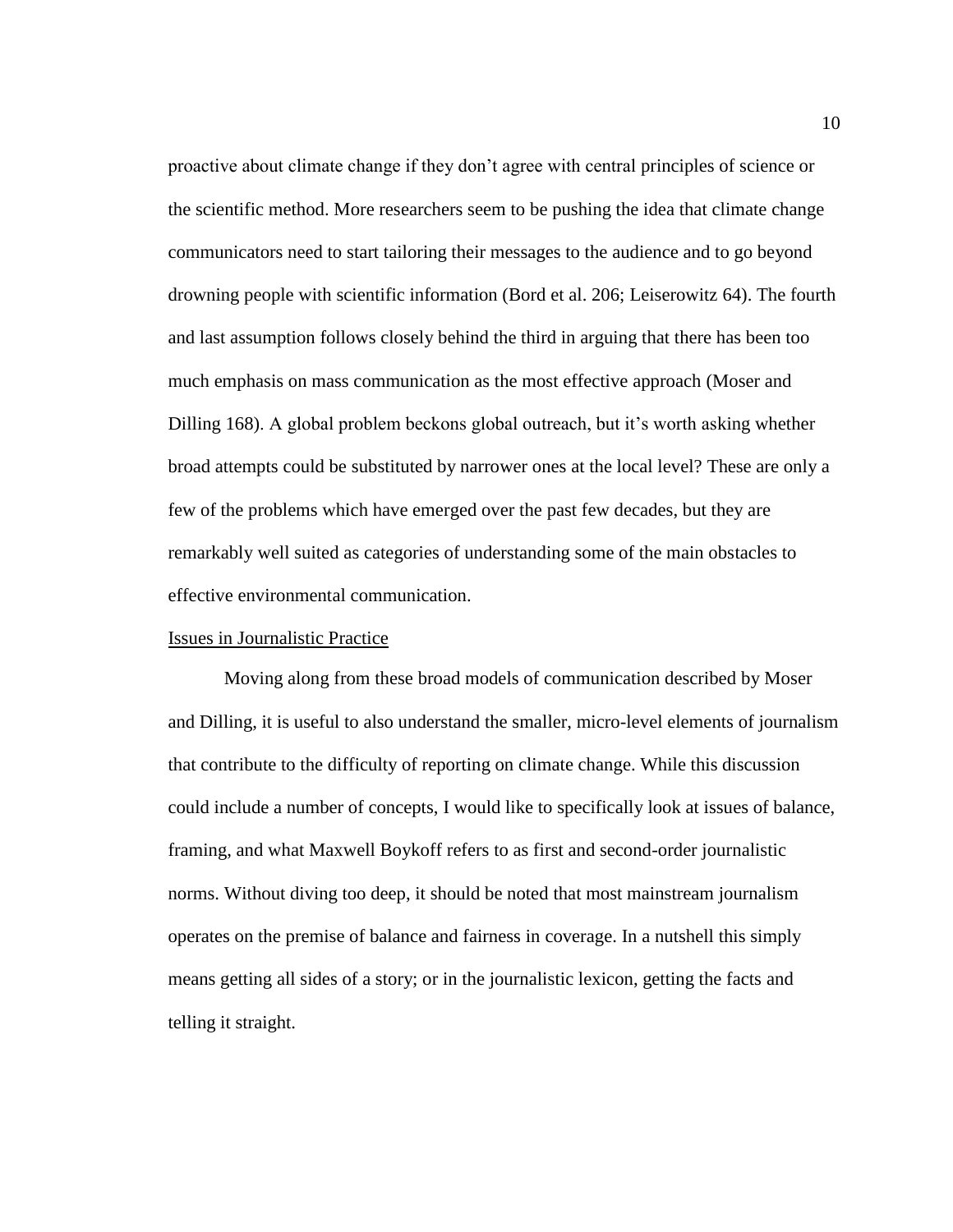proactive about climate change if they don't agree with central principles of science or the scientific method. More researchers seem to be pushing the idea that climate change communicators need to start tailoring their messages to the audience and to go beyond drowning people with scientific information (Bord et al. 206; Leiserowitz 64). The fourth and last assumption follows closely behind the third in arguing that there has been too much emphasis on mass communication as the most effective approach (Moser and Dilling 168). A global problem beckons global outreach, but it's worth asking whether broad attempts could be substituted by narrower ones at the local level? These are only a few of the problems which have emerged over the past few decades, but they are remarkably well suited as categories of understanding some of the main obstacles to effective environmental communication.

<u>Issues in Journalistic Practice</u>

Moving along from these broad models of communication described by Moser and Dilling, it is useful to also understand the smaller, micro-level elements of journalism that contribute to the difficulty of reporting on climate change. While this discussion could include a number of concepts, I would like to specifically look at issues of balance, framing, and what Maxwell Boykoff refers to as first and second-order journalistic norms. Without diving too deep, it should be noted that most mainstream journalism operates on the premise of balance and fairness in coverage. In a nutshell this simply means getting all sides of a story; or in the journalistic lexicon, getting the facts and telling it straight.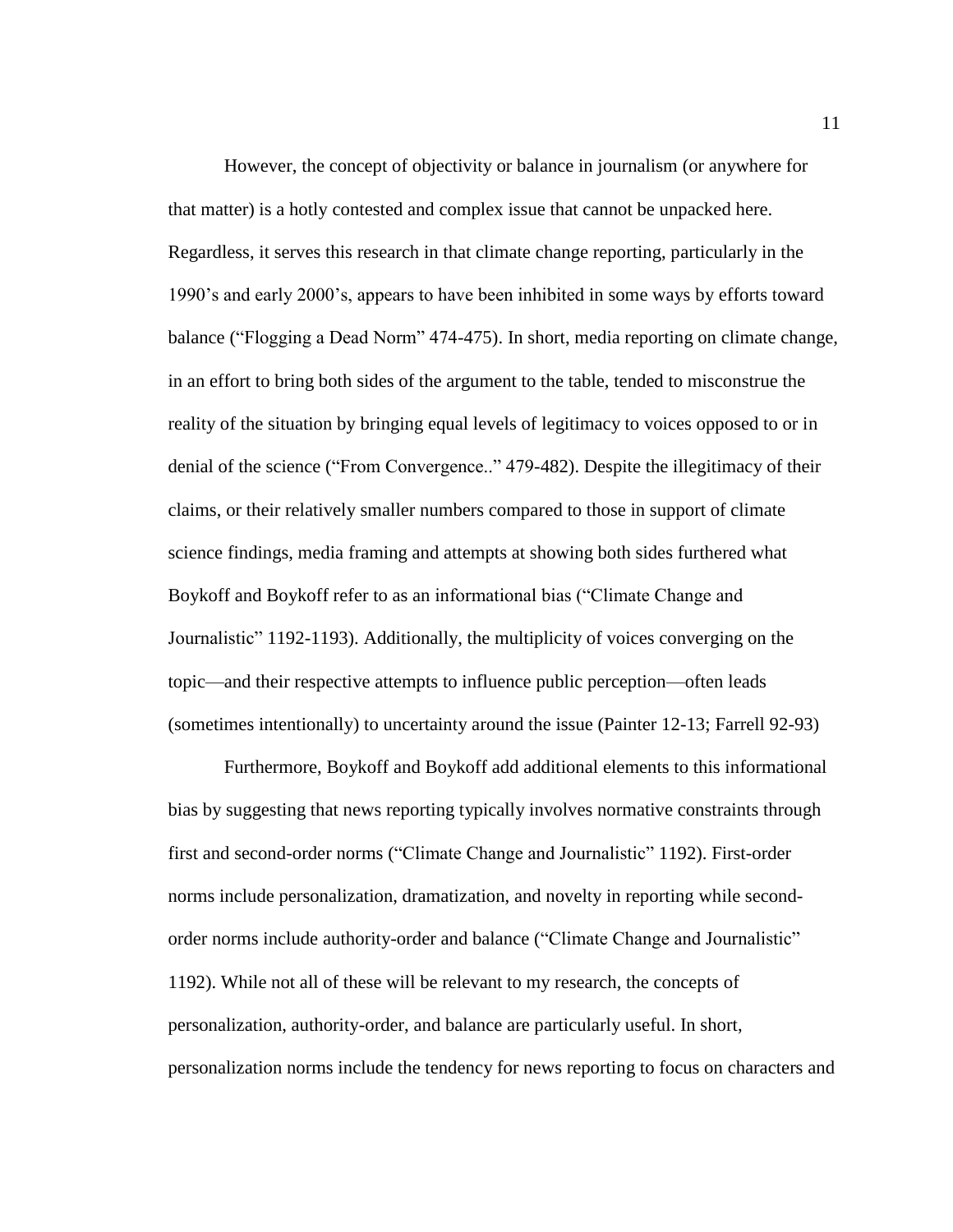However, the concept of objectivity or balance in journalism (or anywhere for that matter) is a hotly contested and complex issue that cannot be unpacked here. Regardless, it serves this research in that climate change reporting, particularly in the 1990's and early 2000's, appears to have been inhibited in some ways by efforts toward balance ("Flogging a Dead Norm" 474-475). In short, media reporting on climate change, in an effort to bring both sides of the argument to the table, tended to misconstrue the reality of the situation by bringing equal levels of legitimacy to voices opposed to or in denial of the science ("From Convergence.." 479-482). Despite the illegitimacy of their claims, or their relatively smaller numbers compared to those in support of climate science findings, media framing and attempts at showing both sides furthered what Boykoff and Boykoff refer to as an informational bias ("Climate Change and Journalistic" 1192-1193). Additionally, the multiplicity of voices converging on the topic—and their respective attempts to influence public perception—often leads (sometimes intentionally) to uncertainty around the issue (Painter 12-13; Farrell 92-93)

Furthermore, Boykoff and Boykoff add additional elements to this informational bias by suggesting that news reporting typically involves normative constraints through first and second-order norms ("Climate Change and Journalistic" 1192). First-order norms include personalization, dramatization, and novelty in reporting while second-order norms include authority-order and balance ("Climate Change and Journalistic" 1192). While not all of these will be relevant to my research, the concepts of personalization, authority-order, and balance are particularly useful. In short, personalization norms include the tendency for news reporting to focus on characters and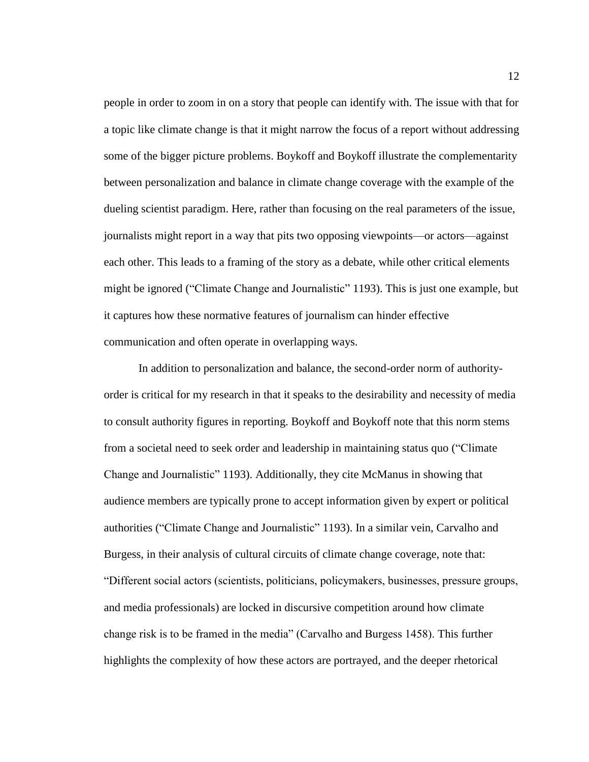people in order to zoom in on a story that people can identify with. The issue with that for a topic like climate change is that it might narrow the focus of a report without addressing some of the bigger picture problems. Boykoff and Boykoff illustrate the complementarity between personalization and balance in climate change coverage with the example of the dueling scientist paradigm. Here, rather than focusing on the real parameters of the issue, journalists might report in a way that pits two opposing viewpoints—or actors—against each other. This leads to a framing of the story as a debate, while other critical elements might be ignored ("Climate Change and Journalistic" 1193). This is just one example, but it captures how these normative features of journalism can hinder effective communication and often operate in overlapping ways.

In addition to personalization and balance, the second-order norm of authority-order is critical for my research in that it speaks to the desirability and necessity of media to consult authority figures in reporting. Boykoff and Boykoff note that this norm stems from a societal need to seek order and leadership in maintaining status quo ("Climate Change and Journalistic" 1193). Additionally, they cite McManus in showing that audience members are typically prone to accept information given by expert or political authorities ("Climate Change and Journalistic" 1193). In a similar vein, Carvalho and Burgess, in their analysis of cultural circuits of climate change coverage, note that: "Different social actors (scientists, politicians, policymakers, businesses, pressure groups, and media professionals) are locked in discursive competition around how climate change risk is to be framed in the media" (Carvalho and Burgess 1458). This further highlights the complexity of how these actors are portrayed, and the deeper rhetorical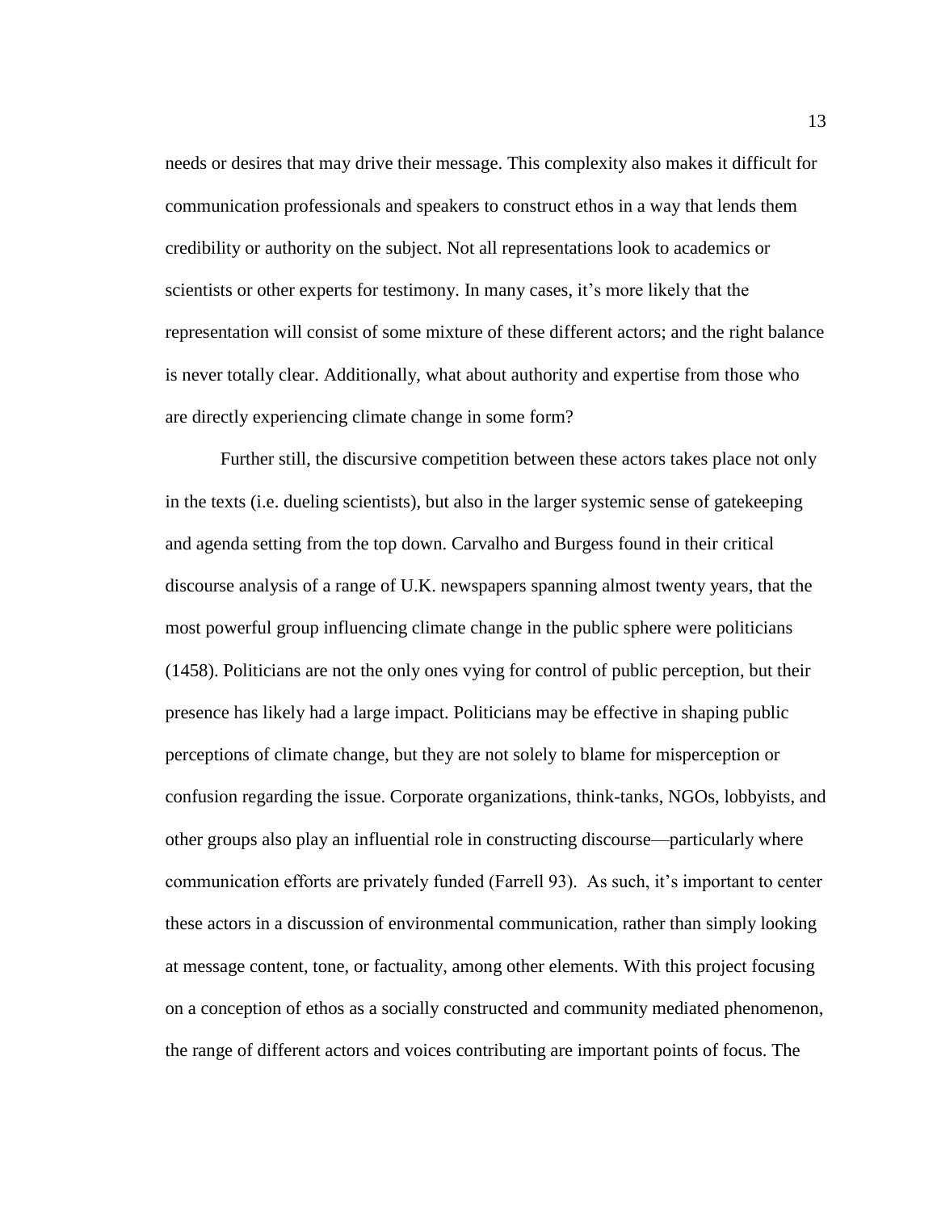needs or desires that may drive their message. This complexity also makes it difficult for communication professionals and speakers to construct ethos in a way that lends them credibility or authority on the subject. Not all representations look to academics or scientists or other experts for testimony. In many cases, it's more likely that the representation will consist of some mixture of these different actors; and the right balance is never totally clear. Additionally, what about authority and expertise from those who are directly experiencing climate change in some form?

Further still, the discursive competition between these actors takes place not only in the texts (i.e. dueling scientists), but also in the larger systemic sense of gatekeeping and agenda setting from the top down. Carvalho and Burgess found in their critical discourse analysis of a range of U.K. newspapers spanning almost twenty years, that the most powerful group influencing climate change in the public sphere were politicians (1458). Politicians are not the only ones vying for control of public perception, but their presence has likely had a large impact. Politicians may be effective in shaping public perceptions of climate change, but they are not solely to blame for misperception or confusion regarding the issue. Corporate organizations, think-tanks, NGOs, lobbyists, and other groups also play an influential role in constructing discourse—particularly where communication efforts are privately funded (Farrell 93). As such, it's important to center these actors in a discussion of environmental communication, rather than simply looking at message content, tone, or factuality, among other elements. With this project focusing on a conception of ethos as a socially constructed and community mediated phenomenon, the range of different actors and voices contributing are important points of focus. The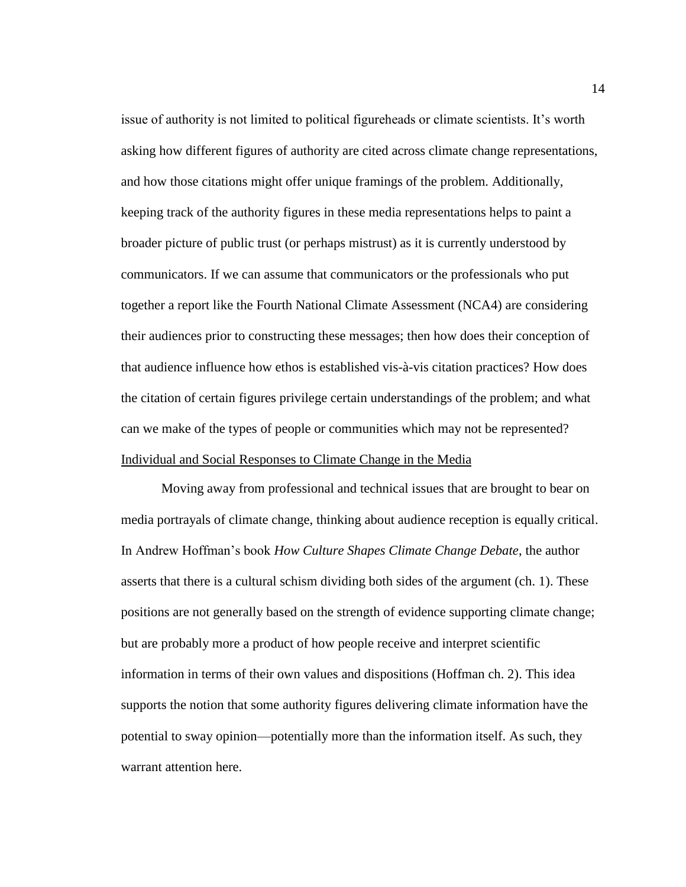issue of authority is not limited to political figureheads or climate scientists. It's worth asking how different figures of authority are cited across climate change representations, and how those citations might offer unique framings of the problem. Additionally, keeping track of the authority figures in these media representations helps to paint a broader picture of public trust (or perhaps mistrust) as it is currently understood by communicators. If we can assume that communicators or the professionals who put together a report like the Fourth National Climate Assessment (NCA4) are considering their audiences prior to constructing these messages; then how does their conception of that audience influence how ethos is established vis-à-vis citation practices? How does the citation of certain figures privilege certain understandings of the problem; and what can we make of the types of people or communities which may not be represented?

## Individual and Social Responses to Climate Change in the Media

Moving away from professional and technical issues that are brought to bear on media portrayals of climate change, thinking about audience reception is equally critical. In Andrew Hoffman's book *How Culture Shapes Climate Change Debate*, the author asserts that there is a cultural schism dividing both sides of the argument (ch. 1). These positions are not generally based on the strength of evidence supporting climate change; but are probably more a product of how people receive and interpret scientific information in terms of their own values and dispositions (Hoffman ch. 2). This idea supports the notion that some authority figures delivering climate information have the potential to sway opinion—potentially more than the information itself. As such, they warrant attention here.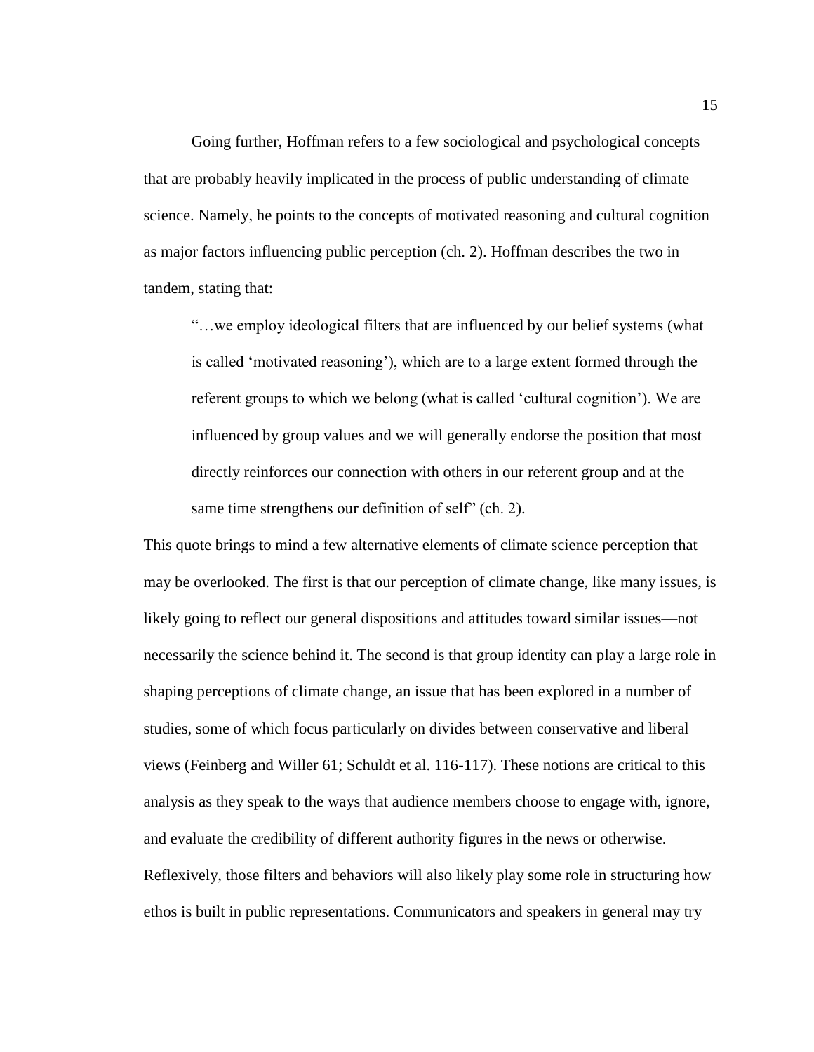Going further, Hoffman refers to a few sociological and psychological concepts that are probably heavily implicated in the process of public understanding of climate science. Namely, he points to the concepts of motivated reasoning and cultural cognition as major factors influencing public perception (ch. 2). Hoffman describes the two in tandem, stating that:

> "…we employ ideological filters that are influenced by our belief systems (what is called 'motivated reasoning'), which are to a large extent formed through the referent groups to which we belong (what is called 'cultural cognition'). We are influenced by group values and we will generally endorse the position that most directly reinforces our connection with others in our referent group and at the same time strengthens our definition of self" (ch. 2).

This quote brings to mind a few alternative elements of climate science perception that may be overlooked. The first is that our perception of climate change, like many issues, is likely going to reflect our general dispositions and attitudes toward similar issues—not necessarily the science behind it. The second is that group identity can play a large role in shaping perceptions of climate change, an issue that has been explored in a number of studies, some of which focus particularly on divides between conservative and liberal views (Feinberg and Willer 61; Schuldt et al. 116-117). These notions are critical to this analysis as they speak to the ways that audience members choose to engage with, ignore, and evaluate the credibility of different authority figures in the news or otherwise. Reflexively, those filters and behaviors will also likely play some role in structuring how ethos is built in public representations. Communicators and speakers in general may try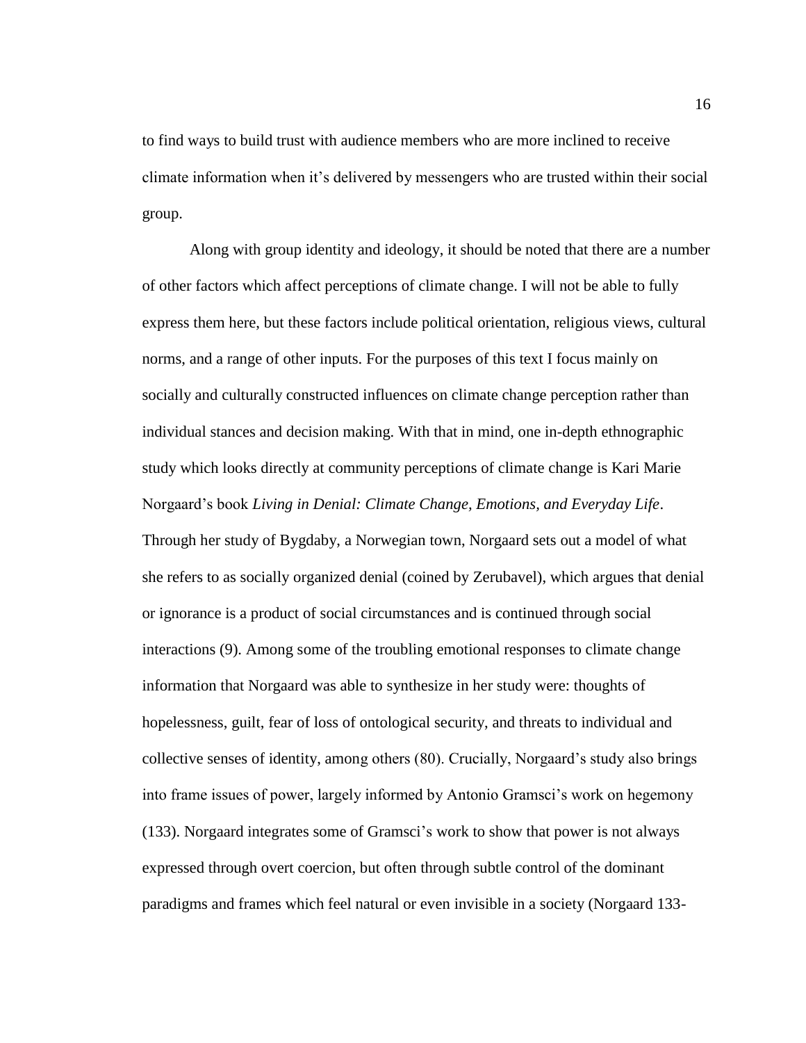to find ways to build trust with audience members who are more inclined to receive climate information when it's delivered by messengers who are trusted within their social group.

Along with group identity and ideology, it should be noted that there are a number of other factors which affect perceptions of climate change. I will not be able to fully express them here, but these factors include political orientation, religious views, cultural norms, and a range of other inputs. For the purposes of this text I focus mainly on socially and culturally constructed influences on climate change perception rather than individual stances and decision making. With that in mind, one in-depth ethnographic study which looks directly at community perceptions of climate change is Kari Marie Norgaard's book *Living in Denial: Climate Change, Emotions, and Everyday Life*. Through her study of Bygdaby, a Norwegian town, Norgaard sets out a model of what she refers to as socially organized denial (coined by Zerubavel), which argues that denial or ignorance is a product of social circumstances and is continued through social interactions (9). Among some of the troubling emotional responses to climate change information that Norgaard was able to synthesize in her study were: thoughts of hopelessness, guilt, fear of loss of ontological security, and threats to individual and collective senses of identity, among others (80). Crucially, Norgaard's study also brings into frame issues of power, largely informed by Antonio Gramsci's work on hegemony (133). Norgaard integrates some of Gramsci's work to show that power is not always expressed through overt coercion, but often through subtle control of the dominant paradigms and frames which feel natural or even invisible in a society (Norgaard 133-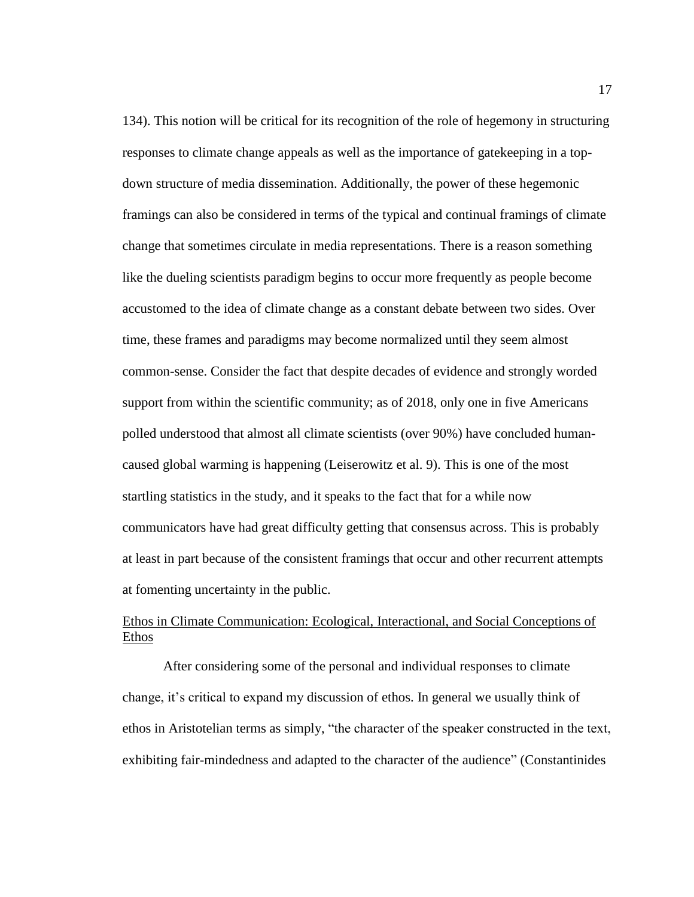134). This notion will be critical for its recognition of the role of hegemony in structuring responses to climate change appeals as well as the importance of gatekeeping in a top-down structure of media dissemination. Additionally, the power of these hegemonic framings can also be considered in terms of the typical and continual framings of climate change that sometimes circulate in media representations. There is a reason something like the dueling scientists paradigm begins to occur more frequently as people become accustomed to the idea of climate change as a constant debate between two sides. Over time, these frames and paradigms may become normalized until they seem almost common-sense. Consider the fact that despite decades of evidence and strongly worded support from within the scientific community; as of 2018, only one in five Americans polled understood that almost all climate scientists (over 90%) have concluded human-caused global warming is happening (Leiserowitz et al. 9). This is one of the most startling statistics in the study, and it speaks to the fact that for a while now communicators have had great difficulty getting that consensus across. This is probably at least in part because of the consistent framings that occur and other recurrent attempts at fomenting uncertainty in the public.

## Ethos in Climate Communication: Ecological, Interactional, and Social Conceptions of Ethos

After considering some of the personal and individual responses to climate change, it's critical to expand my discussion of ethos. In general we usually think of ethos in Aristotelian terms as simply, "the character of the speaker constructed in the text, exhibiting fair-mindedness and adapted to the character of the audience" (Constantinides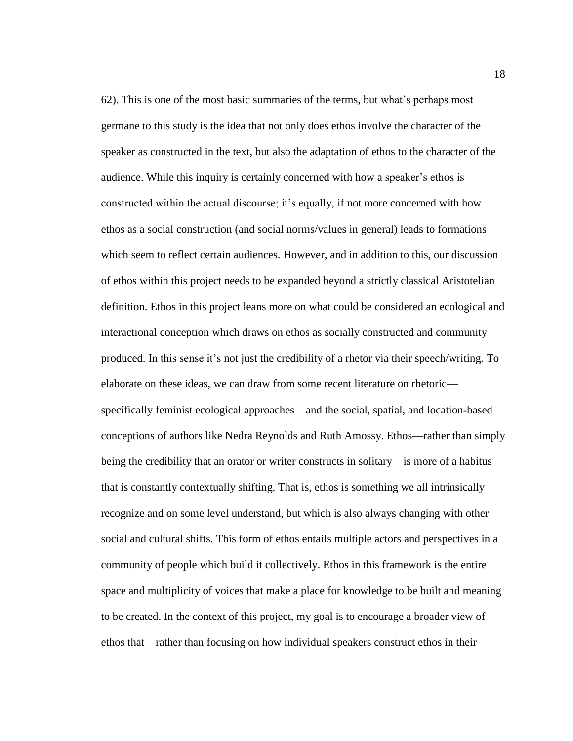62). This is one of the most basic summaries of the terms, but what's perhaps most germane to this study is the idea that not only does ethos involve the character of the speaker as constructed in the text, but also the adaptation of ethos to the character of the audience. While this inquiry is certainly concerned with how a speaker's ethos is constructed within the actual discourse; it's equally, if not more concerned with how ethos as a social construction (and social norms/values in general) leads to formations which seem to reflect certain audiences. However, and in addition to this, our discussion of ethos within this project needs to be expanded beyond a strictly classical Aristotelian definition. Ethos in this project leans more on what could be considered an ecological and interactional conception which draws on ethos as socially constructed and community produced. In this sense it's not just the credibility of a rhetor via their speech/writing. To elaborate on these ideas, we can draw from some recent literature on rhetoric—specifically feminist ecological approaches—and the social, spatial, and location-based conceptions of authors like Nedra Reynolds and Ruth Amossy. Ethos—rather than simply being the credibility that an orator or writer constructs in solitary—is more of a habitus that is constantly contextually shifting. That is, ethos is something we all intrinsically recognize and on some level understand, but which is also always changing with other social and cultural shifts. This form of ethos entails multiple actors and perspectives in a community of people which build it collectively. Ethos in this framework is the entire space and multiplicity of voices that make a place for knowledge to be built and meaning to be created. In the context of this project, my goal is to encourage a broader view of ethos that—rather than focusing on how individual speakers construct ethos in their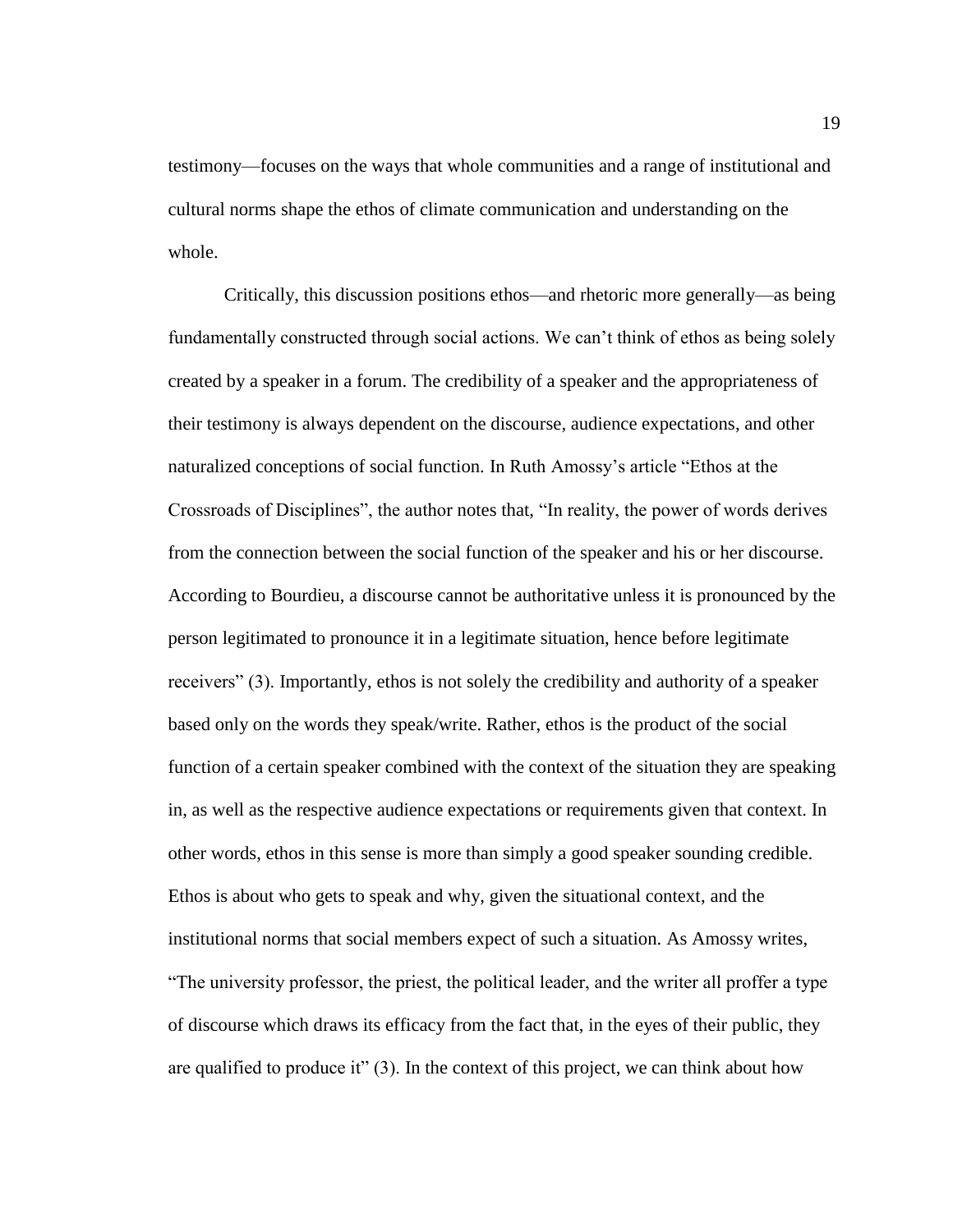testimony—focuses on the ways that whole communities and a range of institutional and cultural norms shape the ethos of climate communication and understanding on the whole.

Critically, this discussion positions ethos—and rhetoric more generally—as being fundamentally constructed through social actions. We can't think of ethos as being solely created by a speaker in a forum. The credibility of a speaker and the appropriateness of their testimony is always dependent on the discourse, audience expectations, and other naturalized conceptions of social function. In Ruth Amossy's article "Ethos at the Crossroads of Disciplines", the author notes that, "In reality, the power of words derives from the connection between the social function of the speaker and his or her discourse. According to Bourdieu, a discourse cannot be authoritative unless it is pronounced by the person legitimated to pronounce it in a legitimate situation, hence before legitimate receivers" (3). Importantly, ethos is not solely the credibility and authority of a speaker based only on the words they speak/write. Rather, ethos is the product of the social function of a certain speaker combined with the context of the situation they are speaking in, as well as the respective audience expectations or requirements given that context. In other words, ethos in this sense is more than simply a good speaker sounding credible. Ethos is about who gets to speak and why, given the situational context, and the institutional norms that social members expect of such a situation. As Amossy writes, "The university professor, the priest, the political leader, and the writer all proffer a type of discourse which draws its efficacy from the fact that, in the eyes of their public, they are qualified to produce it" (3). In the context of this project, we can think about how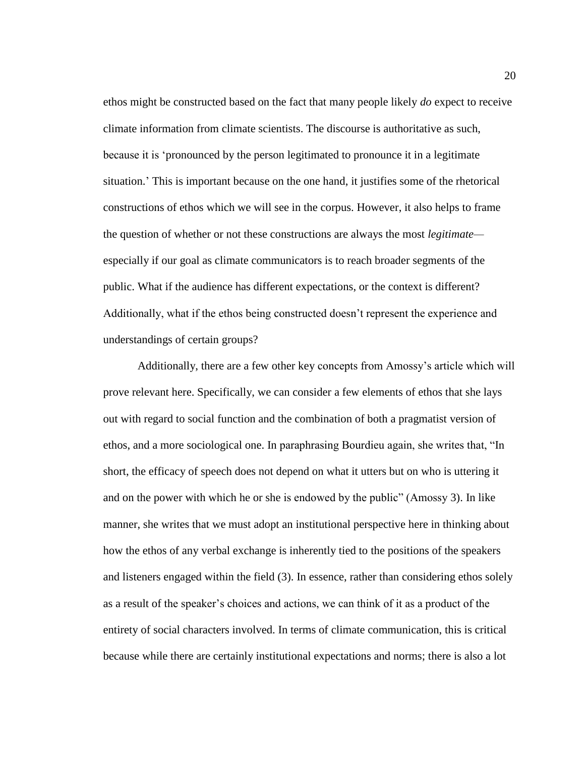ethos might be constructed based on the fact that many people likely *do* expect to receive climate information from climate scientists. The discourse is authoritative as such, because it is 'pronounced by the person legitimated to pronounce it in a legitimate situation.' This is important because on the one hand, it justifies some of the rhetorical constructions of ethos which we will see in the corpus. However, it also helps to frame the question of whether or not these constructions are always the most *legitimate*—especially if our goal as climate communicators is to reach broader segments of the public. What if the audience has different expectations, or the context is different? Additionally, what if the ethos being constructed doesn't represent the experience and understandings of certain groups?

Additionally, there are a few other key concepts from Amossy's article which will prove relevant here. Specifically, we can consider a few elements of ethos that she lays out with regard to social function and the combination of both a pragmatist version of ethos, and a more sociological one. In paraphrasing Bourdieu again, she writes that, "In short, the efficacy of speech does not depend on what it utters but on who is uttering it and on the power with which he or she is endowed by the public" (Amossy 3). In like manner, she writes that we must adopt an institutional perspective here in thinking about how the ethos of any verbal exchange is inherently tied to the positions of the speakers and listeners engaged within the field (3). In essence, rather than considering ethos solely as a result of the speaker's choices and actions, we can think of it as a product of the entirety of social characters involved. In terms of climate communication, this is critical because while there are certainly institutional expectations and norms; there is also a lot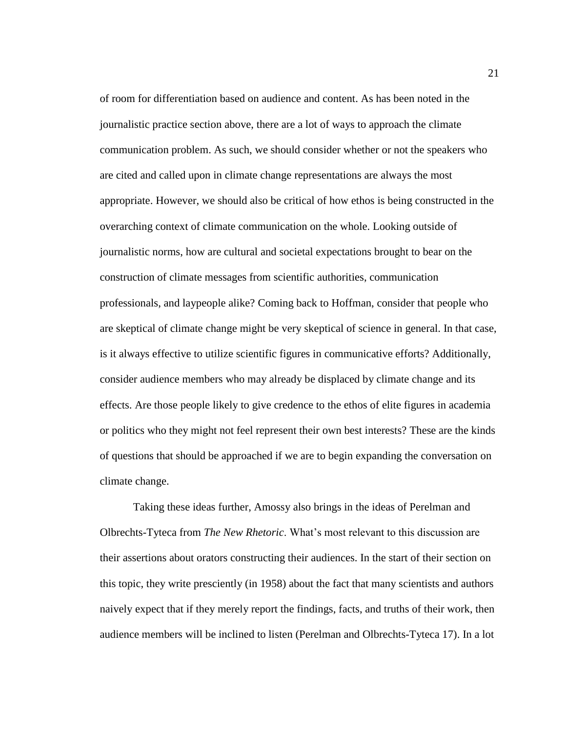of room for differentiation based on audience and content. As has been noted in the journalistic practice section above, there are a lot of ways to approach the climate communication problem. As such, we should consider whether or not the speakers who are cited and called upon in climate change representations are always the most appropriate. However, we should also be critical of how ethos is being constructed in the overarching context of climate communication on the whole. Looking outside of journalistic norms, how are cultural and societal expectations brought to bear on the construction of climate messages from scientific authorities, communication professionals, and laypeople alike? Coming back to Hoffman, consider that people who are skeptical of climate change might be very skeptical of science in general. In that case, is it always effective to utilize scientific figures in communicative efforts? Additionally, consider audience members who may already be displaced by climate change and its effects. Are those people likely to give credence to the ethos of elite figures in academia or politics who they might not feel represent their own best interests? These are the kinds of questions that should be approached if we are to begin expanding the conversation on climate change.

Taking these ideas further, Amossy also brings in the ideas of Perelman and Olbrechts-Tyteca from *The New Rhetoric*. What's most relevant to this discussion are their assertions about orators constructing their audiences. In the start of their section on this topic, they write presciently (in 1958) about the fact that many scientists and authors naively expect that if they merely report the findings, facts, and truths of their work, then audience members will be inclined to listen (Perelman and Olbrechts-Tyteca 17). In a lot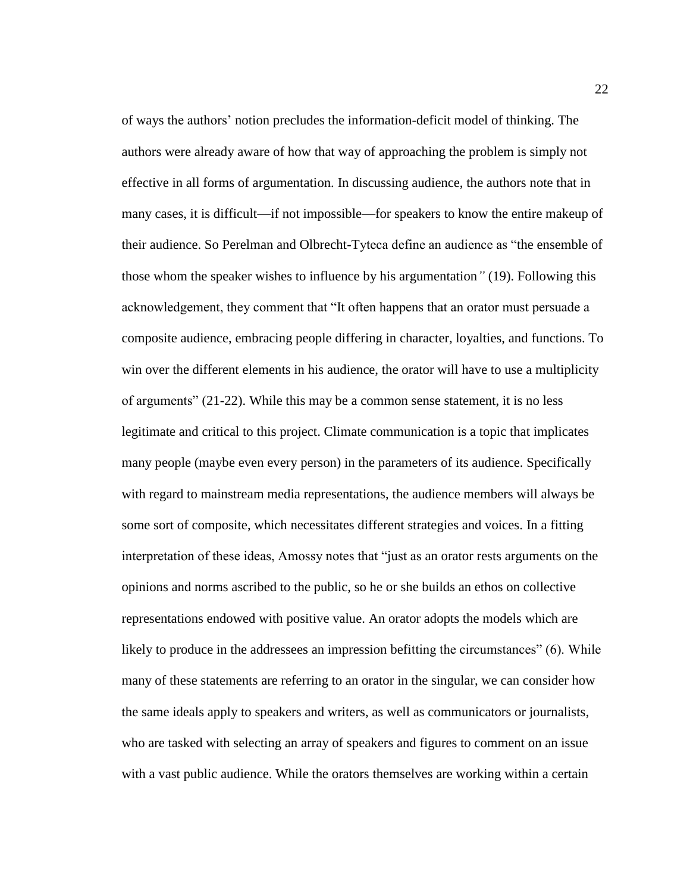of ways the authors' notion precludes the information-deficit model of thinking. The authors were already aware of how that way of approaching the problem is simply not effective in all forms of argumentation. In discussing audience, the authors note that in many cases, it is difficult—if not impossible—for speakers to know the entire makeup of their audience. So Perelman and Olbrecht-Tyteca define an audience as "the ensemble of those whom the speaker wishes to influence by his argumentation" (19). Following this acknowledgement, they comment that "It often happens that an orator must persuade a composite audience, embracing people differing in character, loyalties, and functions. To win over the different elements in his audience, the orator will have to use a multiplicity of arguments" (21-22). While this may be a common sense statement, it is no less legitimate and critical to this project. Climate communication is a topic that implicates many people (maybe even every person) in the parameters of its audience. Specifically with regard to mainstream media representations, the audience members will always be some sort of composite, which necessitates different strategies and voices. In a fitting interpretation of these ideas, Amossy notes that "just as an orator rests arguments on the opinions and norms ascribed to the public, so he or she builds an ethos on collective representations endowed with positive value. An orator adopts the models which are likely to produce in the addressees an impression befitting the circumstances" (6). While many of these statements are referring to an orator in the singular, we can consider how the same ideals apply to speakers and writers, as well as communicators or journalists, who are tasked with selecting an array of speakers and figures to comment on an issue with a vast public audience. While the orators themselves are working within a certain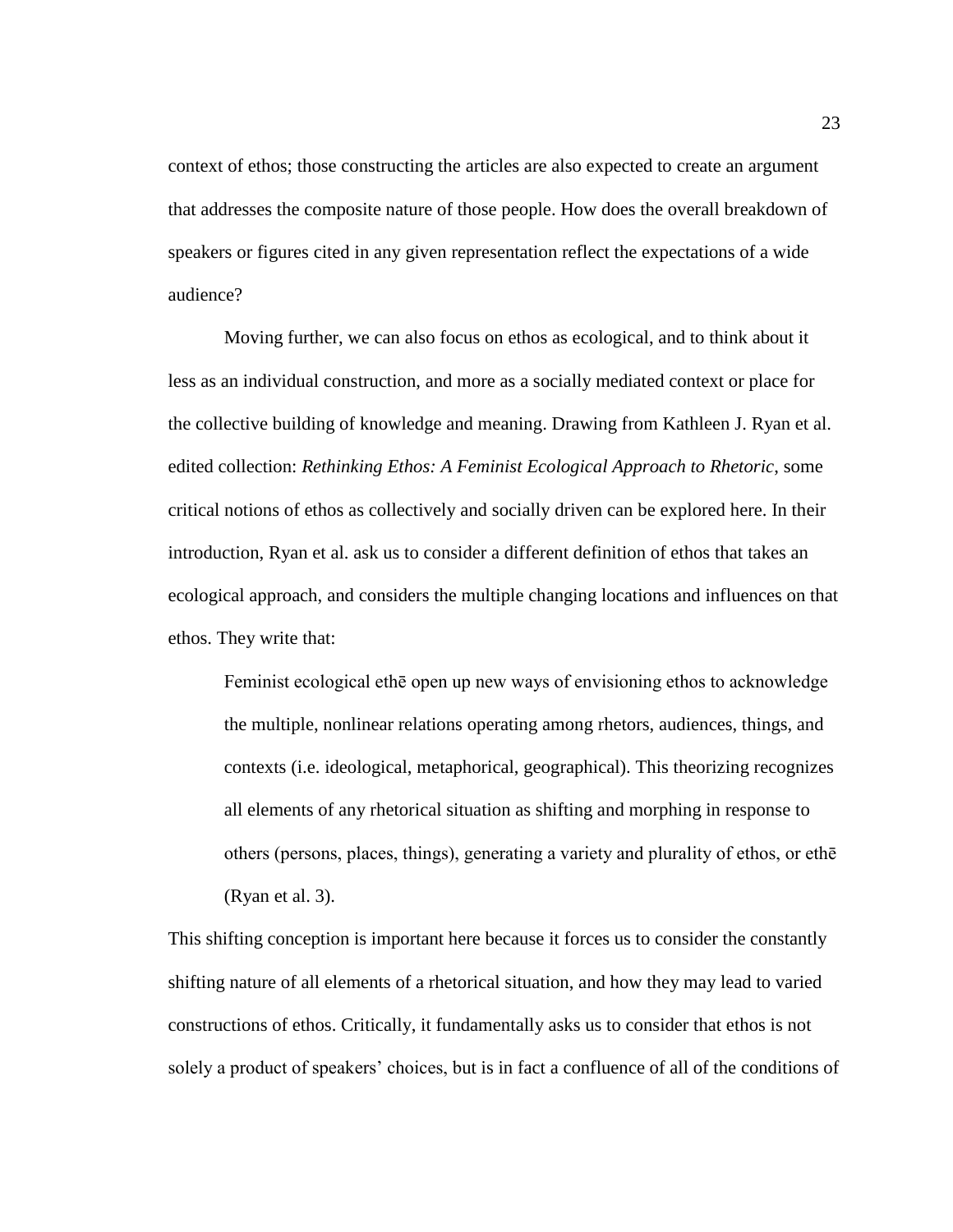context of ethos; those constructing the articles are also expected to create an argument that addresses the composite nature of those people. How does the overall breakdown of speakers or figures cited in any given representation reflect the expectations of a wide audience?

Moving further, we can also focus on ethos as ecological, and to think about it less as an individual construction, and more as a socially mediated context or place for the collective building of knowledge and meaning. Drawing from Kathleen J. Ryan et al. edited collection: *Rethinking Ethos: A Feminist Ecological Approach to Rhetoric*, some critical notions of ethos as collectively and socially driven can be explored here. In their introduction, Ryan et al. ask us to consider a different definition of ethos that takes an ecological approach, and considers the multiple changing locations and influences on that ethos. They write that:

> Feminist ecological ethē open up new ways of envisioning ethos to acknowledge the multiple, nonlinear relations operating among rhetors, audiences, things, and contexts (i.e. ideological, metaphorical, geographical). This theorizing recognizes all elements of any rhetorical situation as shifting and morphing in response to others (persons, places, things), generating a variety and plurality of ethos, or ethē (Ryan et al. 3).

This shifting conception is important here because it forces us to consider the constantly shifting nature of all elements of a rhetorical situation, and how they may lead to varied constructions of ethos. Critically, it fundamentally asks us to consider that ethos is not solely a product of speakers' choices, but is in fact a confluence of all of the conditions of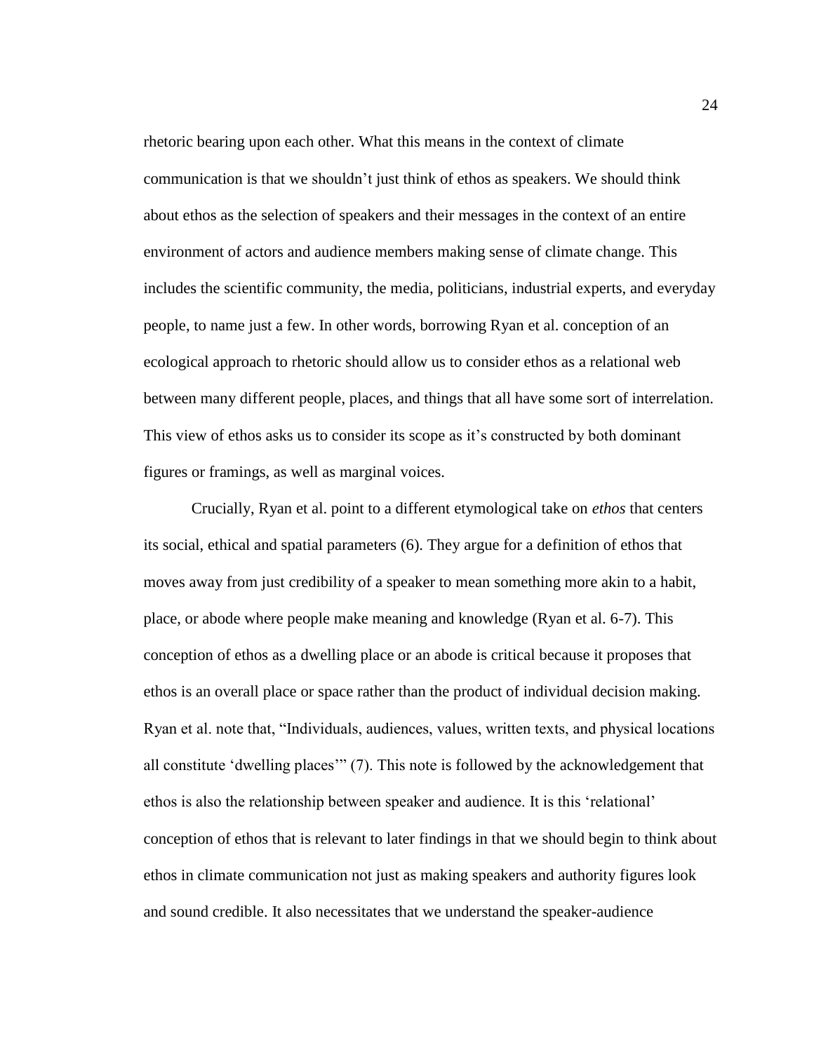rhetoric bearing upon each other. What this means in the context of climate communication is that we shouldn't just think of ethos as speakers. We should think about ethos as the selection of speakers and their messages in the context of an entire environment of actors and audience members making sense of climate change. This includes the scientific community, the media, politicians, industrial experts, and everyday people, to name just a few. In other words, borrowing Ryan et al. conception of an ecological approach to rhetoric should allow us to consider ethos as a relational web between many different people, places, and things that all have some sort of interrelation. This view of ethos asks us to consider its scope as it's constructed by both dominant figures or framings, as well as marginal voices.

Crucially, Ryan et al. point to a different etymological take on *ethos* that centers its social, ethical and spatial parameters (6). They argue for a definition of ethos that moves away from just credibility of a speaker to mean something more akin to a habit, place, or abode where people make meaning and knowledge (Ryan et al. 6-7). This conception of ethos as a dwelling place or an abode is critical because it proposes that ethos is an overall place or space rather than the product of individual decision making. Ryan et al. note that, "Individuals, audiences, values, written texts, and physical locations all constitute 'dwelling places'" (7). This note is followed by the acknowledgement that ethos is also the relationship between speaker and audience. It is this 'relational' conception of ethos that is relevant to later findings in that we should begin to think about ethos in climate communication not just as making speakers and authority figures look and sound credible. It also necessitates that we understand the speaker-audience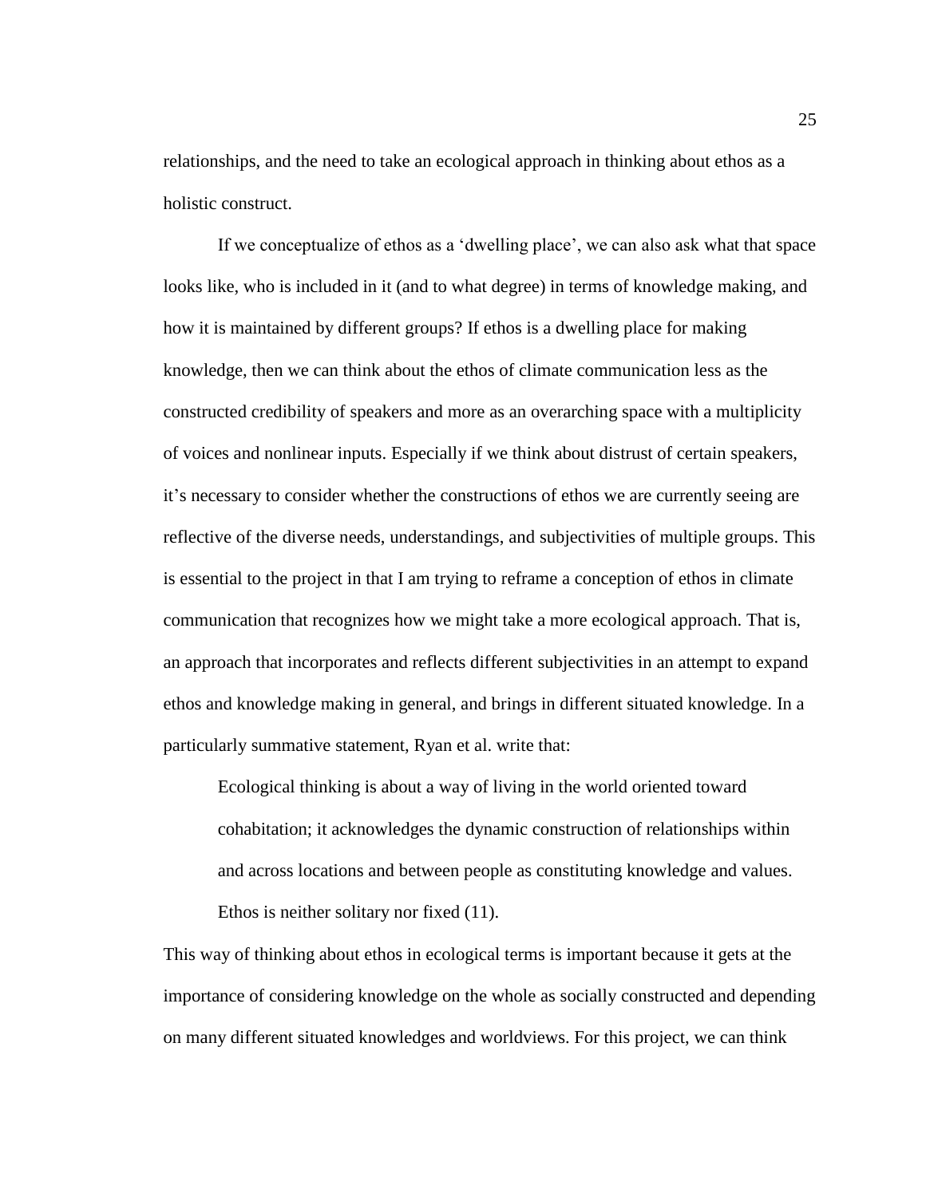relationships, and the need to take an ecological approach in thinking about ethos as a holistic construct.

If we conceptualize of ethos as a 'dwelling place', we can also ask what that space looks like, who is included in it (and to what degree) in terms of knowledge making, and how it is maintained by different groups? If ethos is a dwelling place for making knowledge, then we can think about the ethos of climate communication less as the constructed credibility of speakers and more as an overarching space with a multiplicity of voices and nonlinear inputs. Especially if we think about distrust of certain speakers, it's necessary to consider whether the constructions of ethos we are currently seeing are reflective of the diverse needs, understandings, and subjectivities of multiple groups. This is essential to the project in that I am trying to reframe a conception of ethos in climate communication that recognizes how we might take a more ecological approach. That is, an approach that incorporates and reflects different subjectivities in an attempt to expand ethos and knowledge making in general, and brings in different situated knowledge. In a particularly summative statement, Ryan et al. write that:

> Ecological thinking is about a way of living in the world oriented toward cohabitation; it acknowledges the dynamic construction of relationships within and across locations and between people as constituting knowledge and values. Ethos is neither solitary nor fixed (11).

This way of thinking about ethos in ecological terms is important because it gets at the importance of considering knowledge on the whole as socially constructed and depending on many different situated knowledges and worldviews. For this project, we can think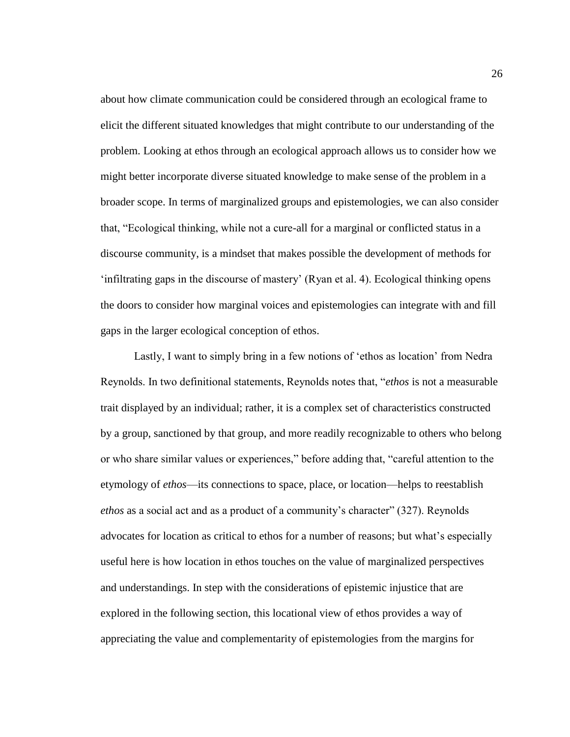about how climate communication could be considered through an ecological frame to elicit the different situated knowledges that might contribute to our understanding of the problem. Looking at ethos through an ecological approach allows us to consider how we might better incorporate diverse situated knowledge to make sense of the problem in a broader scope. In terms of marginalized groups and epistemologies, we can also consider that, "Ecological thinking, while not a cure-all for a marginal or conflicted status in a discourse community, is a mindset that makes possible the development of methods for 'infiltrating gaps in the discourse of mastery' (Ryan et al. 4). Ecological thinking opens the doors to consider how marginal voices and epistemologies can integrate with and fill gaps in the larger ecological conception of ethos.

Lastly, I want to simply bring in a few notions of 'ethos as location' from Nedra Reynolds. In two definitional statements, Reynolds notes that, "*ethos* is not a measurable trait displayed by an individual; rather, it is a complex set of characteristics constructed by a group, sanctioned by that group, and more readily recognizable to others who belong or who share similar values or experiences," before adding that, "careful attention to the etymology of *ethos*—its connections to space, place, or location—helps to reestablish *ethos* as a social act and as a product of a community's character" (327). Reynolds advocates for location as critical to ethos for a number of reasons; but what's especially useful here is how location in ethos touches on the value of marginalized perspectives and understandings. In step with the considerations of epistemic injustice that are explored in the following section, this locational view of ethos provides a way of appreciating the value and complementarity of epistemologies from the margins for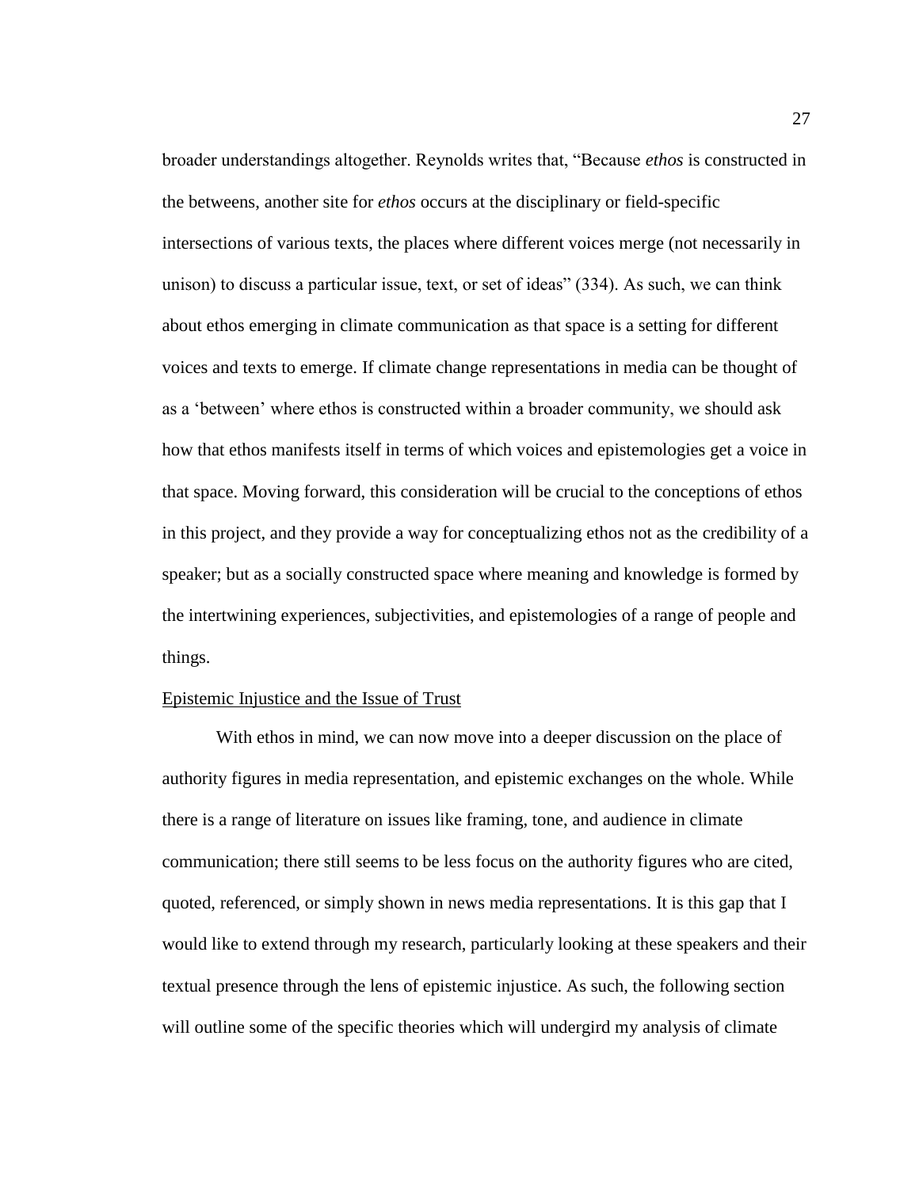broader understandings altogether. Reynolds writes that, "Because *ethos* is constructed in the betweens, another site for *ethos* occurs at the disciplinary or field-specific intersections of various texts, the places where different voices merge (not necessarily in unison) to discuss a particular issue, text, or set of ideas" (334). As such, we can think about ethos emerging in climate communication as that space is a setting for different voices and texts to emerge. If climate change representations in media can be thought of as a 'between' where ethos is constructed within a broader community, we should ask how that ethos manifests itself in terms of which voices and epistemologies get a voice in that space. Moving forward, this consideration will be crucial to the conceptions of ethos in this project, and they provide a way for conceptualizing ethos not as the credibility of a speaker; but as a socially constructed space where meaning and knowledge is formed by the intertwining experiences, subjectivities, and epistemologies of a range of people and things.

### Epistemic Injustice and the Issue of Trust

With ethos in mind, we can now move into a deeper discussion on the place of authority figures in media representation, and epistemic exchanges on the whole. While there is a range of literature on issues like framing, tone, and audience in climate communication; there still seems to be less focus on the authority figures who are cited, quoted, referenced, or simply shown in news media representations. It is this gap that I would like to extend through my research, particularly looking at these speakers and their textual presence through the lens of epistemic injustice. As such, the following section will outline some of the specific theories which will undergird my analysis of climate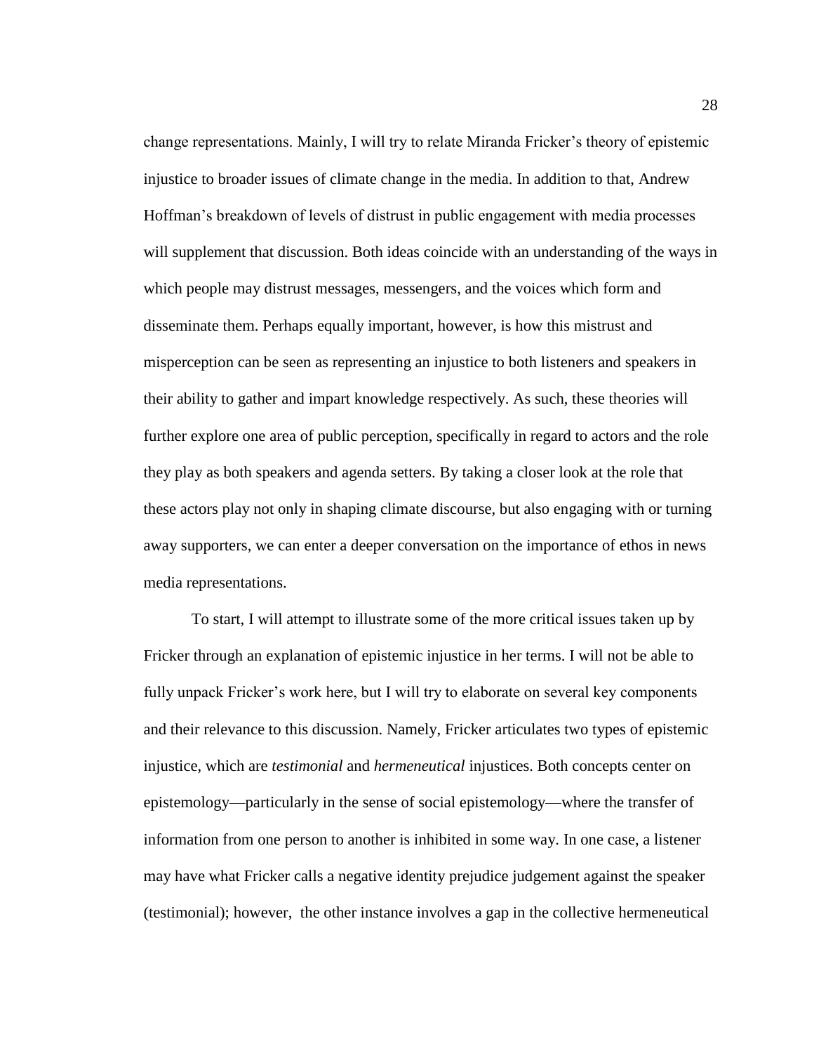change representations. Mainly, I will try to relate Miranda Fricker's theory of epistemic injustice to broader issues of climate change in the media. In addition to that, Andrew Hoffman's breakdown of levels of distrust in public engagement with media processes will supplement that discussion. Both ideas coincide with an understanding of the ways in which people may distrust messages, messengers, and the voices which form and disseminate them. Perhaps equally important, however, is how this mistrust and misperception can be seen as representing an injustice to both listeners and speakers in their ability to gather and impart knowledge respectively. As such, these theories will further explore one area of public perception, specifically in regard to actors and the role they play as both speakers and agenda setters. By taking a closer look at the role that these actors play not only in shaping climate discourse, but also engaging with or turning away supporters, we can enter a deeper conversation on the importance of ethos in news media representations.

To start, I will attempt to illustrate some of the more critical issues taken up by Fricker through an explanation of epistemic injustice in her terms. I will not be able to fully unpack Fricker's work here, but I will try to elaborate on several key components and their relevance to this discussion. Namely, Fricker articulates two types of epistemic injustice, which are *testimonial* and *hermeneutical* injustices. Both concepts center on epistemology—particularly in the sense of social epistemology—where the transfer of information from one person to another is inhibited in some way. In one case, a listener may have what Fricker calls a negative identity prejudice judgement against the speaker (testimonial); however, the other instance involves a gap in the collective hermeneutical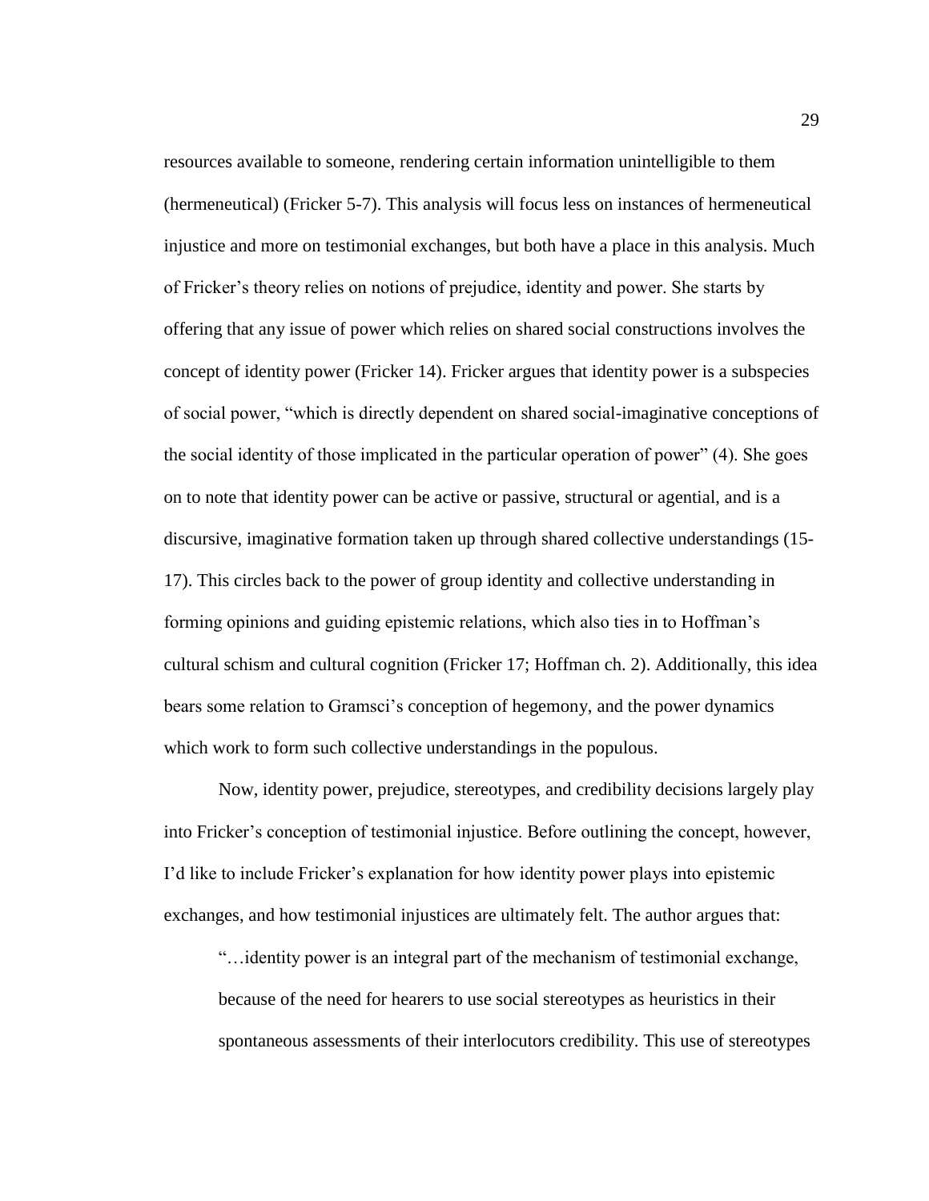resources available to someone, rendering certain information unintelligible to them (hermeneutical) (Fricker 5-7). This analysis will focus less on instances of hermeneutical injustice and more on testimonial exchanges, but both have a place in this analysis. Much of Fricker's theory relies on notions of prejudice, identity and power. She starts by offering that any issue of power which relies on shared social constructions involves the concept of identity power (Fricker 14). Fricker argues that identity power is a subspecies of social power, "which is directly dependent on shared social-imaginative conceptions of the social identity of those implicated in the particular operation of power" (4). She goes on to note that identity power can be active or passive, structural or agential, and is a discursive, imaginative formation taken up through shared collective understandings (15-17). This circles back to the power of group identity and collective understanding in forming opinions and guiding epistemic relations, which also ties in to Hoffman's cultural schism and cultural cognition (Fricker 17; Hoffman ch. 2). Additionally, this idea bears some relation to Gramsci's conception of hegemony, and the power dynamics which work to form such collective understandings in the populous.

Now, identity power, prejudice, stereotypes, and credibility decisions largely play into Fricker's conception of testimonial injustice. Before outlining the concept, however, I'd like to include Fricker's explanation for how identity power plays into epistemic exchanges, and how testimonial injustices are ultimately felt. The author argues that:

> "…identity power is an integral part of the mechanism of testimonial exchange, because of the need for hearers to use social stereotypes as heuristics in their spontaneous assessments of their interlocutors credibility. This use of stereotypes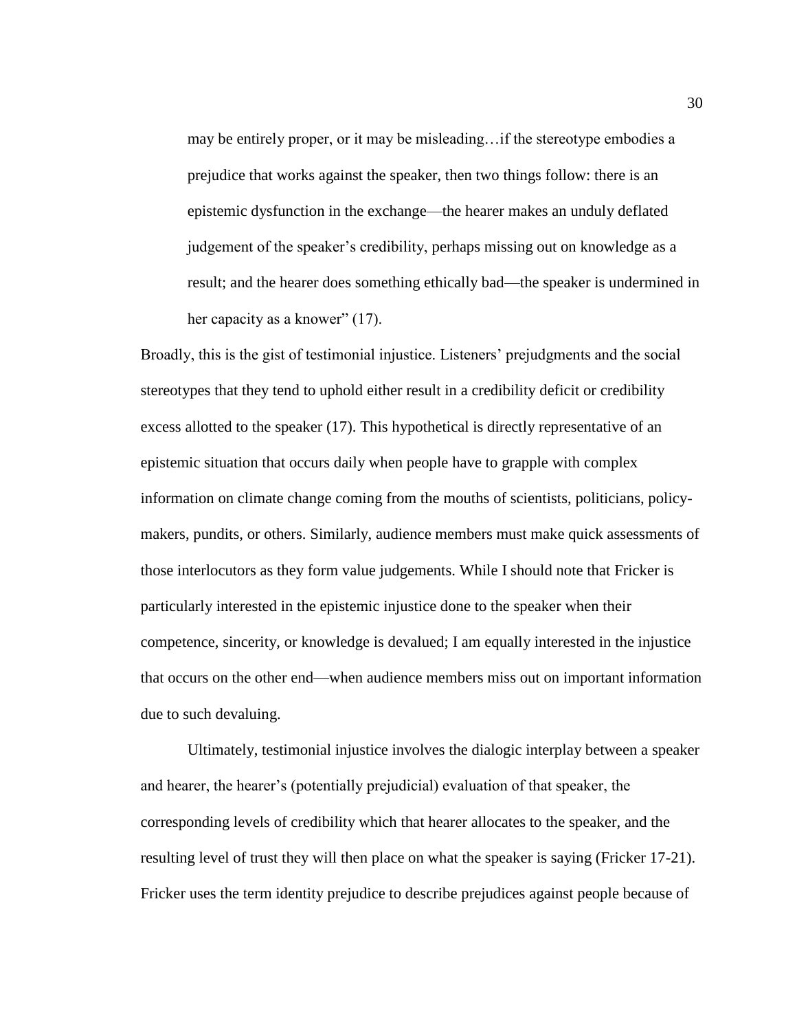> may be entirely proper, or it may be misleading…if the stereotype embodies a prejudice that works against the speaker, then two things follow: there is an epistemic dysfunction in the exchange—the hearer makes an unduly deflated judgement of the speaker's credibility, perhaps missing out on knowledge as a result; and the hearer does something ethically bad—the speaker is undermined in her capacity as a knower" (17).

Broadly, this is the gist of testimonial injustice. Listeners' prejudgments and the social stereotypes that they tend to uphold either result in a credibility deficit or credibility excess allotted to the speaker (17). This hypothetical is directly representative of an epistemic situation that occurs daily when people have to grapple with complex information on climate change coming from the mouths of scientists, politicians, policy-makers, pundits, or others. Similarly, audience members must make quick assessments of those interlocutors as they form value judgements. While I should note that Fricker is particularly interested in the epistemic injustice done to the speaker when their competence, sincerity, or knowledge is devalued; I am equally interested in the injustice that occurs on the other end—when audience members miss out on important information due to such devaluing.

Ultimately, testimonial injustice involves the dialogic interplay between a speaker and hearer, the hearer's (potentially prejudicial) evaluation of that speaker, the corresponding levels of credibility which that hearer allocates to the speaker, and the resulting level of trust they will then place on what the speaker is saying (Fricker 17-21). Fricker uses the term identity prejudice to describe prejudices against people because of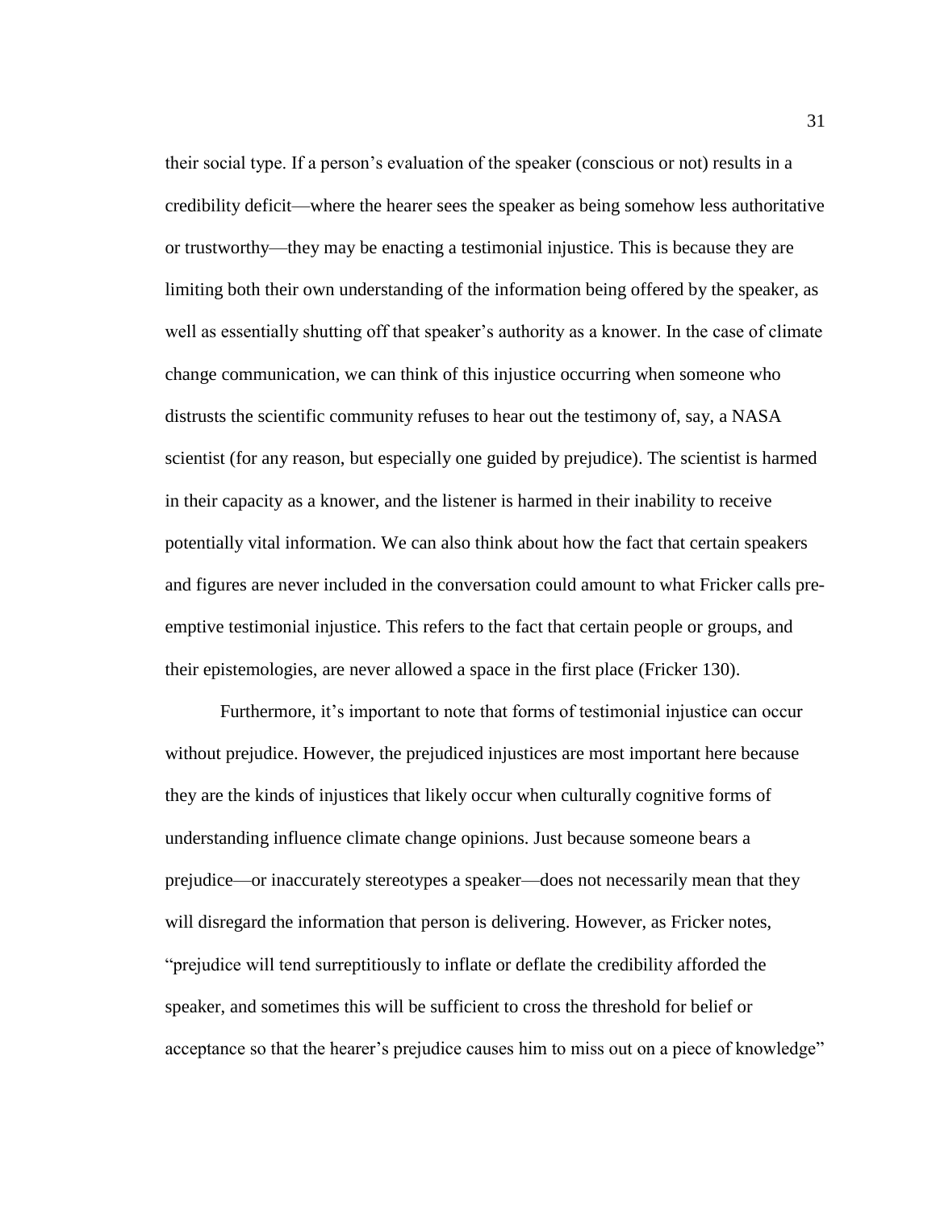their social type. If a person's evaluation of the speaker (conscious or not) results in a credibility deficit—where the hearer sees the speaker as being somehow less authoritative or trustworthy—they may be enacting a testimonial injustice. This is because they are limiting both their own understanding of the information being offered by the speaker, as well as essentially shutting off that speaker's authority as a knower. In the case of climate change communication, we can think of this injustice occurring when someone who distrusts the scientific community refuses to hear out the testimony of, say, a NASA scientist (for any reason, but especially one guided by prejudice). The scientist is harmed in their capacity as a knower, and the listener is harmed in their inability to receive potentially vital information. We can also think about how the fact that certain speakers and figures are never included in the conversation could amount to what Fricker calls pre-emptive testimonial injustice. This refers to the fact that certain people or groups, and their epistemologies, are never allowed a space in the first place (Fricker 130).

Furthermore, it's important to note that forms of testimonial injustice can occur without prejudice. However, the prejudiced injustices are most important here because they are the kinds of injustices that likely occur when culturally cognitive forms of understanding influence climate change opinions. Just because someone bears a prejudice—or inaccurately stereotypes a speaker—does not necessarily mean that they will disregard the information that person is delivering. However, as Fricker notes, "prejudice will tend surreptitiously to inflate or deflate the credibility afforded the speaker, and sometimes this will be sufficient to cross the threshold for belief or acceptance so that the hearer's prejudice causes him to miss out on a piece of knowledge"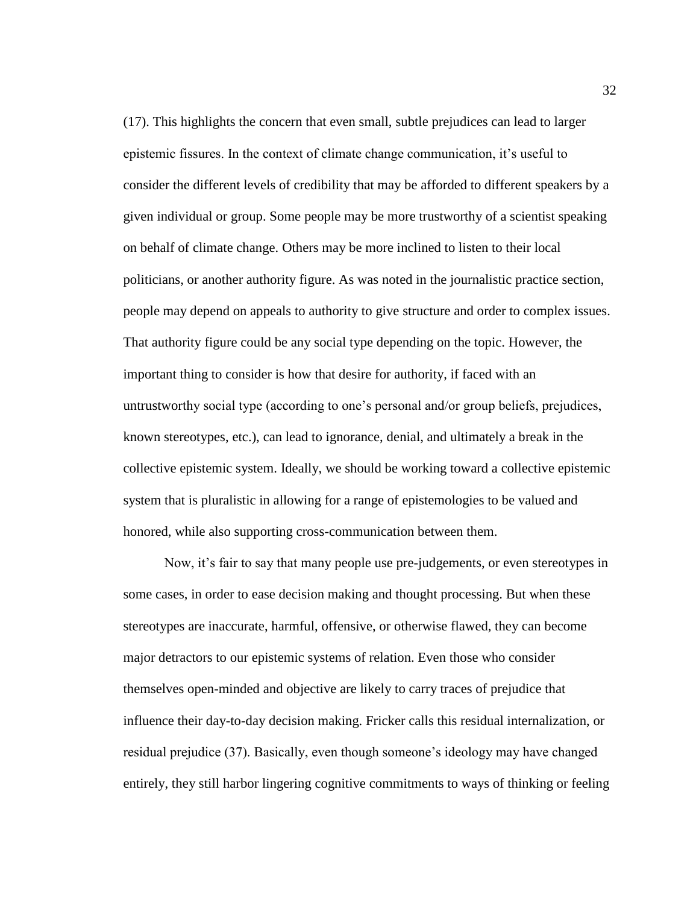(17). This highlights the concern that even small, subtle prejudices can lead to larger epistemic fissures. In the context of climate change communication, it's useful to consider the different levels of credibility that may be afforded to different speakers by a given individual or group. Some people may be more trustworthy of a scientist speaking on behalf of climate change. Others may be more inclined to listen to their local politicians, or another authority figure. As was noted in the journalistic practice section, people may depend on appeals to authority to give structure and order to complex issues. That authority figure could be any social type depending on the topic. However, the important thing to consider is how that desire for authority, if faced with an untrustworthy social type (according to one's personal and/or group beliefs, prejudices, known stereotypes, etc.), can lead to ignorance, denial, and ultimately a break in the collective epistemic system. Ideally, we should be working toward a collective epistemic system that is pluralistic in allowing for a range of epistemologies to be valued and honored, while also supporting cross-communication between them.

Now, it's fair to say that many people use pre-judgements, or even stereotypes in some cases, in order to ease decision making and thought processing. But when these stereotypes are inaccurate, harmful, offensive, or otherwise flawed, they can become major detractors to our epistemic systems of relation. Even those who consider themselves open-minded and objective are likely to carry traces of prejudice that influence their day-to-day decision making. Fricker calls this residual internalization, or residual prejudice (37). Basically, even though someone's ideology may have changed entirely, they still harbor lingering cognitive commitments to ways of thinking or feeling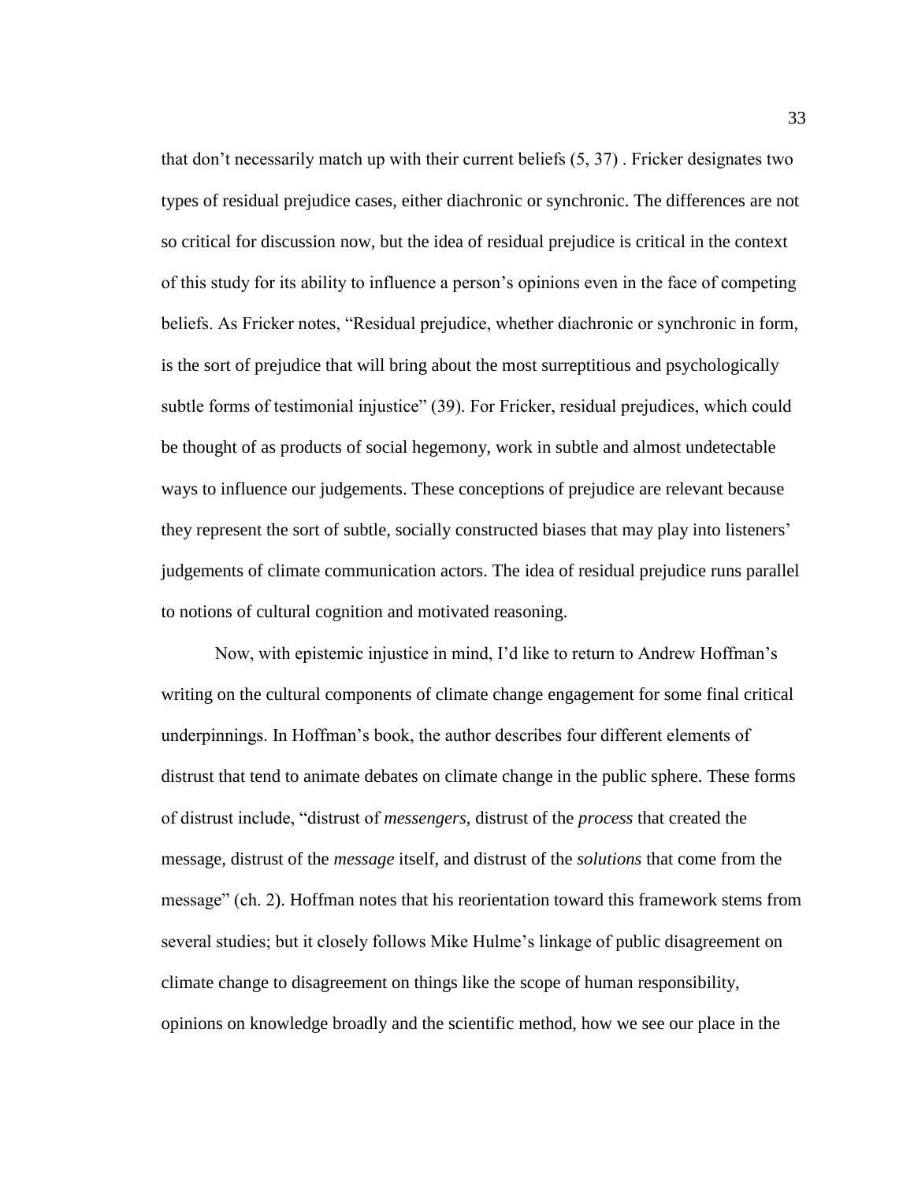that don't necessarily match up with their current beliefs (5, 37) . Fricker designates two types of residual prejudice cases, either diachronic or synchronic. The differences are not so critical for discussion now, but the idea of residual prejudice is critical in the context of this study for its ability to influence a person's opinions even in the face of competing beliefs. As Fricker notes, "Residual prejudice, whether diachronic or synchronic in form, is the sort of prejudice that will bring about the most surreptitious and psychologically subtle forms of testimonial injustice" (39). For Fricker, residual prejudices, which could be thought of as products of social hegemony, work in subtle and almost undetectable ways to influence our judgements. These conceptions of prejudice are relevant because they represent the sort of subtle, socially constructed biases that may play into listeners' judgements of climate communication actors. The idea of residual prejudice runs parallel to notions of cultural cognition and motivated reasoning.

Now, with epistemic injustice in mind, I'd like to return to Andrew Hoffman's writing on the cultural components of climate change engagement for some final critical underpinnings. In Hoffman's book, the author describes four different elements of distrust that tend to animate debates on climate change in the public sphere. These forms of distrust include, "distrust of *messengers*, distrust of the *process* that created the message, distrust of the *message* itself, and distrust of the *solutions* that come from the message" (ch. 2). Hoffman notes that his reorientation toward this framework stems from several studies; but it closely follows Mike Hulme's linkage of public disagreement on climate change to disagreement on things like the scope of human responsibility, opinions on knowledge broadly and the scientific method, how we see our place in the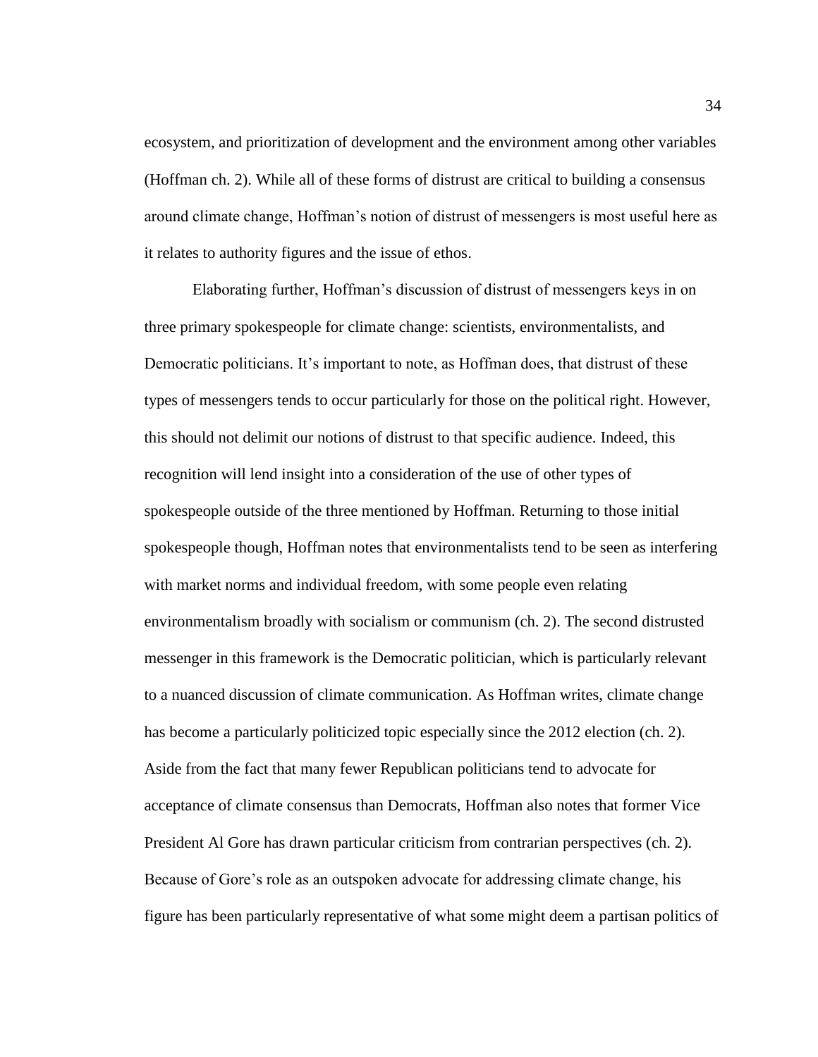ecosystem, and prioritization of development and the environment among other variables (Hoffman ch. 2). While all of these forms of distrust are critical to building a consensus around climate change, Hoffman's notion of distrust of messengers is most useful here as it relates to authority figures and the issue of ethos.

Elaborating further, Hoffman's discussion of distrust of messengers keys in on three primary spokespeople for climate change: scientists, environmentalists, and Democratic politicians. It's important to note, as Hoffman does, that distrust of these types of messengers tends to occur particularly for those on the political right. However, this should not delimit our notions of distrust to that specific audience. Indeed, this recognition will lend insight into a consideration of the use of other types of spokespeople outside of the three mentioned by Hoffman. Returning to those initial spokespeople though, Hoffman notes that environmentalists tend to be seen as interfering with market norms and individual freedom, with some people even relating environmentalism broadly with socialism or communism (ch. 2). The second distrusted messenger in this framework is the Democratic politician, which is particularly relevant to a nuanced discussion of climate communication. As Hoffman writes, climate change has become a particularly politicized topic especially since the 2012 election (ch. 2). Aside from the fact that many fewer Republican politicians tend to advocate for acceptance of climate consensus than Democrats, Hoffman also notes that former Vice President Al Gore has drawn particular criticism from contrarian perspectives (ch. 2). Because of Gore's role as an outspoken advocate for addressing climate change, his figure has been particularly representative of what some might deem a partisan politics of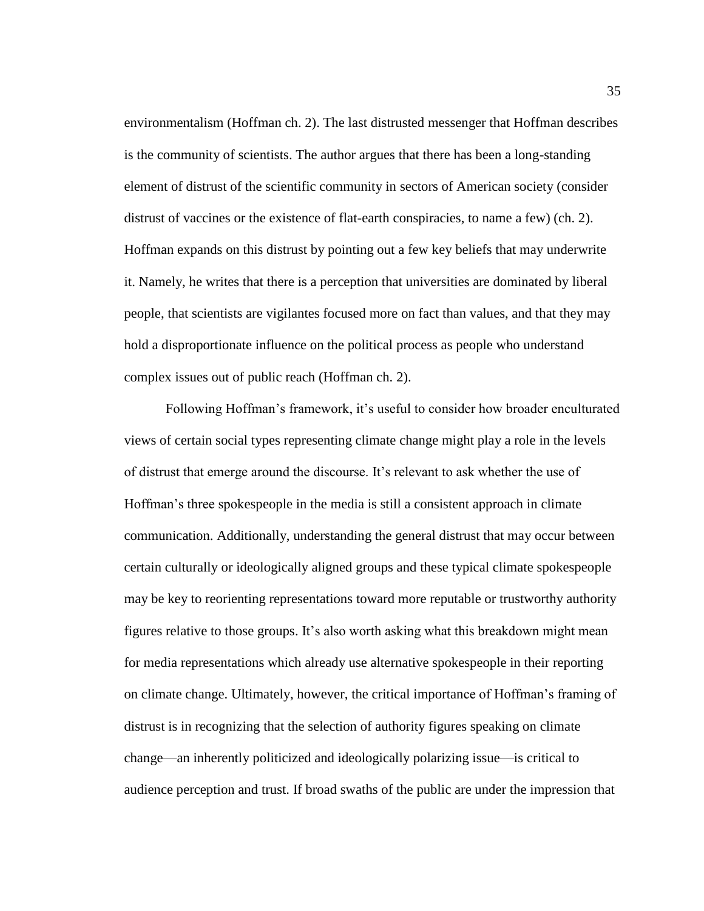environmentalism (Hoffman ch. 2). The last distrusted messenger that Hoffman describes is the community of scientists. The author argues that there has been a long-standing element of distrust of the scientific community in sectors of American society (consider distrust of vaccines or the existence of flat-earth conspiracies, to name a few) (ch. 2). Hoffman expands on this distrust by pointing out a few key beliefs that may underwrite it. Namely, he writes that there is a perception that universities are dominated by liberal people, that scientists are vigilantes focused more on fact than values, and that they may hold a disproportionate influence on the political process as people who understand complex issues out of public reach (Hoffman ch. 2).

Following Hoffman's framework, it's useful to consider how broader enculturated views of certain social types representing climate change might play a role in the levels of distrust that emerge around the discourse. It's relevant to ask whether the use of Hoffman's three spokespeople in the media is still a consistent approach in climate communication. Additionally, understanding the general distrust that may occur between certain culturally or ideologically aligned groups and these typical climate spokespeople may be key to reorienting representations toward more reputable or trustworthy authority figures relative to those groups. It's also worth asking what this breakdown might mean for media representations which already use alternative spokespeople in their reporting on climate change. Ultimately, however, the critical importance of Hoffman's framing of distrust is in recognizing that the selection of authority figures speaking on climate change—an inherently politicized and ideologically polarizing issue—is critical to audience perception and trust. If broad swaths of the public are under the impression that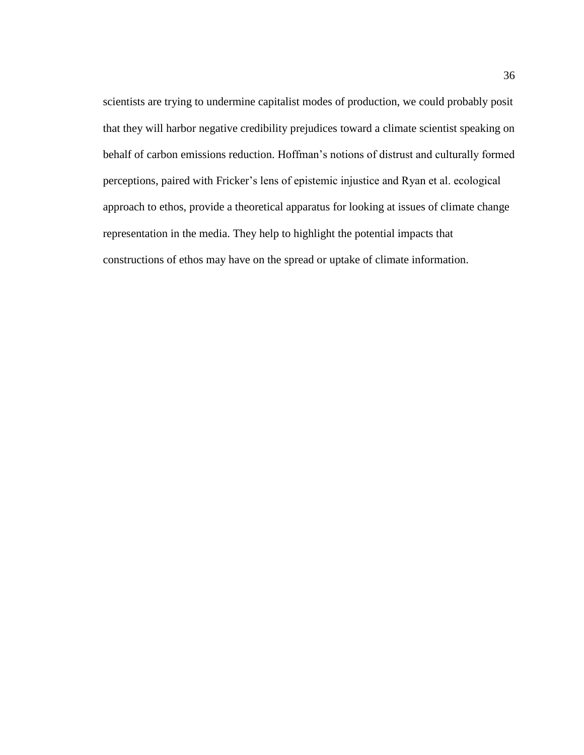scientists are trying to undermine capitalist modes of production, we could probably posit that they will harbor negative credibility prejudices toward a climate scientist speaking on behalf of carbon emissions reduction. Hoffman's notions of distrust and culturally formed perceptions, paired with Fricker's lens of epistemic injustice and Ryan et al. ecological approach to ethos, provide a theoretical apparatus for looking at issues of climate change representation in the media. They help to highlight the potential impacts that constructions of ethos may have on the spread or uptake of climate information.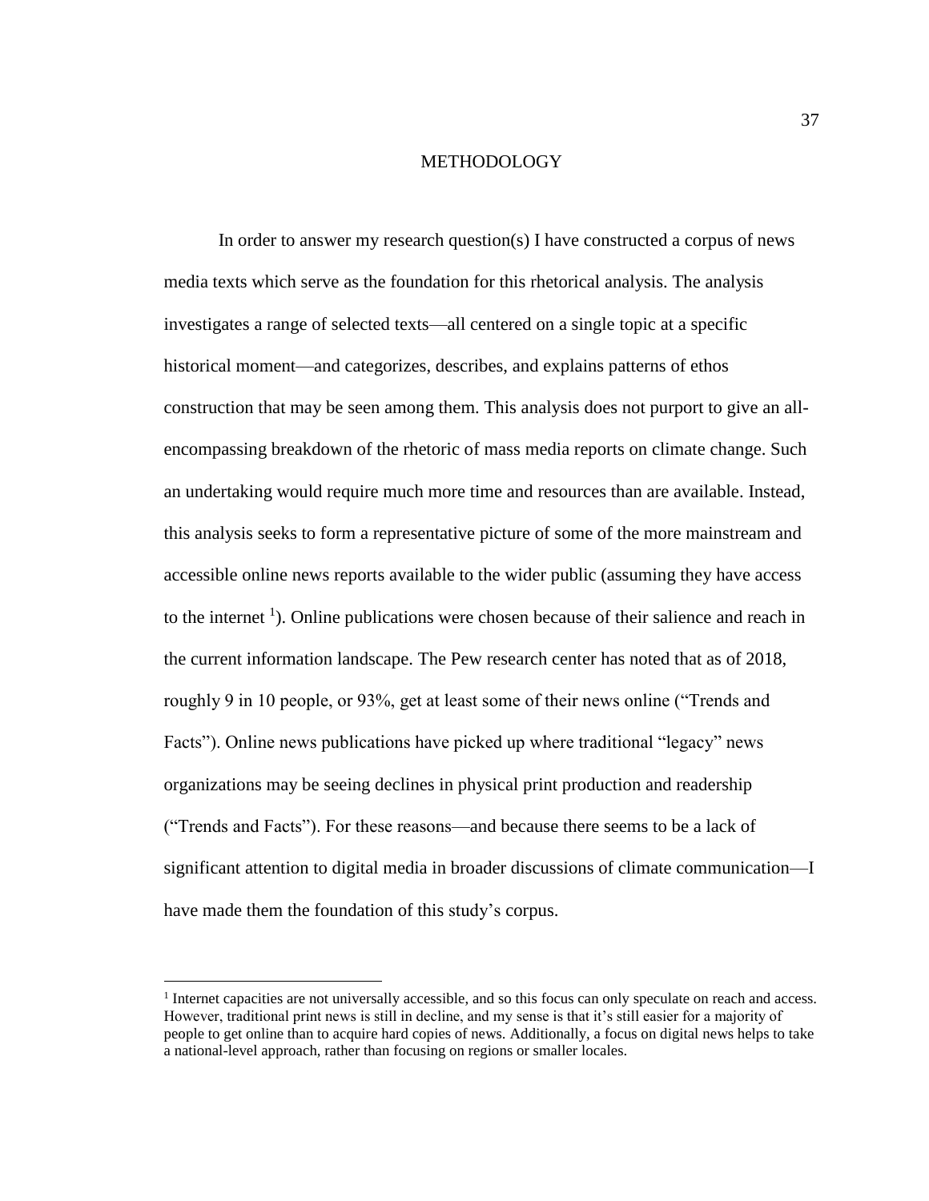# METHODOLOGY

In order to answer my research question(s) I have constructed a corpus of news media texts which serve as the foundation for this rhetorical analysis. The analysis investigates a range of selected texts—all centered on a single topic at a specific historical moment—and categorizes, describes, and explains patterns of ethos construction that may be seen among them. This analysis does not purport to give an all-encompassing breakdown of the rhetoric of mass media reports on climate change. Such an undertaking would require much more time and resources than are available. Instead, this analysis seeks to form a representative picture of some of the more mainstream and accessible online news reports available to the wider public (assuming they have access to the internet [1]). Online publications were chosen because of their salience and reach in the current information landscape. The Pew research center has noted that as of 2018, roughly 9 in 10 people, or 93%, get at least some of their news online ("Trends and Facts"). Online news publications have picked up where traditional "legacy" news organizations may be seeing declines in physical print production and readership ("Trends and Facts"). For these reasons—and because there seems to be a lack of significant attention to digital media in broader discussions of climate communication—I have made them the foundation of this study's corpus.

---

[1] Internet capacities are not universally accessible, and so this focus can only speculate on reach and access. However, traditional print news is still in decline, and my sense is that it's still easier for a majority of people to get online than to acquire hard copies of news. Additionally, a focus on digital news helps to take a national-level approach, rather than focusing on regions or smaller locales.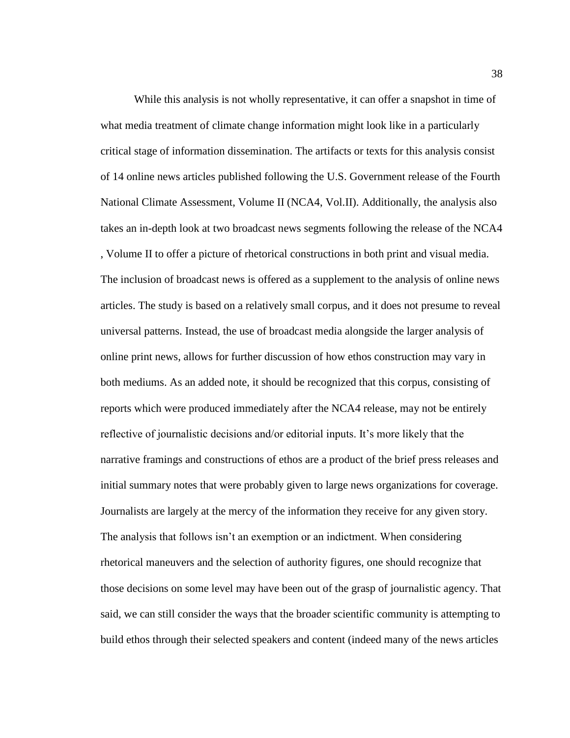While this analysis is not wholly representative, it can offer a snapshot in time of what media treatment of climate change information might look like in a particularly critical stage of information dissemination. The artifacts or texts for this analysis consist of 14 online news articles published following the U.S. Government release of the Fourth National Climate Assessment, Volume II (NCA4, Vol.II). Additionally, the analysis also takes an in-depth look at two broadcast news segments following the release of the NCA4 , Volume II to offer a picture of rhetorical constructions in both print and visual media. The inclusion of broadcast news is offered as a supplement to the analysis of online news articles. The study is based on a relatively small corpus, and it does not presume to reveal universal patterns. Instead, the use of broadcast media alongside the larger analysis of online print news, allows for further discussion of how ethos construction may vary in both mediums. As an added note, it should be recognized that this corpus, consisting of reports which were produced immediately after the NCA4 release, may not be entirely reflective of journalistic decisions and/or editorial inputs. It's more likely that the narrative framings and constructions of ethos are a product of the brief press releases and initial summary notes that were probably given to large news organizations for coverage. Journalists are largely at the mercy of the information they receive for any given story. The analysis that follows isn't an exemption or an indictment. When considering rhetorical maneuvers and the selection of authority figures, one should recognize that those decisions on some level may have been out of the grasp of journalistic agency. That said, we can still consider the ways that the broader scientific community is attempting to build ethos through their selected speakers and content (indeed many of the news articles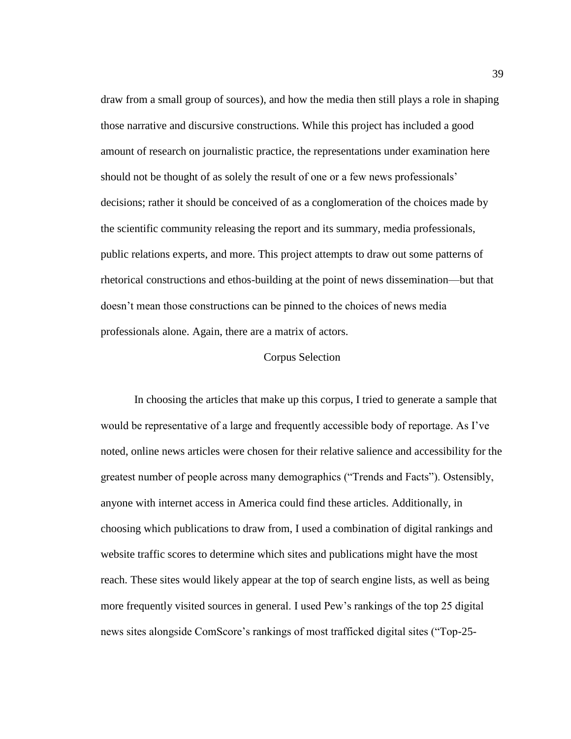draw from a small group of sources), and how the media then still plays a role in shaping those narrative and discursive constructions. While this project has included a good amount of research on journalistic practice, the representations under examination here should not be thought of as solely the result of one or a few news professionals' decisions; rather it should be conceived of as a conglomeration of the choices made by the scientific community releasing the report and its summary, media professionals, public relations experts, and more. This project attempts to draw out some patterns of rhetorical constructions and ethos-building at the point of news dissemination—but that doesn't mean those constructions can be pinned to the choices of news media professionals alone. Again, there are a matrix of actors.

## Corpus Selection

In choosing the articles that make up this corpus, I tried to generate a sample that would be representative of a large and frequently accessible body of reportage. As I've noted, online news articles were chosen for their relative salience and accessibility for the greatest number of people across many demographics ("Trends and Facts"). Ostensibly, anyone with internet access in America could find these articles. Additionally, in choosing which publications to draw from, I used a combination of digital rankings and website traffic scores to determine which sites and publications might have the most reach. These sites would likely appear at the top of search engine lists, as well as being more frequently visited sources in general. I used Pew's rankings of the top 25 digital news sites alongside ComScore's rankings of most trafficked digital sites ("Top-25-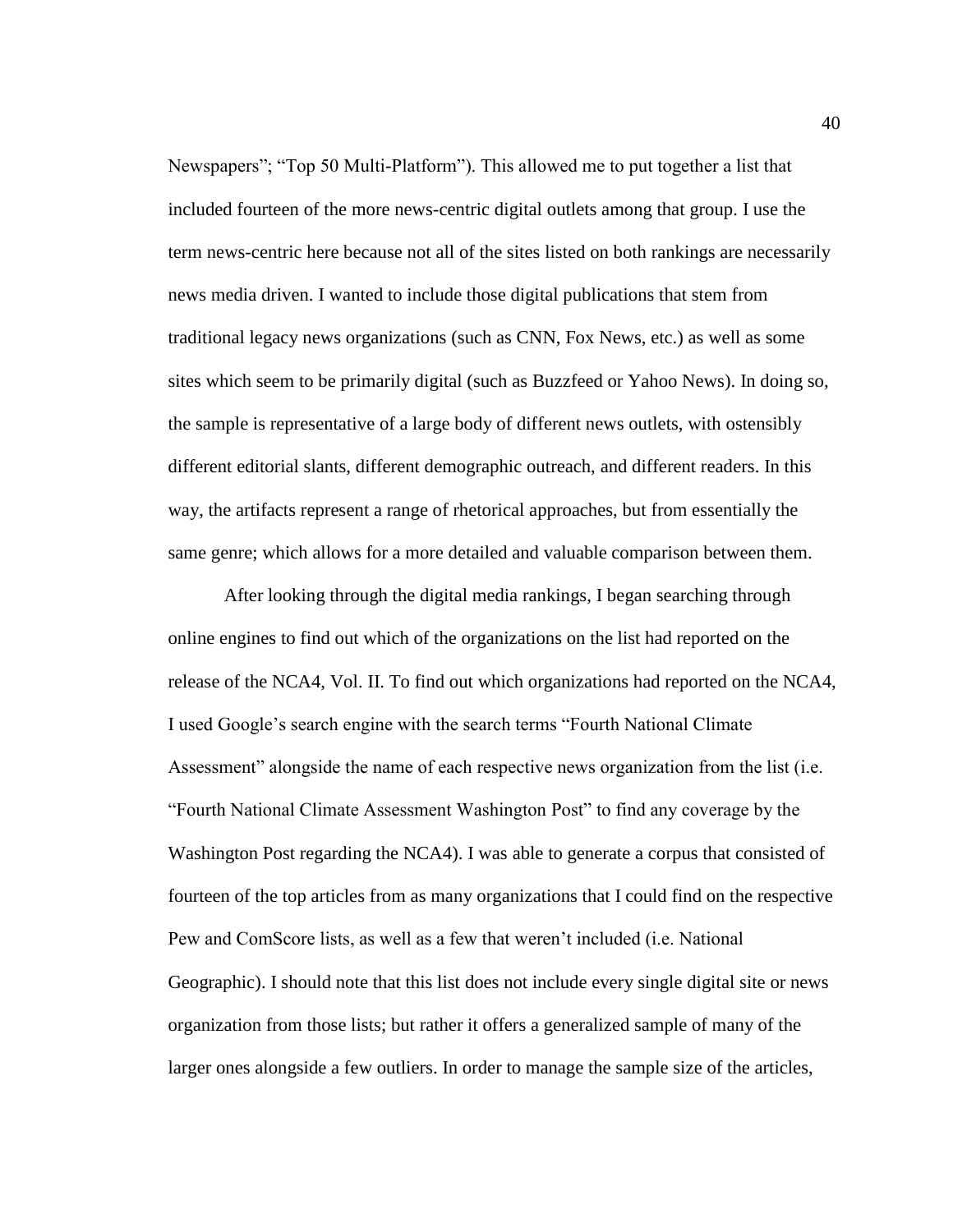Newspapers"; "Top 50 Multi-Platform"). This allowed me to put together a list that included fourteen of the more news-centric digital outlets among that group. I use the term news-centric here because not all of the sites listed on both rankings are necessarily news media driven. I wanted to include those digital publications that stem from traditional legacy news organizations (such as CNN, Fox News, etc.) as well as some sites which seem to be primarily digital (such as Buzzfeed or Yahoo News). In doing so, the sample is representative of a large body of different news outlets, with ostensibly different editorial slants, different demographic outreach, and different readers. In this way, the artifacts represent a range of rhetorical approaches, but from essentially the same genre; which allows for a more detailed and valuable comparison between them.

After looking through the digital media rankings, I began searching through online engines to find out which of the organizations on the list had reported on the release of the NCA4, Vol. II. To find out which organizations had reported on the NCA4, I used Google's search engine with the search terms "Fourth National Climate Assessment" alongside the name of each respective news organization from the list (i.e. "Fourth National Climate Assessment Washington Post" to find any coverage by the Washington Post regarding the NCA4). I was able to generate a corpus that consisted of fourteen of the top articles from as many organizations that I could find on the respective Pew and ComScore lists, as well as a few that weren't included (i.e. National Geographic). I should note that this list does not include every single digital site or news organization from those lists; but rather it offers a generalized sample of many of the larger ones alongside a few outliers. In order to manage the sample size of the articles,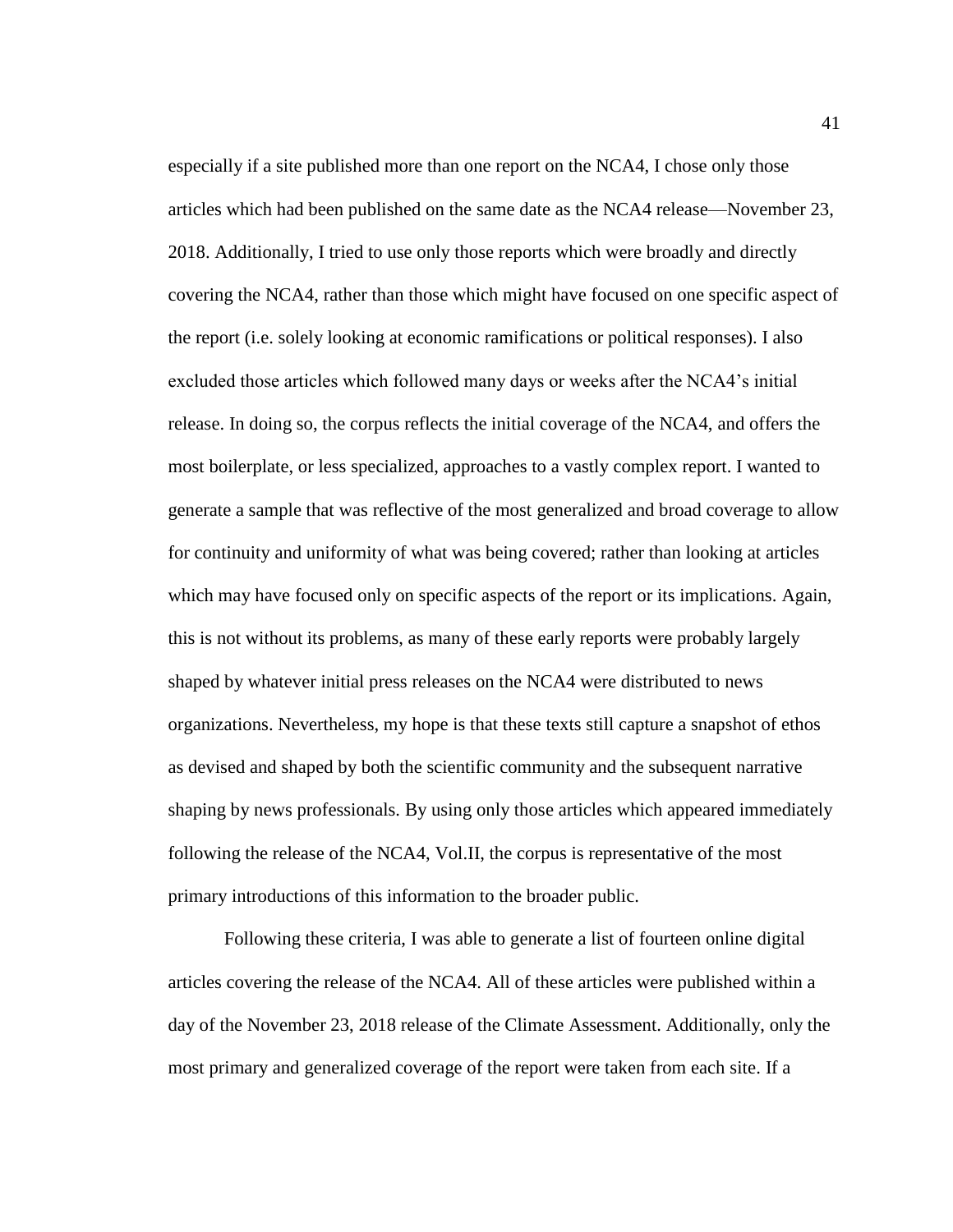especially if a site published more than one report on the NCA4, I chose only those articles which had been published on the same date as the NCA4 release—November 23, 2018. Additionally, I tried to use only those reports which were broadly and directly covering the NCA4, rather than those which might have focused on one specific aspect of the report (i.e. solely looking at economic ramifications or political responses). I also excluded those articles which followed many days or weeks after the NCA4's initial release. In doing so, the corpus reflects the initial coverage of the NCA4, and offers the most boilerplate, or less specialized, approaches to a vastly complex report. I wanted to generate a sample that was reflective of the most generalized and broad coverage to allow for continuity and uniformity of what was being covered; rather than looking at articles which may have focused only on specific aspects of the report or its implications. Again, this is not without its problems, as many of these early reports were probably largely shaped by whatever initial press releases on the NCA4 were distributed to news organizations. Nevertheless, my hope is that these texts still capture a snapshot of ethos as devised and shaped by both the scientific community and the subsequent narrative shaping by news professionals. By using only those articles which appeared immediately following the release of the NCA4, Vol.II, the corpus is representative of the most primary introductions of this information to the broader public.

Following these criteria, I was able to generate a list of fourteen online digital articles covering the release of the NCA4. All of these articles were published within a day of the November 23, 2018 release of the Climate Assessment. Additionally, only the most primary and generalized coverage of the report were taken from each site. If a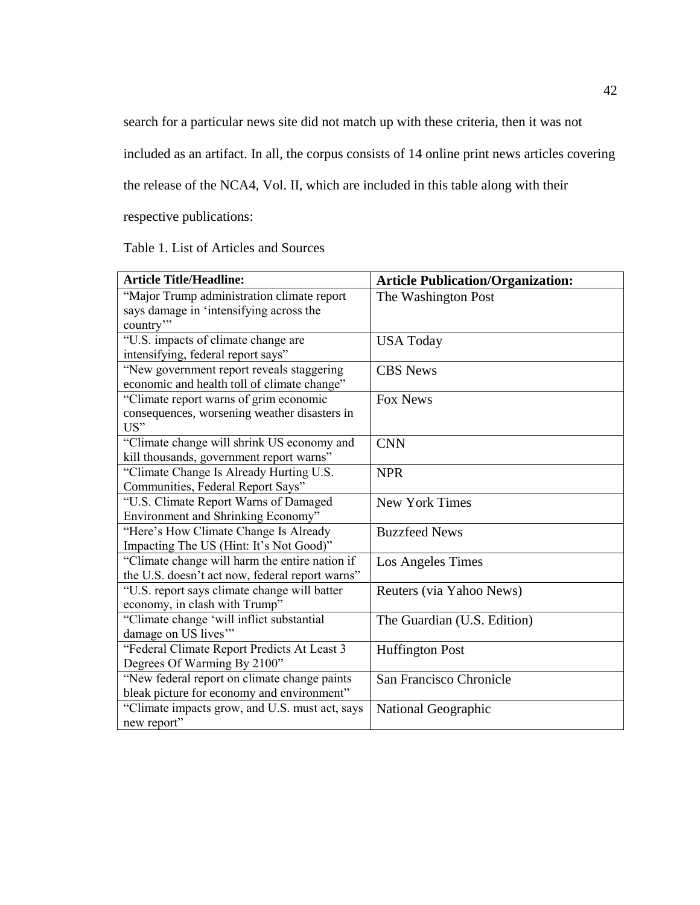search for a particular news site did not match up with these criteria, then it was not included as an artifact. In all, the corpus consists of 14 online print news articles covering the release of the NCA4, Vol. II, which are included in this table along with their respective publications:

Table 1. List of Articles and Sources

| Article Title/Headline: | Article Publication/Organization: |
| --- | --- |
| "Major Trump administration climate report says damage in 'intensifying across the country'" | The Washington Post |
| "U.S. impacts of climate change are intensifying, federal report says" | USA Today |
| "New government report reveals staggering economic and health toll of climate change" | CBS News |
| "Climate report warns of grim economic consequences, worsening weather disasters in US" | Fox News |
| "Climate change will shrink US economy and kill thousands, government report warns" | CNN |
| "Climate Change Is Already Hurting U.S. Communities, Federal Report Says" | NPR |
| "U.S. Climate Report Warns of Damaged Environment and Shrinking Economy" | New York Times |
| "Here's How Climate Change Is Already Impacting The US (Hint: It's Not Good)" | Buzzfeed News |
| "Climate change will harm the entire nation if the U.S. doesn't act now, federal report warns" | Los Angeles Times |
| "U.S. report says climate change will batter economy, in clash with Trump" | Reuters (via Yahoo News) |
| "Climate change 'will inflict substantial damage on US lives'" | The Guardian (U.S. Edition) |
| "Federal Climate Report Predicts At Least 3 Degrees Of Warming By 2100" | Huffington Post |
| "New federal report on climate change paints bleak picture for economy and environment" | San Francisco Chronicle |
| "Climate impacts grow, and U.S. must act, says new report" | National Geographic |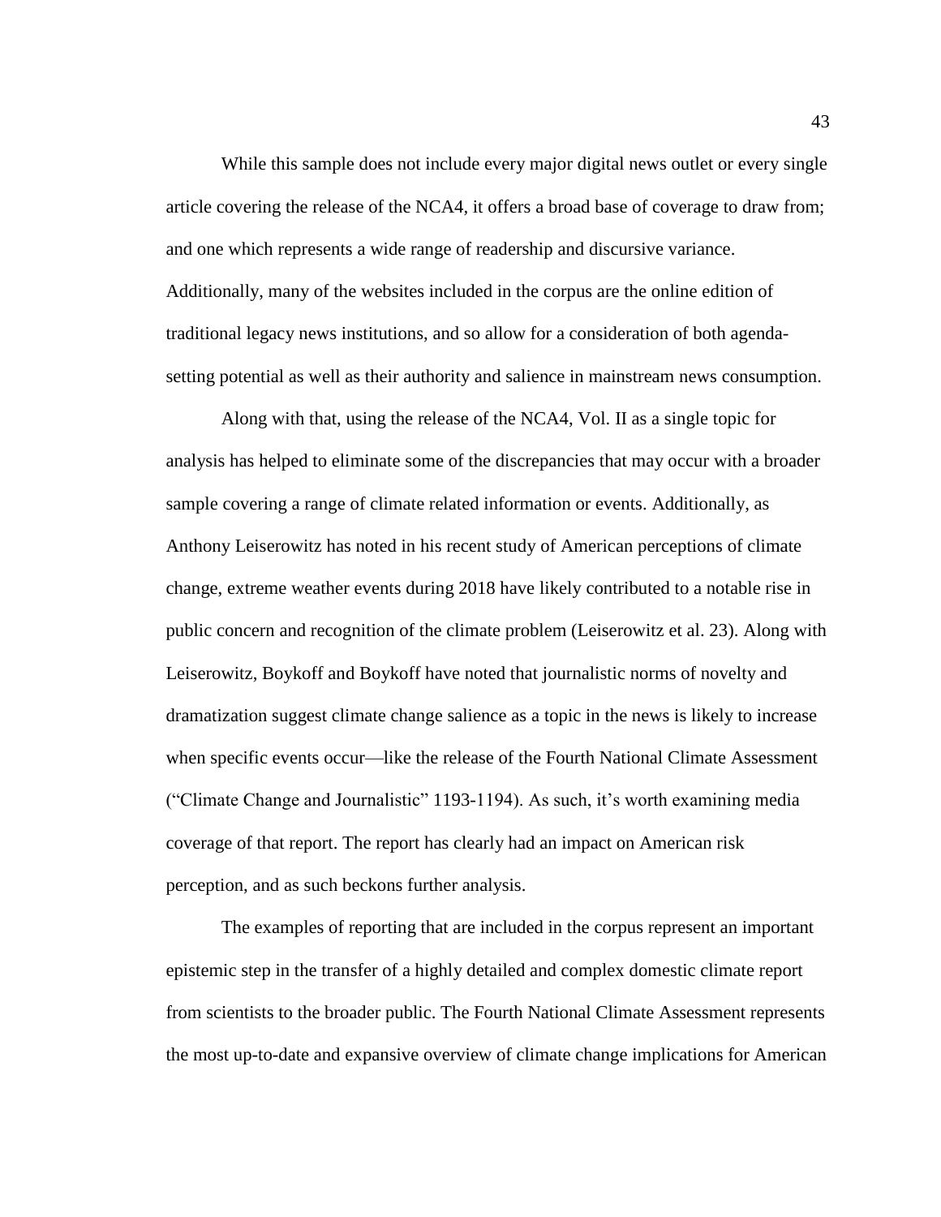While this sample does not include every major digital news outlet or every single article covering the release of the NCA4, it offers a broad base of coverage to draw from; and one which represents a wide range of readership and discursive variance. Additionally, many of the websites included in the corpus are the online edition of traditional legacy news institutions, and so allow for a consideration of both agenda-setting potential as well as their authority and salience in mainstream news consumption.

Along with that, using the release of the NCA4, Vol. II as a single topic for analysis has helped to eliminate some of the discrepancies that may occur with a broader sample covering a range of climate related information or events. Additionally, as Anthony Leiserowitz has noted in his recent study of American perceptions of climate change, extreme weather events during 2018 have likely contributed to a notable rise in public concern and recognition of the climate problem (Leiserowitz et al. 23). Along with Leiserowitz, Boykoff and Boykoff have noted that journalistic norms of novelty and dramatization suggest climate change salience as a topic in the news is likely to increase when specific events occur—like the release of the Fourth National Climate Assessment ("Climate Change and Journalistic" 1193-1194). As such, it's worth examining media coverage of that report. The report has clearly had an impact on American risk perception, and as such beckons further analysis.

The examples of reporting that are included in the corpus represent an important epistemic step in the transfer of a highly detailed and complex domestic climate report from scientists to the broader public. The Fourth National Climate Assessment represents the most up-to-date and expansive overview of climate change implications for American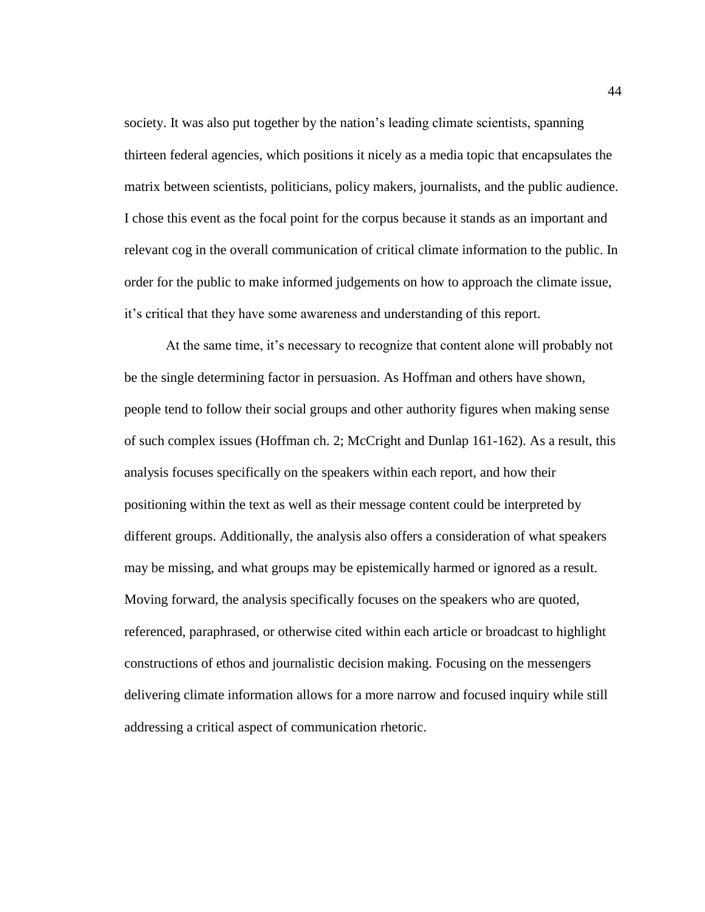society. It was also put together by the nation's leading climate scientists, spanning thirteen federal agencies, which positions it nicely as a media topic that encapsulates the matrix between scientists, politicians, policy makers, journalists, and the public audience. I chose this event as the focal point for the corpus because it stands as an important and relevant cog in the overall communication of critical climate information to the public. In order for the public to make informed judgements on how to approach the climate issue, it's critical that they have some awareness and understanding of this report.

At the same time, it's necessary to recognize that content alone will probably not be the single determining factor in persuasion. As Hoffman and others have shown, people tend to follow their social groups and other authority figures when making sense of such complex issues (Hoffman ch. 2; McCright and Dunlap 161-162). As a result, this analysis focuses specifically on the speakers within each report, and how their positioning within the text as well as their message content could be interpreted by different groups. Additionally, the analysis also offers a consideration of what speakers may be missing, and what groups may be epistemically harmed or ignored as a result. Moving forward, the analysis specifically focuses on the speakers who are quoted, referenced, paraphrased, or otherwise cited within each article or broadcast to highlight constructions of ethos and journalistic decision making. Focusing on the messengers delivering climate information allows for a more narrow and focused inquiry while still addressing a critical aspect of communication rhetoric.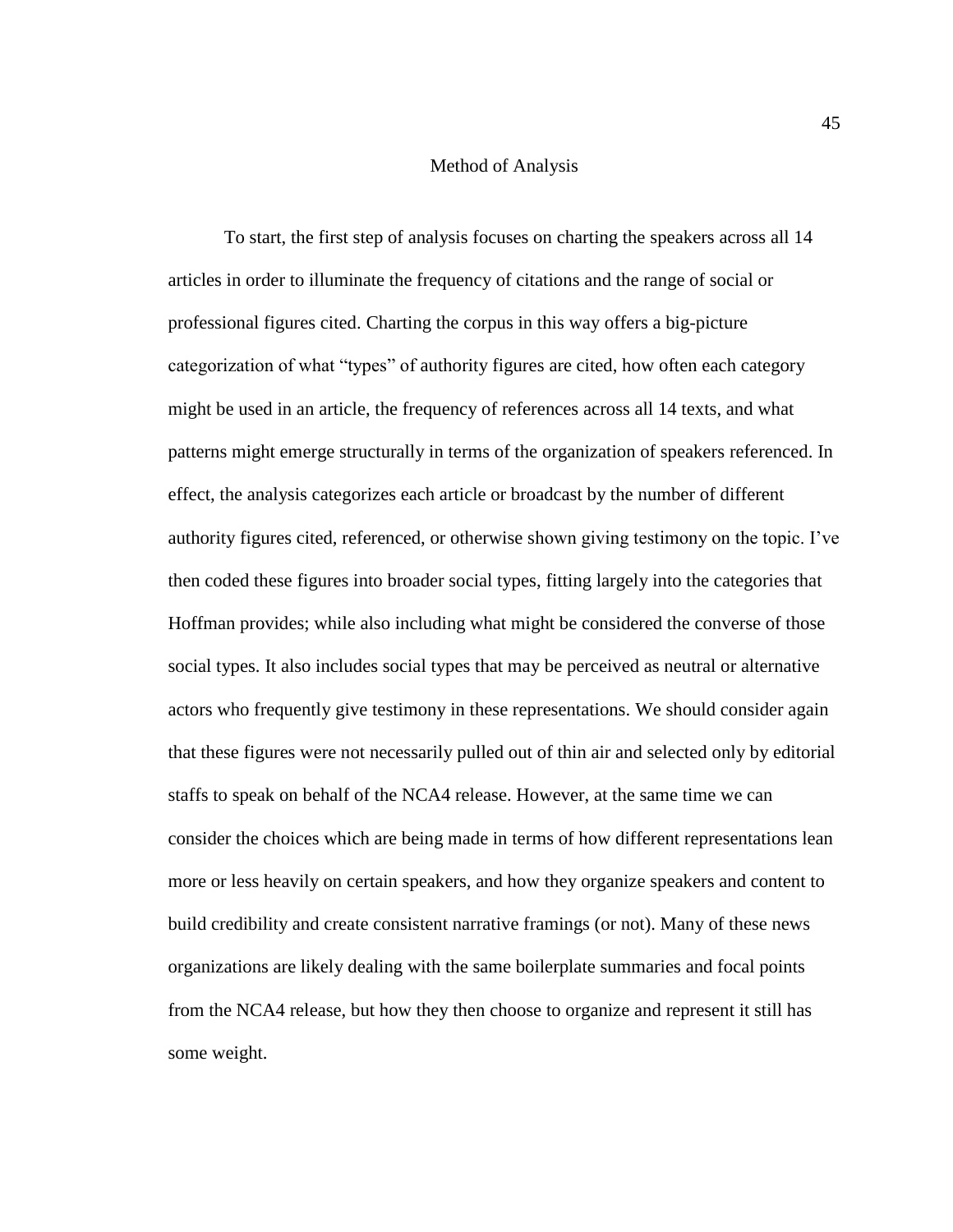## Method of Analysis

To start, the first step of analysis focuses on charting the speakers across all 14 articles in order to illuminate the frequency of citations and the range of social or professional figures cited. Charting the corpus in this way offers a big-picture categorization of what "types" of authority figures are cited, how often each category might be used in an article, the frequency of references across all 14 texts, and what patterns might emerge structurally in terms of the organization of speakers referenced. In effect, the analysis categorizes each article or broadcast by the number of different authority figures cited, referenced, or otherwise shown giving testimony on the topic. I've then coded these figures into broader social types, fitting largely into the categories that Hoffman provides; while also including what might be considered the converse of those social types. It also includes social types that may be perceived as neutral or alternative actors who frequently give testimony in these representations. We should consider again that these figures were not necessarily pulled out of thin air and selected only by editorial staffs to speak on behalf of the NCA4 release. However, at the same time we can consider the choices which are being made in terms of how different representations lean more or less heavily on certain speakers, and how they organize speakers and content to build credibility and create consistent narrative framings (or not). Many of these news organizations are likely dealing with the same boilerplate summaries and focal points from the NCA4 release, but how they then choose to organize and represent it still has some weight.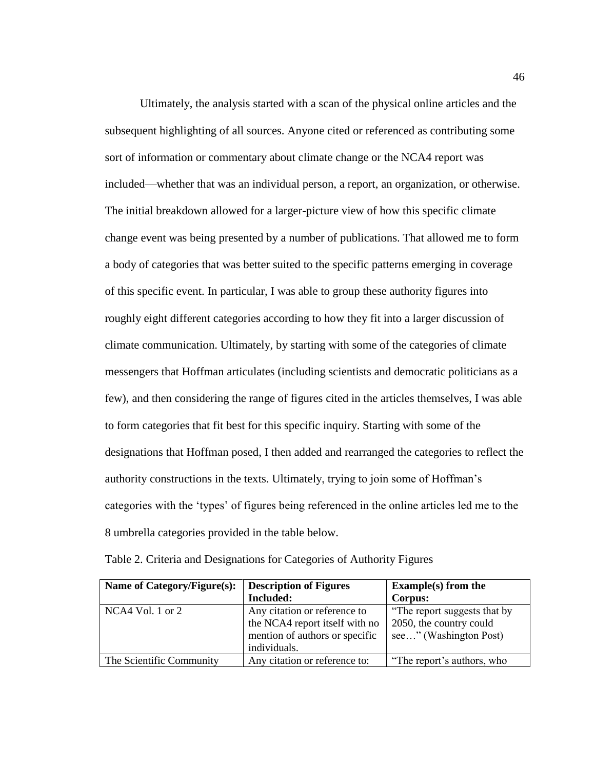Ultimately, the analysis started with a scan of the physical online articles and the subsequent highlighting of all sources. Anyone cited or referenced as contributing some sort of information or commentary about climate change or the NCA4 report was included—whether that was an individual person, a report, an organization, or otherwise. The initial breakdown allowed for a larger-picture view of how this specific climate change event was being presented by a number of publications. That allowed me to form a body of categories that was better suited to the specific patterns emerging in coverage of this specific event. In particular, I was able to group these authority figures into roughly eight different categories according to how they fit into a larger discussion of climate communication. Ultimately, by starting with some of the categories of climate messengers that Hoffman articulates (including scientists and democratic politicians as a few), and then considering the range of figures cited in the articles themselves, I was able to form categories that fit best for this specific inquiry. Starting with some of the designations that Hoffman posed, I then added and rearranged the categories to reflect the authority constructions in the texts. Ultimately, trying to join some of Hoffman's categories with the 'types' of figures being referenced in the online articles led me to the 8 umbrella categories provided in the table below.

Table 2. Criteria and Designations for Categories of Authority Figures

| Name of Category/Figure(s): | Description of Figures Included: | Example(s) from the Corpus: |
|---|---|---|
| NCA4 Vol. 1 or 2 | Any citation or reference to the NCA4 report itself with no mention of authors or specific individuals. | "The report suggests that by 2050, the country could see…" (Washington Post) |
| The Scientific Community | Any citation or reference to: | "The report's authors, who |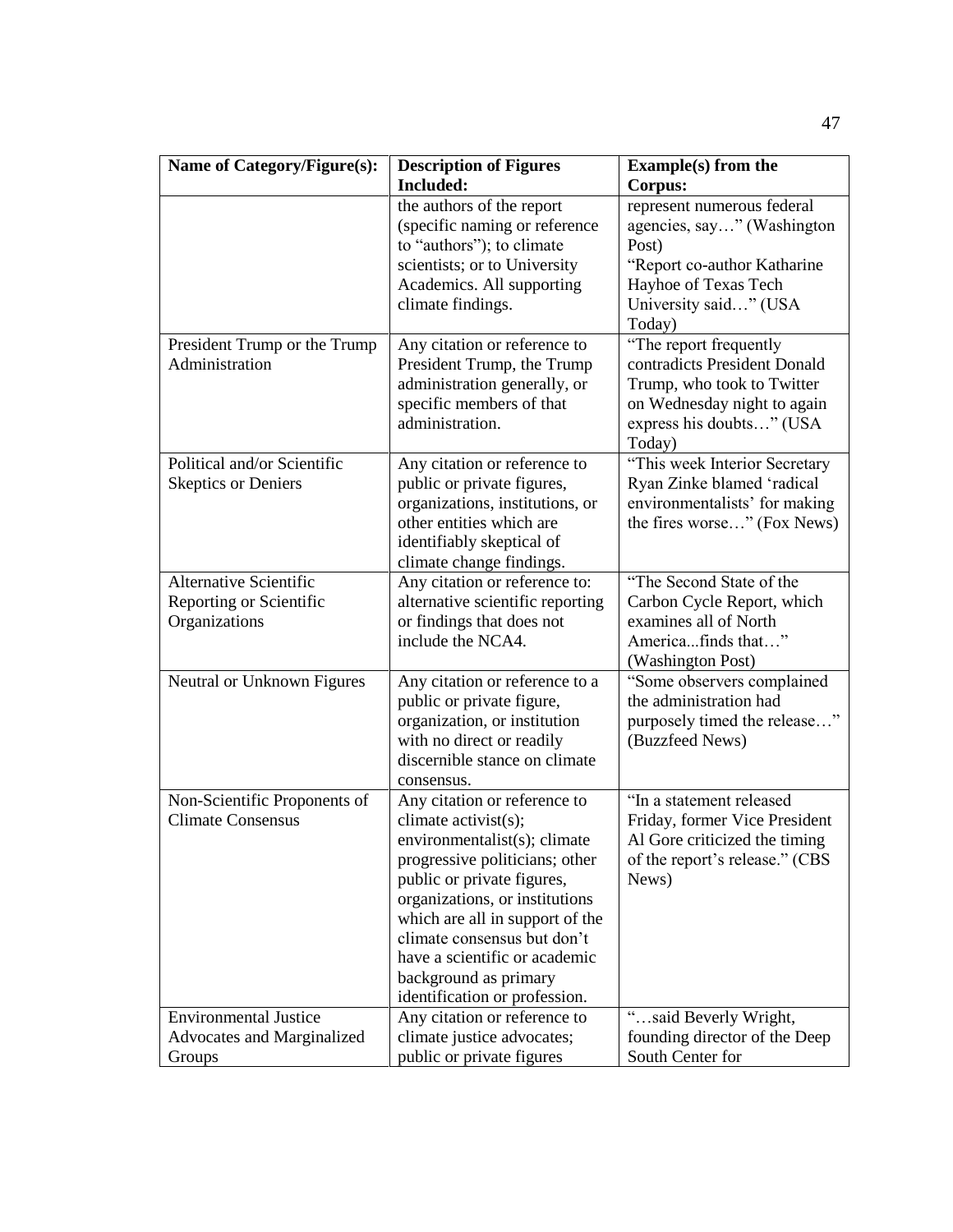| Name of Category/Figure(s): | Description of Figures Included: | Example(s) from the Corpus: |
|---|---|---|
| | the authors of the report (specific naming or reference to "authors"); to climate scientists; or to University Academics. All supporting climate findings. | represent numerous federal agencies, say…" (Washington Post) "Report co-author Katharine Hayhoe of Texas Tech University said…" (USA Today) |
| President Trump or the Trump Administration | Any citation or reference to President Trump, the Trump administration generally, or specific members of that administration. | "The report frequently contradicts President Donald Trump, who took to Twitter on Wednesday night to again express his doubts…" (USA Today) |
| Political and/or Scientific Skeptics or Deniers | Any citation or reference to public or private figures, organizations, institutions, or other entities which are identifiably skeptical of climate change findings. | "This week Interior Secretary Ryan Zinke blamed 'radical environmentalists' for making the fires worse…" (Fox News) |
| Alternative Scientific Reporting or Scientific Organizations | Any citation or reference to: alternative scientific reporting or findings that does not include the NCA4. | "The Second State of the Carbon Cycle Report, which examines all of North America...finds that…" (Washington Post) |
| Neutral or Unknown Figures | Any citation or reference to a public or private figure, organization, or institution with no direct or readily discernible stance on climate consensus. | "Some observers complained the administration had purposely timed the release…" (Buzzfeed News) |
| Non-Scientific Proponents of Climate Consensus | Any citation or reference to climate activist(s); environmentalist(s); climate progressive politicians; other public or private figures, organizations, or institutions which are all in support of the climate consensus but don't have a scientific or academic background as primary identification or profession. | "In a statement released Friday, former Vice President Al Gore criticized the timing of the report's release." (CBS News) |
| Environmental Justice Advocates and Marginalized Groups | Any citation or reference to climate justice advocates; public or private figures | "…said Beverly Wright, founding director of the Deep South Center for |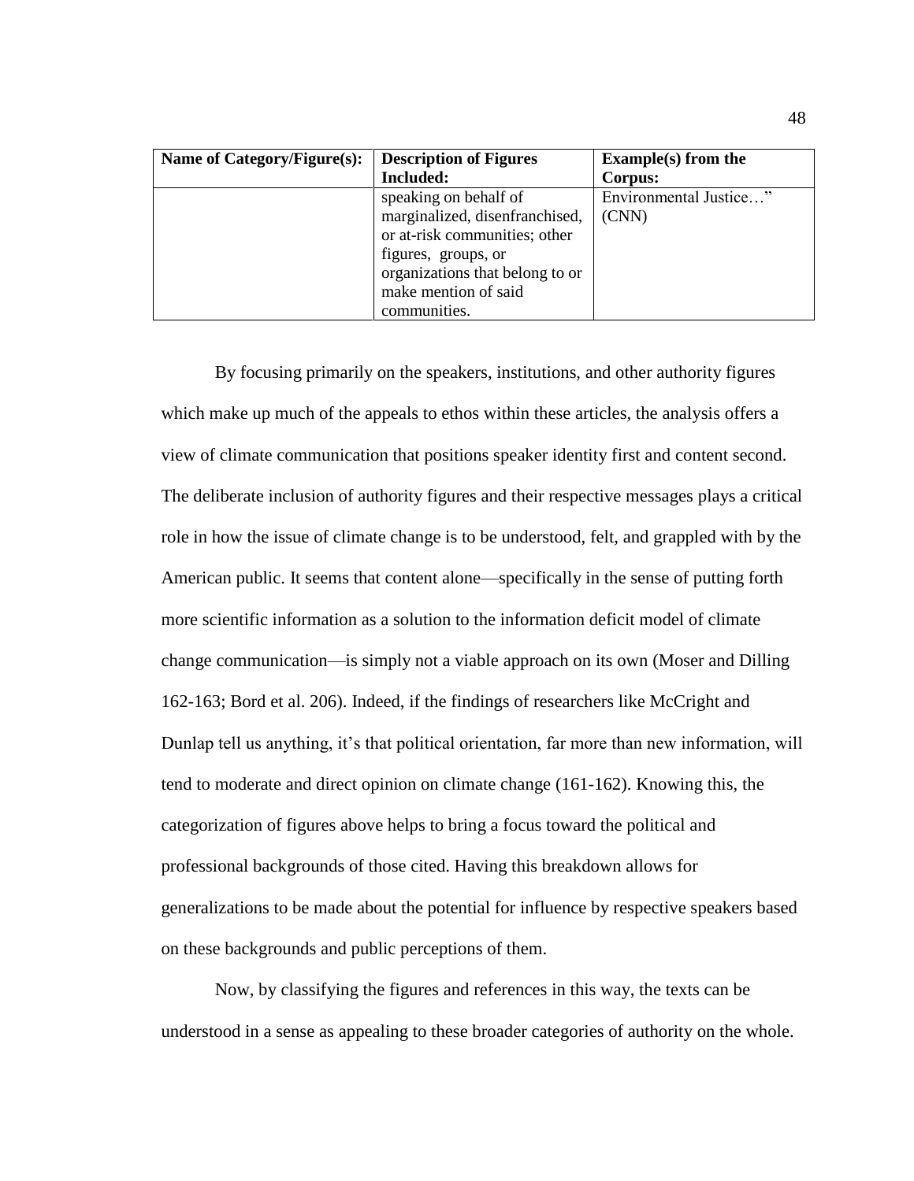| Name of Category/Figure(s): | Description of Figures Included: | Example(s) from the Corpus: |
|---|---|---|
| | speaking on behalf of marginalized, disenfranchised, or at-risk communities; other figures, groups, or organizations that belong to or make mention of said communities. | Environmental Justice…" (CNN) |

By focusing primarily on the speakers, institutions, and other authority figures which make up much of the appeals to ethos within these articles, the analysis offers a view of climate communication that positions speaker identity first and content second. The deliberate inclusion of authority figures and their respective messages plays a critical role in how the issue of climate change is to be understood, felt, and grappled with by the American public. It seems that content alone—specifically in the sense of putting forth more scientific information as a solution to the information deficit model of climate change communication—is simply not a viable approach on its own (Moser and Dilling 162-163; Bord et al. 206). Indeed, if the findings of researchers like McCright and Dunlap tell us anything, it's that political orientation, far more than new information, will tend to moderate and direct opinion on climate change (161-162). Knowing this, the categorization of figures above helps to bring a focus toward the political and professional backgrounds of those cited. Having this breakdown allows for generalizations to be made about the potential for influence by respective speakers based on these backgrounds and public perceptions of them.

Now, by classifying the figures and references in this way, the texts can be understood in a sense as appealing to these broader categories of authority on the whole.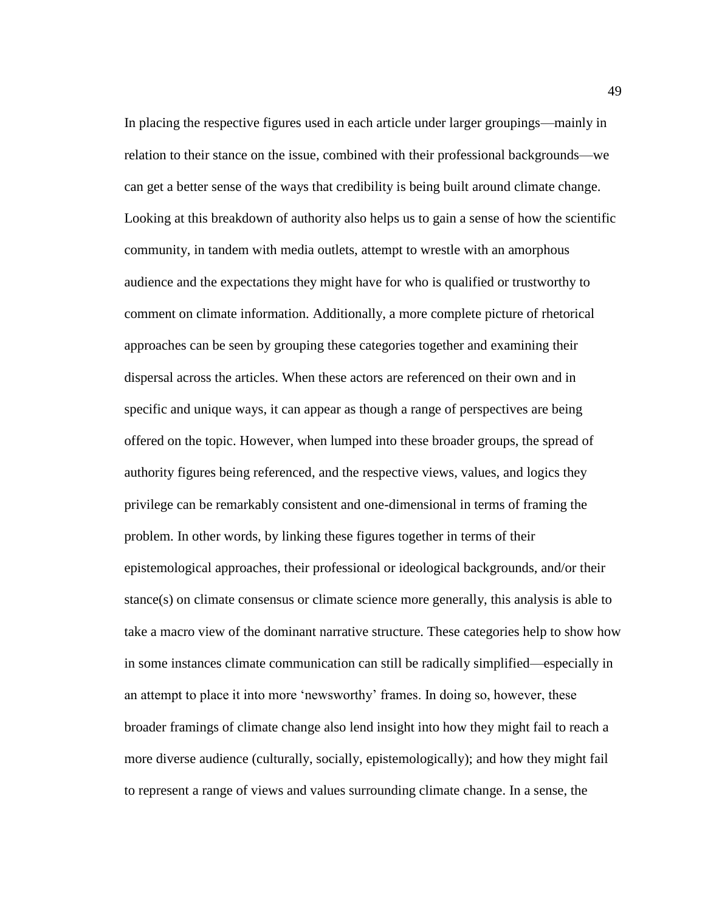In placing the respective figures used in each article under larger groupings—mainly in relation to their stance on the issue, combined with their professional backgrounds—we can get a better sense of the ways that credibility is being built around climate change. Looking at this breakdown of authority also helps us to gain a sense of how the scientific community, in tandem with media outlets, attempt to wrestle with an amorphous audience and the expectations they might have for who is qualified or trustworthy to comment on climate information. Additionally, a more complete picture of rhetorical approaches can be seen by grouping these categories together and examining their dispersal across the articles. When these actors are referenced on their own and in specific and unique ways, it can appear as though a range of perspectives are being offered on the topic. However, when lumped into these broader groups, the spread of authority figures being referenced, and the respective views, values, and logics they privilege can be remarkably consistent and one-dimensional in terms of framing the problem. In other words, by linking these figures together in terms of their epistemological approaches, their professional or ideological backgrounds, and/or their stance(s) on climate consensus or climate science more generally, this analysis is able to take a macro view of the dominant narrative structure. These categories help to show how in some instances climate communication can still be radically simplified—especially in an attempt to place it into more 'newsworthy' frames. In doing so, however, these broader framings of climate change also lend insight into how they might fail to reach a more diverse audience (culturally, socially, epistemologically); and how they might fail to represent a range of views and values surrounding climate change. In a sense, the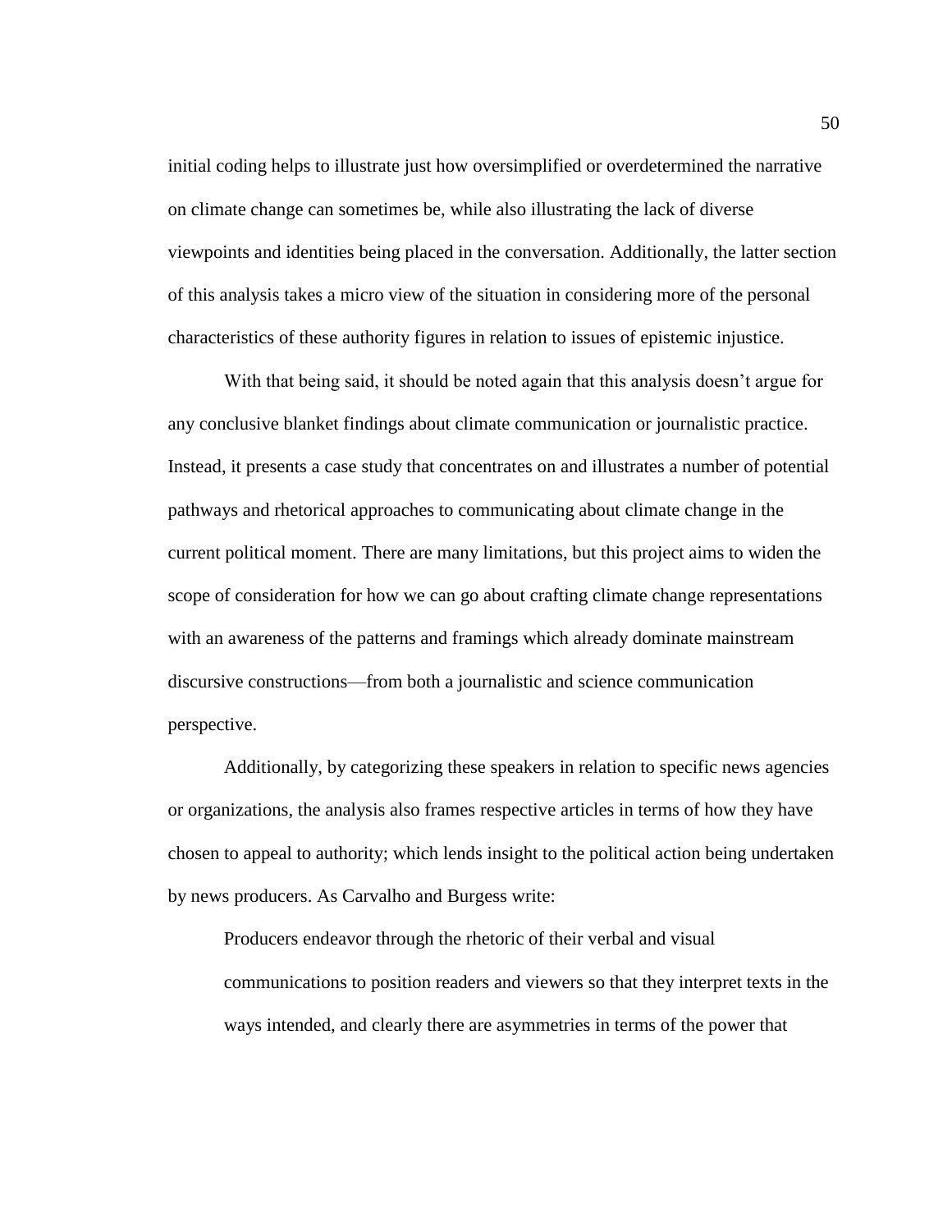initial coding helps to illustrate just how oversimplified or overdetermined the narrative on climate change can sometimes be, while also illustrating the lack of diverse viewpoints and identities being placed in the conversation. Additionally, the latter section of this analysis takes a micro view of the situation in considering more of the personal characteristics of these authority figures in relation to issues of epistemic injustice.

With that being said, it should be noted again that this analysis doesn't argue for any conclusive blanket findings about climate communication or journalistic practice. Instead, it presents a case study that concentrates on and illustrates a number of potential pathways and rhetorical approaches to communicating about climate change in the current political moment. There are many limitations, but this project aims to widen the scope of consideration for how we can go about crafting climate change representations with an awareness of the patterns and framings which already dominate mainstream discursive constructions—from both a journalistic and science communication perspective.

Additionally, by categorizing these speakers in relation to specific news agencies or organizations, the analysis also frames respective articles in terms of how they have chosen to appeal to authority; which lends insight to the political action being undertaken by news producers. As Carvalho and Burgess write:

> Producers endeavor through the rhetoric of their verbal and visual communications to position readers and viewers so that they interpret texts in the ways intended, and clearly there are asymmetries in terms of the power that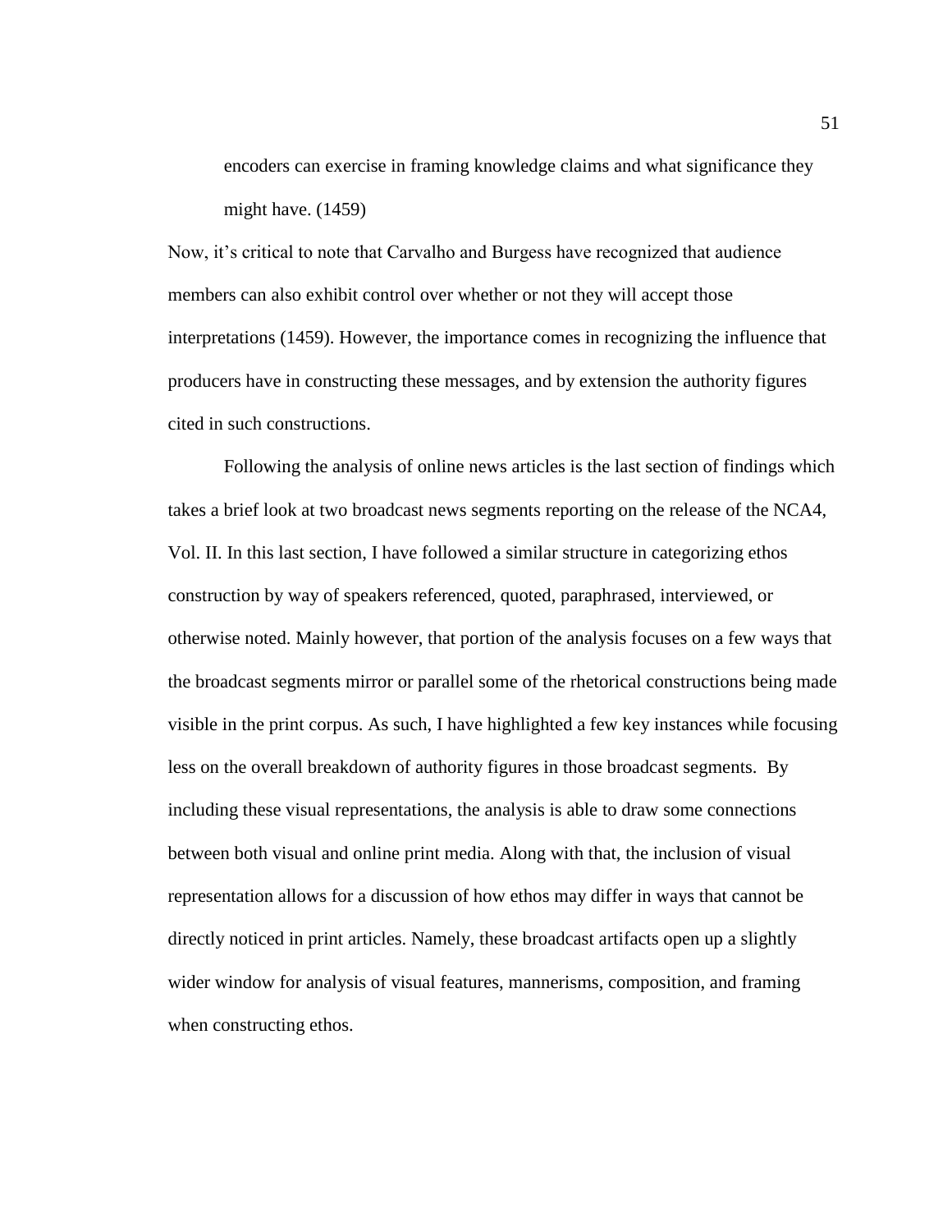> encoders can exercise in framing knowledge claims and what significance they might have. (1459)

Now, it's critical to note that Carvalho and Burgess have recognized that audience members can also exhibit control over whether or not they will accept those interpretations (1459). However, the importance comes in recognizing the influence that producers have in constructing these messages, and by extension the authority figures cited in such constructions.

Following the analysis of online news articles is the last section of findings which takes a brief look at two broadcast news segments reporting on the release of the NCA4, Vol. II. In this last section, I have followed a similar structure in categorizing ethos construction by way of speakers referenced, quoted, paraphrased, interviewed, or otherwise noted. Mainly however, that portion of the analysis focuses on a few ways that the broadcast segments mirror or parallel some of the rhetorical constructions being made visible in the print corpus. As such, I have highlighted a few key instances while focusing less on the overall breakdown of authority figures in those broadcast segments. By including these visual representations, the analysis is able to draw some connections between both visual and online print media. Along with that, the inclusion of visual representation allows for a discussion of how ethos may differ in ways that cannot be directly noticed in print articles. Namely, these broadcast artifacts open up a slightly wider window for analysis of visual features, mannerisms, composition, and framing when constructing ethos.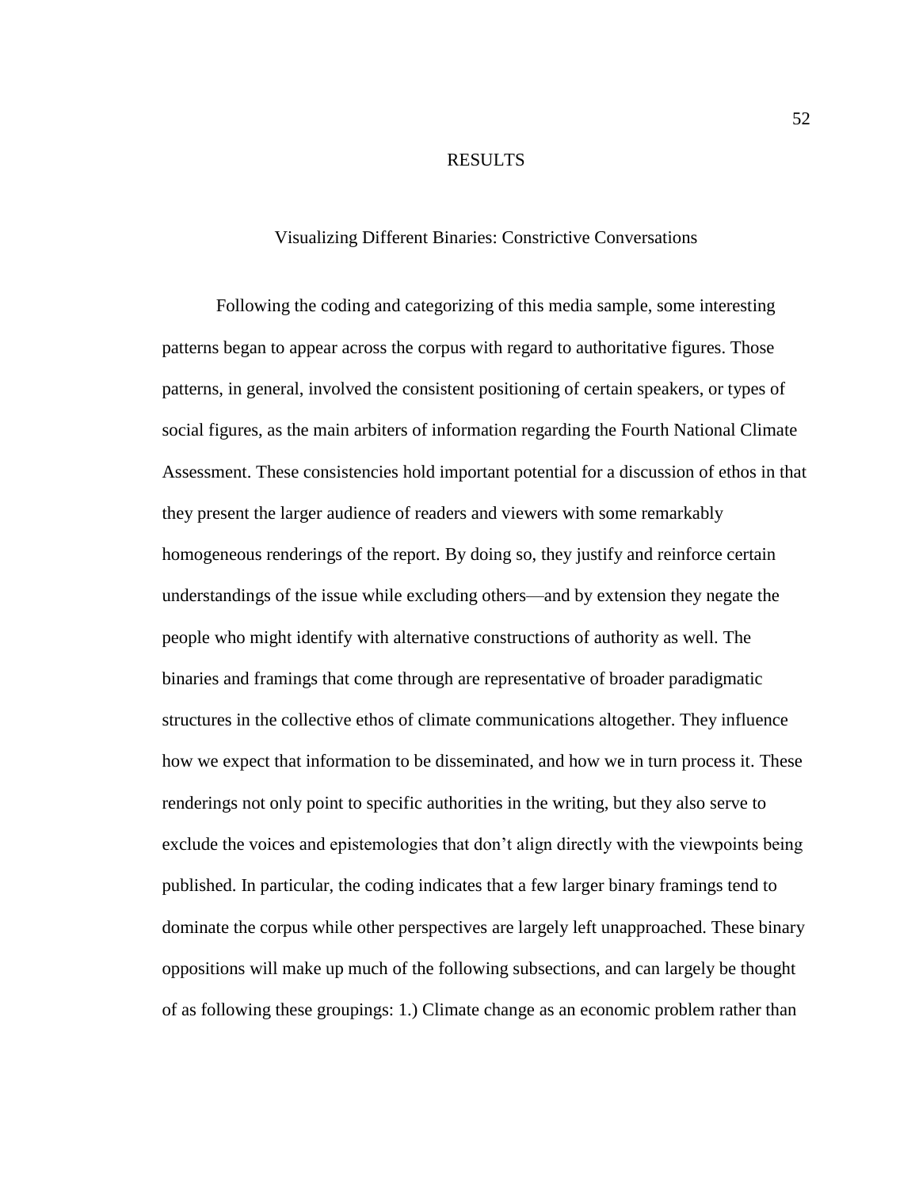# RESULTS

## Visualizing Different Binaries: Constrictive Conversations

Following the coding and categorizing of this media sample, some interesting patterns began to appear across the corpus with regard to authoritative figures. Those patterns, in general, involved the consistent positioning of certain speakers, or types of social figures, as the main arbiters of information regarding the Fourth National Climate Assessment. These consistencies hold important potential for a discussion of ethos in that they present the larger audience of readers and viewers with some remarkably homogeneous renderings of the report. By doing so, they justify and reinforce certain understandings of the issue while excluding others—and by extension they negate the people who might identify with alternative constructions of authority as well. The binaries and framings that come through are representative of broader paradigmatic structures in the collective ethos of climate communications altogether. They influence how we expect that information to be disseminated, and how we in turn process it. These renderings not only point to specific authorities in the writing, but they also serve to exclude the voices and epistemologies that don't align directly with the viewpoints being published. In particular, the coding indicates that a few larger binary framings tend to dominate the corpus while other perspectives are largely left unapproached. These binary oppositions will make up much of the following subsections, and can largely be thought of as following these groupings: 1.) Climate change as an economic problem rather than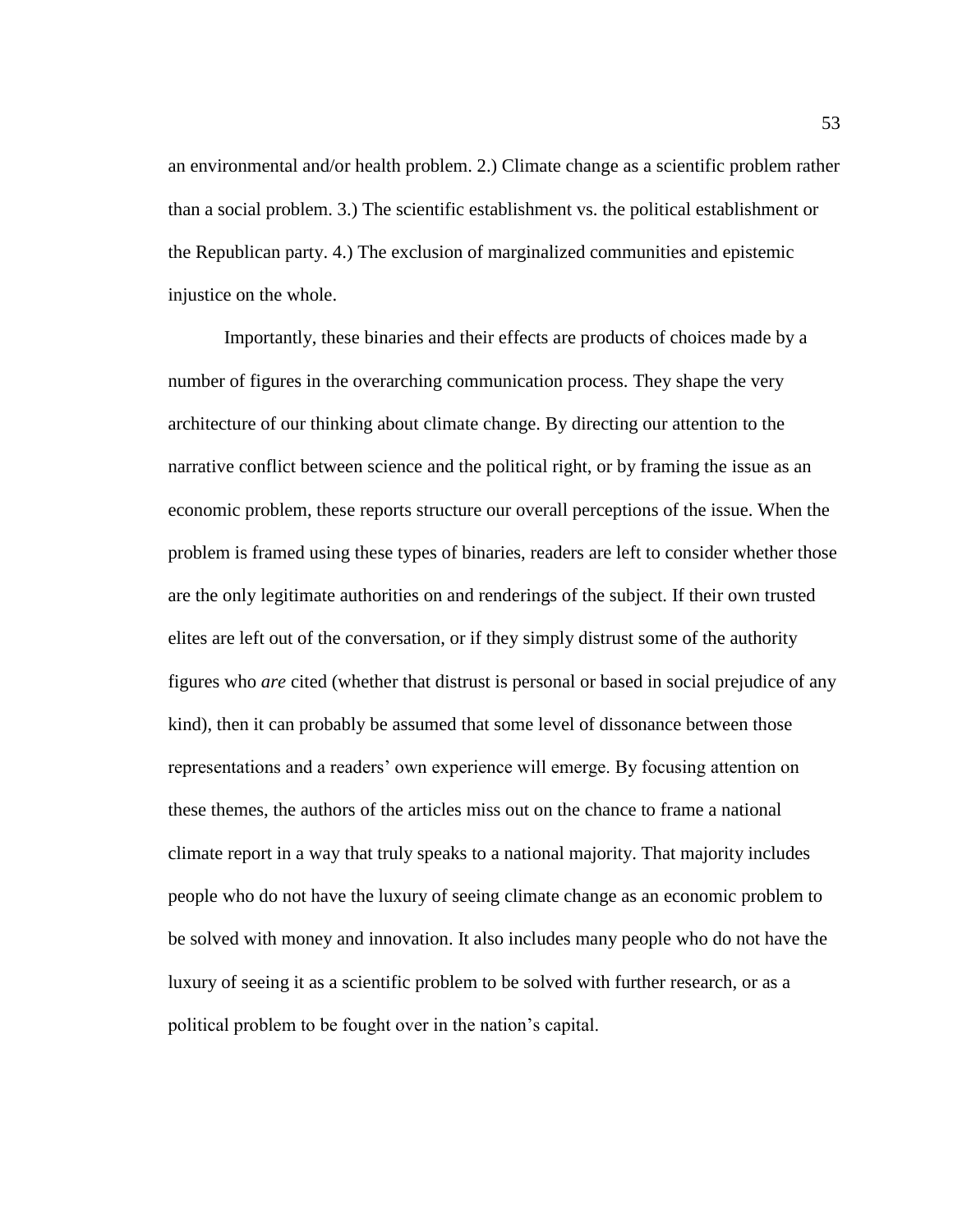an environmental and/or health problem. 2.) Climate change as a scientific problem rather than a social problem. 3.) The scientific establishment vs. the political establishment or the Republican party. 4.) The exclusion of marginalized communities and epistemic injustice on the whole.

Importantly, these binaries and their effects are products of choices made by a number of figures in the overarching communication process. They shape the very architecture of our thinking about climate change. By directing our attention to the narrative conflict between science and the political right, or by framing the issue as an economic problem, these reports structure our overall perceptions of the issue. When the problem is framed using these types of binaries, readers are left to consider whether those are the only legitimate authorities on and renderings of the subject. If their own trusted elites are left out of the conversation, or if they simply distrust some of the authority figures who *are* cited (whether that distrust is personal or based in social prejudice of any kind), then it can probably be assumed that some level of dissonance between those representations and a readers' own experience will emerge. By focusing attention on these themes, the authors of the articles miss out on the chance to frame a national climate report in a way that truly speaks to a national majority. That majority includes people who do not have the luxury of seeing climate change as an economic problem to be solved with money and innovation. It also includes many people who do not have the luxury of seeing it as a scientific problem to be solved with further research, or as a political problem to be fought over in the nation's capital.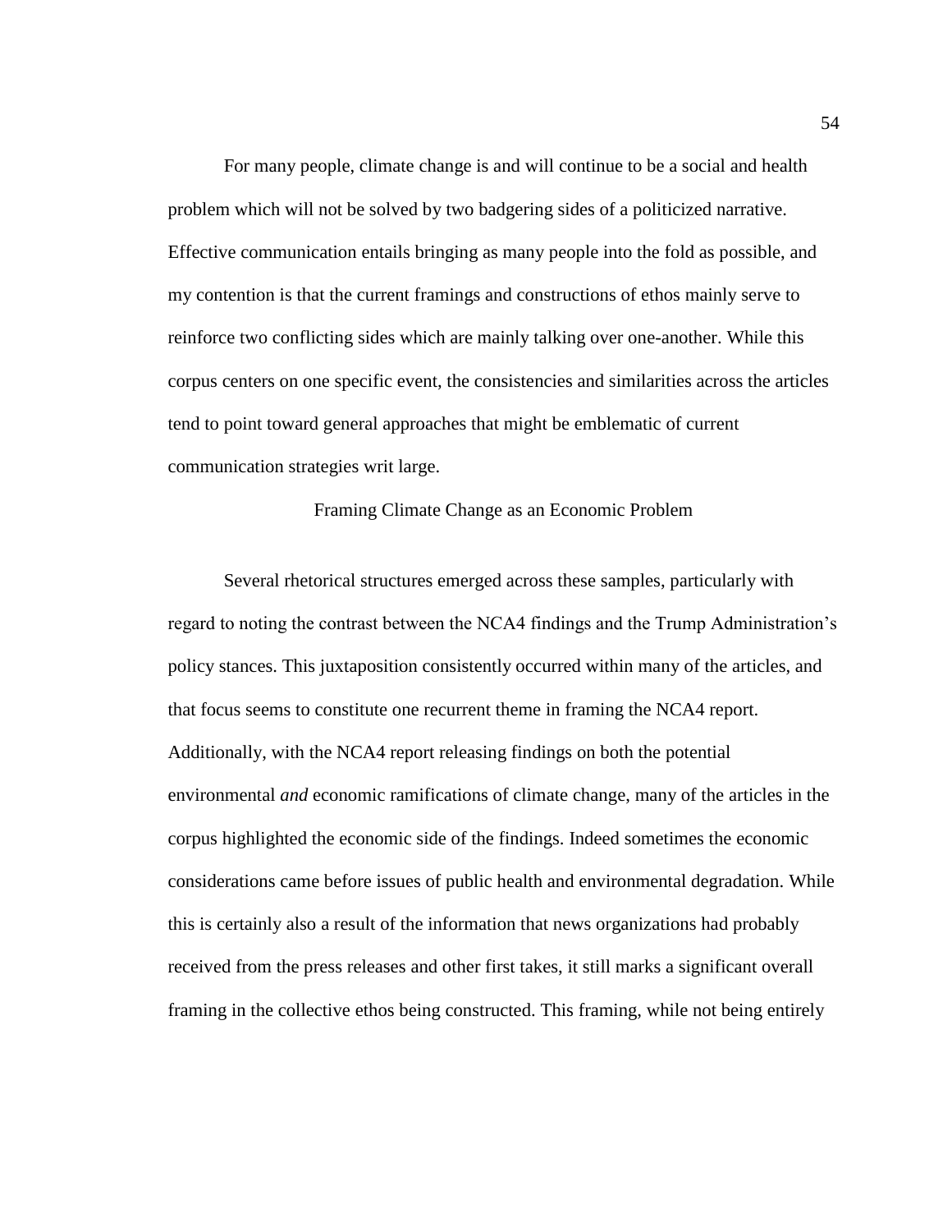For many people, climate change is and will continue to be a social and health problem which will not be solved by two badgering sides of a politicized narrative. Effective communication entails bringing as many people into the fold as possible, and my contention is that the current framings and constructions of ethos mainly serve to reinforce two conflicting sides which are mainly talking over one-another. While this corpus centers on one specific event, the consistencies and similarities across the articles tend to point toward general approaches that might be emblematic of current communication strategies writ large.

## Framing Climate Change as an Economic Problem

Several rhetorical structures emerged across these samples, particularly with regard to noting the contrast between the NCA4 findings and the Trump Administration's policy stances. This juxtaposition consistently occurred within many of the articles, and that focus seems to constitute one recurrent theme in framing the NCA4 report. Additionally, with the NCA4 report releasing findings on both the potential environmental *and* economic ramifications of climate change, many of the articles in the corpus highlighted the economic side of the findings. Indeed sometimes the economic considerations came before issues of public health and environmental degradation. While this is certainly also a result of the information that news organizations had probably received from the press releases and other first takes, it still marks a significant overall framing in the collective ethos being constructed. This framing, while not being entirely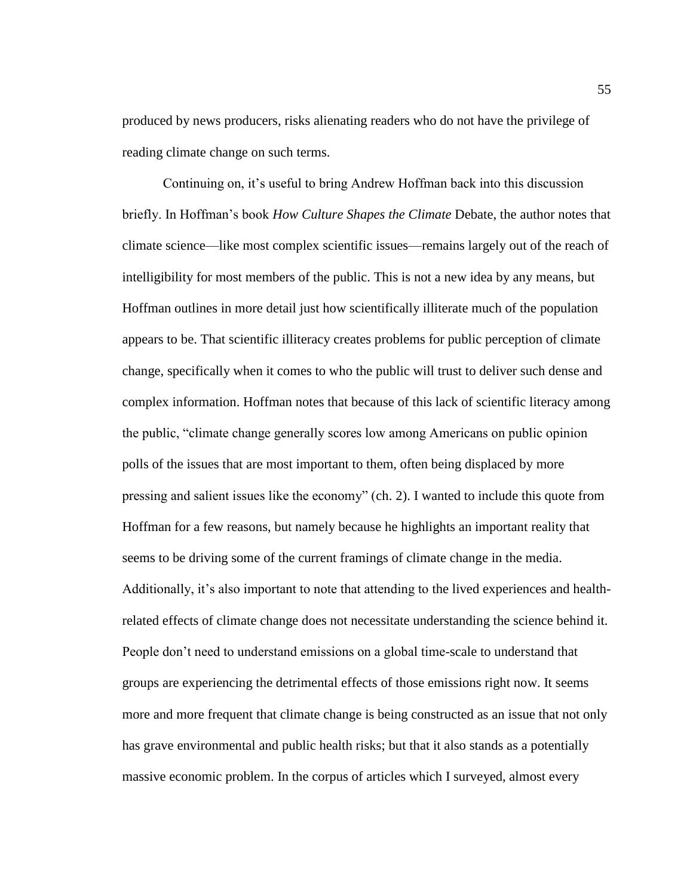produced by news producers, risks alienating readers who do not have the privilege of reading climate change on such terms.

Continuing on, it's useful to bring Andrew Hoffman back into this discussion briefly. In Hoffman's book *How Culture Shapes the Climate* Debate, the author notes that climate science—like most complex scientific issues—remains largely out of the reach of intelligibility for most members of the public. This is not a new idea by any means, but Hoffman outlines in more detail just how scientifically illiterate much of the population appears to be. That scientific illiteracy creates problems for public perception of climate change, specifically when it comes to who the public will trust to deliver such dense and complex information. Hoffman notes that because of this lack of scientific literacy among the public, "climate change generally scores low among Americans on public opinion polls of the issues that are most important to them, often being displaced by more pressing and salient issues like the economy" (ch. 2). I wanted to include this quote from Hoffman for a few reasons, but namely because he highlights an important reality that seems to be driving some of the current framings of climate change in the media. Additionally, it's also important to note that attending to the lived experiences and health-related effects of climate change does not necessitate understanding the science behind it. People don't need to understand emissions on a global time-scale to understand that groups are experiencing the detrimental effects of those emissions right now. It seems more and more frequent that climate change is being constructed as an issue that not only has grave environmental and public health risks; but that it also stands as a potentially massive economic problem. In the corpus of articles which I surveyed, almost every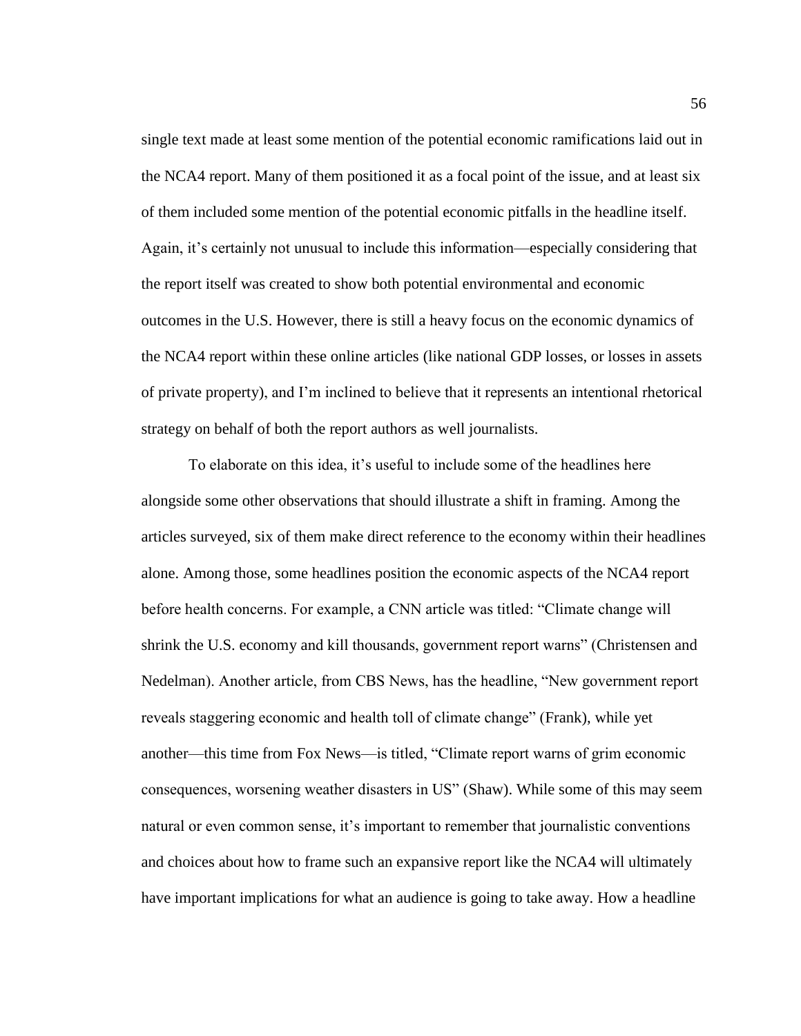single text made at least some mention of the potential economic ramifications laid out in the NCA4 report. Many of them positioned it as a focal point of the issue, and at least six of them included some mention of the potential economic pitfalls in the headline itself. Again, it's certainly not unusual to include this information—especially considering that the report itself was created to show both potential environmental and economic outcomes in the U.S. However, there is still a heavy focus on the economic dynamics of the NCA4 report within these online articles (like national GDP losses, or losses in assets of private property), and I'm inclined to believe that it represents an intentional rhetorical strategy on behalf of both the report authors as well journalists.

To elaborate on this idea, it's useful to include some of the headlines here alongside some other observations that should illustrate a shift in framing. Among the articles surveyed, six of them make direct reference to the economy within their headlines alone. Among those, some headlines position the economic aspects of the NCA4 report before health concerns. For example, a CNN article was titled: "Climate change will shrink the U.S. economy and kill thousands, government report warns" (Christensen and Nedelman). Another article, from CBS News, has the headline, "New government report reveals staggering economic and health toll of climate change" (Frank), while yet another—this time from Fox News—is titled, "Climate report warns of grim economic consequences, worsening weather disasters in US" (Shaw). While some of this may seem natural or even common sense, it's important to remember that journalistic conventions and choices about how to frame such an expansive report like the NCA4 will ultimately have important implications for what an audience is going to take away. How a headline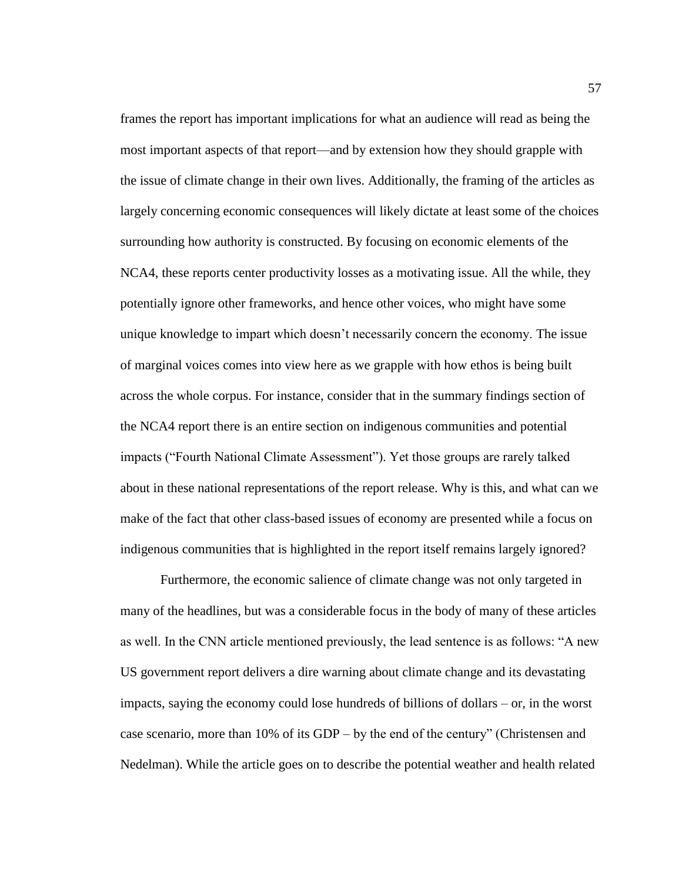frames the report has important implications for what an audience will read as being the most important aspects of that report—and by extension how they should grapple with the issue of climate change in their own lives. Additionally, the framing of the articles as largely concerning economic consequences will likely dictate at least some of the choices surrounding how authority is constructed. By focusing on economic elements of the NCA4, these reports center productivity losses as a motivating issue. All the while, they potentially ignore other frameworks, and hence other voices, who might have some unique knowledge to impart which doesn't necessarily concern the economy. The issue of marginal voices comes into view here as we grapple with how ethos is being built across the whole corpus. For instance, consider that in the summary findings section of the NCA4 report there is an entire section on indigenous communities and potential impacts ("Fourth National Climate Assessment"). Yet those groups are rarely talked about in these national representations of the report release. Why is this, and what can we make of the fact that other class-based issues of economy are presented while a focus on indigenous communities that is highlighted in the report itself remains largely ignored?

Furthermore, the economic salience of climate change was not only targeted in many of the headlines, but was a considerable focus in the body of many of these articles as well. In the CNN article mentioned previously, the lead sentence is as follows: "A new US government report delivers a dire warning about climate change and its devastating impacts, saying the economy could lose hundreds of billions of dollars – or, in the worst case scenario, more than 10% of its GDP – by the end of the century" (Christensen and Nedelman). While the article goes on to describe the potential weather and health related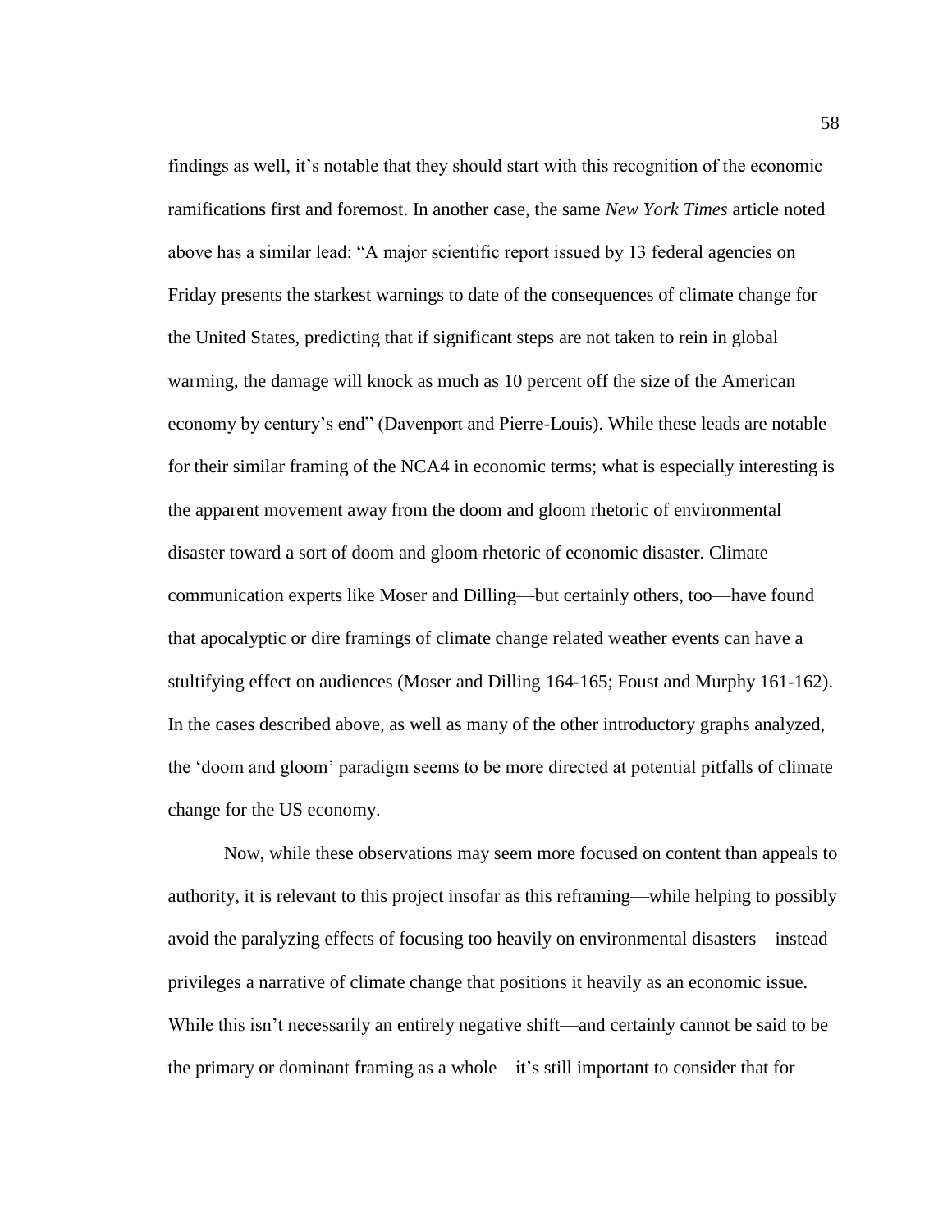findings as well, it's notable that they should start with this recognition of the economic ramifications first and foremost. In another case, the same *New York Times* article noted above has a similar lead: "A major scientific report issued by 13 federal agencies on Friday presents the starkest warnings to date of the consequences of climate change for the United States, predicting that if significant steps are not taken to rein in global warming, the damage will knock as much as 10 percent off the size of the American economy by century's end" (Davenport and Pierre-Louis). While these leads are notable for their similar framing of the NCA4 in economic terms; what is especially interesting is the apparent movement away from the doom and gloom rhetoric of environmental disaster toward a sort of doom and gloom rhetoric of economic disaster. Climate communication experts like Moser and Dilling—but certainly others, too—have found that apocalyptic or dire framings of climate change related weather events can have a stultifying effect on audiences (Moser and Dilling 164-165; Foust and Murphy 161-162). In the cases described above, as well as many of the other introductory graphs analyzed, the 'doom and gloom' paradigm seems to be more directed at potential pitfalls of climate change for the US economy.

Now, while these observations may seem more focused on content than appeals to authority, it is relevant to this project insofar as this reframing—while helping to possibly avoid the paralyzing effects of focusing too heavily on environmental disasters—instead privileges a narrative of climate change that positions it heavily as an economic issue. While this isn't necessarily an entirely negative shift—and certainly cannot be said to be the primary or dominant framing as a whole—it's still important to consider that for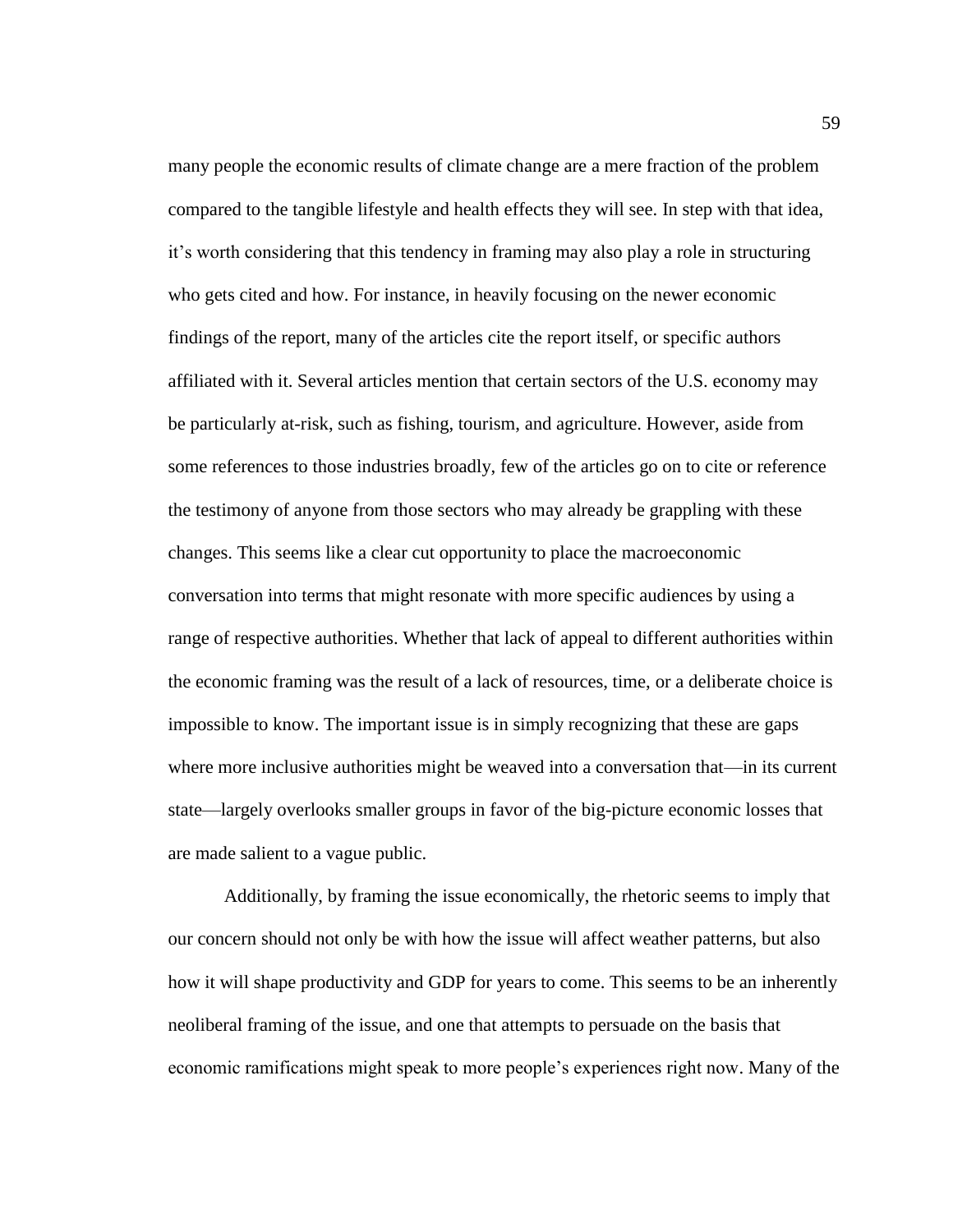many people the economic results of climate change are a mere fraction of the problem compared to the tangible lifestyle and health effects they will see. In step with that idea, it's worth considering that this tendency in framing may also play a role in structuring who gets cited and how. For instance, in heavily focusing on the newer economic findings of the report, many of the articles cite the report itself, or specific authors affiliated with it. Several articles mention that certain sectors of the U.S. economy may be particularly at-risk, such as fishing, tourism, and agriculture. However, aside from some references to those industries broadly, few of the articles go on to cite or reference the testimony of anyone from those sectors who may already be grappling with these changes. This seems like a clear cut opportunity to place the macroeconomic conversation into terms that might resonate with more specific audiences by using a range of respective authorities. Whether that lack of appeal to different authorities within the economic framing was the result of a lack of resources, time, or a deliberate choice is impossible to know. The important issue is in simply recognizing that these are gaps where more inclusive authorities might be weaved into a conversation that—in its current state—largely overlooks smaller groups in favor of the big-picture economic losses that are made salient to a vague public.

Additionally, by framing the issue economically, the rhetoric seems to imply that our concern should not only be with how the issue will affect weather patterns, but also how it will shape productivity and GDP for years to come. This seems to be an inherently neoliberal framing of the issue, and one that attempts to persuade on the basis that economic ramifications might speak to more people's experiences right now. Many of the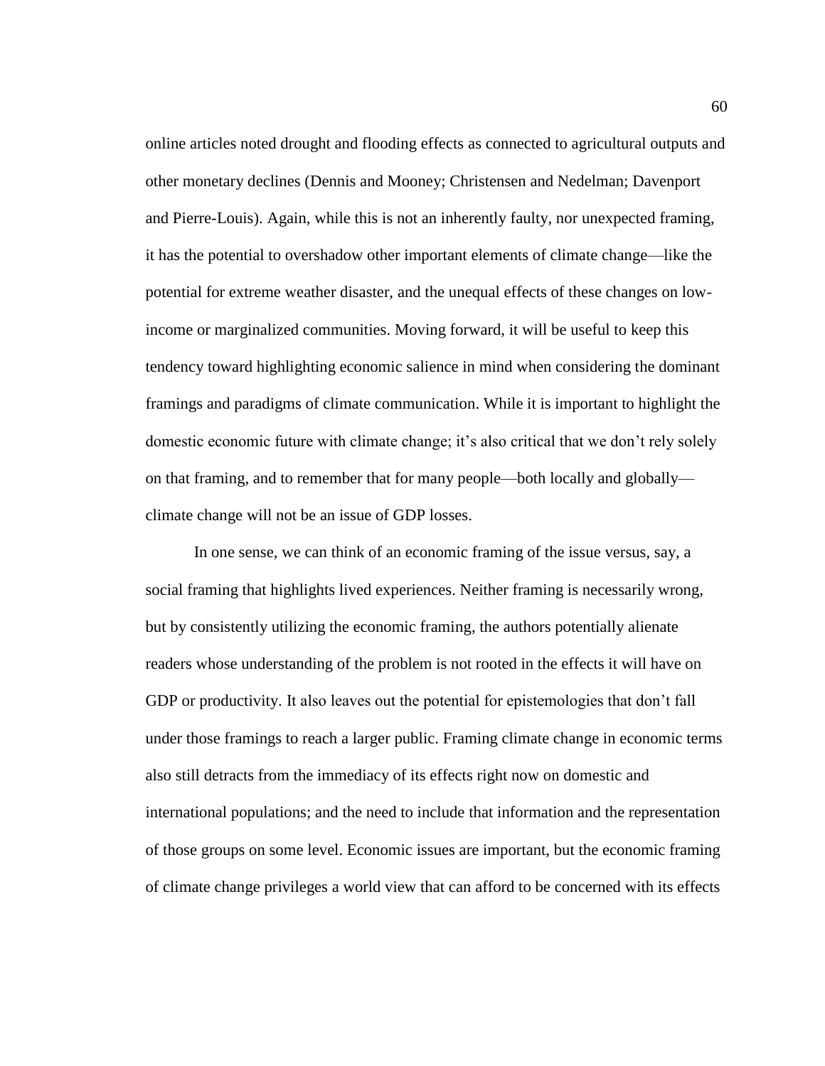online articles noted drought and flooding effects as connected to agricultural outputs and other monetary declines (Dennis and Mooney; Christensen and Nedelman; Davenport and Pierre-Louis). Again, while this is not an inherently faulty, nor unexpected framing, it has the potential to overshadow other important elements of climate change—like the potential for extreme weather disaster, and the unequal effects of these changes on low-income or marginalized communities. Moving forward, it will be useful to keep this tendency toward highlighting economic salience in mind when considering the dominant framings and paradigms of climate communication. While it is important to highlight the domestic economic future with climate change; it's also critical that we don't rely solely on that framing, and to remember that for many people—both locally and globally—climate change will not be an issue of GDP losses.

In one sense, we can think of an economic framing of the issue versus, say, a social framing that highlights lived experiences. Neither framing is necessarily wrong, but by consistently utilizing the economic framing, the authors potentially alienate readers whose understanding of the problem is not rooted in the effects it will have on GDP or productivity. It also leaves out the potential for epistemologies that don't fall under those framings to reach a larger public. Framing climate change in economic terms also still detracts from the immediacy of its effects right now on domestic and international populations; and the need to include that information and the representation of those groups on some level. Economic issues are important, but the economic framing of climate change privileges a world view that can afford to be concerned with its effects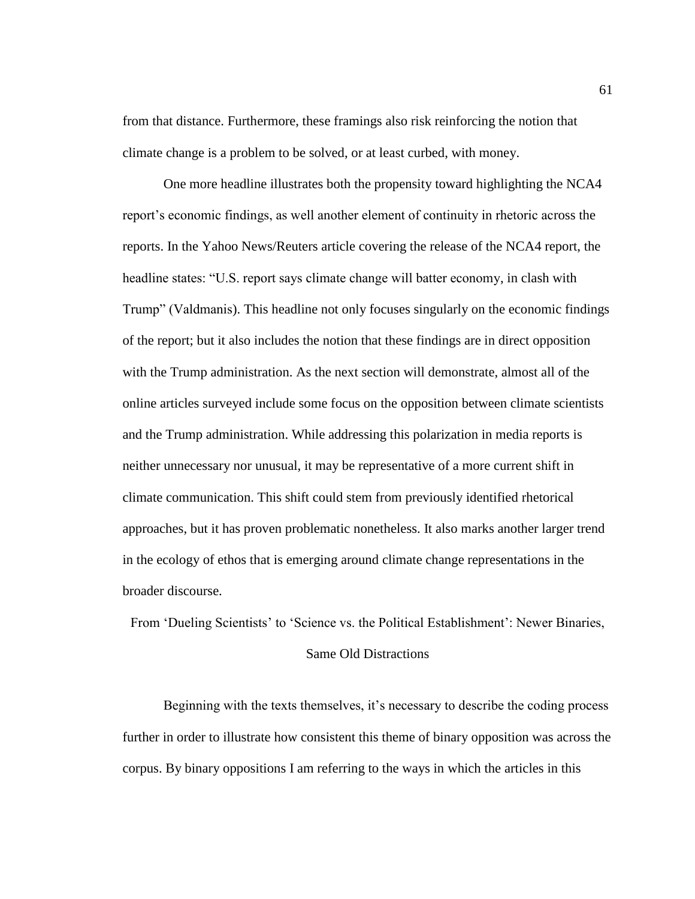from that distance. Furthermore, these framings also risk reinforcing the notion that climate change is a problem to be solved, or at least curbed, with money.

One more headline illustrates both the propensity toward highlighting the NCA4 report's economic findings, as well another element of continuity in rhetoric across the reports. In the Yahoo News/Reuters article covering the release of the NCA4 report, the headline states: "U.S. report says climate change will batter economy, in clash with Trump" (Valdmanis). This headline not only focuses singularly on the economic findings of the report; but it also includes the notion that these findings are in direct opposition with the Trump administration. As the next section will demonstrate, almost all of the online articles surveyed include some focus on the opposition between climate scientists and the Trump administration. While addressing this polarization in media reports is neither unnecessary nor unusual, it may be representative of a more current shift in climate communication. This shift could stem from previously identified rhetorical approaches, but it has proven problematic nonetheless. It also marks another larger trend in the ecology of ethos that is emerging around climate change representations in the broader discourse.

## From 'Dueling Scientists' to 'Science vs. the Political Establishment': Newer Binaries, Same Old Distractions

Beginning with the texts themselves, it's necessary to describe the coding process further in order to illustrate how consistent this theme of binary opposition was across the corpus. By binary oppositions I am referring to the ways in which the articles in this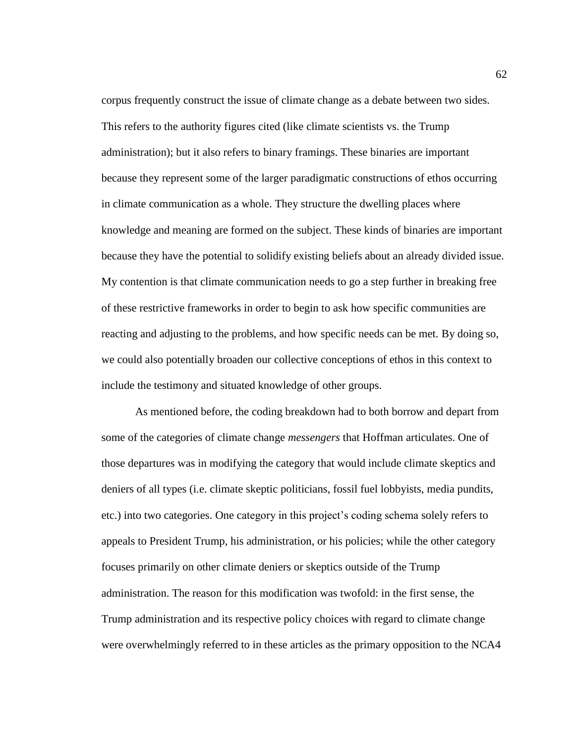corpus frequently construct the issue of climate change as a debate between two sides. This refers to the authority figures cited (like climate scientists vs. the Trump administration); but it also refers to binary framings. These binaries are important because they represent some of the larger paradigmatic constructions of ethos occurring in climate communication as a whole. They structure the dwelling places where knowledge and meaning are formed on the subject. These kinds of binaries are important because they have the potential to solidify existing beliefs about an already divided issue. My contention is that climate communication needs to go a step further in breaking free of these restrictive frameworks in order to begin to ask how specific communities are reacting and adjusting to the problems, and how specific needs can be met. By doing so, we could also potentially broaden our collective conceptions of ethos in this context to include the testimony and situated knowledge of other groups.

As mentioned before, the coding breakdown had to both borrow and depart from some of the categories of climate change *messengers* that Hoffman articulates. One of those departures was in modifying the category that would include climate skeptics and deniers of all types (i.e. climate skeptic politicians, fossil fuel lobbyists, media pundits, etc.) into two categories. One category in this project's coding schema solely refers to appeals to President Trump, his administration, or his policies; while the other category focuses primarily on other climate deniers or skeptics outside of the Trump administration. The reason for this modification was twofold: in the first sense, the Trump administration and its respective policy choices with regard to climate change were overwhelmingly referred to in these articles as the primary opposition to the NCA4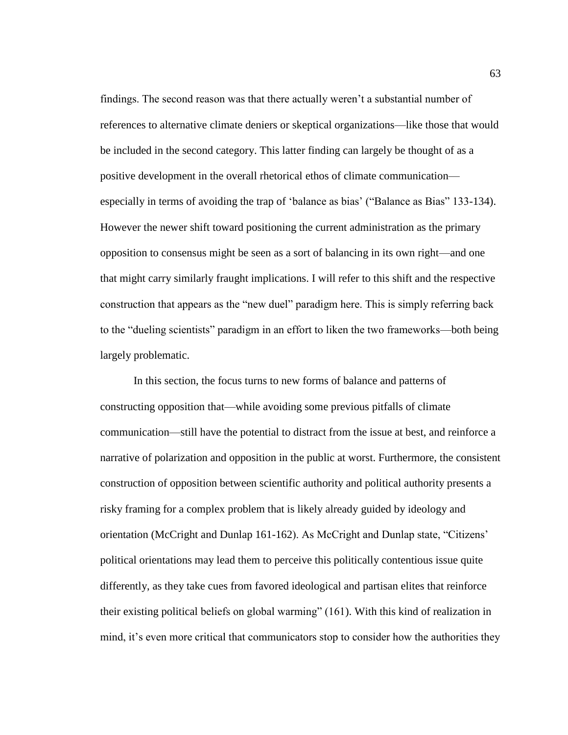findings. The second reason was that there actually weren't a substantial number of references to alternative climate deniers or skeptical organizations—like those that would be included in the second category. This latter finding can largely be thought of as a positive development in the overall rhetorical ethos of climate communication—especially in terms of avoiding the trap of 'balance as bias' ("Balance as Bias" 133-134). However the newer shift toward positioning the current administration as the primary opposition to consensus might be seen as a sort of balancing in its own right—and one that might carry similarly fraught implications. I will refer to this shift and the respective construction that appears as the "new duel" paradigm here. This is simply referring back to the "dueling scientists" paradigm in an effort to liken the two frameworks—both being largely problematic.

In this section, the focus turns to new forms of balance and patterns of constructing opposition that—while avoiding some previous pitfalls of climate communication—still have the potential to distract from the issue at best, and reinforce a narrative of polarization and opposition in the public at worst. Furthermore, the consistent construction of opposition between scientific authority and political authority presents a risky framing for a complex problem that is likely already guided by ideology and orientation (McCright and Dunlap 161-162). As McCright and Dunlap state, "Citizens' political orientations may lead them to perceive this politically contentious issue quite differently, as they take cues from favored ideological and partisan elites that reinforce their existing political beliefs on global warming" (161). With this kind of realization in mind, it's even more critical that communicators stop to consider how the authorities they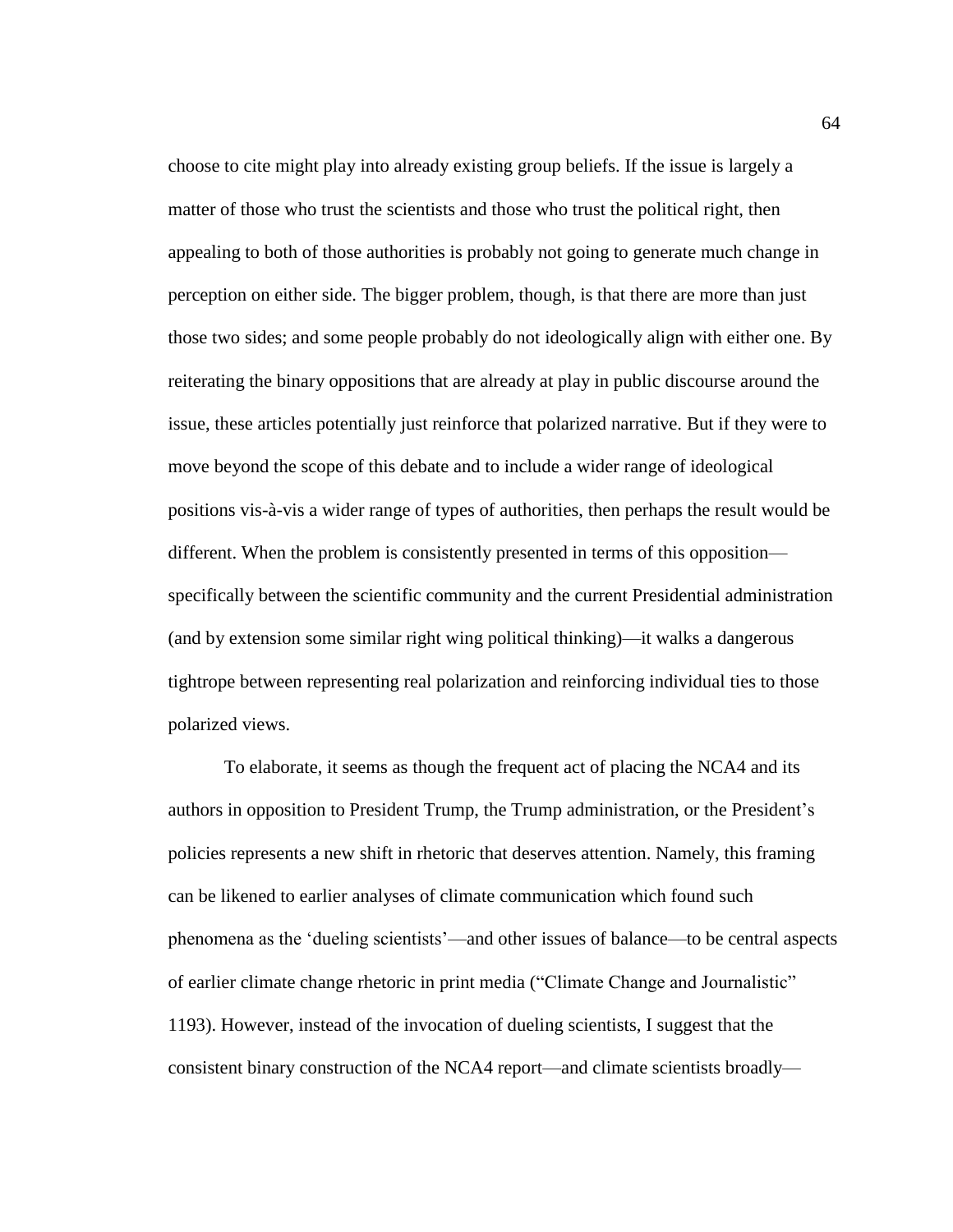choose to cite might play into already existing group beliefs. If the issue is largely a matter of those who trust the scientists and those who trust the political right, then appealing to both of those authorities is probably not going to generate much change in perception on either side. The bigger problem, though, is that there are more than just those two sides; and some people probably do not ideologically align with either one. By reiterating the binary oppositions that are already at play in public discourse around the issue, these articles potentially just reinforce that polarized narrative. But if they were to move beyond the scope of this debate and to include a wider range of ideological positions vis-à-vis a wider range of types of authorities, then perhaps the result would be different. When the problem is consistently presented in terms of this opposition—specifically between the scientific community and the current Presidential administration (and by extension some similar right wing political thinking)—it walks a dangerous tightrope between representing real polarization and reinforcing individual ties to those polarized views.

To elaborate, it seems as though the frequent act of placing the NCA4 and its authors in opposition to President Trump, the Trump administration, or the President's policies represents a new shift in rhetoric that deserves attention. Namely, this framing can be likened to earlier analyses of climate communication which found such phenomena as the 'dueling scientists'—and other issues of balance—to be central aspects of earlier climate change rhetoric in print media ("Climate Change and Journalistic" 1193). However, instead of the invocation of dueling scientists, I suggest that the consistent binary construction of the NCA4 report—and climate scientists broadly—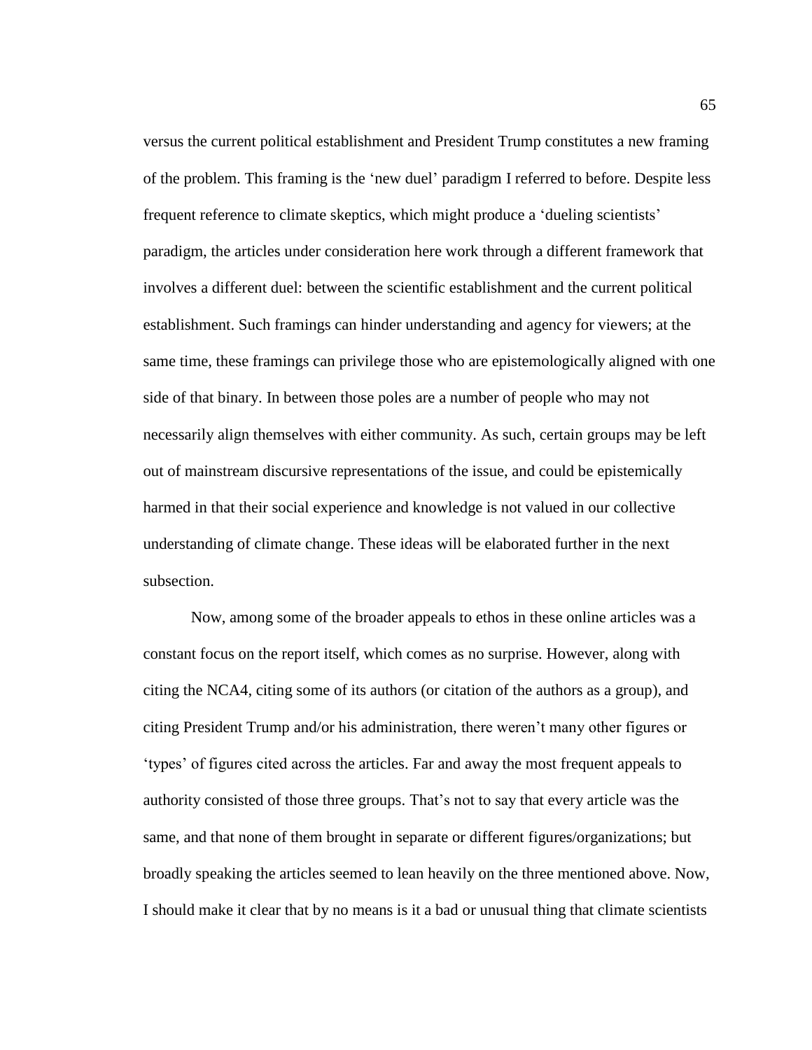versus the current political establishment and President Trump constitutes a new framing of the problem. This framing is the 'new duel' paradigm I referred to before. Despite less frequent reference to climate skeptics, which might produce a 'dueling scientists' paradigm, the articles under consideration here work through a different framework that involves a different duel: between the scientific establishment and the current political establishment. Such framings can hinder understanding and agency for viewers; at the same time, these framings can privilege those who are epistemologically aligned with one side of that binary. In between those poles are a number of people who may not necessarily align themselves with either community. As such, certain groups may be left out of mainstream discursive representations of the issue, and could be epistemically harmed in that their social experience and knowledge is not valued in our collective understanding of climate change. These ideas will be elaborated further in the next subsection.

Now, among some of the broader appeals to ethos in these online articles was a constant focus on the report itself, which comes as no surprise. However, along with citing the NCA4, citing some of its authors (or citation of the authors as a group), and citing President Trump and/or his administration, there weren't many other figures or 'types' of figures cited across the articles. Far and away the most frequent appeals to authority consisted of those three groups. That's not to say that every article was the same, and that none of them brought in separate or different figures/organizations; but broadly speaking the articles seemed to lean heavily on the three mentioned above. Now, I should make it clear that by no means is it a bad or unusual thing that climate scientists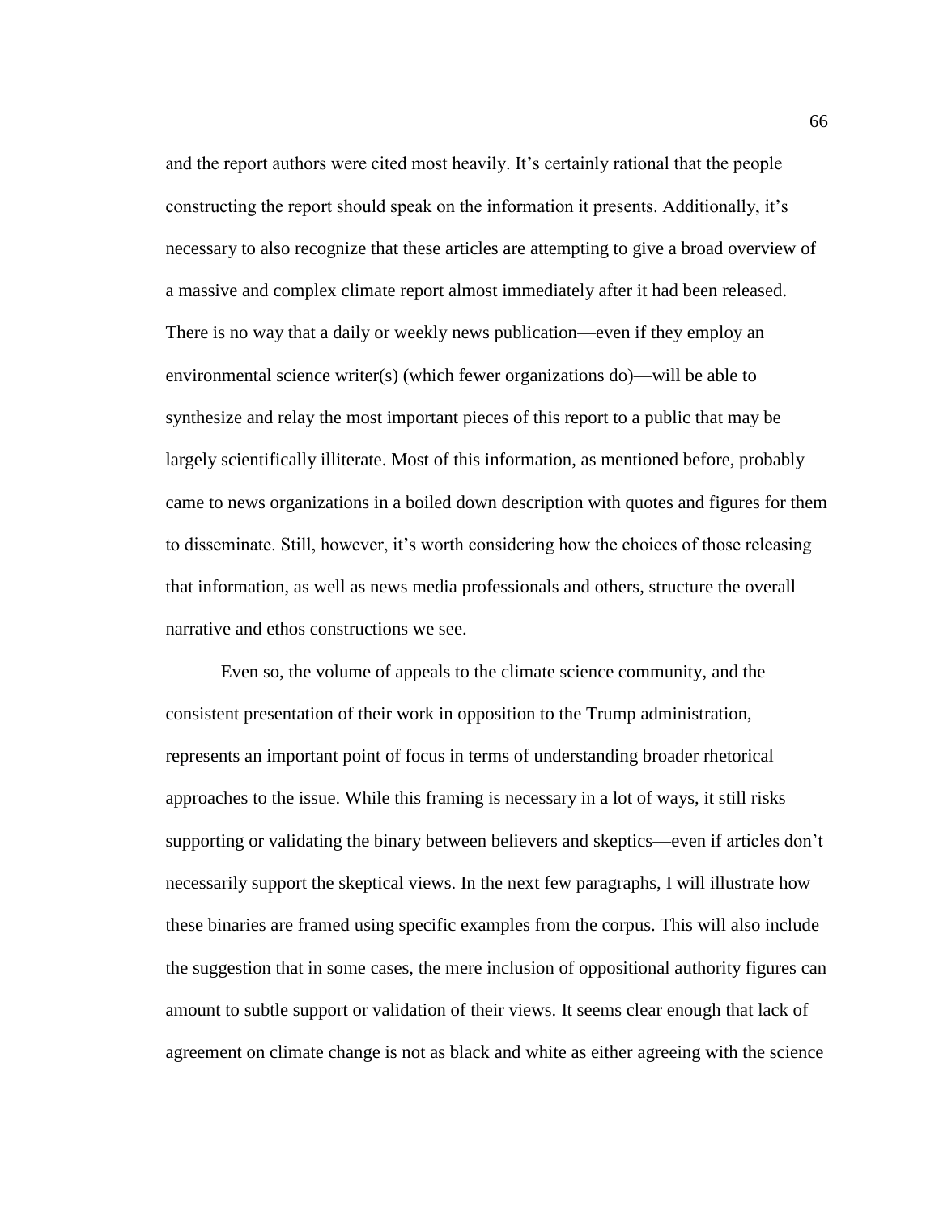and the report authors were cited most heavily. It's certainly rational that the people constructing the report should speak on the information it presents. Additionally, it's necessary to also recognize that these articles are attempting to give a broad overview of a massive and complex climate report almost immediately after it had been released. There is no way that a daily or weekly news publication—even if they employ an environmental science writer(s) (which fewer organizations do)—will be able to synthesize and relay the most important pieces of this report to a public that may be largely scientifically illiterate. Most of this information, as mentioned before, probably came to news organizations in a boiled down description with quotes and figures for them to disseminate. Still, however, it's worth considering how the choices of those releasing that information, as well as news media professionals and others, structure the overall narrative and ethos constructions we see.

Even so, the volume of appeals to the climate science community, and the consistent presentation of their work in opposition to the Trump administration, represents an important point of focus in terms of understanding broader rhetorical approaches to the issue. While this framing is necessary in a lot of ways, it still risks supporting or validating the binary between believers and skeptics—even if articles don't necessarily support the skeptical views. In the next few paragraphs, I will illustrate how these binaries are framed using specific examples from the corpus. This will also include the suggestion that in some cases, the mere inclusion of oppositional authority figures can amount to subtle support or validation of their views. It seems clear enough that lack of agreement on climate change is not as black and white as either agreeing with the science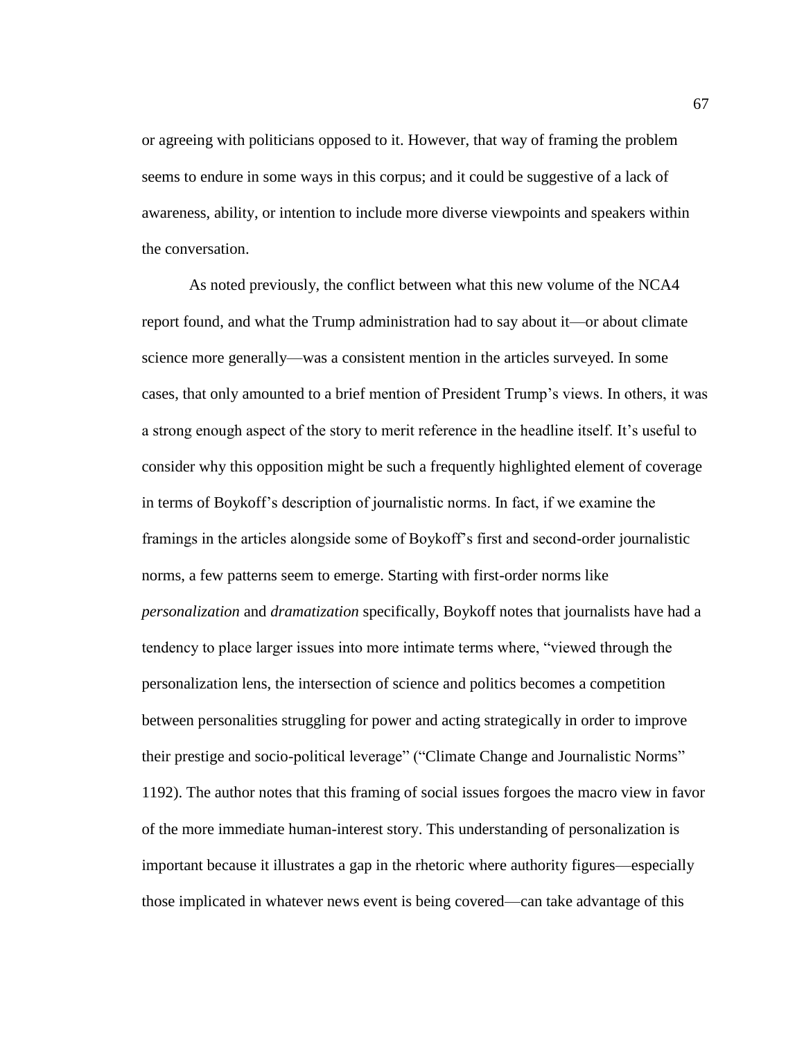or agreeing with politicians opposed to it. However, that way of framing the problem seems to endure in some ways in this corpus; and it could be suggestive of a lack of awareness, ability, or intention to include more diverse viewpoints and speakers within the conversation.

As noted previously, the conflict between what this new volume of the NCA4 report found, and what the Trump administration had to say about it—or about climate science more generally—was a consistent mention in the articles surveyed. In some cases, that only amounted to a brief mention of President Trump's views. In others, it was a strong enough aspect of the story to merit reference in the headline itself. It's useful to consider why this opposition might be such a frequently highlighted element of coverage in terms of Boykoff's description of journalistic norms. In fact, if we examine the framings in the articles alongside some of Boykoff's first and second-order journalistic norms, a few patterns seem to emerge. Starting with first-order norms like *personalization* and *dramatization* specifically, Boykoff notes that journalists have had a tendency to place larger issues into more intimate terms where, "viewed through the personalization lens, the intersection of science and politics becomes a competition between personalities struggling for power and acting strategically in order to improve their prestige and socio-political leverage" ("Climate Change and Journalistic Norms" 1192). The author notes that this framing of social issues forgoes the macro view in favor of the more immediate human-interest story. This understanding of personalization is important because it illustrates a gap in the rhetoric where authority figures—especially those implicated in whatever news event is being covered—can take advantage of this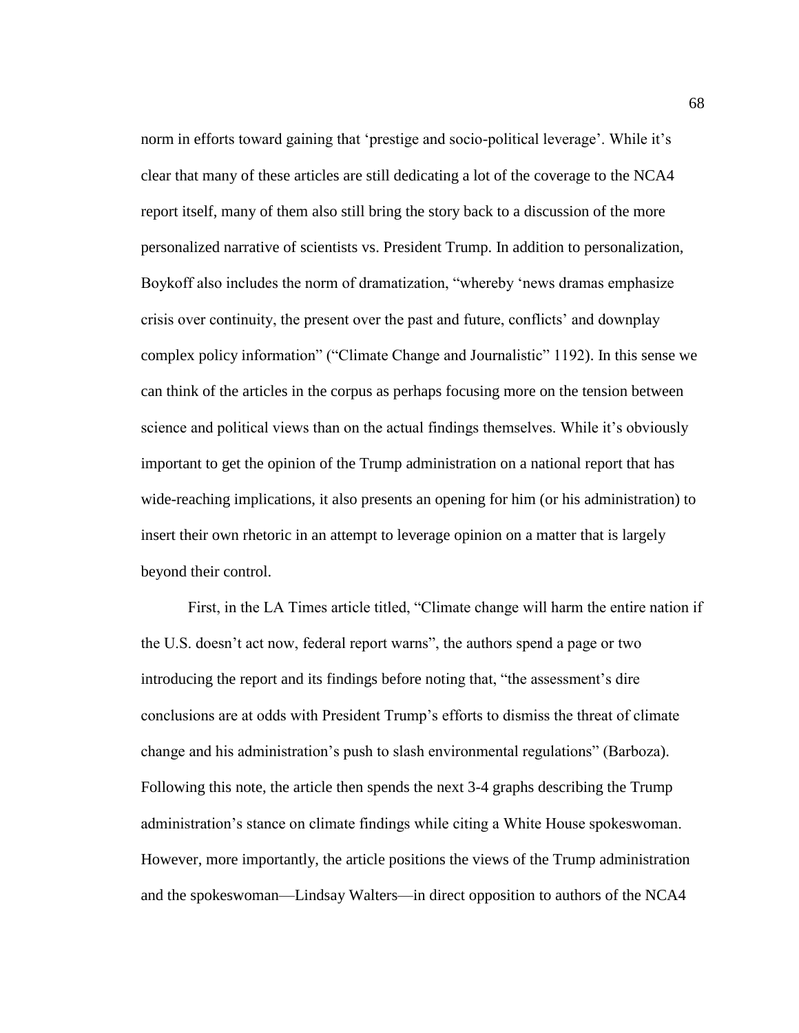norm in efforts toward gaining that 'prestige and socio-political leverage'. While it's clear that many of these articles are still dedicating a lot of the coverage to the NCA4 report itself, many of them also still bring the story back to a discussion of the more personalized narrative of scientists vs. President Trump. In addition to personalization, Boykoff also includes the norm of dramatization, "whereby 'news dramas emphasize crisis over continuity, the present over the past and future, conflicts' and downplay complex policy information" ("Climate Change and Journalistic" 1192). In this sense we can think of the articles in the corpus as perhaps focusing more on the tension between science and political views than on the actual findings themselves. While it's obviously important to get the opinion of the Trump administration on a national report that has wide-reaching implications, it also presents an opening for him (or his administration) to insert their own rhetoric in an attempt to leverage opinion on a matter that is largely beyond their control.

First, in the LA Times article titled, "Climate change will harm the entire nation if the U.S. doesn't act now, federal report warns", the authors spend a page or two introducing the report and its findings before noting that, "the assessment's dire conclusions are at odds with President Trump's efforts to dismiss the threat of climate change and his administration's push to slash environmental regulations" (Barboza). Following this note, the article then spends the next 3-4 graphs describing the Trump administration's stance on climate findings while citing a White House spokeswoman. However, more importantly, the article positions the views of the Trump administration and the spokeswoman—Lindsay Walters—in direct opposition to authors of the NCA4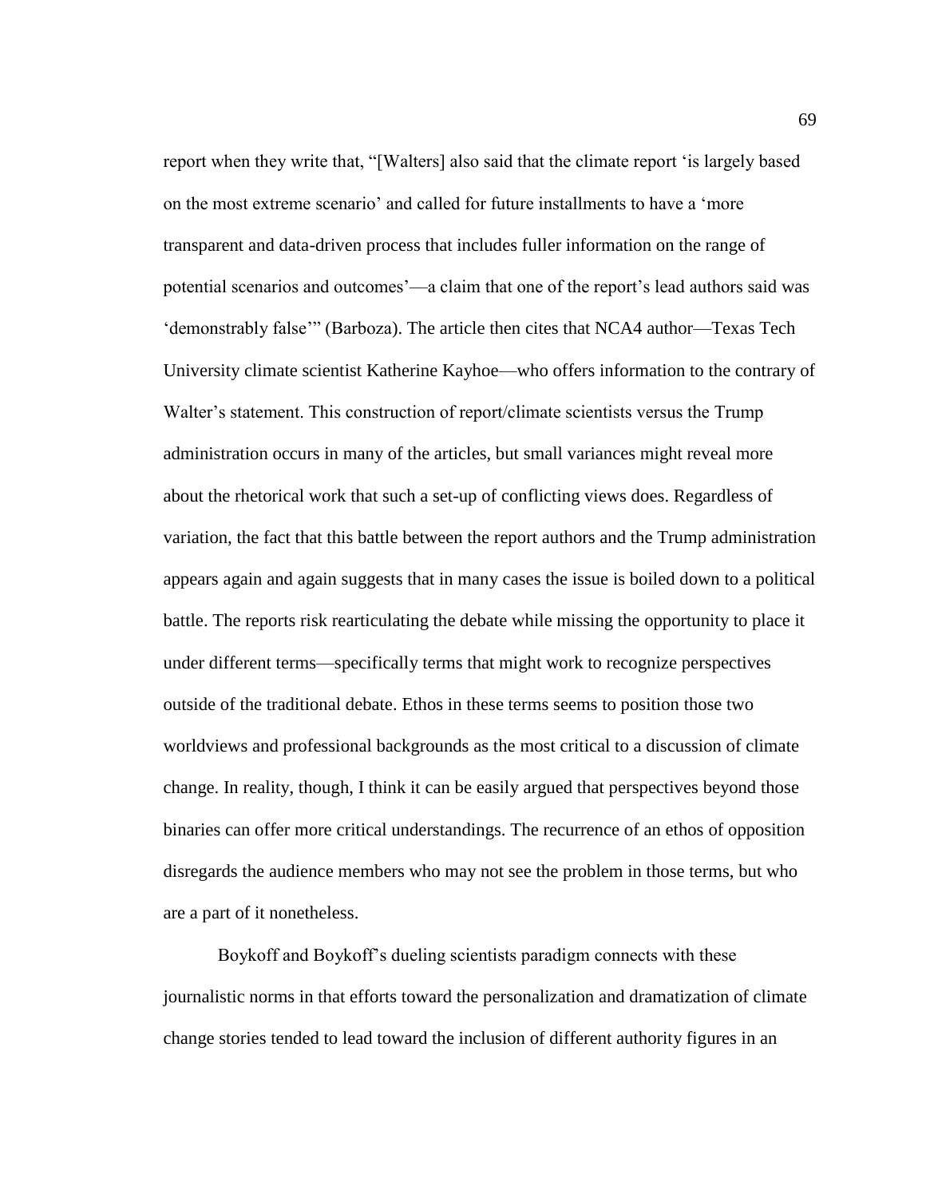report when they write that, "[Walters] also said that the climate report 'is largely based on the most extreme scenario' and called for future installments to have a 'more transparent and data-driven process that includes fuller information on the range of potential scenarios and outcomes'—a claim that one of the report's lead authors said was 'demonstrably false'" (Barboza). The article then cites that NCA4 author—Texas Tech University climate scientist Katherine Kayhoe—who offers information to the contrary of Walter's statement. This construction of report/climate scientists versus the Trump administration occurs in many of the articles, but small variances might reveal more about the rhetorical work that such a set-up of conflicting views does. Regardless of variation, the fact that this battle between the report authors and the Trump administration appears again and again suggests that in many cases the issue is boiled down to a political battle. The reports risk rearticulating the debate while missing the opportunity to place it under different terms—specifically terms that might work to recognize perspectives outside of the traditional debate. Ethos in these terms seems to position those two worldviews and professional backgrounds as the most critical to a discussion of climate change. In reality, though, I think it can be easily argued that perspectives beyond those binaries can offer more critical understandings. The recurrence of an ethos of opposition disregards the audience members who may not see the problem in those terms, but who are a part of it nonetheless.

Boykoff and Boykoff's dueling scientists paradigm connects with these journalistic norms in that efforts toward the personalization and dramatization of climate change stories tended to lead toward the inclusion of different authority figures in an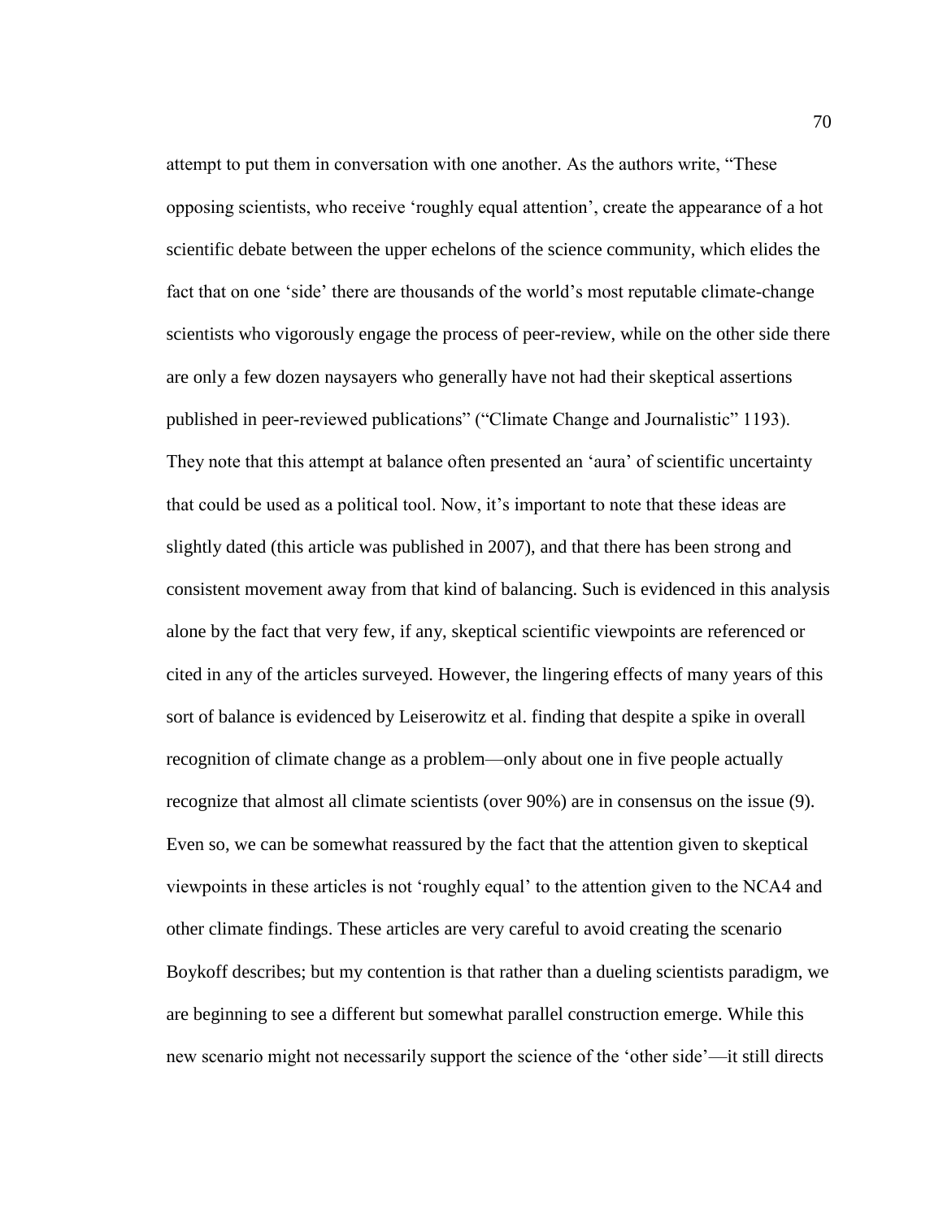attempt to put them in conversation with one another. As the authors write, "These opposing scientists, who receive 'roughly equal attention', create the appearance of a hot scientific debate between the upper echelons of the science community, which elides the fact that on one 'side' there are thousands of the world's most reputable climate-change scientists who vigorously engage the process of peer-review, while on the other side there are only a few dozen naysayers who generally have not had their skeptical assertions published in peer-reviewed publications" ("Climate Change and Journalistic" 1193). They note that this attempt at balance often presented an 'aura' of scientific uncertainty that could be used as a political tool. Now, it's important to note that these ideas are slightly dated (this article was published in 2007), and that there has been strong and consistent movement away from that kind of balancing. Such is evidenced in this analysis alone by the fact that very few, if any, skeptical scientific viewpoints are referenced or cited in any of the articles surveyed. However, the lingering effects of many years of this sort of balance is evidenced by Leiserowitz et al. finding that despite a spike in overall recognition of climate change as a problem—only about one in five people actually recognize that almost all climate scientists (over 90%) are in consensus on the issue (9). Even so, we can be somewhat reassured by the fact that the attention given to skeptical viewpoints in these articles is not 'roughly equal' to the attention given to the NCA4 and other climate findings. These articles are very careful to avoid creating the scenario Boykoff describes; but my contention is that rather than a dueling scientists paradigm, we are beginning to see a different but somewhat parallel construction emerge. While this new scenario might not necessarily support the science of the 'other side'—it still directs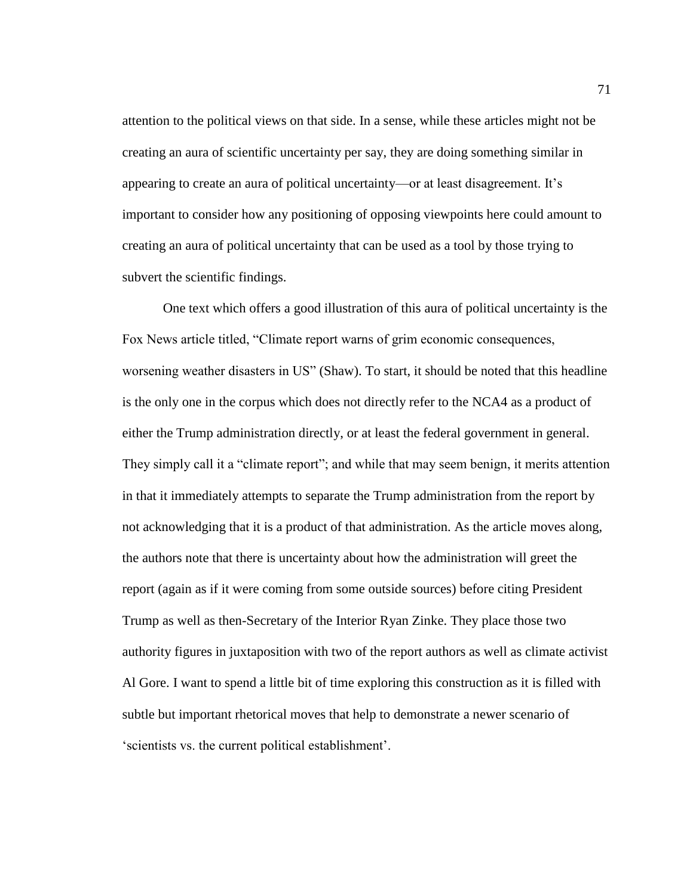attention to the political views on that side. In a sense, while these articles might not be creating an aura of scientific uncertainty per say, they are doing something similar in appearing to create an aura of political uncertainty—or at least disagreement. It's important to consider how any positioning of opposing viewpoints here could amount to creating an aura of political uncertainty that can be used as a tool by those trying to subvert the scientific findings.

One text which offers a good illustration of this aura of political uncertainty is the Fox News article titled, "Climate report warns of grim economic consequences, worsening weather disasters in US" (Shaw). To start, it should be noted that this headline is the only one in the corpus which does not directly refer to the NCA4 as a product of either the Trump administration directly, or at least the federal government in general. They simply call it a "climate report"; and while that may seem benign, it merits attention in that it immediately attempts to separate the Trump administration from the report by not acknowledging that it is a product of that administration. As the article moves along, the authors note that there is uncertainty about how the administration will greet the report (again as if it were coming from some outside sources) before citing President Trump as well as then-Secretary of the Interior Ryan Zinke. They place those two authority figures in juxtaposition with two of the report authors as well as climate activist Al Gore. I want to spend a little bit of time exploring this construction as it is filled with subtle but important rhetorical moves that help to demonstrate a newer scenario of 'scientists vs. the current political establishment'.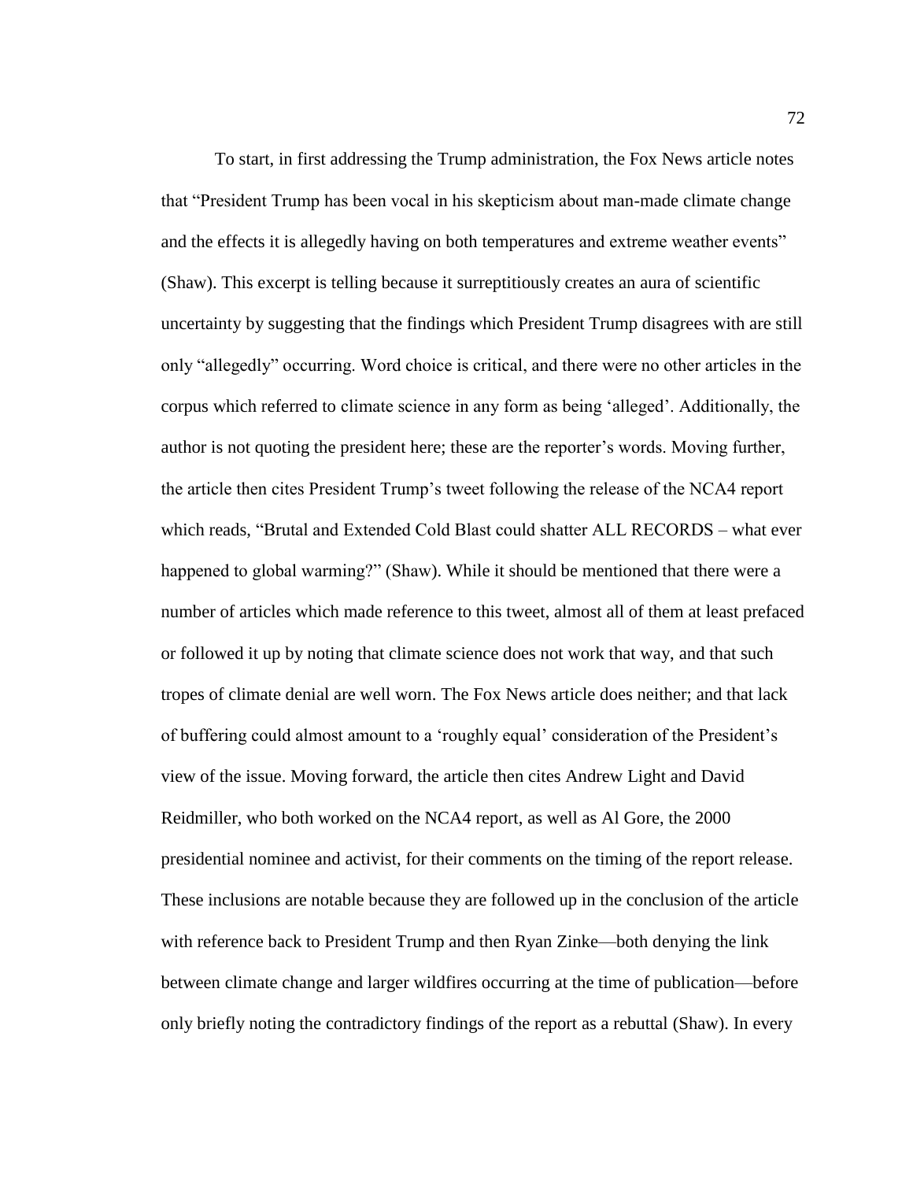To start, in first addressing the Trump administration, the Fox News article notes that "President Trump has been vocal in his skepticism about man-made climate change and the effects it is allegedly having on both temperatures and extreme weather events" (Shaw). This excerpt is telling because it surreptitiously creates an aura of scientific uncertainty by suggesting that the findings which President Trump disagrees with are still only "allegedly" occurring. Word choice is critical, and there were no other articles in the corpus which referred to climate science in any form as being 'alleged'. Additionally, the author is not quoting the president here; these are the reporter's words. Moving further, the article then cites President Trump's tweet following the release of the NCA4 report which reads, "Brutal and Extended Cold Blast could shatter ALL RECORDS – what ever happened to global warming?" (Shaw). While it should be mentioned that there were a number of articles which made reference to this tweet, almost all of them at least prefaced or followed it up by noting that climate science does not work that way, and that such tropes of climate denial are well worn. The Fox News article does neither; and that lack of buffering could almost amount to a 'roughly equal' consideration of the President's view of the issue. Moving forward, the article then cites Andrew Light and David Reidmiller, who both worked on the NCA4 report, as well as Al Gore, the 2000 presidential nominee and activist, for their comments on the timing of the report release. These inclusions are notable because they are followed up in the conclusion of the article with reference back to President Trump and then Ryan Zinke—both denying the link between climate change and larger wildfires occurring at the time of publication—before only briefly noting the contradictory findings of the report as a rebuttal (Shaw). In every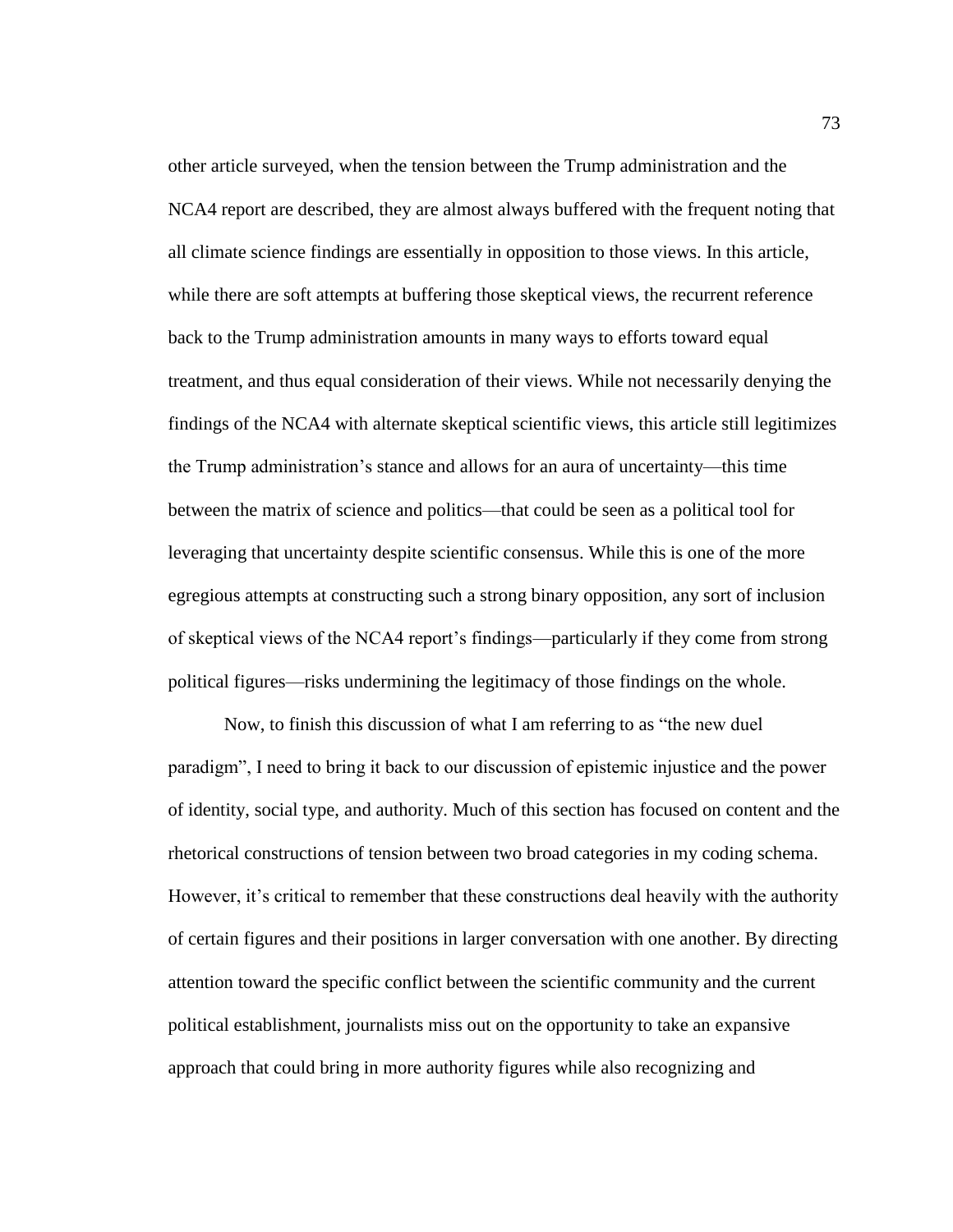other article surveyed, when the tension between the Trump administration and the NCA4 report are described, they are almost always buffered with the frequent noting that all climate science findings are essentially in opposition to those views. In this article, while there are soft attempts at buffering those skeptical views, the recurrent reference back to the Trump administration amounts in many ways to efforts toward equal treatment, and thus equal consideration of their views. While not necessarily denying the findings of the NCA4 with alternate skeptical scientific views, this article still legitimizes the Trump administration's stance and allows for an aura of uncertainty—this time between the matrix of science and politics—that could be seen as a political tool for leveraging that uncertainty despite scientific consensus. While this is one of the more egregious attempts at constructing such a strong binary opposition, any sort of inclusion of skeptical views of the NCA4 report's findings—particularly if they come from strong political figures—risks undermining the legitimacy of those findings on the whole.

Now, to finish this discussion of what I am referring to as "the new duel paradigm", I need to bring it back to our discussion of epistemic injustice and the power of identity, social type, and authority. Much of this section has focused on content and the rhetorical constructions of tension between two broad categories in my coding schema. However, it's critical to remember that these constructions deal heavily with the authority of certain figures and their positions in larger conversation with one another. By directing attention toward the specific conflict between the scientific community and the current political establishment, journalists miss out on the opportunity to take an expansive approach that could bring in more authority figures while also recognizing and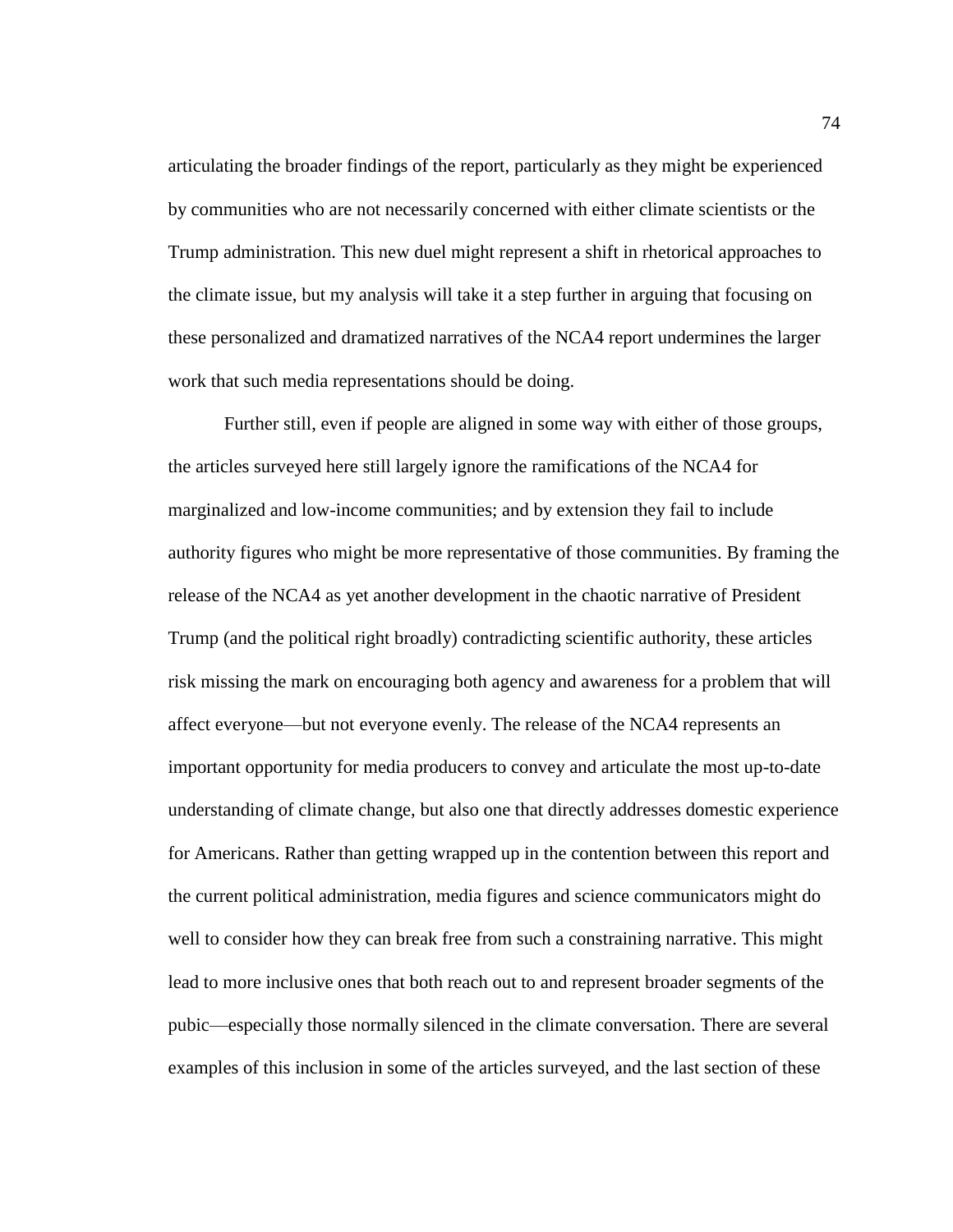articulating the broader findings of the report, particularly as they might be experienced by communities who are not necessarily concerned with either climate scientists or the Trump administration. This new duel might represent a shift in rhetorical approaches to the climate issue, but my analysis will take it a step further in arguing that focusing on these personalized and dramatized narratives of the NCA4 report undermines the larger work that such media representations should be doing.

Further still, even if people are aligned in some way with either of those groups, the articles surveyed here still largely ignore the ramifications of the NCA4 for marginalized and low-income communities; and by extension they fail to include authority figures who might be more representative of those communities. By framing the release of the NCA4 as yet another development in the chaotic narrative of President Trump (and the political right broadly) contradicting scientific authority, these articles risk missing the mark on encouraging both agency and awareness for a problem that will affect everyone—but not everyone evenly. The release of the NCA4 represents an important opportunity for media producers to convey and articulate the most up-to-date understanding of climate change, but also one that directly addresses domestic experience for Americans. Rather than getting wrapped up in the contention between this report and the current political administration, media figures and science communicators might do well to consider how they can break free from such a constraining narrative. This might lead to more inclusive ones that both reach out to and represent broader segments of the pubic—especially those normally silenced in the climate conversation. There are several examples of this inclusion in some of the articles surveyed, and the last section of these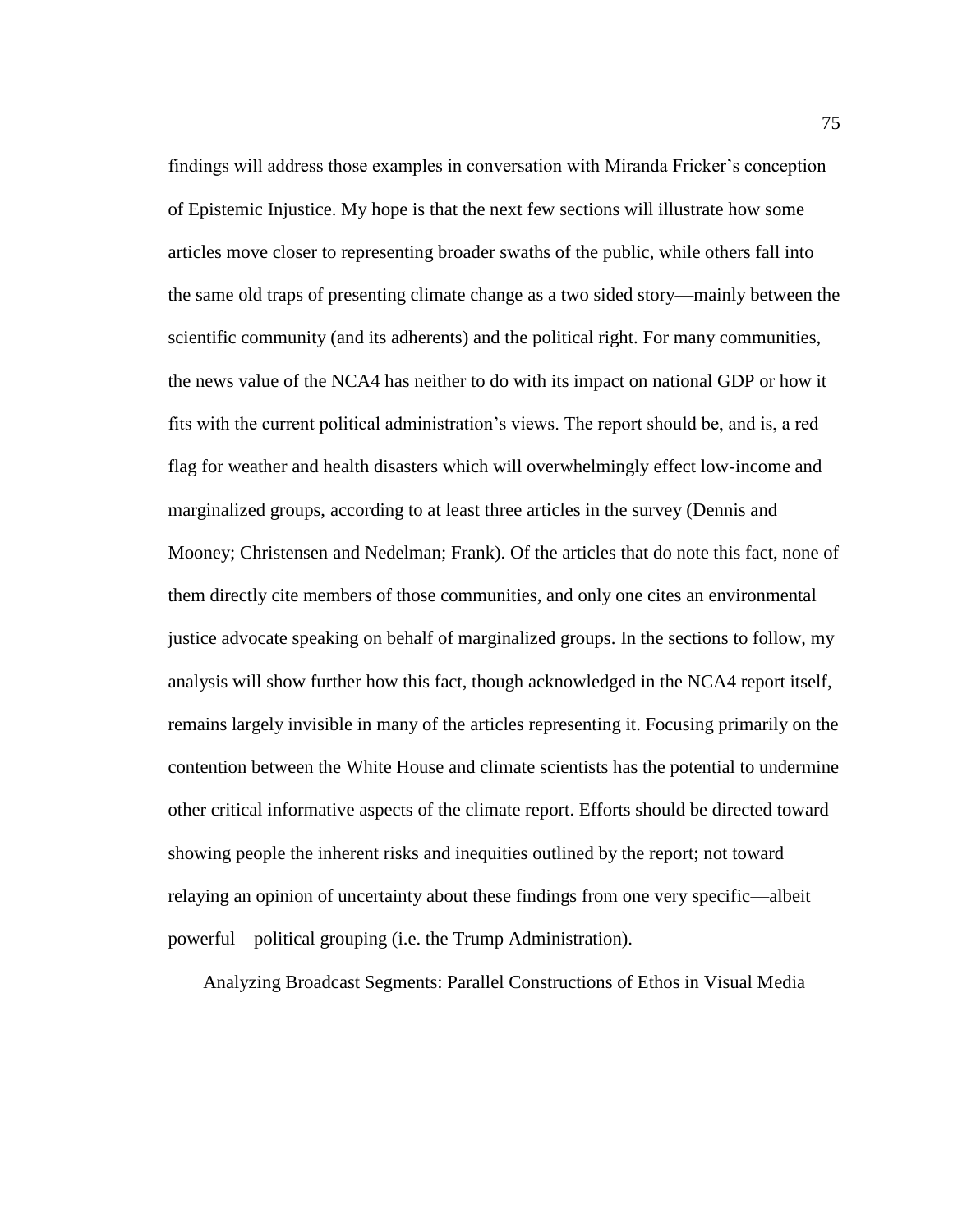findings will address those examples in conversation with Miranda Fricker's conception of Epistemic Injustice. My hope is that the next few sections will illustrate how some articles move closer to representing broader swaths of the public, while others fall into the same old traps of presenting climate change as a two sided story—mainly between the scientific community (and its adherents) and the political right. For many communities, the news value of the NCA4 has neither to do with its impact on national GDP or how it fits with the current political administration's views. The report should be, and is, a red flag for weather and health disasters which will overwhelmingly effect low-income and marginalized groups, according to at least three articles in the survey (Dennis and Mooney; Christensen and Nedelman; Frank). Of the articles that do note this fact, none of them directly cite members of those communities, and only one cites an environmental justice advocate speaking on behalf of marginalized groups. In the sections to follow, my analysis will show further how this fact, though acknowledged in the NCA4 report itself, remains largely invisible in many of the articles representing it. Focusing primarily on the contention between the White House and climate scientists has the potential to undermine other critical informative aspects of the climate report. Efforts should be directed toward showing people the inherent risks and inequities outlined by the report; not toward relaying an opinion of uncertainty about these findings from one very specific—albeit powerful—political grouping (i.e. the Trump Administration).

## Analyzing Broadcast Segments: Parallel Constructions of Ethos in Visual Media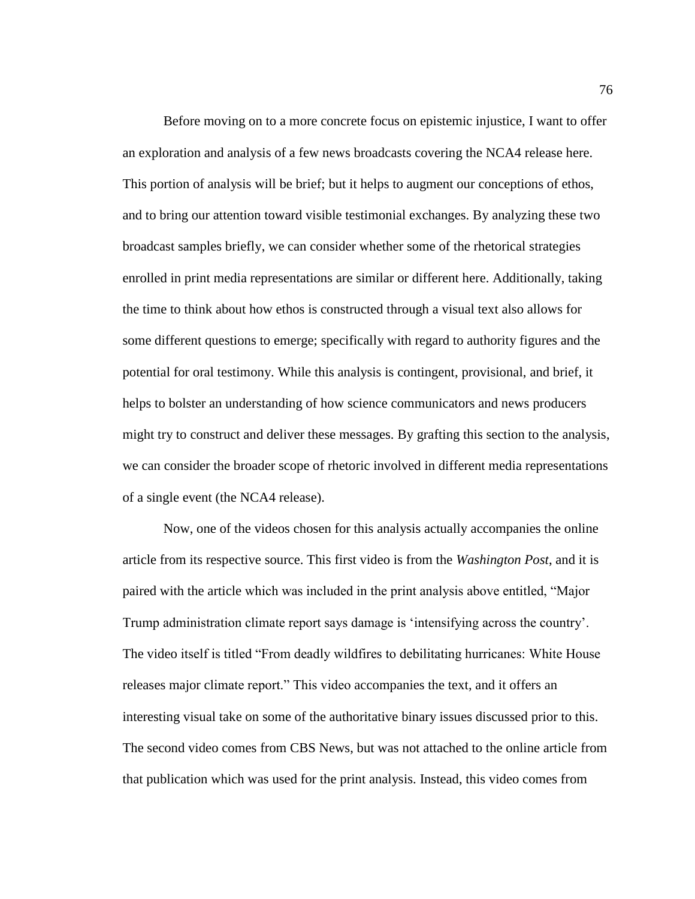Before moving on to a more concrete focus on epistemic injustice, I want to offer an exploration and analysis of a few news broadcasts covering the NCA4 release here. This portion of analysis will be brief; but it helps to augment our conceptions of ethos, and to bring our attention toward visible testimonial exchanges. By analyzing these two broadcast samples briefly, we can consider whether some of the rhetorical strategies enrolled in print media representations are similar or different here. Additionally, taking the time to think about how ethos is constructed through a visual text also allows for some different questions to emerge; specifically with regard to authority figures and the potential for oral testimony. While this analysis is contingent, provisional, and brief, it helps to bolster an understanding of how science communicators and news producers might try to construct and deliver these messages. By grafting this section to the analysis, we can consider the broader scope of rhetoric involved in different media representations of a single event (the NCA4 release).

Now, one of the videos chosen for this analysis actually accompanies the online article from its respective source. This first video is from the *Washington Post*, and it is paired with the article which was included in the print analysis above entitled, "Major Trump administration climate report says damage is 'intensifying across the country'. The video itself is titled "From deadly wildfires to debilitating hurricanes: White House releases major climate report." This video accompanies the text, and it offers an interesting visual take on some of the authoritative binary issues discussed prior to this. The second video comes from CBS News, but was not attached to the online article from that publication which was used for the print analysis. Instead, this video comes from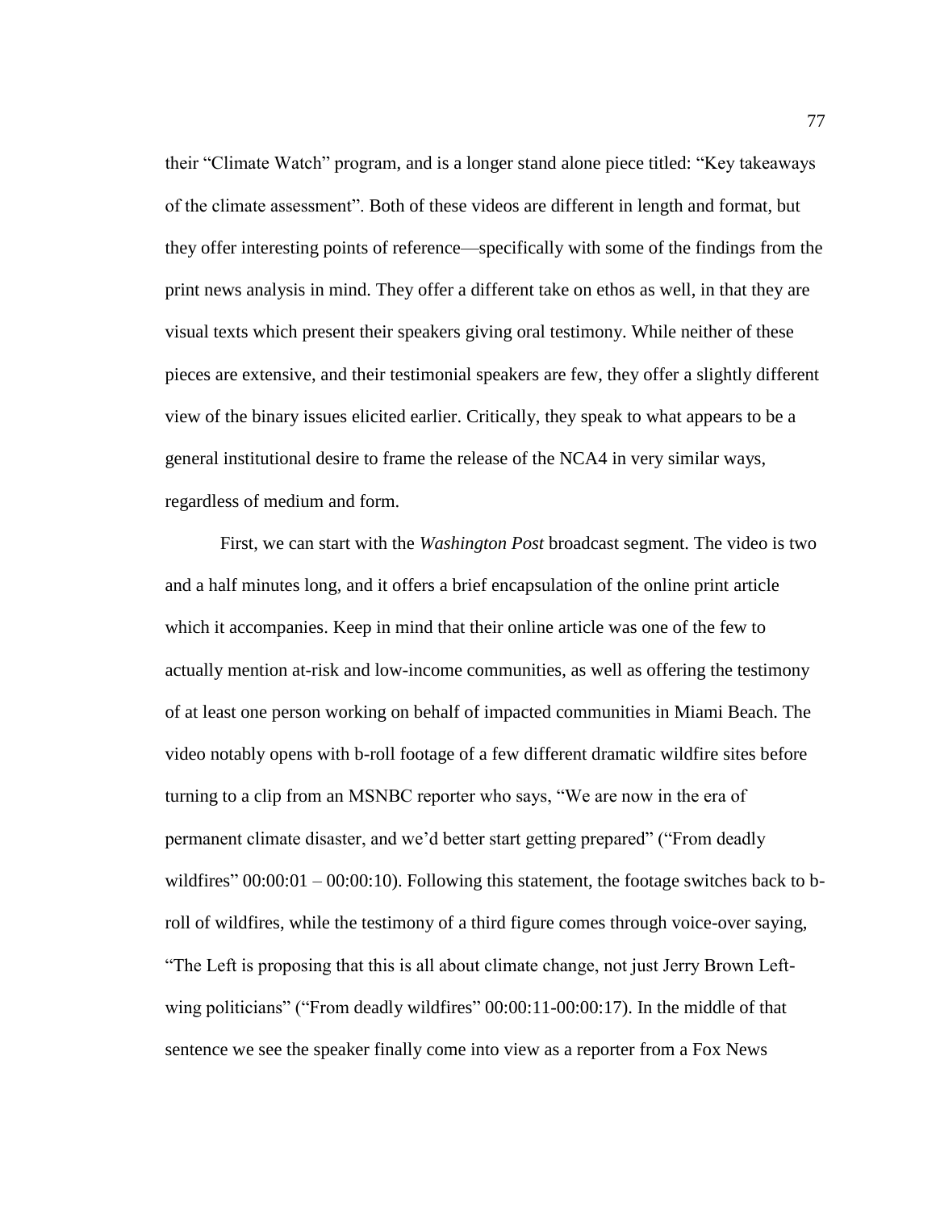their "Climate Watch" program, and is a longer stand alone piece titled: "Key takeaways of the climate assessment". Both of these videos are different in length and format, but they offer interesting points of reference—specifically with some of the findings from the print news analysis in mind. They offer a different take on ethos as well, in that they are visual texts which present their speakers giving oral testimony. While neither of these pieces are extensive, and their testimonial speakers are few, they offer a slightly different view of the binary issues elicited earlier. Critically, they speak to what appears to be a general institutional desire to frame the release of the NCA4 in very similar ways, regardless of medium and form.

First, we can start with the *Washington Post* broadcast segment. The video is two and a half minutes long, and it offers a brief encapsulation of the online print article which it accompanies. Keep in mind that their online article was one of the few to actually mention at-risk and low-income communities, as well as offering the testimony of at least one person working on behalf of impacted communities in Miami Beach. The video notably opens with b-roll footage of a few different dramatic wildfire sites before turning to a clip from an MSNBC reporter who says, "We are now in the era of permanent climate disaster, and we'd better start getting prepared" ("From deadly wildfires" 00:00:01 – 00:00:10). Following this statement, the footage switches back to b-roll of wildfires, while the testimony of a third figure comes through voice-over saying, "The Left is proposing that this is all about climate change, not just Jerry Brown Left-wing politicians" ("From deadly wildfires" 00:00:11-00:00:17). In the middle of that sentence we see the speaker finally come into view as a reporter from a Fox News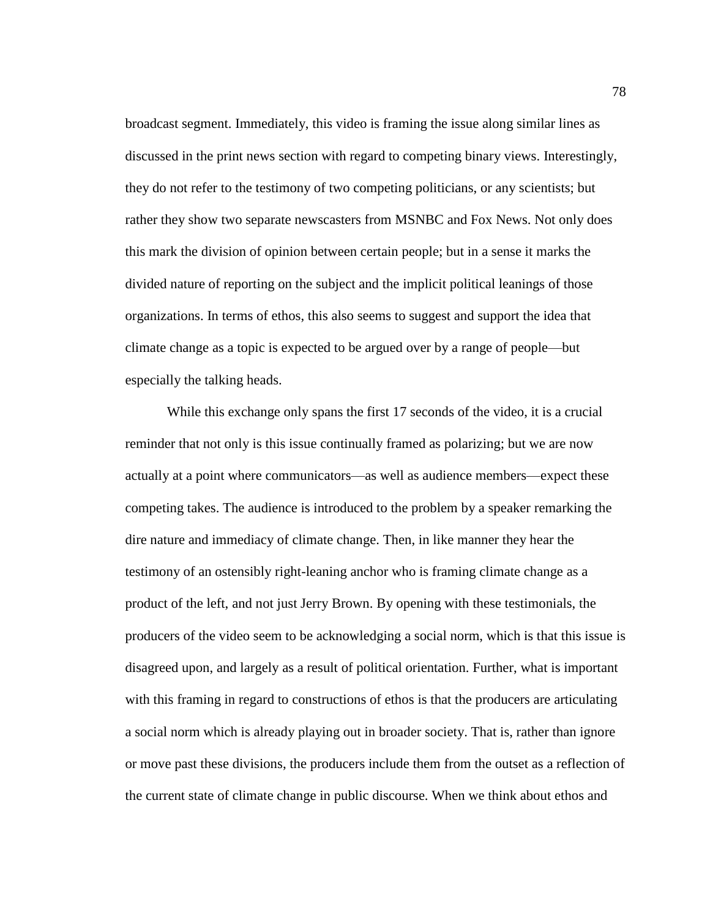broadcast segment. Immediately, this video is framing the issue along similar lines as discussed in the print news section with regard to competing binary views. Interestingly, they do not refer to the testimony of two competing politicians, or any scientists; but rather they show two separate newscasters from MSNBC and Fox News. Not only does this mark the division of opinion between certain people; but in a sense it marks the divided nature of reporting on the subject and the implicit political leanings of those organizations. In terms of ethos, this also seems to suggest and support the idea that climate change as a topic is expected to be argued over by a range of people—but especially the talking heads.

While this exchange only spans the first 17 seconds of the video, it is a crucial reminder that not only is this issue continually framed as polarizing; but we are now actually at a point where communicators—as well as audience members—expect these competing takes. The audience is introduced to the problem by a speaker remarking the dire nature and immediacy of climate change. Then, in like manner they hear the testimony of an ostensibly right-leaning anchor who is framing climate change as a product of the left, and not just Jerry Brown. By opening with these testimonials, the producers of the video seem to be acknowledging a social norm, which is that this issue is disagreed upon, and largely as a result of political orientation. Further, what is important with this framing in regard to constructions of ethos is that the producers are articulating a social norm which is already playing out in broader society. That is, rather than ignore or move past these divisions, the producers include them from the outset as a reflection of the current state of climate change in public discourse. When we think about ethos and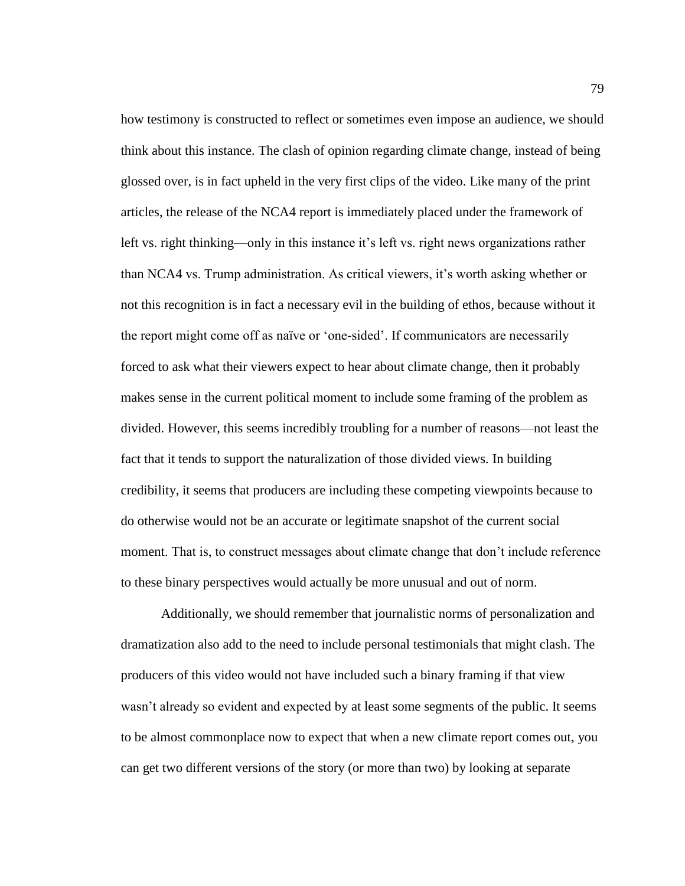how testimony is constructed to reflect or sometimes even impose an audience, we should think about this instance. The clash of opinion regarding climate change, instead of being glossed over, is in fact upheld in the very first clips of the video. Like many of the print articles, the release of the NCA4 report is immediately placed under the framework of left vs. right thinking—only in this instance it's left vs. right news organizations rather than NCA4 vs. Trump administration. As critical viewers, it's worth asking whether or not this recognition is in fact a necessary evil in the building of ethos, because without it the report might come off as naïve or 'one-sided'. If communicators are necessarily forced to ask what their viewers expect to hear about climate change, then it probably makes sense in the current political moment to include some framing of the problem as divided. However, this seems incredibly troubling for a number of reasons—not least the fact that it tends to support the naturalization of those divided views. In building credibility, it seems that producers are including these competing viewpoints because to do otherwise would not be an accurate or legitimate snapshot of the current social moment. That is, to construct messages about climate change that don't include reference to these binary perspectives would actually be more unusual and out of norm.

Additionally, we should remember that journalistic norms of personalization and dramatization also add to the need to include personal testimonials that might clash. The producers of this video would not have included such a binary framing if that view wasn't already so evident and expected by at least some segments of the public. It seems to be almost commonplace now to expect that when a new climate report comes out, you can get two different versions of the story (or more than two) by looking at separate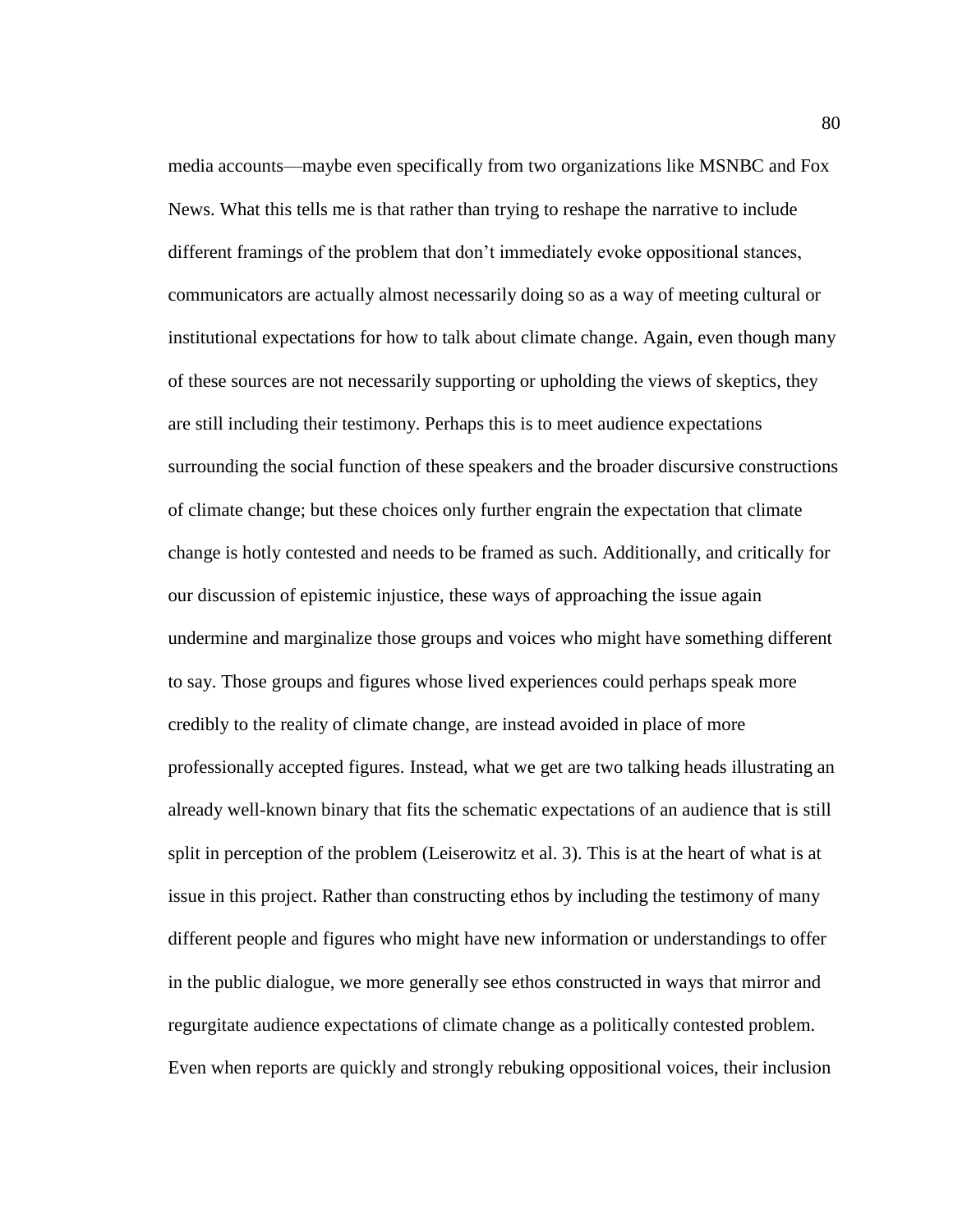media accounts—maybe even specifically from two organizations like MSNBC and Fox News. What this tells me is that rather than trying to reshape the narrative to include different framings of the problem that don't immediately evoke oppositional stances, communicators are actually almost necessarily doing so as a way of meeting cultural or institutional expectations for how to talk about climate change. Again, even though many of these sources are not necessarily supporting or upholding the views of skeptics, they are still including their testimony. Perhaps this is to meet audience expectations surrounding the social function of these speakers and the broader discursive constructions of climate change; but these choices only further engrain the expectation that climate change is hotly contested and needs to be framed as such. Additionally, and critically for our discussion of epistemic injustice, these ways of approaching the issue again undermine and marginalize those groups and voices who might have something different to say. Those groups and figures whose lived experiences could perhaps speak more credibly to the reality of climate change, are instead avoided in place of more professionally accepted figures. Instead, what we get are two talking heads illustrating an already well-known binary that fits the schematic expectations of an audience that is still split in perception of the problem (Leiserowitz et al. 3). This is at the heart of what is at issue in this project. Rather than constructing ethos by including the testimony of many different people and figures who might have new information or understandings to offer in the public dialogue, we more generally see ethos constructed in ways that mirror and regurgitate audience expectations of climate change as a politically contested problem. Even when reports are quickly and strongly rebuking oppositional voices, their inclusion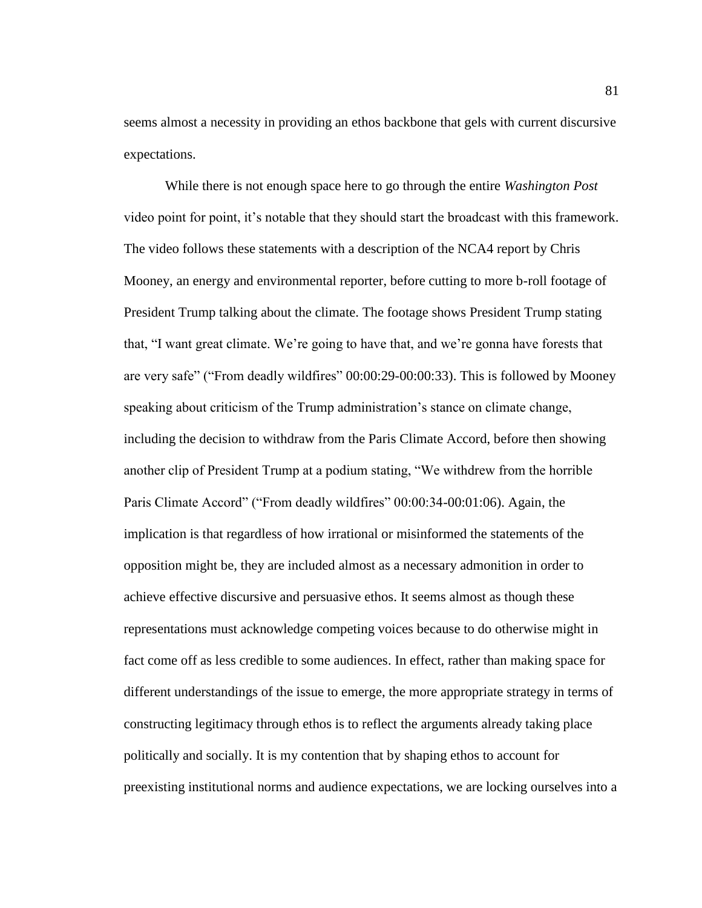seems almost a necessity in providing an ethos backbone that gels with current discursive expectations.

While there is not enough space here to go through the entire *Washington Post* video point for point, it's notable that they should start the broadcast with this framework. The video follows these statements with a description of the NCA4 report by Chris Mooney, an energy and environmental reporter, before cutting to more b-roll footage of President Trump talking about the climate. The footage shows President Trump stating that, "I want great climate. We're going to have that, and we're gonna have forests that are very safe" ("From deadly wildfires" 00:00:29-00:00:33). This is followed by Mooney speaking about criticism of the Trump administration's stance on climate change, including the decision to withdraw from the Paris Climate Accord, before then showing another clip of President Trump at a podium stating, "We withdrew from the horrible Paris Climate Accord" ("From deadly wildfires" 00:00:34-00:01:06). Again, the implication is that regardless of how irrational or misinformed the statements of the opposition might be, they are included almost as a necessary admonition in order to achieve effective discursive and persuasive ethos. It seems almost as though these representations must acknowledge competing voices because to do otherwise might in fact come off as less credible to some audiences. In effect, rather than making space for different understandings of the issue to emerge, the more appropriate strategy in terms of constructing legitimacy through ethos is to reflect the arguments already taking place politically and socially. It is my contention that by shaping ethos to account for preexisting institutional norms and audience expectations, we are locking ourselves into a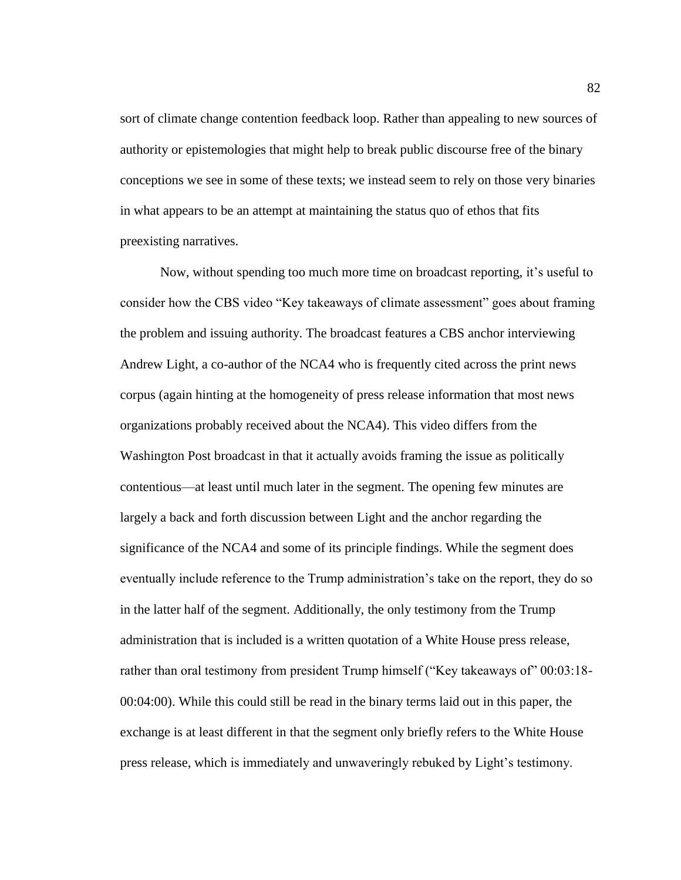sort of climate change contention feedback loop. Rather than appealing to new sources of authority or epistemologies that might help to break public discourse free of the binary conceptions we see in some of these texts; we instead seem to rely on those very binaries in what appears to be an attempt at maintaining the status quo of ethos that fits preexisting narratives.

Now, without spending too much more time on broadcast reporting, it's useful to consider how the CBS video "Key takeaways of climate assessment" goes about framing the problem and issuing authority. The broadcast features a CBS anchor interviewing Andrew Light, a co-author of the NCA4 who is frequently cited across the print news corpus (again hinting at the homogeneity of press release information that most news organizations probably received about the NCA4). This video differs from the Washington Post broadcast in that it actually avoids framing the issue as politically contentious—at least until much later in the segment. The opening few minutes are largely a back and forth discussion between Light and the anchor regarding the significance of the NCA4 and some of its principle findings. While the segment does eventually include reference to the Trump administration's take on the report, they do so in the latter half of the segment. Additionally, the only testimony from the Trump administration that is included is a written quotation of a White House press release, rather than oral testimony from president Trump himself ("Key takeaways of" 00:03:18-00:04:00). While this could still be read in the binary terms laid out in this paper, the exchange is at least different in that the segment only briefly refers to the White House press release, which is immediately and unwaveringly rebuked by Light's testimony.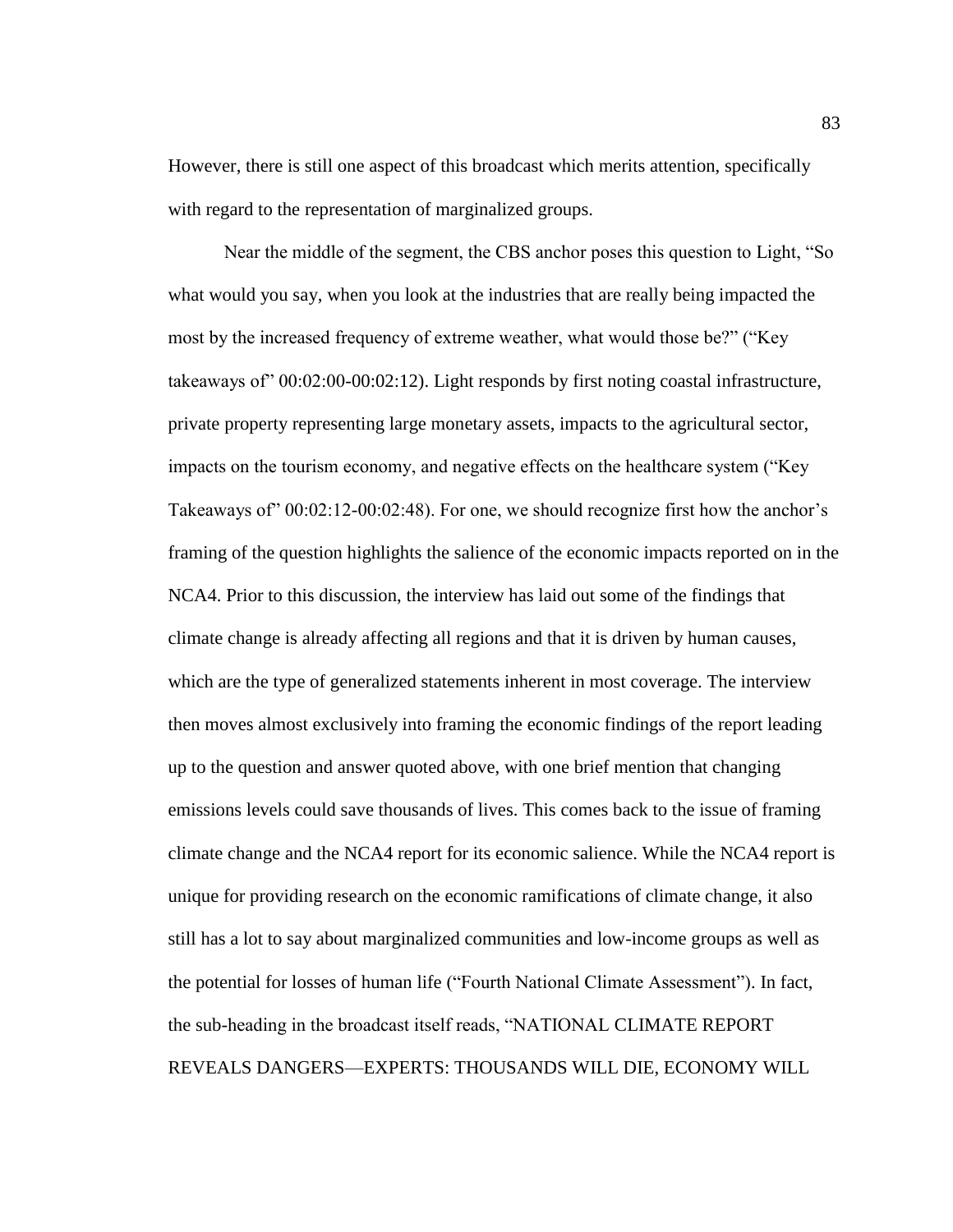However, there is still one aspect of this broadcast which merits attention, specifically with regard to the representation of marginalized groups.

Near the middle of the segment, the CBS anchor poses this question to Light, "So what would you say, when you look at the industries that are really being impacted the most by the increased frequency of extreme weather, what would those be?" ("Key takeaways of" 00:02:00-00:02:12). Light responds by first noting coastal infrastructure, private property representing large monetary assets, impacts to the agricultural sector, impacts on the tourism economy, and negative effects on the healthcare system ("Key Takeaways of" 00:02:12-00:02:48). For one, we should recognize first how the anchor's framing of the question highlights the salience of the economic impacts reported on in the NCA4. Prior to this discussion, the interview has laid out some of the findings that climate change is already affecting all regions and that it is driven by human causes, which are the type of generalized statements inherent in most coverage. The interview then moves almost exclusively into framing the economic findings of the report leading up to the question and answer quoted above, with one brief mention that changing emissions levels could save thousands of lives. This comes back to the issue of framing climate change and the NCA4 report for its economic salience. While the NCA4 report is unique for providing research on the economic ramifications of climate change, it also still has a lot to say about marginalized communities and low-income groups as well as the potential for losses of human life ("Fourth National Climate Assessment"). In fact, the sub-heading in the broadcast itself reads, "NATIONAL CLIMATE REPORT REVEALS DANGERS—EXPERTS: THOUSANDS WILL DIE, ECONOMY WILL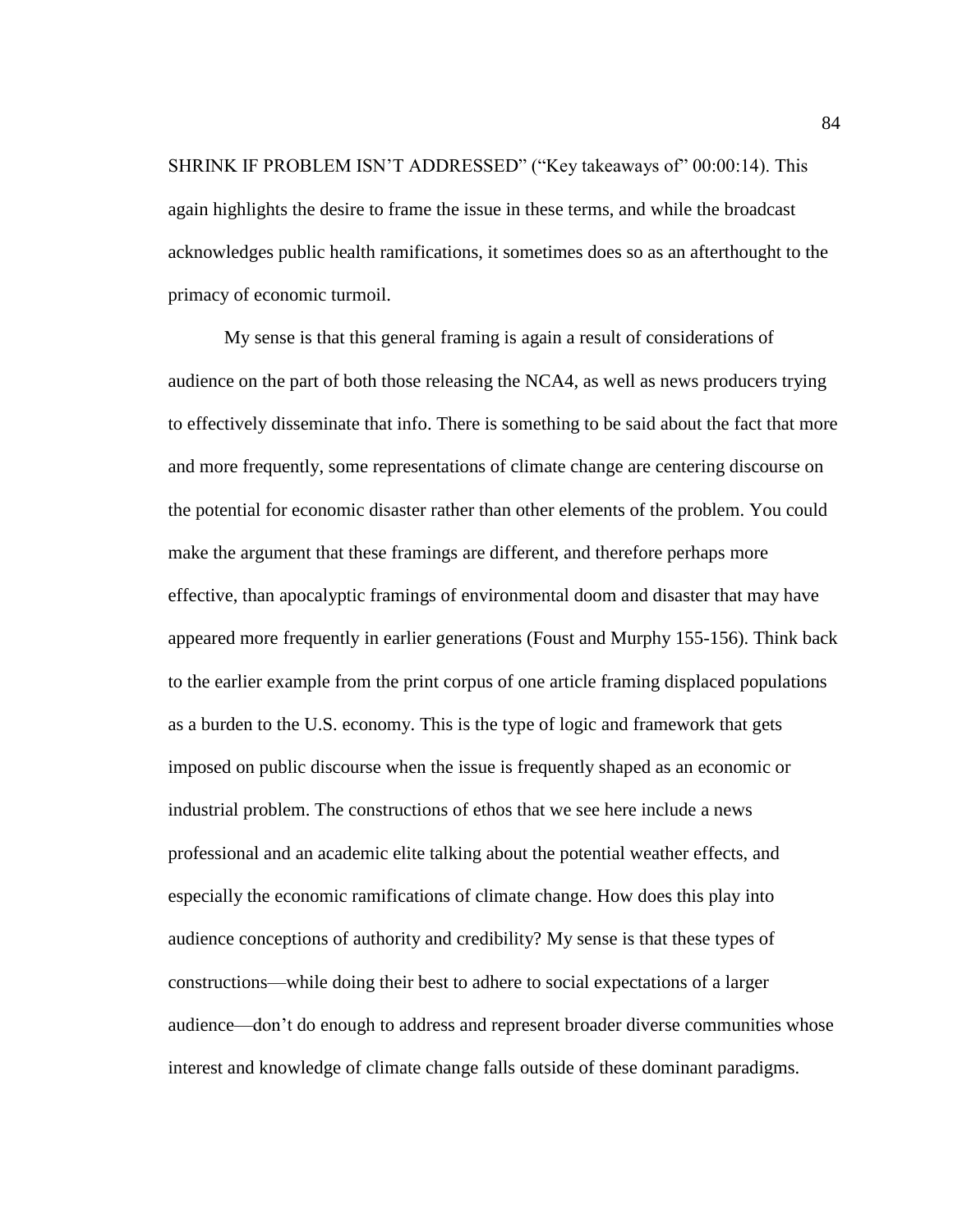SHRINK IF PROBLEM ISN'T ADDRESSED" ("Key takeaways of" 00:00:14). This again highlights the desire to frame the issue in these terms, and while the broadcast acknowledges public health ramifications, it sometimes does so as an afterthought to the primacy of economic turmoil.

My sense is that this general framing is again a result of considerations of audience on the part of both those releasing the NCA4, as well as news producers trying to effectively disseminate that info. There is something to be said about the fact that more and more frequently, some representations of climate change are centering discourse on the potential for economic disaster rather than other elements of the problem. You could make the argument that these framings are different, and therefore perhaps more effective, than apocalyptic framings of environmental doom and disaster that may have appeared more frequently in earlier generations (Foust and Murphy 155-156). Think back to the earlier example from the print corpus of one article framing displaced populations as a burden to the U.S. economy. This is the type of logic and framework that gets imposed on public discourse when the issue is frequently shaped as an economic or industrial problem. The constructions of ethos that we see here include a news professional and an academic elite talking about the potential weather effects, and especially the economic ramifications of climate change. How does this play into audience conceptions of authority and credibility? My sense is that these types of constructions—while doing their best to adhere to social expectations of a larger audience—don't do enough to address and represent broader diverse communities whose interest and knowledge of climate change falls outside of these dominant paradigms.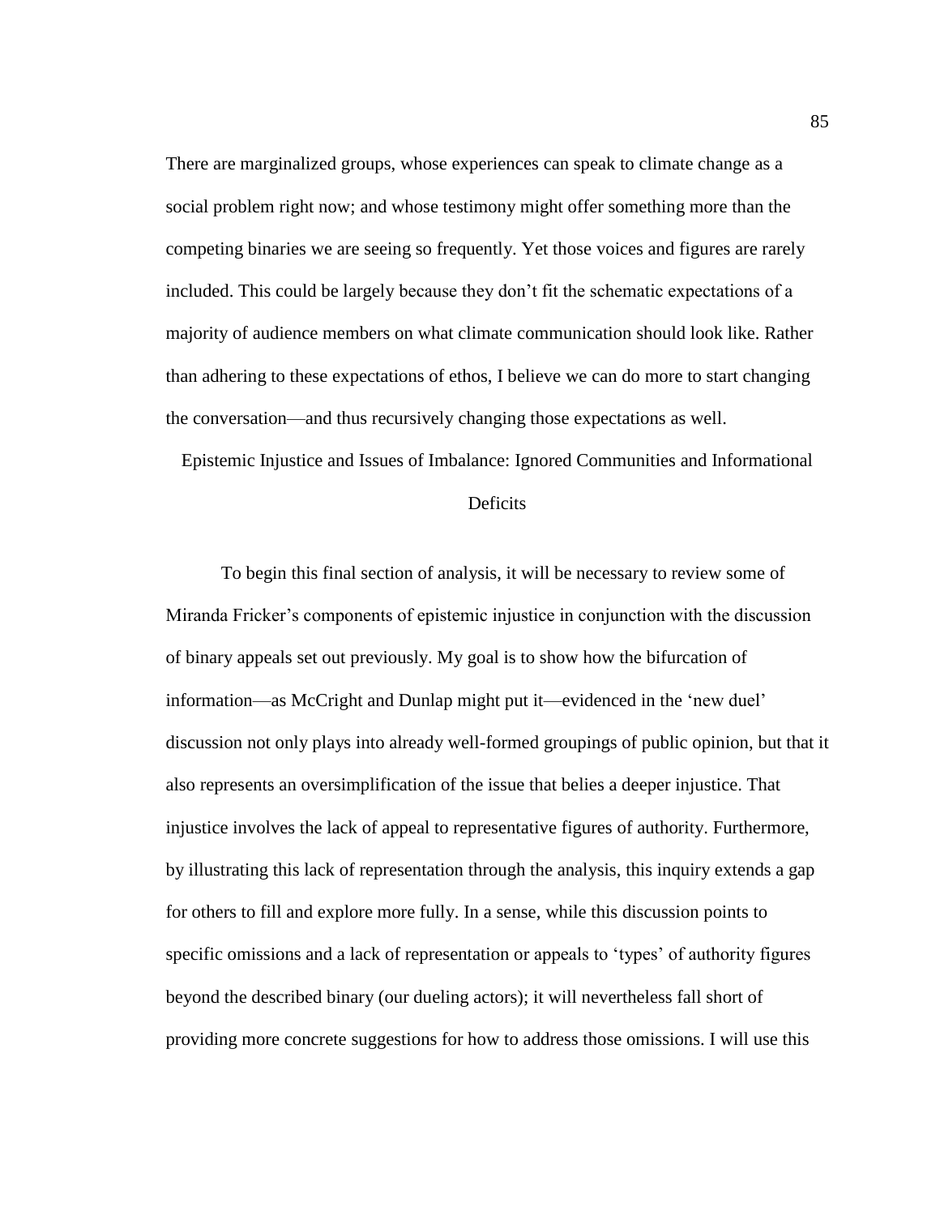There are marginalized groups, whose experiences can speak to climate change as a social problem right now; and whose testimony might offer something more than the competing binaries we are seeing so frequently. Yet those voices and figures are rarely included. This could be largely because they don't fit the schematic expectations of a majority of audience members on what climate communication should look like. Rather than adhering to these expectations of ethos, I believe we can do more to start changing the conversation—and thus recursively changing those expectations as well.

## Epistemic Injustice and Issues of Imbalance: Ignored Communities and Informational Deficits

To begin this final section of analysis, it will be necessary to review some of Miranda Fricker's components of epistemic injustice in conjunction with the discussion of binary appeals set out previously. My goal is to show how the bifurcation of information—as McCright and Dunlap might put it—evidenced in the 'new duel' discussion not only plays into already well-formed groupings of public opinion, but that it also represents an oversimplification of the issue that belies a deeper injustice. That injustice involves the lack of appeal to representative figures of authority. Furthermore, by illustrating this lack of representation through the analysis, this inquiry extends a gap for others to fill and explore more fully. In a sense, while this discussion points to specific omissions and a lack of representation or appeals to 'types' of authority figures beyond the described binary (our dueling actors); it will nevertheless fall short of providing more concrete suggestions for how to address those omissions. I will use this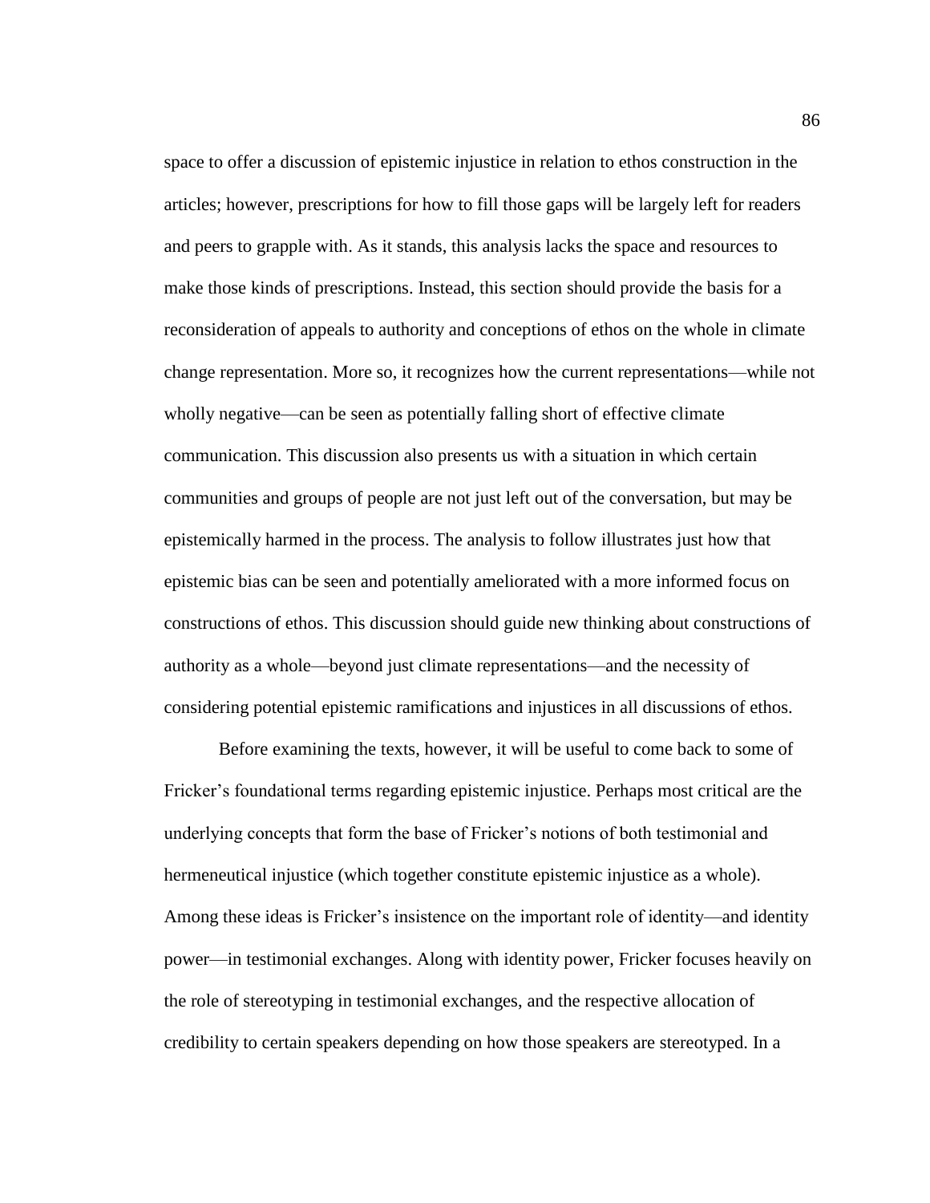space to offer a discussion of epistemic injustice in relation to ethos construction in the articles; however, prescriptions for how to fill those gaps will be largely left for readers and peers to grapple with. As it stands, this analysis lacks the space and resources to make those kinds of prescriptions. Instead, this section should provide the basis for a reconsideration of appeals to authority and conceptions of ethos on the whole in climate change representation. More so, it recognizes how the current representations—while not wholly negative—can be seen as potentially falling short of effective climate communication. This discussion also presents us with a situation in which certain communities and groups of people are not just left out of the conversation, but may be epistemically harmed in the process. The analysis to follow illustrates just how that epistemic bias can be seen and potentially ameliorated with a more informed focus on constructions of ethos. This discussion should guide new thinking about constructions of authority as a whole—beyond just climate representations—and the necessity of considering potential epistemic ramifications and injustices in all discussions of ethos.

Before examining the texts, however, it will be useful to come back to some of Fricker's foundational terms regarding epistemic injustice. Perhaps most critical are the underlying concepts that form the base of Fricker's notions of both testimonial and hermeneutical injustice (which together constitute epistemic injustice as a whole). Among these ideas is Fricker's insistence on the important role of identity—and identity power—in testimonial exchanges. Along with identity power, Fricker focuses heavily on the role of stereotyping in testimonial exchanges, and the respective allocation of credibility to certain speakers depending on how those speakers are stereotyped. In a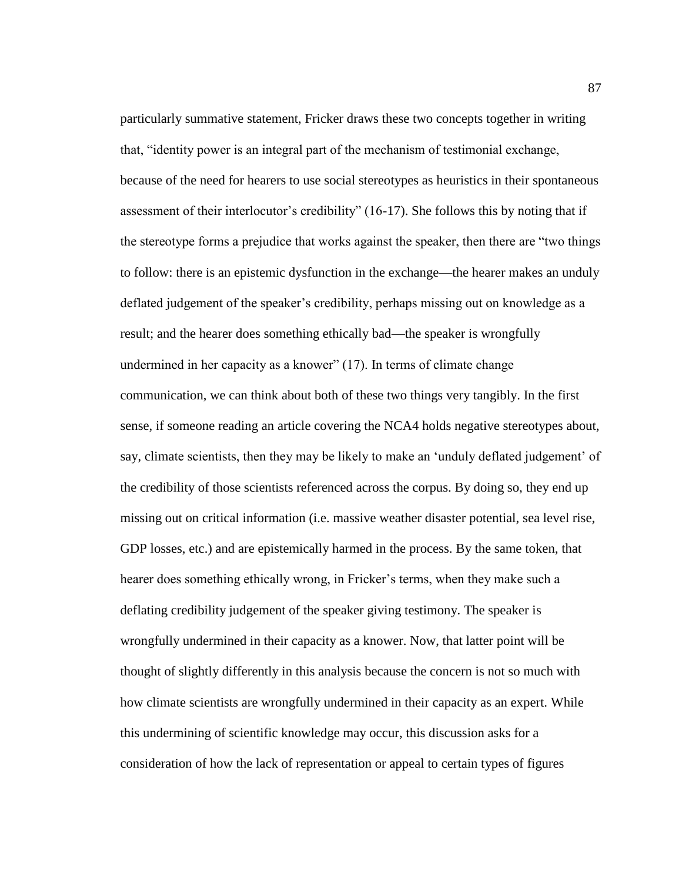particularly summative statement, Fricker draws these two concepts together in writing that, "identity power is an integral part of the mechanism of testimonial exchange, because of the need for hearers to use social stereotypes as heuristics in their spontaneous assessment of their interlocutor's credibility" (16-17). She follows this by noting that if the stereotype forms a prejudice that works against the speaker, then there are "two things to follow: there is an epistemic dysfunction in the exchange—the hearer makes an unduly deflated judgement of the speaker's credibility, perhaps missing out on knowledge as a result; and the hearer does something ethically bad—the speaker is wrongfully undermined in her capacity as a knower" (17). In terms of climate change communication, we can think about both of these two things very tangibly. In the first sense, if someone reading an article covering the NCA4 holds negative stereotypes about, say, climate scientists, then they may be likely to make an 'unduly deflated judgement' of the credibility of those scientists referenced across the corpus. By doing so, they end up missing out on critical information (i.e. massive weather disaster potential, sea level rise, GDP losses, etc.) and are epistemically harmed in the process. By the same token, that hearer does something ethically wrong, in Fricker's terms, when they make such a deflating credibility judgement of the speaker giving testimony. The speaker is wrongfully undermined in their capacity as a knower. Now, that latter point will be thought of slightly differently in this analysis because the concern is not so much with how climate scientists are wrongfully undermined in their capacity as an expert. While this undermining of scientific knowledge may occur, this discussion asks for a consideration of how the lack of representation or appeal to certain types of figures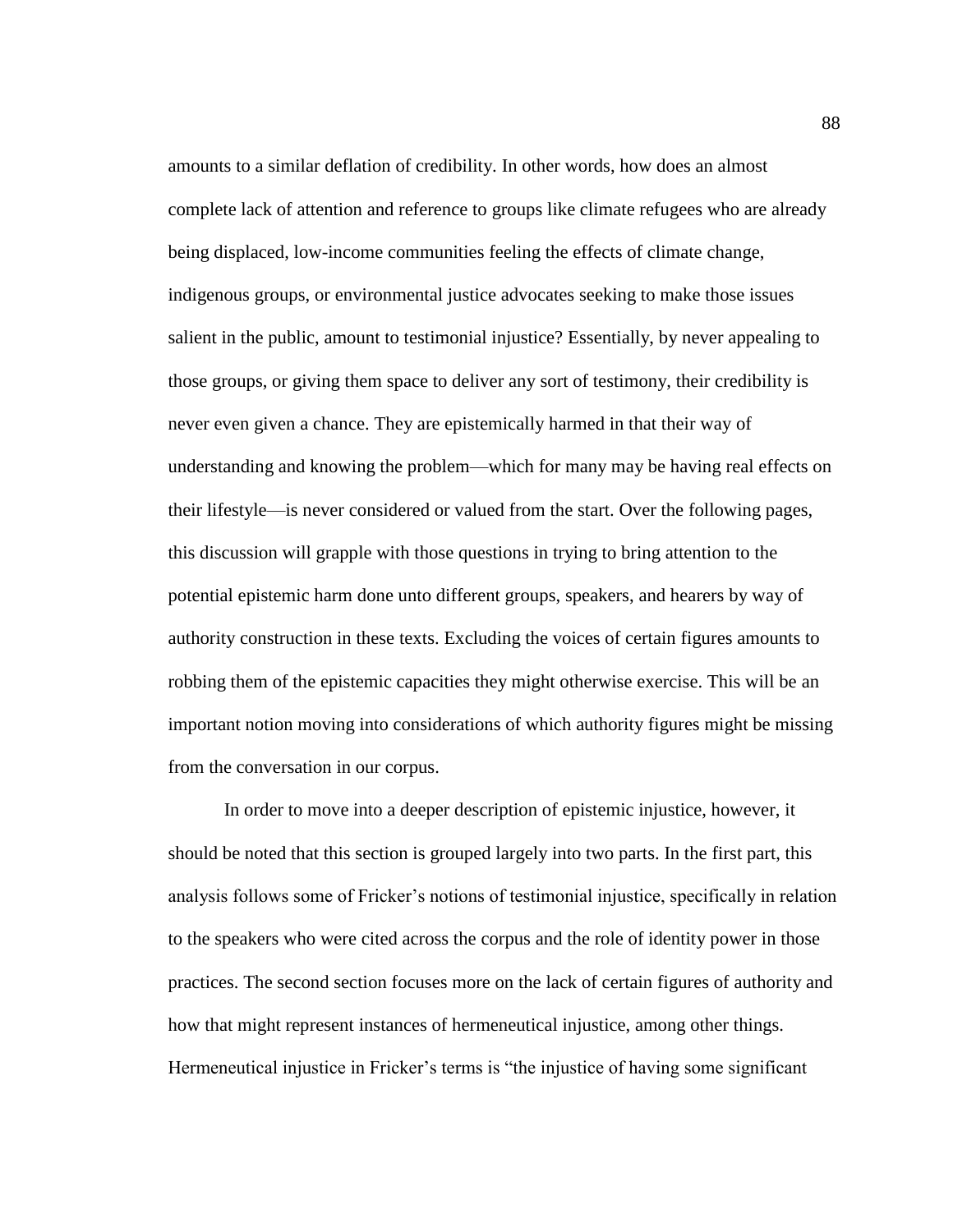amounts to a similar deflation of credibility. In other words, how does an almost complete lack of attention and reference to groups like climate refugees who are already being displaced, low-income communities feeling the effects of climate change, indigenous groups, or environmental justice advocates seeking to make those issues salient in the public, amount to testimonial injustice? Essentially, by never appealing to those groups, or giving them space to deliver any sort of testimony, their credibility is never even given a chance. They are epistemically harmed in that their way of understanding and knowing the problem—which for many may be having real effects on their lifestyle—is never considered or valued from the start. Over the following pages, this discussion will grapple with those questions in trying to bring attention to the potential epistemic harm done unto different groups, speakers, and hearers by way of authority construction in these texts. Excluding the voices of certain figures amounts to robbing them of the epistemic capacities they might otherwise exercise. This will be an important notion moving into considerations of which authority figures might be missing from the conversation in our corpus.

In order to move into a deeper description of epistemic injustice, however, it should be noted that this section is grouped largely into two parts. In the first part, this analysis follows some of Fricker's notions of testimonial injustice, specifically in relation to the speakers who were cited across the corpus and the role of identity power in those practices. The second section focuses more on the lack of certain figures of authority and how that might represent instances of hermeneutical injustice, among other things. Hermeneutical injustice in Fricker's terms is "the injustice of having some significant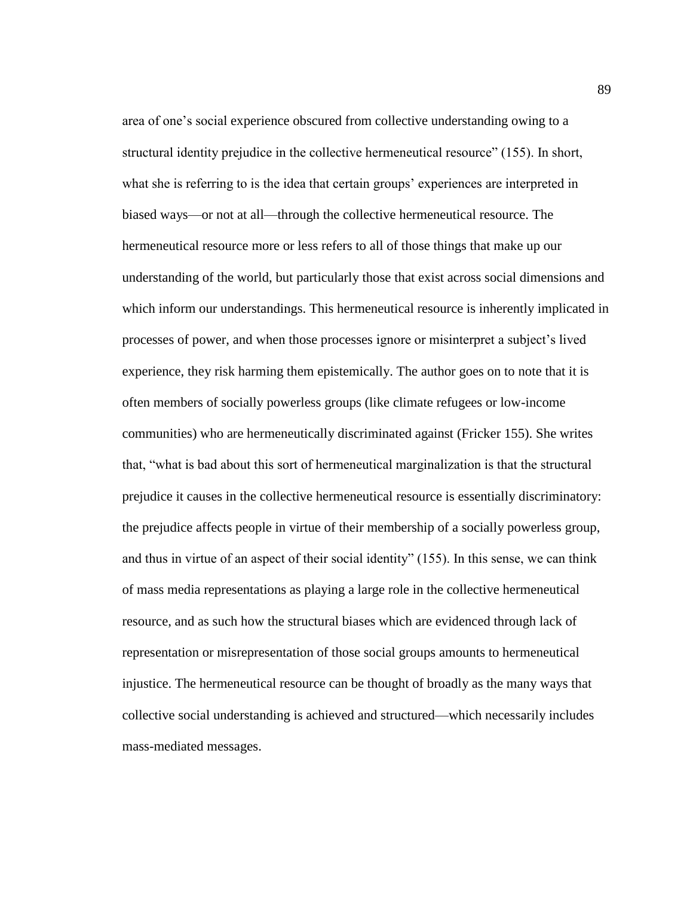area of one's social experience obscured from collective understanding owing to a structural identity prejudice in the collective hermeneutical resource" (155). In short, what she is referring to is the idea that certain groups' experiences are interpreted in biased ways—or not at all—through the collective hermeneutical resource. The hermeneutical resource more or less refers to all of those things that make up our understanding of the world, but particularly those that exist across social dimensions and which inform our understandings. This hermeneutical resource is inherently implicated in processes of power, and when those processes ignore or misinterpret a subject's lived experience, they risk harming them epistemically. The author goes on to note that it is often members of socially powerless groups (like climate refugees or low-income communities) who are hermeneutically discriminated against (Fricker 155). She writes that, "what is bad about this sort of hermeneutical marginalization is that the structural prejudice it causes in the collective hermeneutical resource is essentially discriminatory: the prejudice affects people in virtue of their membership of a socially powerless group, and thus in virtue of an aspect of their social identity" (155). In this sense, we can think of mass media representations as playing a large role in the collective hermeneutical resource, and as such how the structural biases which are evidenced through lack of representation or misrepresentation of those social groups amounts to hermeneutical injustice. The hermeneutical resource can be thought of broadly as the many ways that collective social understanding is achieved and structured—which necessarily includes mass-mediated messages.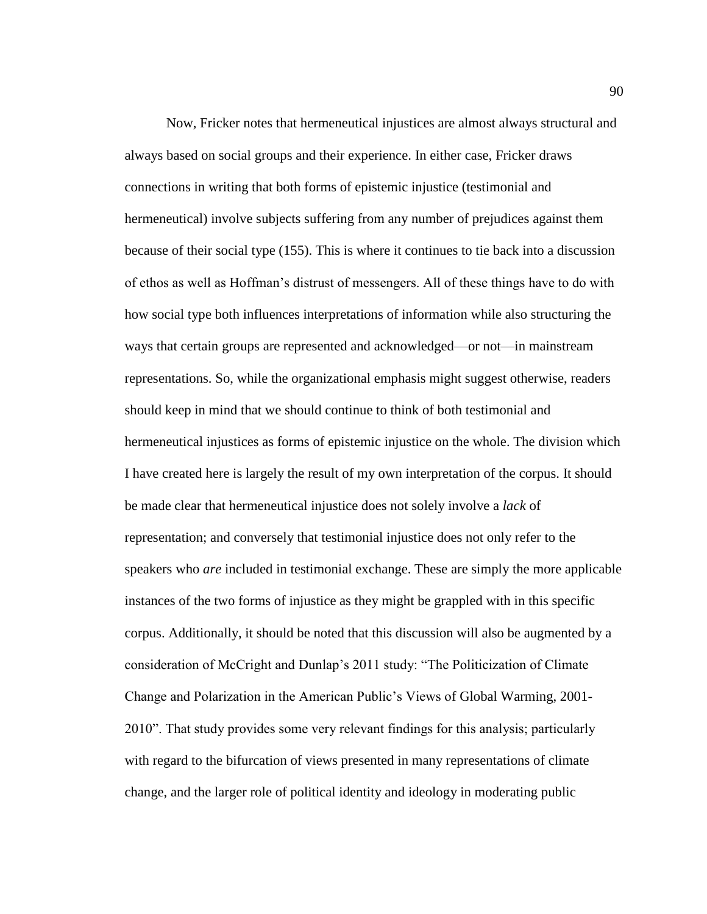Now, Fricker notes that hermeneutical injustices are almost always structural and always based on social groups and their experience. In either case, Fricker draws connections in writing that both forms of epistemic injustice (testimonial and hermeneutical) involve subjects suffering from any number of prejudices against them because of their social type (155). This is where it continues to tie back into a discussion of ethos as well as Hoffman's distrust of messengers. All of these things have to do with how social type both influences interpretations of information while also structuring the ways that certain groups are represented and acknowledged—or not—in mainstream representations. So, while the organizational emphasis might suggest otherwise, readers should keep in mind that we should continue to think of both testimonial and hermeneutical injustices as forms of epistemic injustice on the whole. The division which I have created here is largely the result of my own interpretation of the corpus. It should be made clear that hermeneutical injustice does not solely involve a *lack* of representation; and conversely that testimonial injustice does not only refer to the speakers who *are* included in testimonial exchange. These are simply the more applicable instances of the two forms of injustice as they might be grappled with in this specific corpus. Additionally, it should be noted that this discussion will also be augmented by a consideration of McCright and Dunlap's 2011 study: "The Politicization of Climate Change and Polarization in the American Public's Views of Global Warming, 2001-2010". That study provides some very relevant findings for this analysis; particularly with regard to the bifurcation of views presented in many representations of climate change, and the larger role of political identity and ideology in moderating public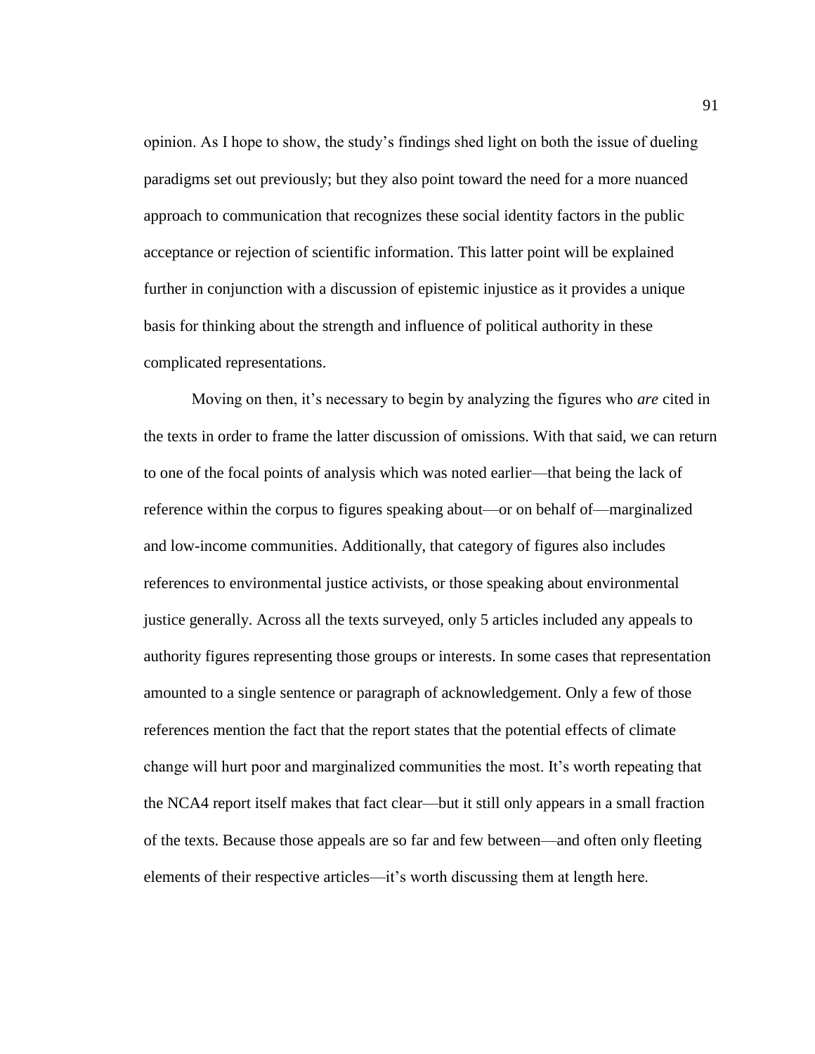opinion. As I hope to show, the study's findings shed light on both the issue of dueling paradigms set out previously; but they also point toward the need for a more nuanced approach to communication that recognizes these social identity factors in the public acceptance or rejection of scientific information. This latter point will be explained further in conjunction with a discussion of epistemic injustice as it provides a unique basis for thinking about the strength and influence of political authority in these complicated representations.

Moving on then, it's necessary to begin by analyzing the figures who *are* cited in the texts in order to frame the latter discussion of omissions. With that said, we can return to one of the focal points of analysis which was noted earlier—that being the lack of reference within the corpus to figures speaking about—or on behalf of—marginalized and low-income communities. Additionally, that category of figures also includes references to environmental justice activists, or those speaking about environmental justice generally. Across all the texts surveyed, only 5 articles included any appeals to authority figures representing those groups or interests. In some cases that representation amounted to a single sentence or paragraph of acknowledgement. Only a few of those references mention the fact that the report states that the potential effects of climate change will hurt poor and marginalized communities the most. It's worth repeating that the NCA4 report itself makes that fact clear—but it still only appears in a small fraction of the texts. Because those appeals are so far and few between—and often only fleeting elements of their respective articles—it's worth discussing them at length here.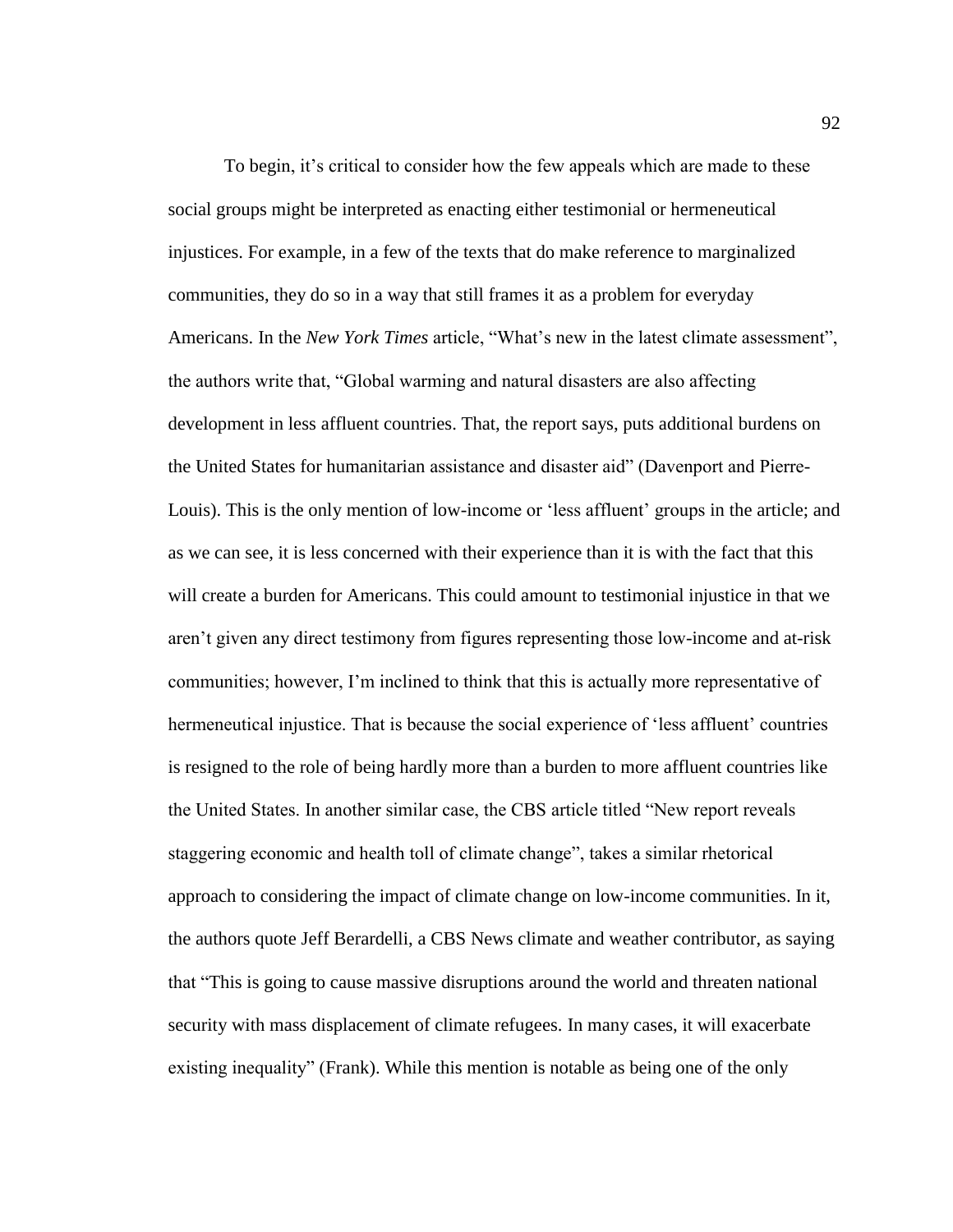To begin, it's critical to consider how the few appeals which are made to these social groups might be interpreted as enacting either testimonial or hermeneutical injustices. For example, in a few of the texts that do make reference to marginalized communities, they do so in a way that still frames it as a problem for everyday Americans. In the *New York Times* article, "What's new in the latest climate assessment", the authors write that, "Global warming and natural disasters are also affecting development in less affluent countries. That, the report says, puts additional burdens on the United States for humanitarian assistance and disaster aid" (Davenport and Pierre-Louis). This is the only mention of low-income or 'less affluent' groups in the article; and as we can see, it is less concerned with their experience than it is with the fact that this will create a burden for Americans. This could amount to testimonial injustice in that we aren't given any direct testimony from figures representing those low-income and at-risk communities; however, I'm inclined to think that this is actually more representative of hermeneutical injustice. That is because the social experience of 'less affluent' countries is resigned to the role of being hardly more than a burden to more affluent countries like the United States. In another similar case, the CBS article titled "New report reveals staggering economic and health toll of climate change", takes a similar rhetorical approach to considering the impact of climate change on low-income communities. In it, the authors quote Jeff Berardelli, a CBS News climate and weather contributor, as saying that "This is going to cause massive disruptions around the world and threaten national security with mass displacement of climate refugees. In many cases, it will exacerbate existing inequality" (Frank). While this mention is notable as being one of the only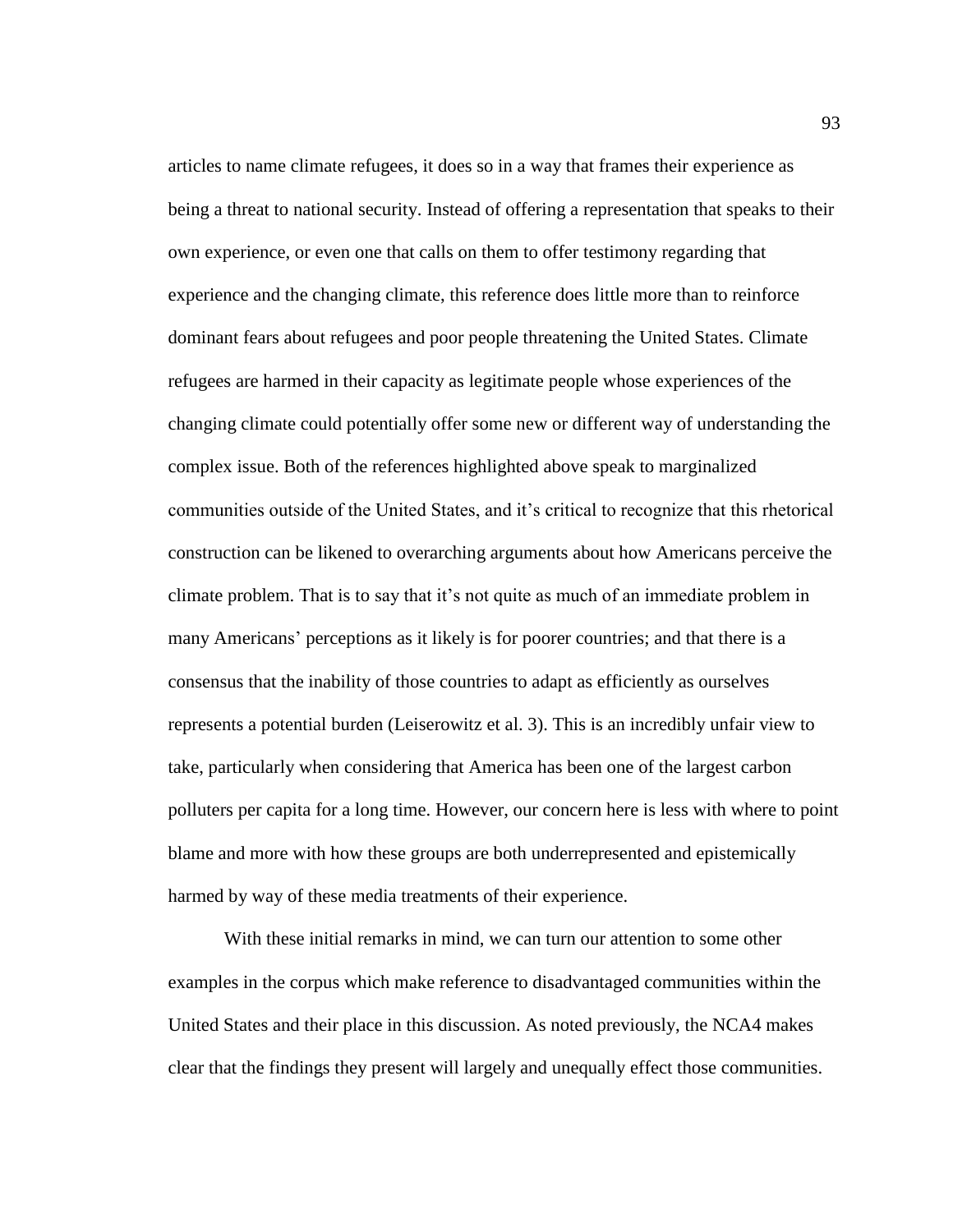articles to name climate refugees, it does so in a way that frames their experience as being a threat to national security. Instead of offering a representation that speaks to their own experience, or even one that calls on them to offer testimony regarding that experience and the changing climate, this reference does little more than to reinforce dominant fears about refugees and poor people threatening the United States. Climate refugees are harmed in their capacity as legitimate people whose experiences of the changing climate could potentially offer some new or different way of understanding the complex issue. Both of the references highlighted above speak to marginalized communities outside of the United States, and it's critical to recognize that this rhetorical construction can be likened to overarching arguments about how Americans perceive the climate problem. That is to say that it's not quite as much of an immediate problem in many Americans' perceptions as it likely is for poorer countries; and that there is a consensus that the inability of those countries to adapt as efficiently as ourselves represents a potential burden (Leiserowitz et al. 3). This is an incredibly unfair view to take, particularly when considering that America has been one of the largest carbon polluters per capita for a long time. However, our concern here is less with where to point blame and more with how these groups are both underrepresented and epistemically harmed by way of these media treatments of their experience.

With these initial remarks in mind, we can turn our attention to some other examples in the corpus which make reference to disadvantaged communities within the United States and their place in this discussion. As noted previously, the NCA4 makes clear that the findings they present will largely and unequally effect those communities.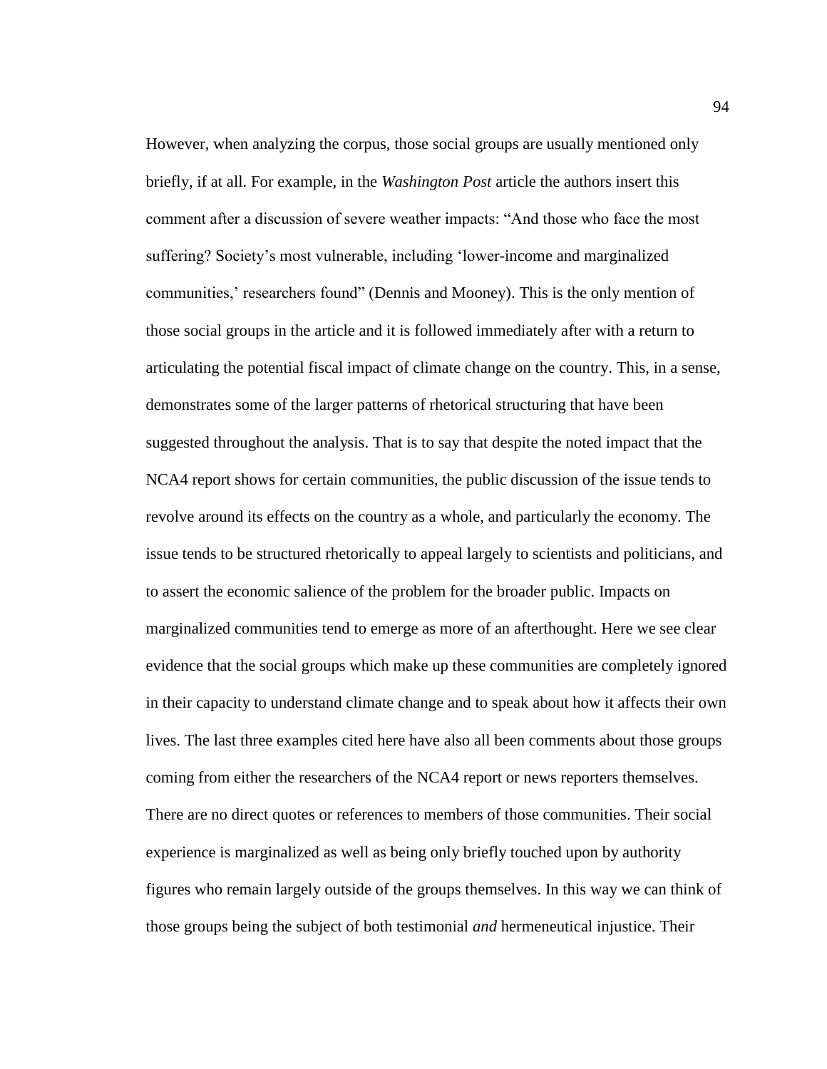However, when analyzing the corpus, those social groups are usually mentioned only briefly, if at all. For example, in the *Washington Post* article the authors insert this comment after a discussion of severe weather impacts: "And those who face the most suffering? Society's most vulnerable, including 'lower-income and marginalized communities,' researchers found" (Dennis and Mooney). This is the only mention of those social groups in the article and it is followed immediately after with a return to articulating the potential fiscal impact of climate change on the country. This, in a sense, demonstrates some of the larger patterns of rhetorical structuring that have been suggested throughout the analysis. That is to say that despite the noted impact that the NCA4 report shows for certain communities, the public discussion of the issue tends to revolve around its effects on the country as a whole, and particularly the economy. The issue tends to be structured rhetorically to appeal largely to scientists and politicians, and to assert the economic salience of the problem for the broader public. Impacts on marginalized communities tend to emerge as more of an afterthought. Here we see clear evidence that the social groups which make up these communities are completely ignored in their capacity to understand climate change and to speak about how it affects their own lives. The last three examples cited here have also all been comments about those groups coming from either the researchers of the NCA4 report or news reporters themselves. There are no direct quotes or references to members of those communities. Their social experience is marginalized as well as being only briefly touched upon by authority figures who remain largely outside of the groups themselves. In this way we can think of those groups being the subject of both testimonial *and* hermeneutical injustice. Their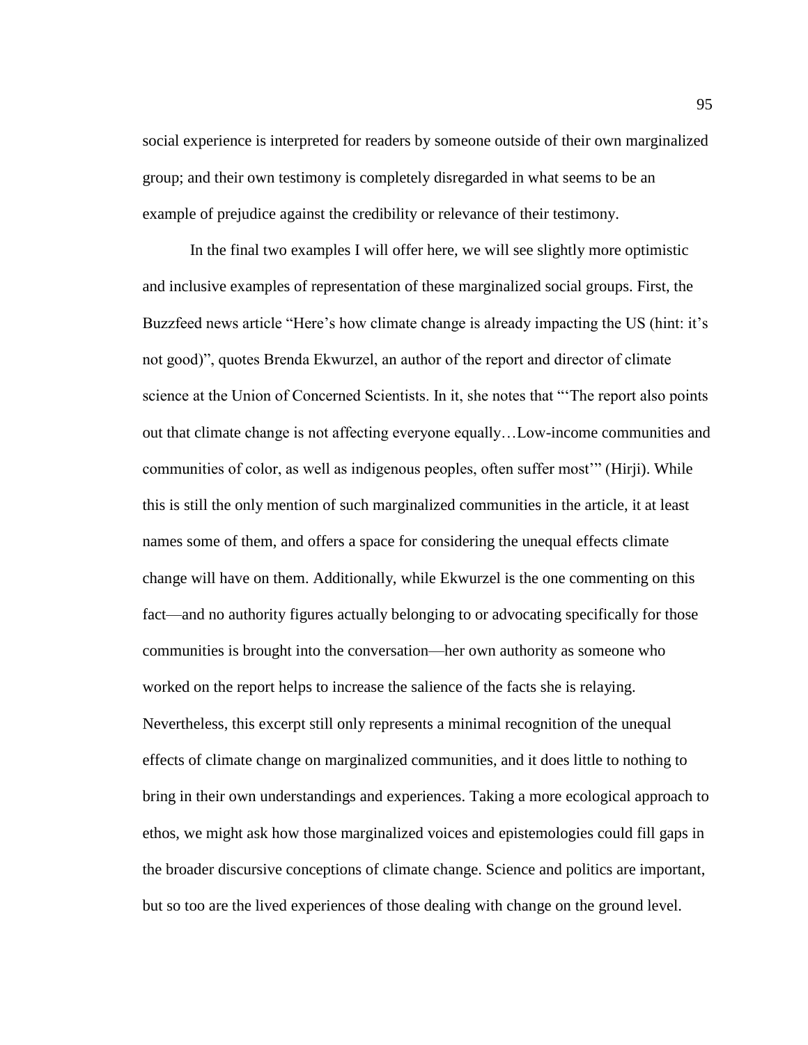social experience is interpreted for readers by someone outside of their own marginalized group; and their own testimony is completely disregarded in what seems to be an example of prejudice against the credibility or relevance of their testimony.

In the final two examples I will offer here, we will see slightly more optimistic and inclusive examples of representation of these marginalized social groups. First, the Buzzfeed news article "Here's how climate change is already impacting the US (hint: it's not good)", quotes Brenda Ekwurzel, an author of the report and director of climate science at the Union of Concerned Scientists. In it, she notes that "'The report also points out that climate change is not affecting everyone equally…Low-income communities and communities of color, as well as indigenous peoples, often suffer most'" (Hirji). While this is still the only mention of such marginalized communities in the article, it at least names some of them, and offers a space for considering the unequal effects climate change will have on them. Additionally, while Ekwurzel is the one commenting on this fact—and no authority figures actually belonging to or advocating specifically for those communities is brought into the conversation—her own authority as someone who worked on the report helps to increase the salience of the facts she is relaying. Nevertheless, this excerpt still only represents a minimal recognition of the unequal effects of climate change on marginalized communities, and it does little to nothing to bring in their own understandings and experiences. Taking a more ecological approach to ethos, we might ask how those marginalized voices and epistemologies could fill gaps in the broader discursive conceptions of climate change. Science and politics are important, but so too are the lived experiences of those dealing with change on the ground level.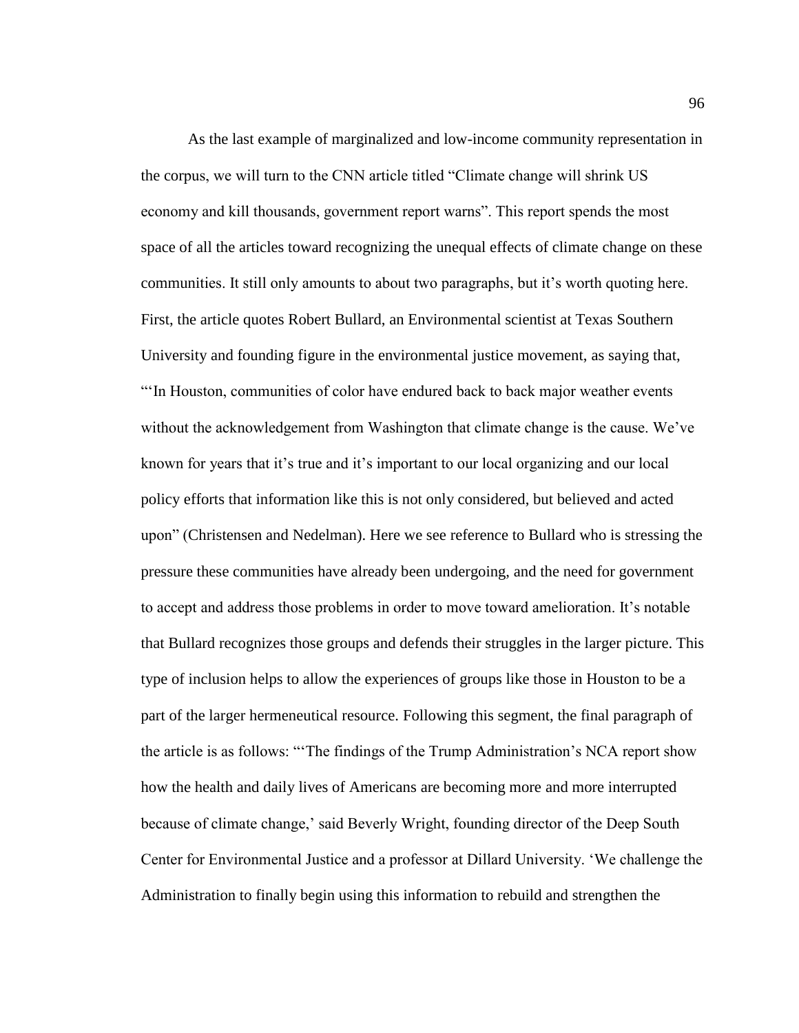As the last example of marginalized and low-income community representation in the corpus, we will turn to the CNN article titled "Climate change will shrink US economy and kill thousands, government report warns". This report spends the most space of all the articles toward recognizing the unequal effects of climate change on these communities. It still only amounts to about two paragraphs, but it's worth quoting here. First, the article quotes Robert Bullard, an Environmental scientist at Texas Southern University and founding figure in the environmental justice movement, as saying that, "'In Houston, communities of color have endured back to back major weather events without the acknowledgement from Washington that climate change is the cause. We've known for years that it's true and it's important to our local organizing and our local policy efforts that information like this is not only considered, but believed and acted upon" (Christensen and Nedelman). Here we see reference to Bullard who is stressing the pressure these communities have already been undergoing, and the need for government to accept and address those problems in order to move toward amelioration. It's notable that Bullard recognizes those groups and defends their struggles in the larger picture. This type of inclusion helps to allow the experiences of groups like those in Houston to be a part of the larger hermeneutical resource. Following this segment, the final paragraph of the article is as follows: "'The findings of the Trump Administration's NCA report show how the health and daily lives of Americans are becoming more and more interrupted because of climate change,' said Beverly Wright, founding director of the Deep South Center for Environmental Justice and a professor at Dillard University. 'We challenge the Administration to finally begin using this information to rebuild and strengthen the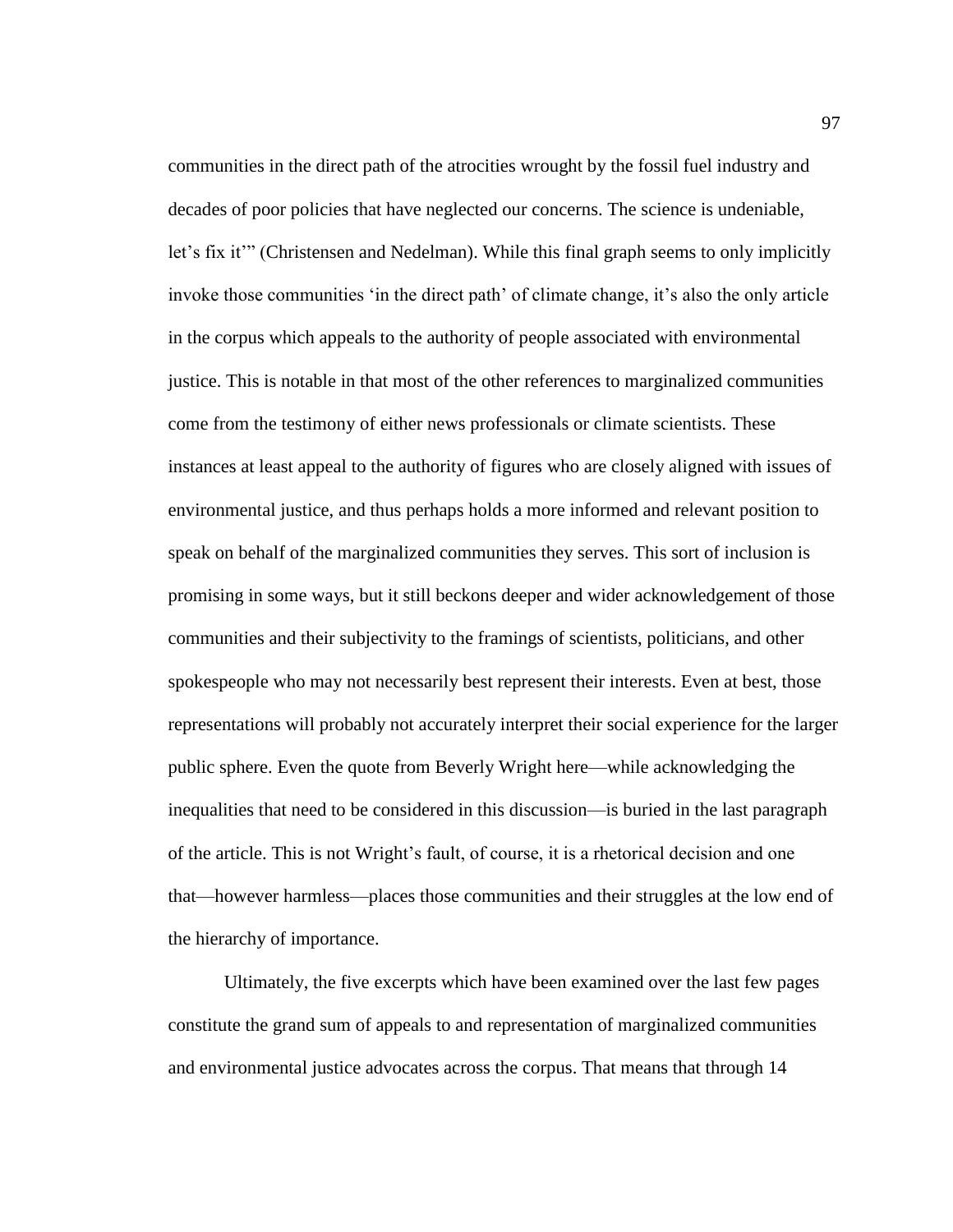communities in the direct path of the atrocities wrought by the fossil fuel industry and decades of poor policies that have neglected our concerns. The science is undeniable, let's fix it'" (Christensen and Nedelman). While this final graph seems to only implicitly invoke those communities 'in the direct path' of climate change, it's also the only article in the corpus which appeals to the authority of people associated with environmental justice. This is notable in that most of the other references to marginalized communities come from the testimony of either news professionals or climate scientists. These instances at least appeal to the authority of figures who are closely aligned with issues of environmental justice, and thus perhaps holds a more informed and relevant position to speak on behalf of the marginalized communities they serves. This sort of inclusion is promising in some ways, but it still beckons deeper and wider acknowledgement of those communities and their subjectivity to the framings of scientists, politicians, and other spokespeople who may not necessarily best represent their interests. Even at best, those representations will probably not accurately interpret their social experience for the larger public sphere. Even the quote from Beverly Wright here—while acknowledging the inequalities that need to be considered in this discussion—is buried in the last paragraph of the article. This is not Wright's fault, of course, it is a rhetorical decision and one that—however harmless—places those communities and their struggles at the low end of the hierarchy of importance.

Ultimately, the five excerpts which have been examined over the last few pages constitute the grand sum of appeals to and representation of marginalized communities and environmental justice advocates across the corpus. That means that through 14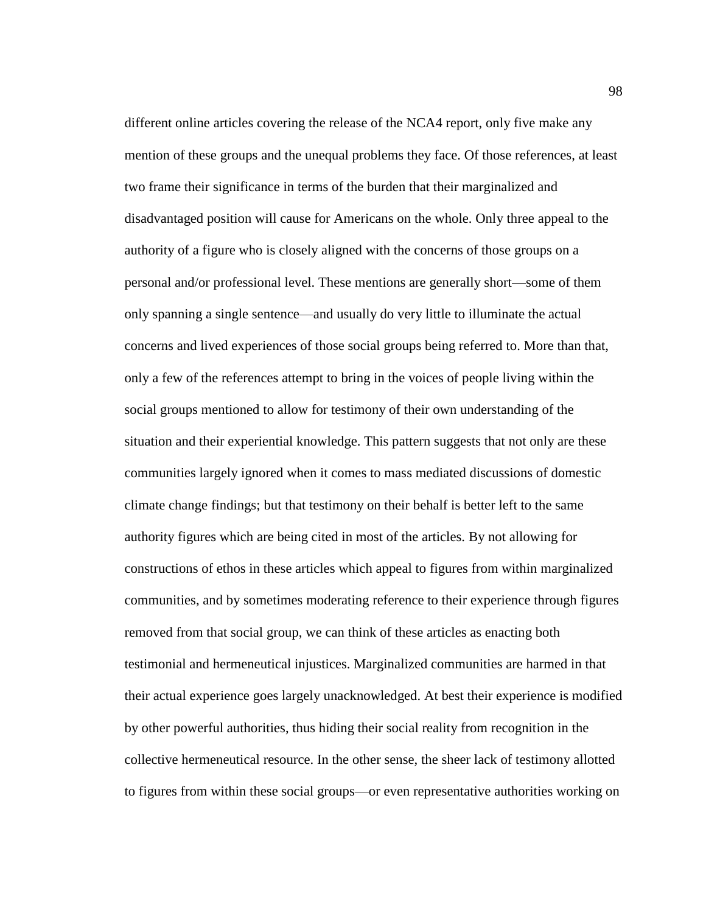different online articles covering the release of the NCA4 report, only five make any mention of these groups and the unequal problems they face. Of those references, at least two frame their significance in terms of the burden that their marginalized and disadvantaged position will cause for Americans on the whole. Only three appeal to the authority of a figure who is closely aligned with the concerns of those groups on a personal and/or professional level. These mentions are generally short—some of them only spanning a single sentence—and usually do very little to illuminate the actual concerns and lived experiences of those social groups being referred to. More than that, only a few of the references attempt to bring in the voices of people living within the social groups mentioned to allow for testimony of their own understanding of the situation and their experiential knowledge. This pattern suggests that not only are these communities largely ignored when it comes to mass mediated discussions of domestic climate change findings; but that testimony on their behalf is better left to the same authority figures which are being cited in most of the articles. By not allowing for constructions of ethos in these articles which appeal to figures from within marginalized communities, and by sometimes moderating reference to their experience through figures removed from that social group, we can think of these articles as enacting both testimonial and hermeneutical injustices. Marginalized communities are harmed in that their actual experience goes largely unacknowledged. At best their experience is modified by other powerful authorities, thus hiding their social reality from recognition in the collective hermeneutical resource. In the other sense, the sheer lack of testimony allotted to figures from within these social groups—or even representative authorities working on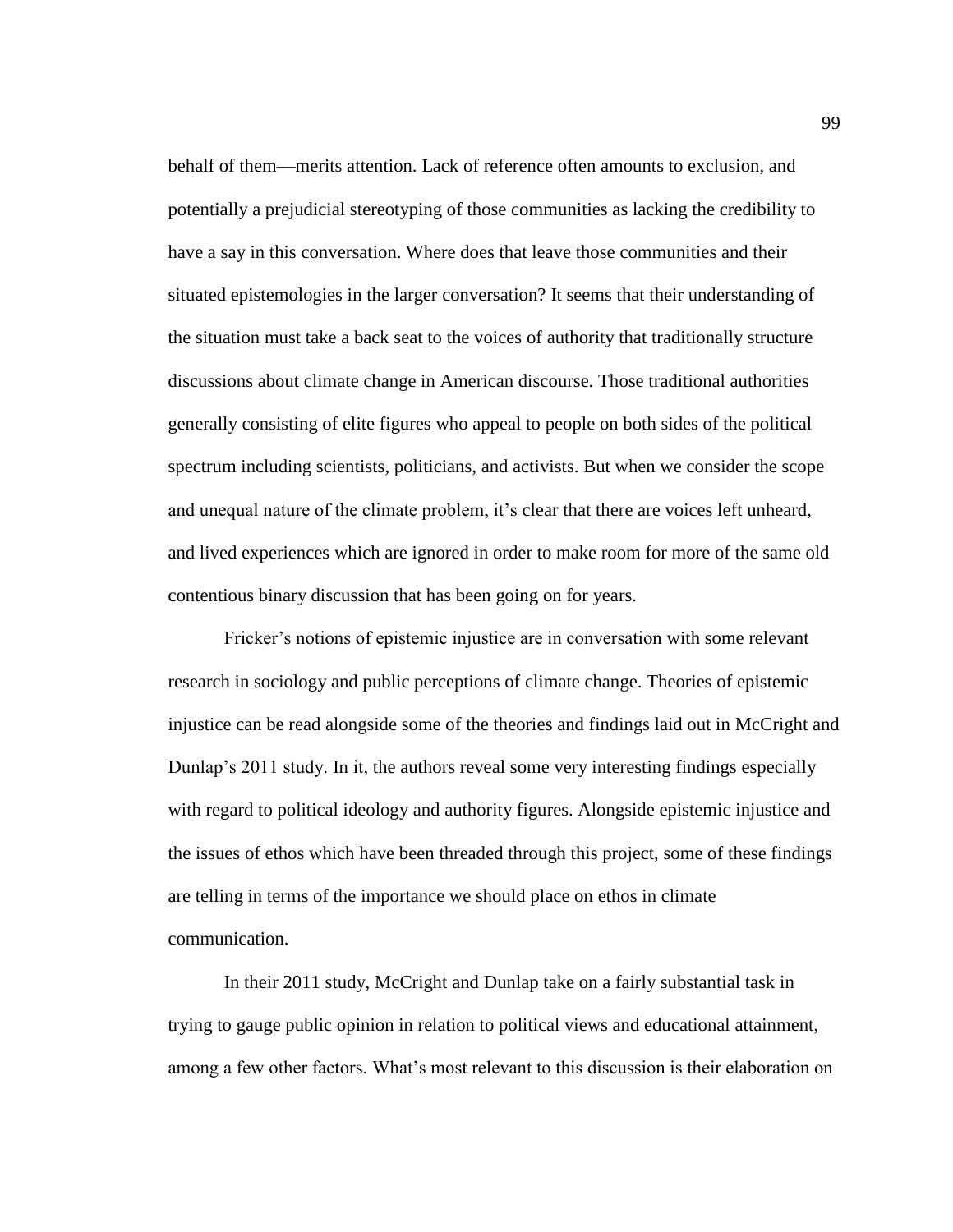behalf of them—merits attention. Lack of reference often amounts to exclusion, and potentially a prejudicial stereotyping of those communities as lacking the credibility to have a say in this conversation. Where does that leave those communities and their situated epistemologies in the larger conversation? It seems that their understanding of the situation must take a back seat to the voices of authority that traditionally structure discussions about climate change in American discourse. Those traditional authorities generally consisting of elite figures who appeal to people on both sides of the political spectrum including scientists, politicians, and activists. But when we consider the scope and unequal nature of the climate problem, it's clear that there are voices left unheard, and lived experiences which are ignored in order to make room for more of the same old contentious binary discussion that has been going on for years.

Fricker's notions of epistemic injustice are in conversation with some relevant research in sociology and public perceptions of climate change. Theories of epistemic injustice can be read alongside some of the theories and findings laid out in McCright and Dunlap's 2011 study. In it, the authors reveal some very interesting findings especially with regard to political ideology and authority figures. Alongside epistemic injustice and the issues of ethos which have been threaded through this project, some of these findings are telling in terms of the importance we should place on ethos in climate communication.

In their 2011 study, McCright and Dunlap take on a fairly substantial task in trying to gauge public opinion in relation to political views and educational attainment, among a few other factors. What's most relevant to this discussion is their elaboration on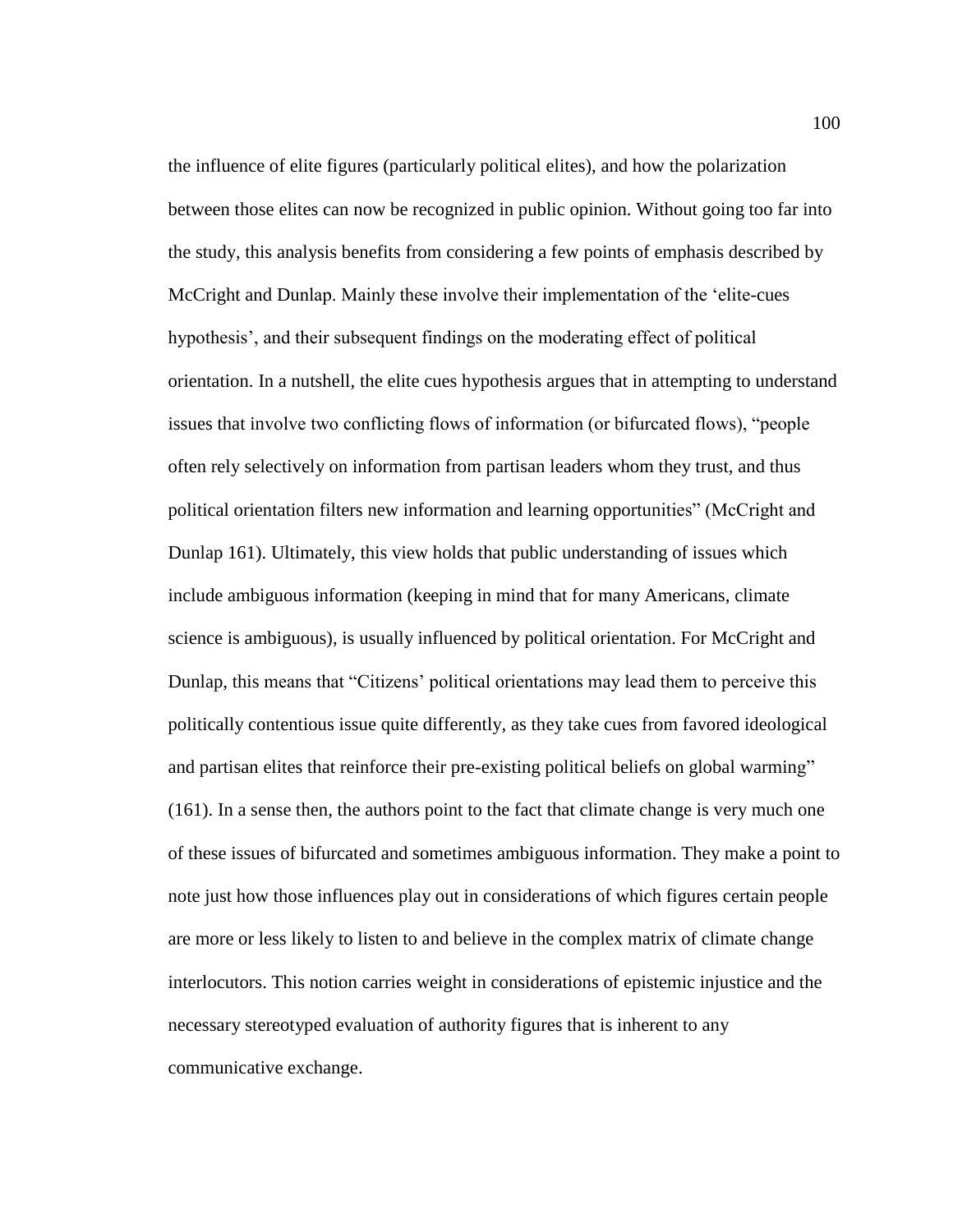the influence of elite figures (particularly political elites), and how the polarization between those elites can now be recognized in public opinion. Without going too far into the study, this analysis benefits from considering a few points of emphasis described by McCright and Dunlap. Mainly these involve their implementation of the 'elite-cues hypothesis', and their subsequent findings on the moderating effect of political orientation. In a nutshell, the elite cues hypothesis argues that in attempting to understand issues that involve two conflicting flows of information (or bifurcated flows), "people often rely selectively on information from partisan leaders whom they trust, and thus political orientation filters new information and learning opportunities" (McCright and Dunlap 161). Ultimately, this view holds that public understanding of issues which include ambiguous information (keeping in mind that for many Americans, climate science is ambiguous), is usually influenced by political orientation. For McCright and Dunlap, this means that "Citizens' political orientations may lead them to perceive this politically contentious issue quite differently, as they take cues from favored ideological and partisan elites that reinforce their pre-existing political beliefs on global warming" (161). In a sense then, the authors point to the fact that climate change is very much one of these issues of bifurcated and sometimes ambiguous information. They make a point to note just how those influences play out in considerations of which figures certain people are more or less likely to listen to and believe in the complex matrix of climate change interlocutors. This notion carries weight in considerations of epistemic injustice and the necessary stereotyped evaluation of authority figures that is inherent to any communicative exchange.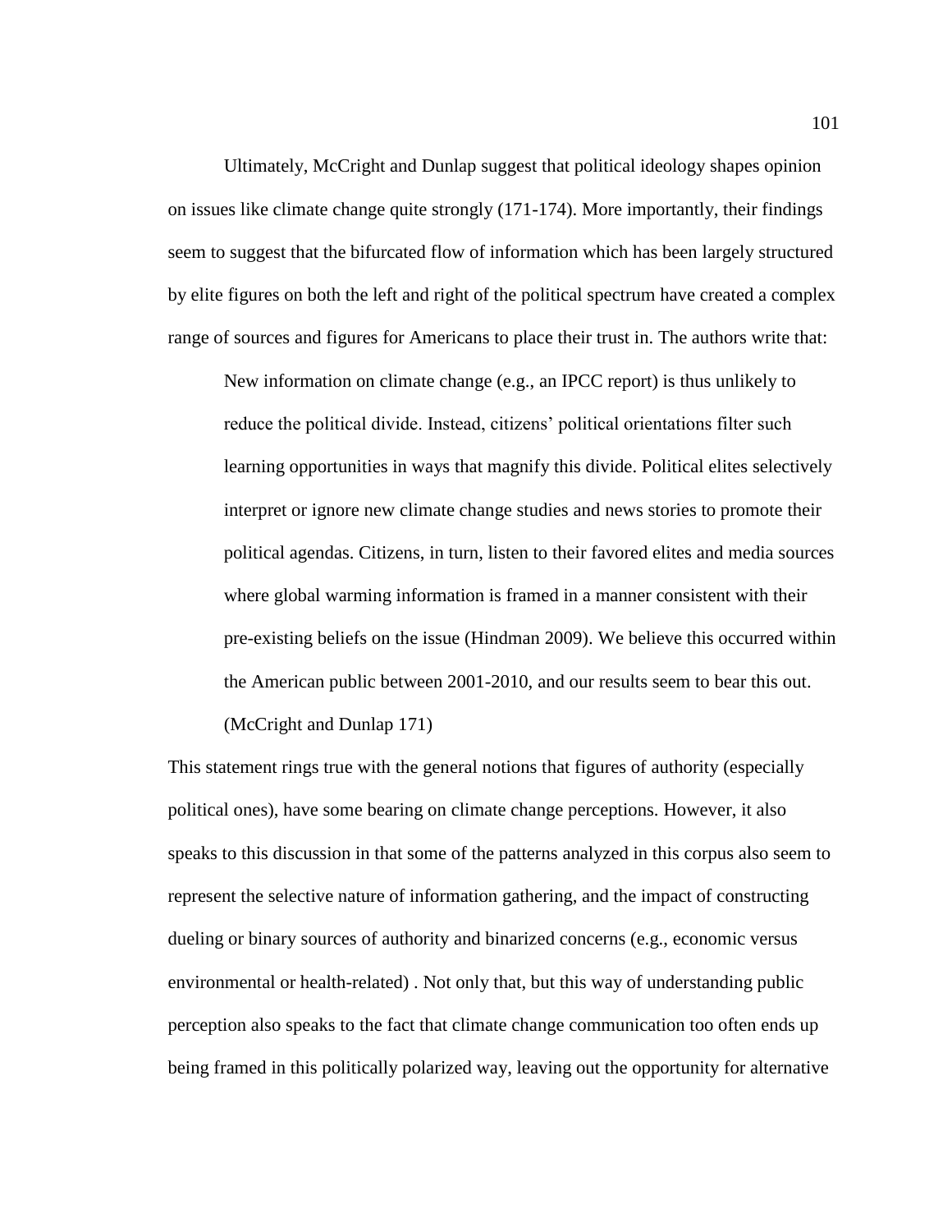Ultimately, McCright and Dunlap suggest that political ideology shapes opinion on issues like climate change quite strongly (171-174). More importantly, their findings seem to suggest that the bifurcated flow of information which has been largely structured by elite figures on both the left and right of the political spectrum have created a complex range of sources and figures for Americans to place their trust in. The authors write that:

> New information on climate change (e.g., an IPCC report) is thus unlikely to reduce the political divide. Instead, citizens' political orientations filter such learning opportunities in ways that magnify this divide. Political elites selectively interpret or ignore new climate change studies and news stories to promote their political agendas. Citizens, in turn, listen to their favored elites and media sources where global warming information is framed in a manner consistent with their pre-existing beliefs on the issue (Hindman 2009). We believe this occurred within the American public between 2001-2010, and our results seem to bear this out. (McCright and Dunlap 171)

This statement rings true with the general notions that figures of authority (especially political ones), have some bearing on climate change perceptions. However, it also speaks to this discussion in that some of the patterns analyzed in this corpus also seem to represent the selective nature of information gathering, and the impact of constructing dueling or binary sources of authority and binarized concerns (e.g., economic versus environmental or health-related) . Not only that, but this way of understanding public perception also speaks to the fact that climate change communication too often ends up being framed in this politically polarized way, leaving out the opportunity for alternative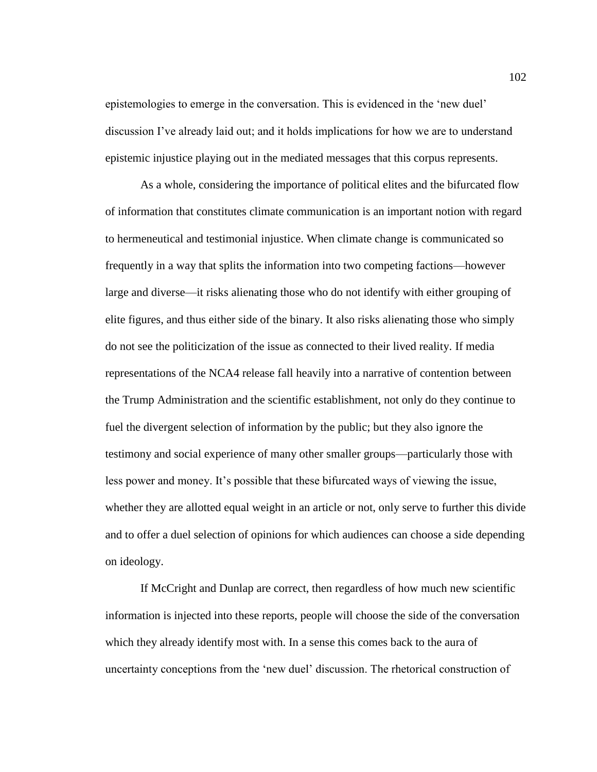epistemologies to emerge in the conversation. This is evidenced in the 'new duel' discussion I've already laid out; and it holds implications for how we are to understand epistemic injustice playing out in the mediated messages that this corpus represents.

As a whole, considering the importance of political elites and the bifurcated flow of information that constitutes climate communication is an important notion with regard to hermeneutical and testimonial injustice. When climate change is communicated so frequently in a way that splits the information into two competing factions—however large and diverse—it risks alienating those who do not identify with either grouping of elite figures, and thus either side of the binary. It also risks alienating those who simply do not see the politicization of the issue as connected to their lived reality. If media representations of the NCA4 release fall heavily into a narrative of contention between the Trump Administration and the scientific establishment, not only do they continue to fuel the divergent selection of information by the public; but they also ignore the testimony and social experience of many other smaller groups—particularly those with less power and money. It's possible that these bifurcated ways of viewing the issue, whether they are allotted equal weight in an article or not, only serve to further this divide and to offer a duel selection of opinions for which audiences can choose a side depending on ideology.

If McCright and Dunlap are correct, then regardless of how much new scientific information is injected into these reports, people will choose the side of the conversation which they already identify most with. In a sense this comes back to the aura of uncertainty conceptions from the 'new duel' discussion. The rhetorical construction of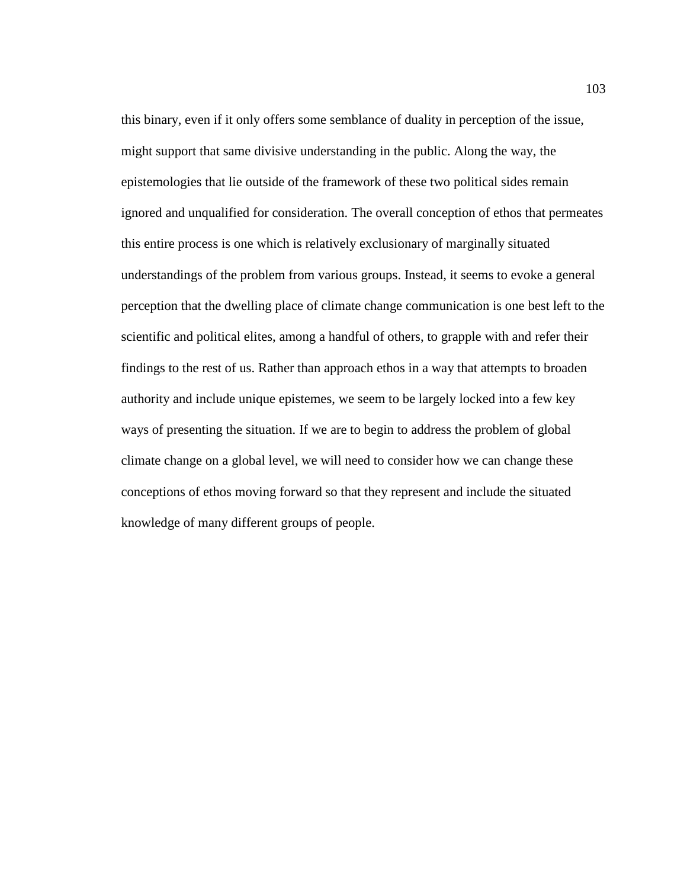this binary, even if it only offers some semblance of duality in perception of the issue, might support that same divisive understanding in the public. Along the way, the epistemologies that lie outside of the framework of these two political sides remain ignored and unqualified for consideration. The overall conception of ethos that permeates this entire process is one which is relatively exclusionary of marginally situated understandings of the problem from various groups. Instead, it seems to evoke a general perception that the dwelling place of climate change communication is one best left to the scientific and political elites, among a handful of others, to grapple with and refer their findings to the rest of us. Rather than approach ethos in a way that attempts to broaden authority and include unique epistemes, we seem to be largely locked into a few key ways of presenting the situation. If we are to begin to address the problem of global climate change on a global level, we will need to consider how we can change these conceptions of ethos moving forward so that they represent and include the situated knowledge of many different groups of people.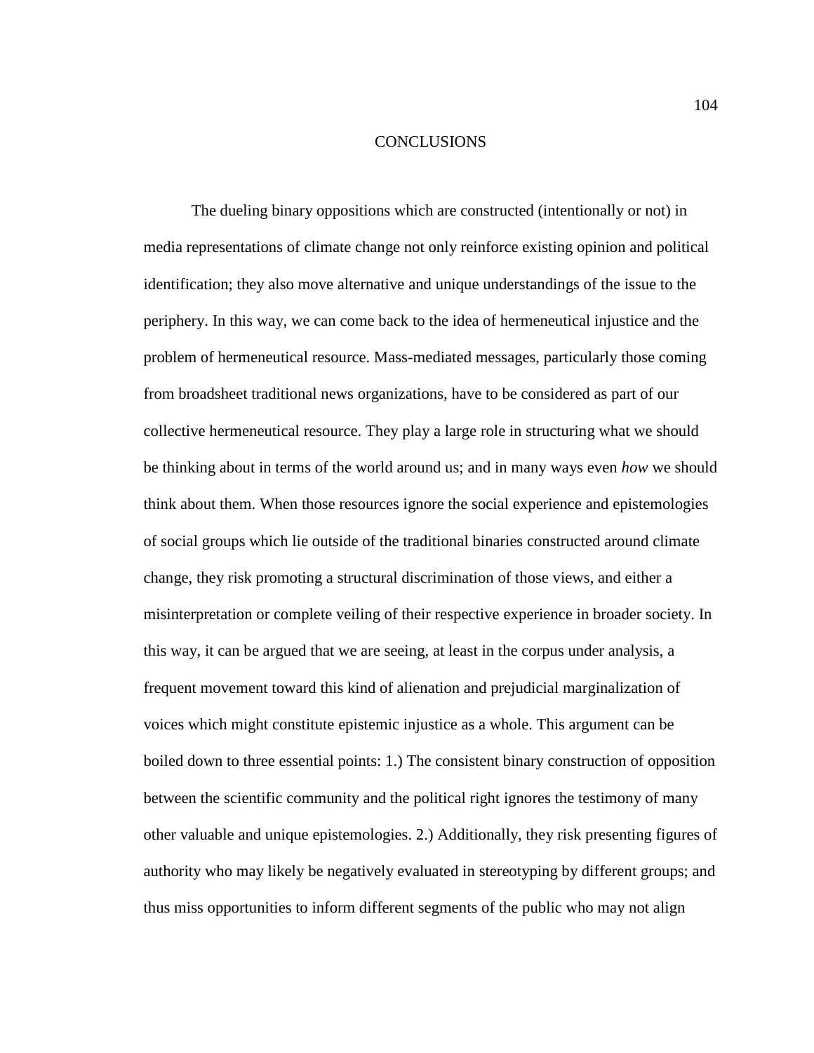# CONCLUSIONS

The dueling binary oppositions which are constructed (intentionally or not) in media representations of climate change not only reinforce existing opinion and political identification; they also move alternative and unique understandings of the issue to the periphery. In this way, we can come back to the idea of hermeneutical injustice and the problem of hermeneutical resource. Mass-mediated messages, particularly those coming from broadsheet traditional news organizations, have to be considered as part of our collective hermeneutical resource. They play a large role in structuring what we should be thinking about in terms of the world around us; and in many ways even *how* we should think about them. When those resources ignore the social experience and epistemologies of social groups which lie outside of the traditional binaries constructed around climate change, they risk promoting a structural discrimination of those views, and either a misinterpretation or complete veiling of their respective experience in broader society. In this way, it can be argued that we are seeing, at least in the corpus under analysis, a frequent movement toward this kind of alienation and prejudicial marginalization of voices which might constitute epistemic injustice as a whole. This argument can be boiled down to three essential points: 1.) The consistent binary construction of opposition between the scientific community and the political right ignores the testimony of many other valuable and unique epistemologies. 2.) Additionally, they risk presenting figures of authority who may likely be negatively evaluated in stereotyping by different groups; and thus miss opportunities to inform different segments of the public who may not align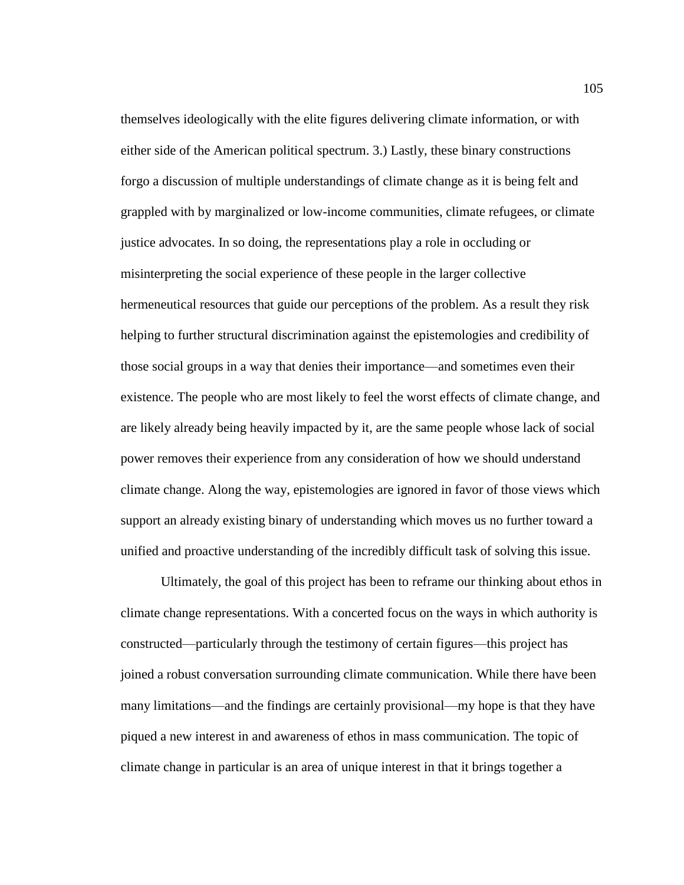themselves ideologically with the elite figures delivering climate information, or with either side of the American political spectrum. 3.) Lastly, these binary constructions forgo a discussion of multiple understandings of climate change as it is being felt and grappled with by marginalized or low-income communities, climate refugees, or climate justice advocates. In so doing, the representations play a role in occluding or misinterpreting the social experience of these people in the larger collective hermeneutical resources that guide our perceptions of the problem. As a result they risk helping to further structural discrimination against the epistemologies and credibility of those social groups in a way that denies their importance—and sometimes even their existence. The people who are most likely to feel the worst effects of climate change, and are likely already being heavily impacted by it, are the same people whose lack of social power removes their experience from any consideration of how we should understand climate change. Along the way, epistemologies are ignored in favor of those views which support an already existing binary of understanding which moves us no further toward a unified and proactive understanding of the incredibly difficult task of solving this issue.

Ultimately, the goal of this project has been to reframe our thinking about ethos in climate change representations. With a concerted focus on the ways in which authority is constructed—particularly through the testimony of certain figures—this project has joined a robust conversation surrounding climate communication. While there have been many limitations—and the findings are certainly provisional—my hope is that they have piqued a new interest in and awareness of ethos in mass communication. The topic of climate change in particular is an area of unique interest in that it brings together a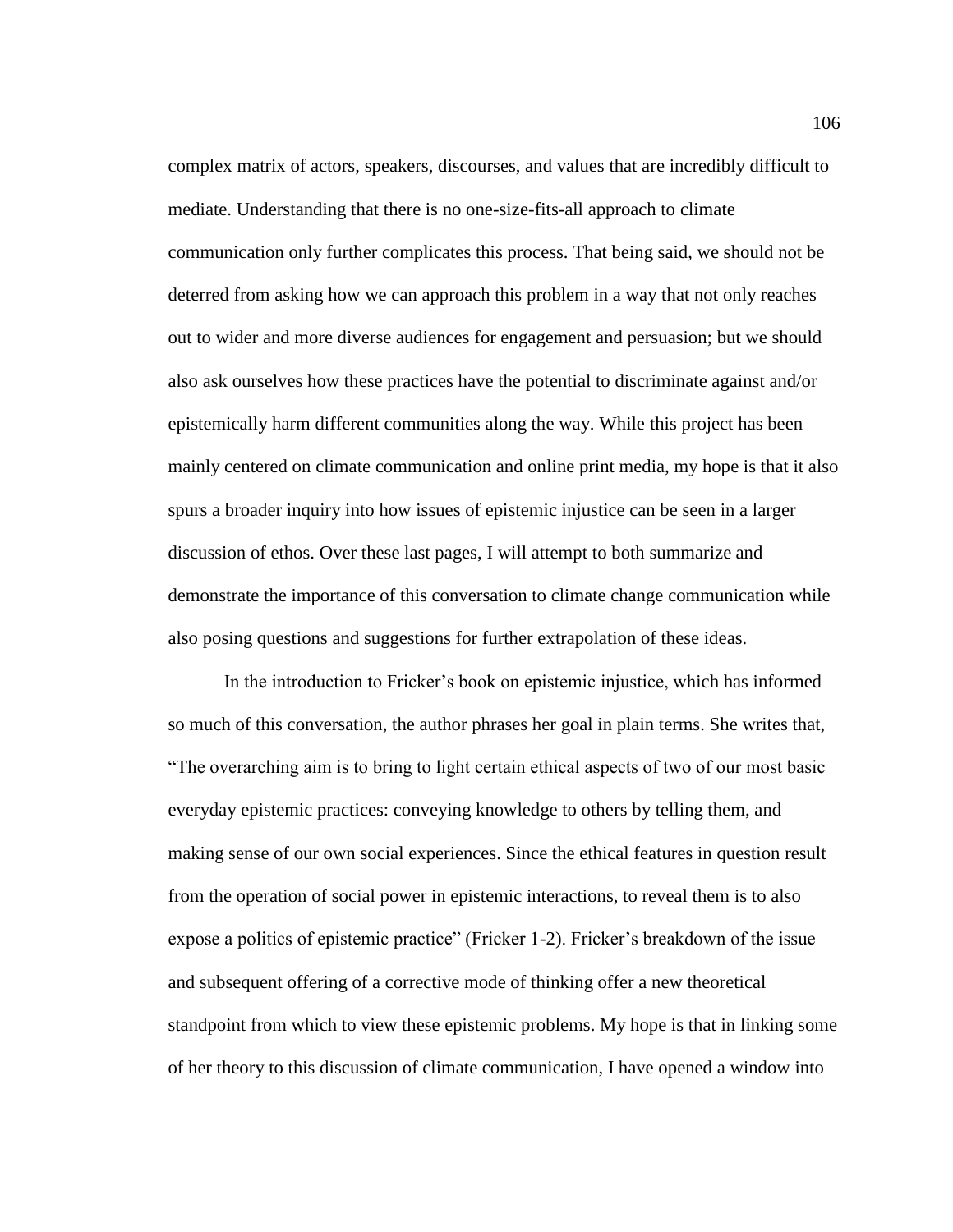complex matrix of actors, speakers, discourses, and values that are incredibly difficult to mediate. Understanding that there is no one-size-fits-all approach to climate communication only further complicates this process. That being said, we should not be deterred from asking how we can approach this problem in a way that not only reaches out to wider and more diverse audiences for engagement and persuasion; but we should also ask ourselves how these practices have the potential to discriminate against and/or epistemically harm different communities along the way. While this project has been mainly centered on climate communication and online print media, my hope is that it also spurs a broader inquiry into how issues of epistemic injustice can be seen in a larger discussion of ethos. Over these last pages, I will attempt to both summarize and demonstrate the importance of this conversation to climate change communication while also posing questions and suggestions for further extrapolation of these ideas.

In the introduction to Fricker's book on epistemic injustice, which has informed so much of this conversation, the author phrases her goal in plain terms. She writes that, "The overarching aim is to bring to light certain ethical aspects of two of our most basic everyday epistemic practices: conveying knowledge to others by telling them, and making sense of our own social experiences. Since the ethical features in question result from the operation of social power in epistemic interactions, to reveal them is to also expose a politics of epistemic practice" (Fricker 1-2). Fricker's breakdown of the issue and subsequent offering of a corrective mode of thinking offer a new theoretical standpoint from which to view these epistemic problems. My hope is that in linking some of her theory to this discussion of climate communication, I have opened a window into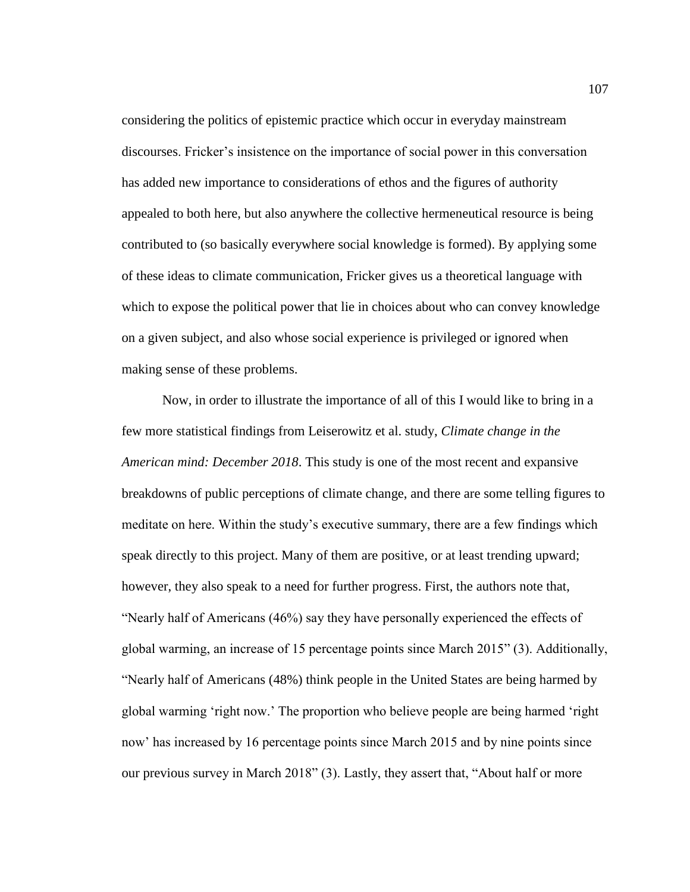considering the politics of epistemic practice which occur in everyday mainstream discourses. Fricker's insistence on the importance of social power in this conversation has added new importance to considerations of ethos and the figures of authority appealed to both here, but also anywhere the collective hermeneutical resource is being contributed to (so basically everywhere social knowledge is formed). By applying some of these ideas to climate communication, Fricker gives us a theoretical language with which to expose the political power that lie in choices about who can convey knowledge on a given subject, and also whose social experience is privileged or ignored when making sense of these problems.

Now, in order to illustrate the importance of all of this I would like to bring in a few more statistical findings from Leiserowitz et al. study, *Climate change in the American mind: December 2018*. This study is one of the most recent and expansive breakdowns of public perceptions of climate change, and there are some telling figures to meditate on here. Within the study's executive summary, there are a few findings which speak directly to this project. Many of them are positive, or at least trending upward; however, they also speak to a need for further progress. First, the authors note that, "Nearly half of Americans (46%) say they have personally experienced the effects of global warming, an increase of 15 percentage points since March 2015" (3). Additionally, "Nearly half of Americans (48%) think people in the United States are being harmed by global warming 'right now.' The proportion who believe people are being harmed 'right now' has increased by 16 percentage points since March 2015 and by nine points since our previous survey in March 2018" (3). Lastly, they assert that, "About half or more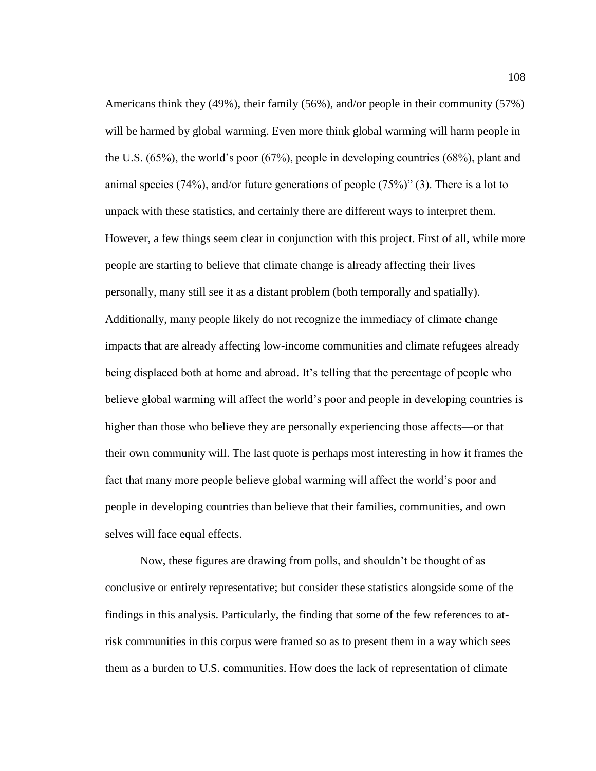Americans think they (49%), their family (56%), and/or people in their community (57%) will be harmed by global warming. Even more think global warming will harm people in the U.S. (65%), the world's poor (67%), people in developing countries (68%), plant and animal species (74%), and/or future generations of people (75%)" (3). There is a lot to unpack with these statistics, and certainly there are different ways to interpret them. However, a few things seem clear in conjunction with this project. First of all, while more people are starting to believe that climate change is already affecting their lives personally, many still see it as a distant problem (both temporally and spatially). Additionally, many people likely do not recognize the immediacy of climate change impacts that are already affecting low-income communities and climate refugees already being displaced both at home and abroad. It's telling that the percentage of people who believe global warming will affect the world's poor and people in developing countries is higher than those who believe they are personally experiencing those affects—or that their own community will. The last quote is perhaps most interesting in how it frames the fact that many more people believe global warming will affect the world's poor and people in developing countries than believe that their families, communities, and own selves will face equal effects.

Now, these figures are drawing from polls, and shouldn't be thought of as conclusive or entirely representative; but consider these statistics alongside some of the findings in this analysis. Particularly, the finding that some of the few references to at-risk communities in this corpus were framed so as to present them in a way which sees them as a burden to U.S. communities. How does the lack of representation of climate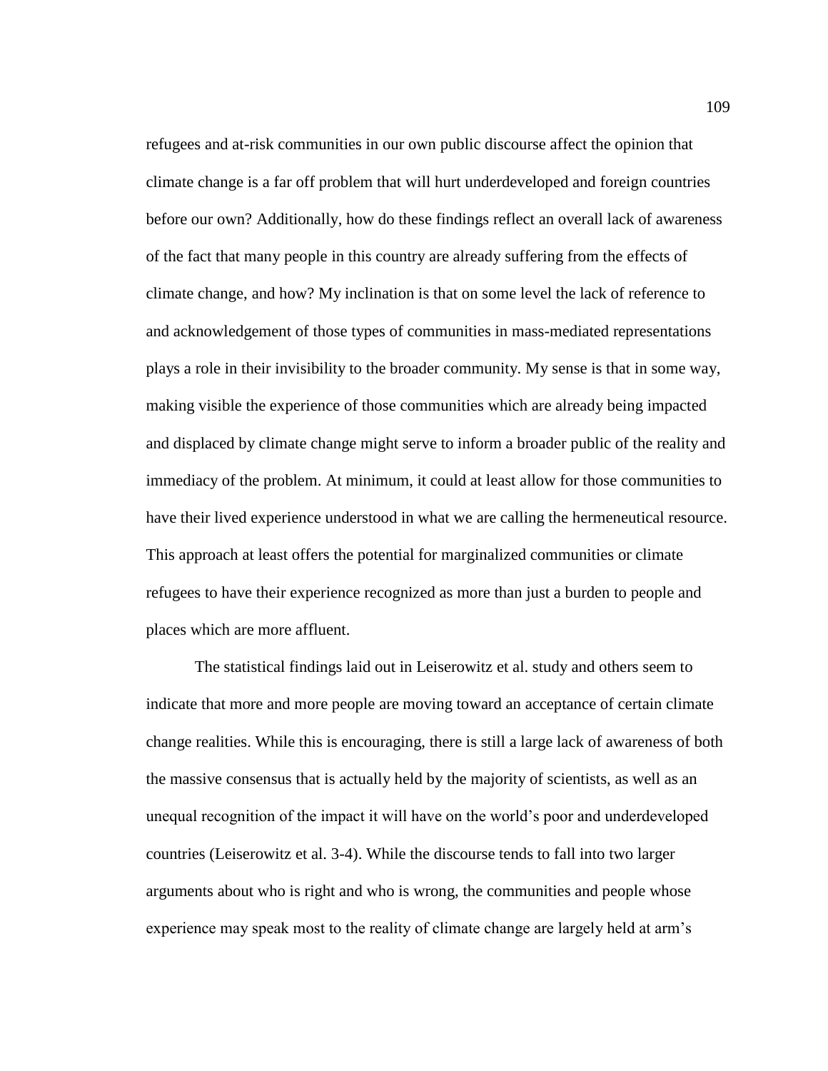refugees and at-risk communities in our own public discourse affect the opinion that climate change is a far off problem that will hurt underdeveloped and foreign countries before our own? Additionally, how do these findings reflect an overall lack of awareness of the fact that many people in this country are already suffering from the effects of climate change, and how? My inclination is that on some level the lack of reference to and acknowledgement of those types of communities in mass-mediated representations plays a role in their invisibility to the broader community. My sense is that in some way, making visible the experience of those communities which are already being impacted and displaced by climate change might serve to inform a broader public of the reality and immediacy of the problem. At minimum, it could at least allow for those communities to have their lived experience understood in what we are calling the hermeneutical resource. This approach at least offers the potential for marginalized communities or climate refugees to have their experience recognized as more than just a burden to people and places which are more affluent.

The statistical findings laid out in Leiserowitz et al. study and others seem to indicate that more and more people are moving toward an acceptance of certain climate change realities. While this is encouraging, there is still a large lack of awareness of both the massive consensus that is actually held by the majority of scientists, as well as an unequal recognition of the impact it will have on the world's poor and underdeveloped countries (Leiserowitz et al. 3-4). While the discourse tends to fall into two larger arguments about who is right and who is wrong, the communities and people whose experience may speak most to the reality of climate change are largely held at arm's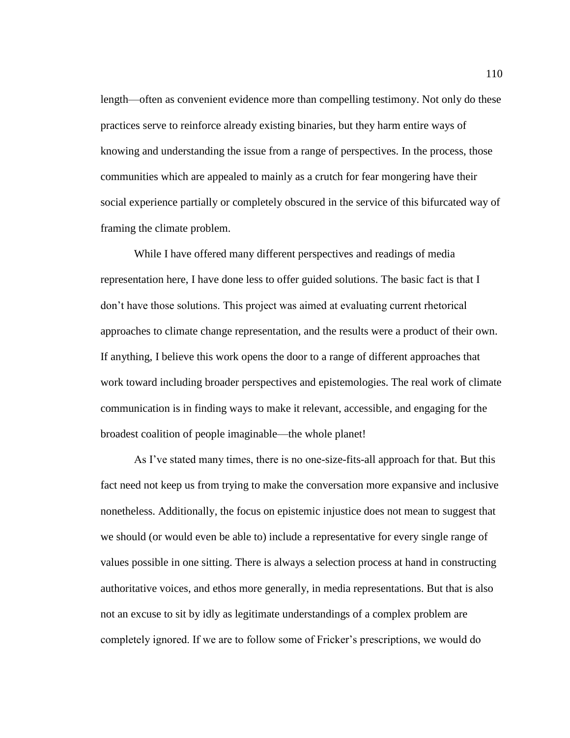length—often as convenient evidence more than compelling testimony. Not only do these practices serve to reinforce already existing binaries, but they harm entire ways of knowing and understanding the issue from a range of perspectives. In the process, those communities which are appealed to mainly as a crutch for fear mongering have their social experience partially or completely obscured in the service of this bifurcated way of framing the climate problem.

While I have offered many different perspectives and readings of media representation here, I have done less to offer guided solutions. The basic fact is that I don't have those solutions. This project was aimed at evaluating current rhetorical approaches to climate change representation, and the results were a product of their own. If anything, I believe this work opens the door to a range of different approaches that work toward including broader perspectives and epistemologies. The real work of climate communication is in finding ways to make it relevant, accessible, and engaging for the broadest coalition of people imaginable—the whole planet!

As I've stated many times, there is no one-size-fits-all approach for that. But this fact need not keep us from trying to make the conversation more expansive and inclusive nonetheless. Additionally, the focus on epistemic injustice does not mean to suggest that we should (or would even be able to) include a representative for every single range of values possible in one sitting. There is always a selection process at hand in constructing authoritative voices, and ethos more generally, in media representations. But that is also not an excuse to sit by idly as legitimate understandings of a complex problem are completely ignored. If we are to follow some of Fricker's prescriptions, we would do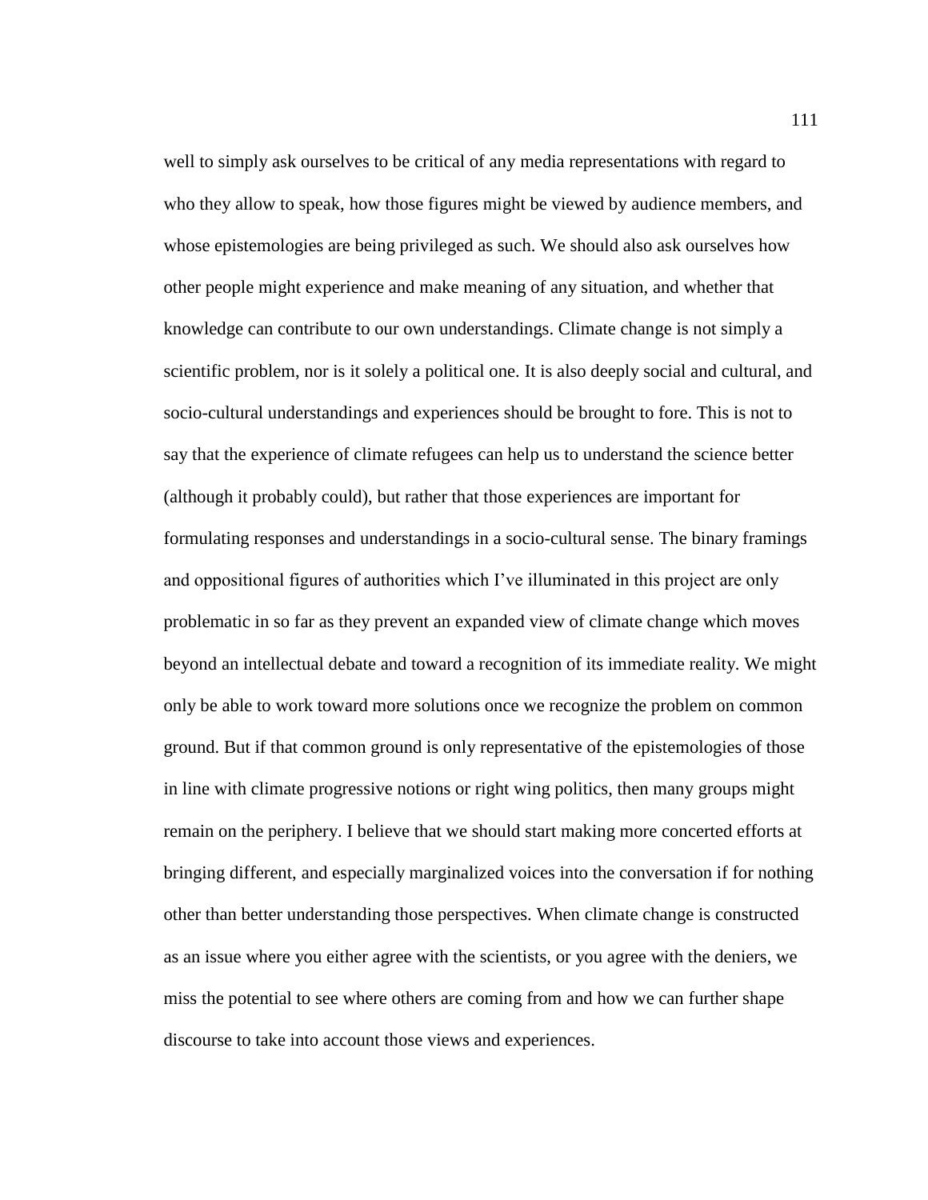well to simply ask ourselves to be critical of any media representations with regard to who they allow to speak, how those figures might be viewed by audience members, and whose epistemologies are being privileged as such. We should also ask ourselves how other people might experience and make meaning of any situation, and whether that knowledge can contribute to our own understandings. Climate change is not simply a scientific problem, nor is it solely a political one. It is also deeply social and cultural, and socio-cultural understandings and experiences should be brought to fore. This is not to say that the experience of climate refugees can help us to understand the science better (although it probably could), but rather that those experiences are important for formulating responses and understandings in a socio-cultural sense. The binary framings and oppositional figures of authorities which I've illuminated in this project are only problematic in so far as they prevent an expanded view of climate change which moves beyond an intellectual debate and toward a recognition of its immediate reality. We might only be able to work toward more solutions once we recognize the problem on common ground. But if that common ground is only representative of the epistemologies of those in line with climate progressive notions or right wing politics, then many groups might remain on the periphery. I believe that we should start making more concerted efforts at bringing different, and especially marginalized voices into the conversation if for nothing other than better understanding those perspectives. When climate change is constructed as an issue where you either agree with the scientists, or you agree with the deniers, we miss the potential to see where others are coming from and how we can further shape discourse to take into account those views and experiences.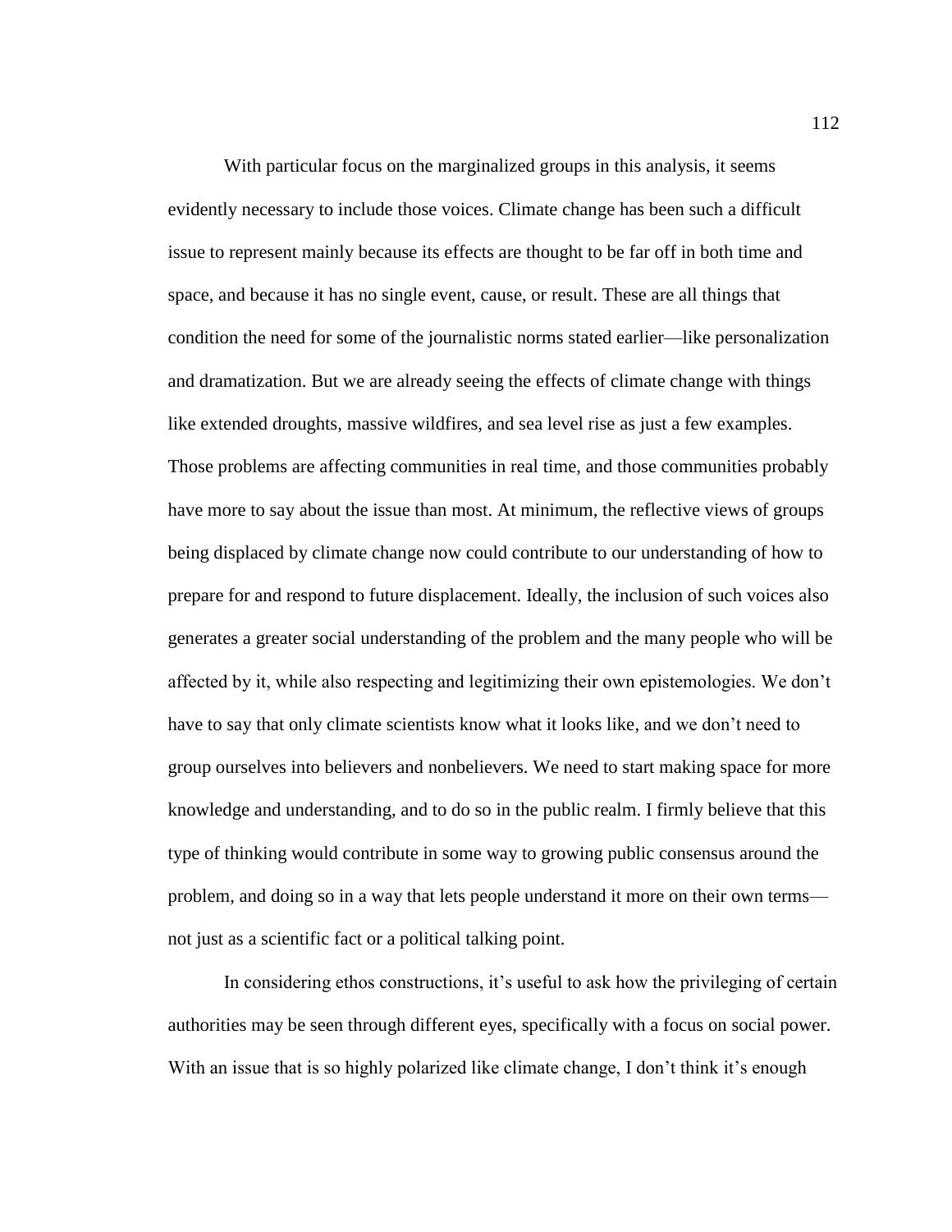With particular focus on the marginalized groups in this analysis, it seems evidently necessary to include those voices. Climate change has been such a difficult issue to represent mainly because its effects are thought to be far off in both time and space, and because it has no single event, cause, or result. These are all things that condition the need for some of the journalistic norms stated earlier—like personalization and dramatization. But we are already seeing the effects of climate change with things like extended droughts, massive wildfires, and sea level rise as just a few examples. Those problems are affecting communities in real time, and those communities probably have more to say about the issue than most. At minimum, the reflective views of groups being displaced by climate change now could contribute to our understanding of how to prepare for and respond to future displacement. Ideally, the inclusion of such voices also generates a greater social understanding of the problem and the many people who will be affected by it, while also respecting and legitimizing their own epistemologies. We don't have to say that only climate scientists know what it looks like, and we don't need to group ourselves into believers and nonbelievers. We need to start making space for more knowledge and understanding, and to do so in the public realm. I firmly believe that this type of thinking would contribute in some way to growing public consensus around the problem, and doing so in a way that lets people understand it more on their own terms—not just as a scientific fact or a political talking point.

In considering ethos constructions, it's useful to ask how the privileging of certain authorities may be seen through different eyes, specifically with a focus on social power. With an issue that is so highly polarized like climate change, I don't think it's enough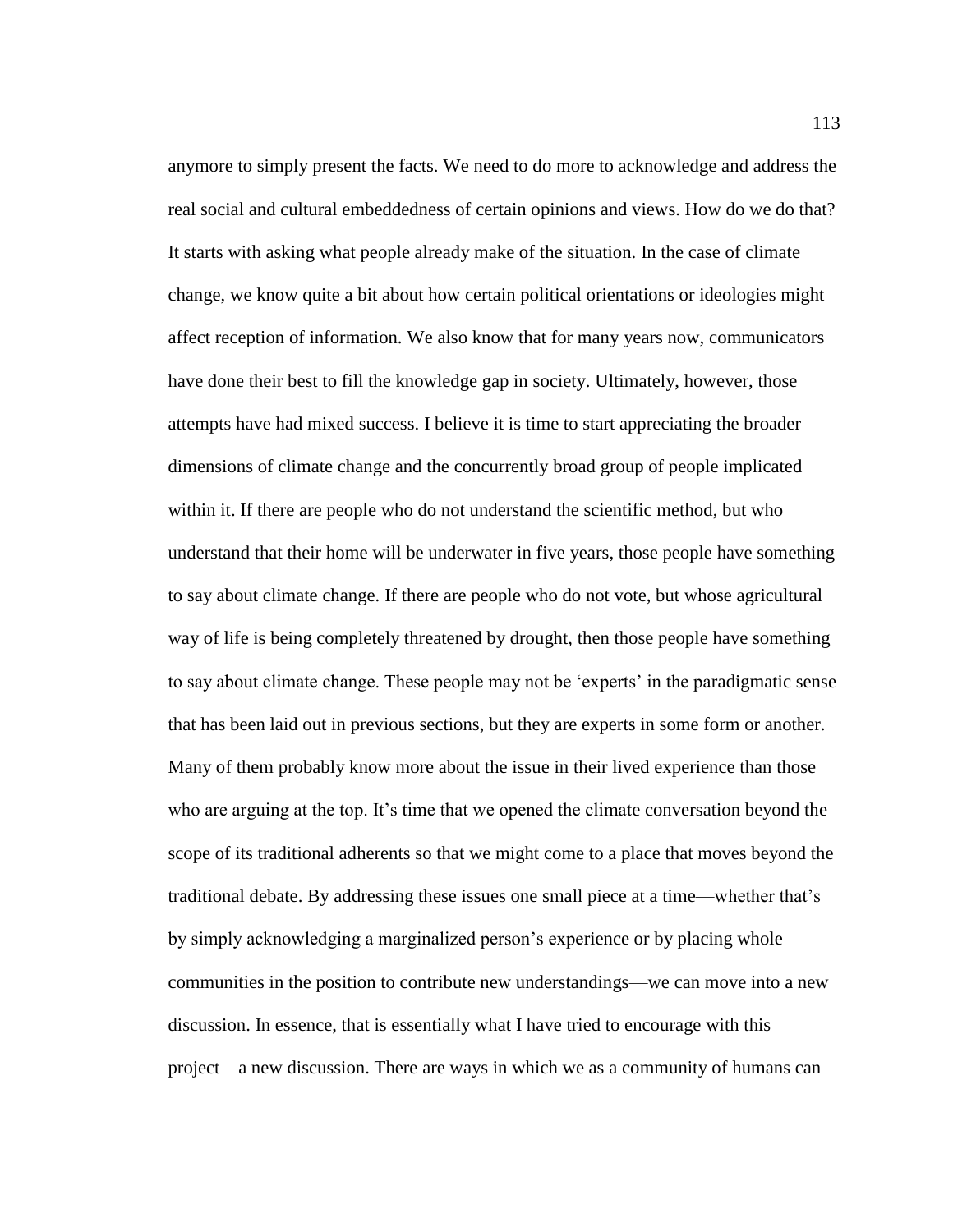anymore to simply present the facts. We need to do more to acknowledge and address the real social and cultural embeddedness of certain opinions and views. How do we do that? It starts with asking what people already make of the situation. In the case of climate change, we know quite a bit about how certain political orientations or ideologies might affect reception of information. We also know that for many years now, communicators have done their best to fill the knowledge gap in society. Ultimately, however, those attempts have had mixed success. I believe it is time to start appreciating the broader dimensions of climate change and the concurrently broad group of people implicated within it. If there are people who do not understand the scientific method, but who understand that their home will be underwater in five years, those people have something to say about climate change. If there are people who do not vote, but whose agricultural way of life is being completely threatened by drought, then those people have something to say about climate change. These people may not be 'experts' in the paradigmatic sense that has been laid out in previous sections, but they are experts in some form or another. Many of them probably know more about the issue in their lived experience than those who are arguing at the top. It's time that we opened the climate conversation beyond the scope of its traditional adherents so that we might come to a place that moves beyond the traditional debate. By addressing these issues one small piece at a time—whether that's by simply acknowledging a marginalized person's experience or by placing whole communities in the position to contribute new understandings—we can move into a new discussion. In essence, that is essentially what I have tried to encourage with this project—a new discussion. There are ways in which we as a community of humans can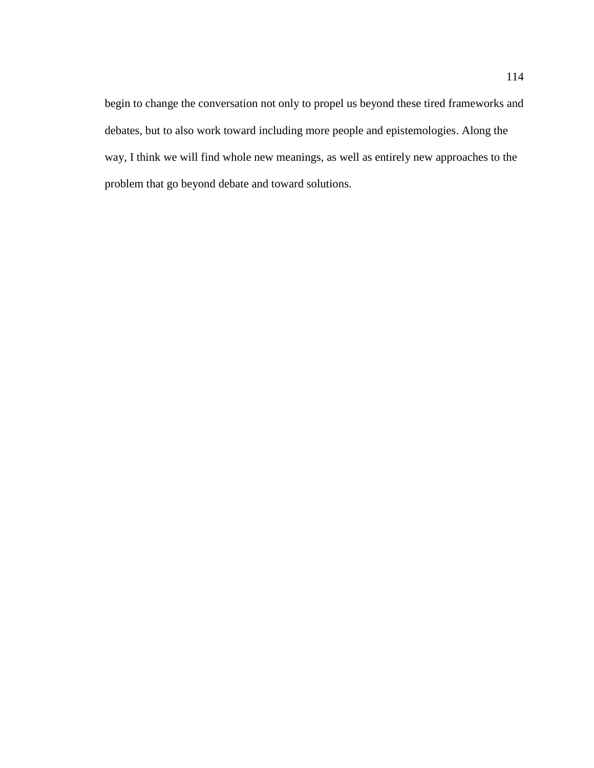begin to change the conversation not only to propel us beyond these tired frameworks and debates, but to also work toward including more people and epistemologies. Along the way, I think we will find whole new meanings, as well as entirely new approaches to the problem that go beyond debate and toward solutions.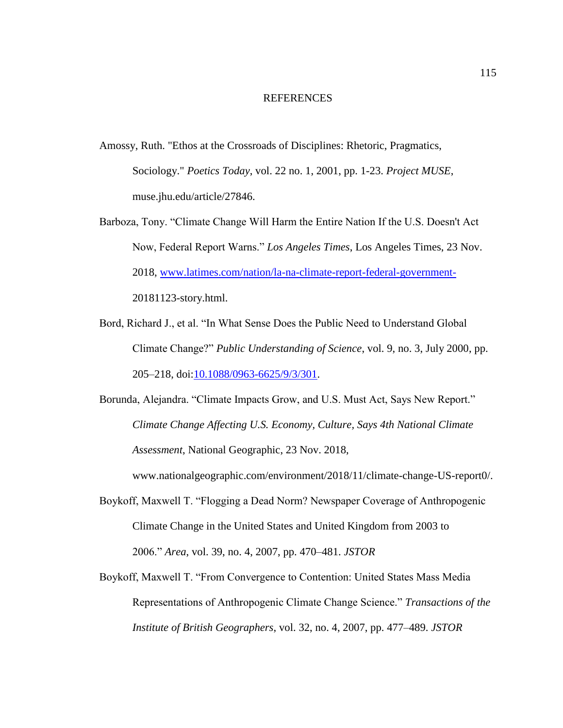# REFERENCES

Amossy, Ruth. "Ethos at the Crossroads of Disciplines: Rhetoric, Pragmatics, Sociology." *Poetics Today*, vol. 22 no. 1, 2001, pp. 1-23. *Project MUSE*, muse.jhu.edu/article/27846.

Barboza, Tony. "Climate Change Will Harm the Entire Nation If the U.S. Doesn't Act Now, Federal Report Warns." *Los Angeles Times*, Los Angeles Times, 23 Nov. 2018, www.latimes.com/nation/la-na-climate-report-federal-government-20181123-story.html.

Bord, Richard J., et al. "In What Sense Does the Public Need to Understand Global Climate Change?" *Public Understanding of Science*, vol. 9, no. 3, July 2000, pp. 205–218, doi:10.1088/0963-6625/9/3/301.

Borunda, Alejandra. "Climate Impacts Grow, and U.S. Must Act, Says New Report." *Climate Change Affecting U.S. Economy, Culture, Says 4th National Climate Assessment*, National Geographic, 23 Nov. 2018, www.nationalgeographic.com/environment/2018/11/climate-change-US-report0/.

Boykoff, Maxwell T. "Flogging a Dead Norm? Newspaper Coverage of Anthropogenic Climate Change in the United States and United Kingdom from 2003 to 2006." *Area*, vol. 39, no. 4, 2007, pp. 470–481. *JSTOR*

Boykoff, Maxwell T. "From Convergence to Contention: United States Mass Media Representations of Anthropogenic Climate Change Science." *Transactions of the Institute of British Geographers*, vol. 32, no. 4, 2007, pp. 477–489. *JSTOR*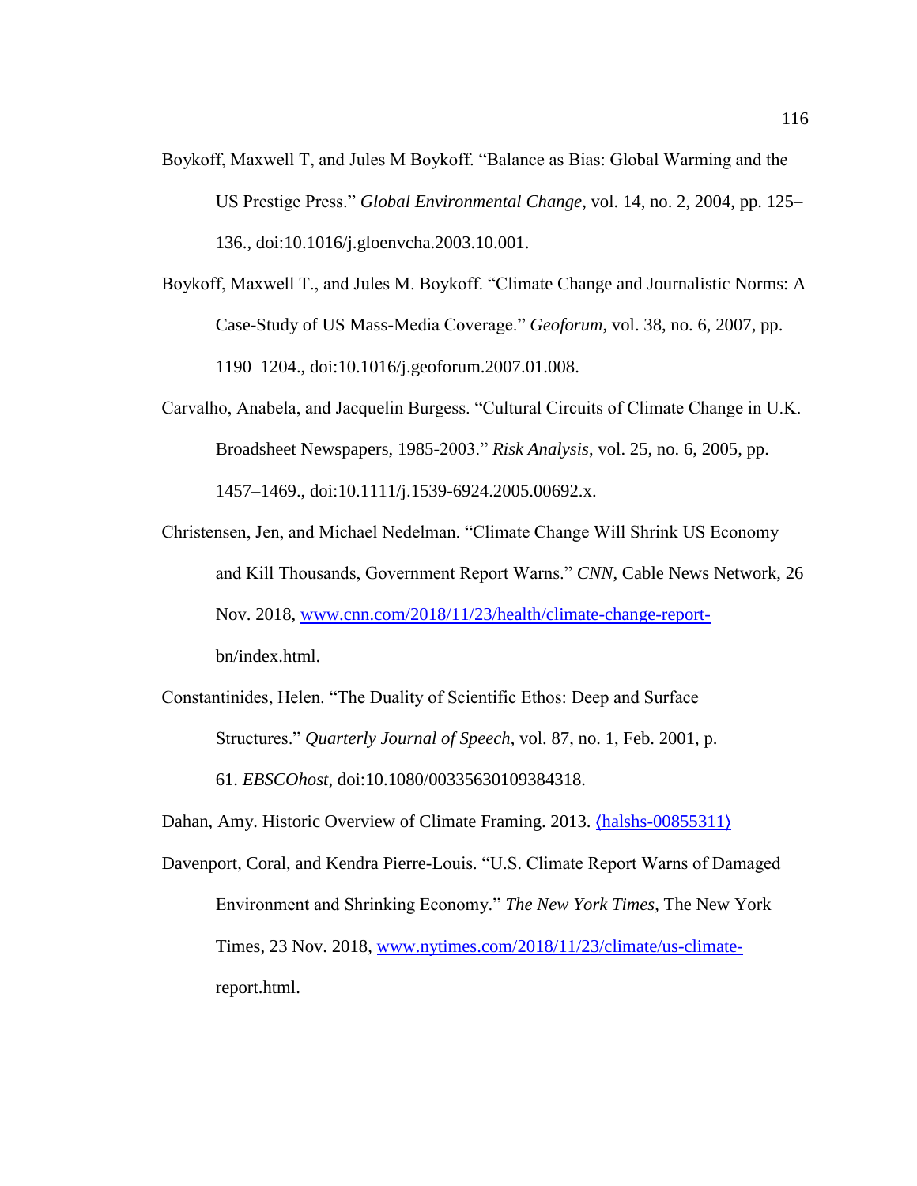Boykoff, Maxwell T, and Jules M Boykoff. "Balance as Bias: Global Warming and the US Prestige Press." *Global Environmental Change*, vol. 14, no. 2, 2004, pp. 125–136., doi:10.1016/j.gloenvcha.2003.10.001.

Boykoff, Maxwell T., and Jules M. Boykoff. "Climate Change and Journalistic Norms: A Case-Study of US Mass-Media Coverage." *Geoforum*, vol. 38, no. 6, 2007, pp. 1190–1204., doi:10.1016/j.geoforum.2007.01.008.

Carvalho, Anabela, and Jacquelin Burgess. "Cultural Circuits of Climate Change in U.K. Broadsheet Newspapers, 1985-2003." *Risk Analysis*, vol. 25, no. 6, 2005, pp. 1457–1469., doi:10.1111/j.1539-6924.2005.00692.x.

Christensen, Jen, and Michael Nedelman. "Climate Change Will Shrink US Economy and Kill Thousands, Government Report Warns." *CNN*, Cable News Network, 26 Nov. 2018, www.cnn.com/2018/11/23/health/climate-change-report-bn/index.html.

Constantinides, Helen. "The Duality of Scientific Ethos: Deep and Surface Structures." *Quarterly Journal of Speech*, vol. 87, no. 1, Feb. 2001, p. 61. *EBSCOhost*, doi:10.1080/00335630109384318.

Dahan, Amy. Historic Overview of Climate Framing. 2013. ⟨halshs-00855311⟩

Davenport, Coral, and Kendra Pierre-Louis. "U.S. Climate Report Warns of Damaged Environment and Shrinking Economy." *The New York Times*, The New York Times, 23 Nov. 2018, www.nytimes.com/2018/11/23/climate/us-climate-report.html.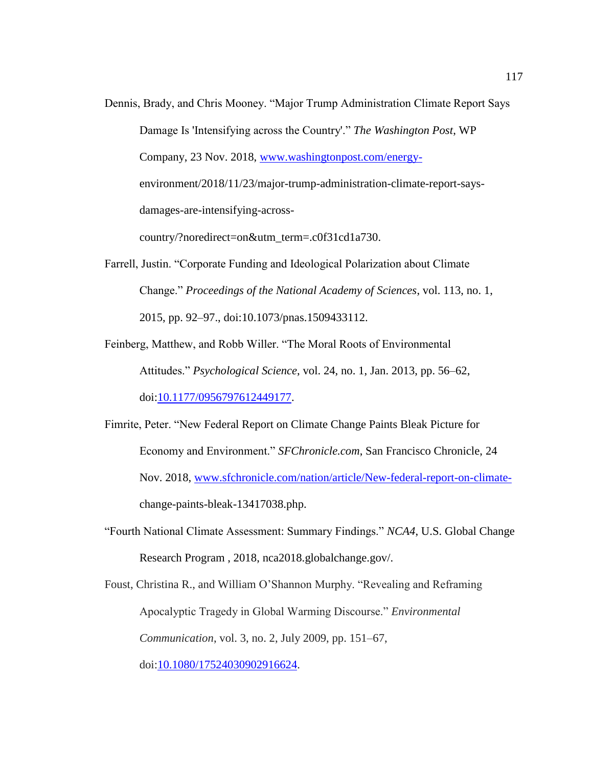Dennis, Brady, and Chris Mooney. “Major Trump Administration Climate Report Says Damage Is 'Intensifying across the Country'.” *The Washington Post*, WP Company, 23 Nov. 2018, www.washingtonpost.com/energy-environment/2018/11/23/major-trump-administration-climate-report-says-damages-are-intensifying-across-country/?noredirect=on&utm_term=.c0f31cd1a730.

Farrell, Justin. “Corporate Funding and Ideological Polarization about Climate Change.” *Proceedings of the National Academy of Sciences*, vol. 113, no. 1, 2015, pp. 92–97., doi:10.1073/pnas.1509433112.

Feinberg, Matthew, and Robb Willer. “The Moral Roots of Environmental Attitudes.” *Psychological Science*, vol. 24, no. 1, Jan. 2013, pp. 56–62, doi:10.1177/0956797612449177.

Fimrite, Peter. “New Federal Report on Climate Change Paints Bleak Picture for Economy and Environment.” *SFChronicle.com*, San Francisco Chronicle, 24 Nov. 2018, www.sfchronicle.com/nation/article/New-federal-report-on-climate-change-paints-bleak-13417038.php.

“Fourth National Climate Assessment: Summary Findings.” *NCA4*, U.S. Global Change Research Program , 2018, nca2018.globalchange.gov/.

Foust, Christina R., and William O’Shannon Murphy. “Revealing and Reframing Apocalyptic Tragedy in Global Warming Discourse.” *Environmental Communication*, vol. 3, no. 2, July 2009, pp. 151–67, doi:10.1080/17524030902916624.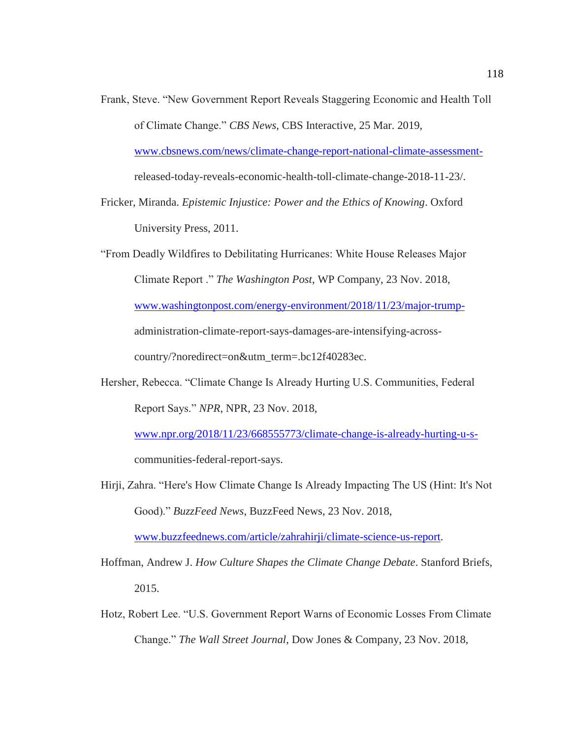Frank, Steve. "New Government Report Reveals Staggering Economic and Health Toll of Climate Change." *CBS News*, CBS Interactive, 25 Mar. 2019, www.cbsnews.com/news/climate-change-report-national-climate-assessment-released-today-reveals-economic-health-toll-climate-change-2018-11-23/.

Fricker, Miranda. *Epistemic Injustice: Power and the Ethics of Knowing*. Oxford University Press, 2011.

"From Deadly Wildfires to Debilitating Hurricanes: White House Releases Major Climate Report ." *The Washington Post*, WP Company, 23 Nov. 2018, www.washingtonpost.com/energy-environment/2018/11/23/major-trump-administration-climate-report-says-damages-are-intensifying-across-country/?noredirect=on&utm_term=.bc12f40283ec.

Hersher, Rebecca. "Climate Change Is Already Hurting U.S. Communities, Federal Report Says." *NPR*, NPR, 23 Nov. 2018, www.npr.org/2018/11/23/668555773/climate-change-is-already-hurting-u-s-communities-federal-report-says.

Hirji, Zahra. "Here's How Climate Change Is Already Impacting The US (Hint: It's Not Good)." *BuzzFeed News*, BuzzFeed News, 23 Nov. 2018, www.buzzfeednews.com/article/zahrahirji/climate-science-us-report.

Hoffman, Andrew J. *How Culture Shapes the Climate Change Debate*. Stanford Briefs, 2015.

Hotz, Robert Lee. "U.S. Government Report Warns of Economic Losses From Climate Change." *The Wall Street Journal*, Dow Jones & Company, 23 Nov. 2018,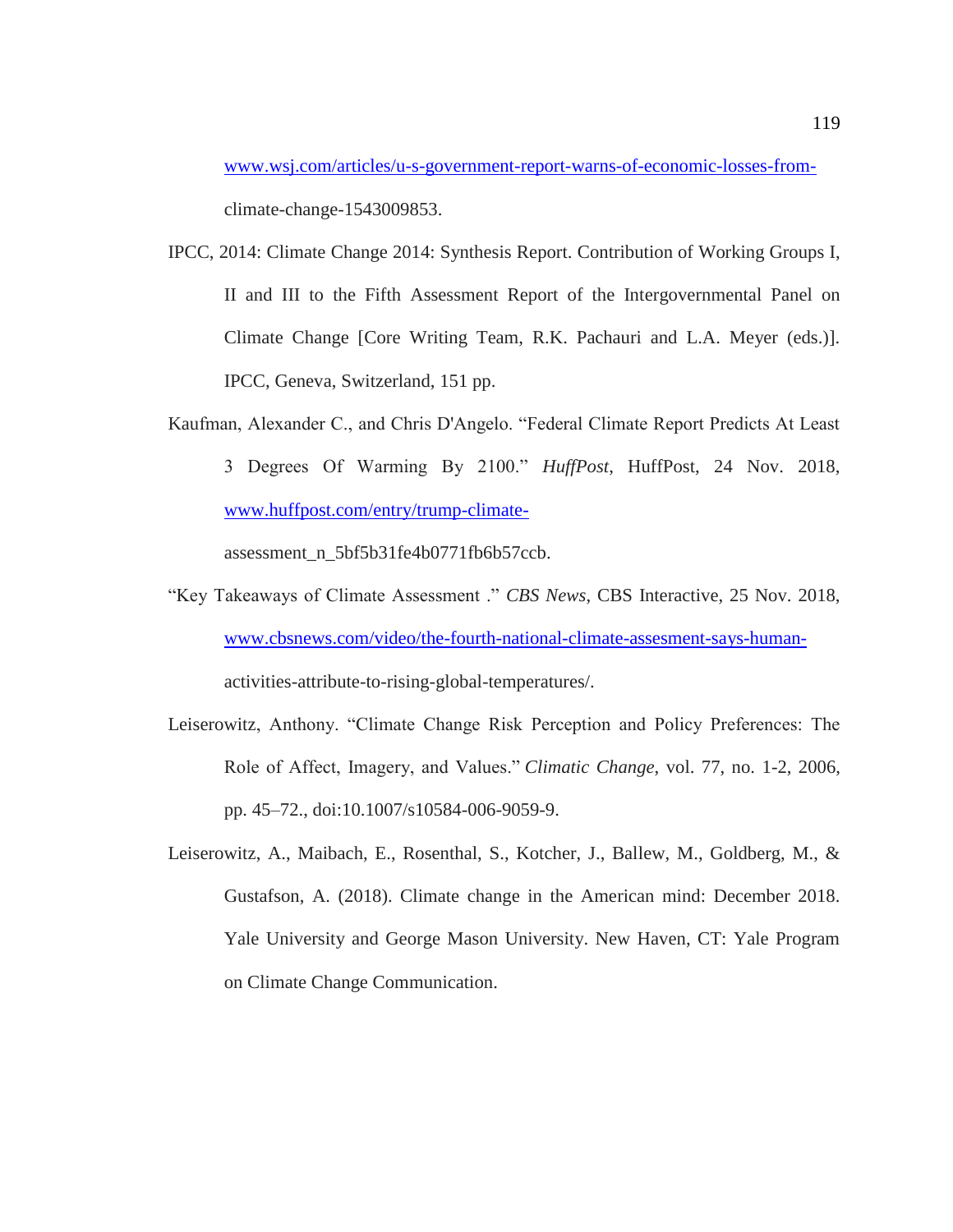www.wsj.com/articles/u-s-government-report-warns-of-economic-losses-from-climate-change-1543009853.

IPCC, 2014: Climate Change 2014: Synthesis Report. Contribution of Working Groups I, II and III to the Fifth Assessment Report of the Intergovernmental Panel on Climate Change [Core Writing Team, R.K. Pachauri and L.A. Meyer (eds.)]. IPCC, Geneva, Switzerland, 151 pp.

Kaufman, Alexander C., and Chris D'Angelo. "Federal Climate Report Predicts At Least 3 Degrees Of Warming By 2100." *HuffPost*, HuffPost, 24 Nov. 2018, www.huffpost.com/entry/trump-climate-assessment_n_5bf5b31fe4b0771fb6b57ccb.

"Key Takeaways of Climate Assessment ." *CBS News*, CBS Interactive, 25 Nov. 2018, www.cbsnews.com/video/the-fourth-national-climate-assesment-says-human-activities-attribute-to-rising-global-temperatures/.

Leiserowitz, Anthony. "Climate Change Risk Perception and Policy Preferences: The Role of Affect, Imagery, and Values." *Climatic Change*, vol. 77, no. 1-2, 2006, pp. 45–72., doi:10.1007/s10584-006-9059-9.

Leiserowitz, A., Maibach, E., Rosenthal, S., Kotcher, J., Ballew, M., Goldberg, M., & Gustafson, A. (2018). Climate change in the American mind: December 2018. Yale University and George Mason University. New Haven, CT: Yale Program on Climate Change Communication.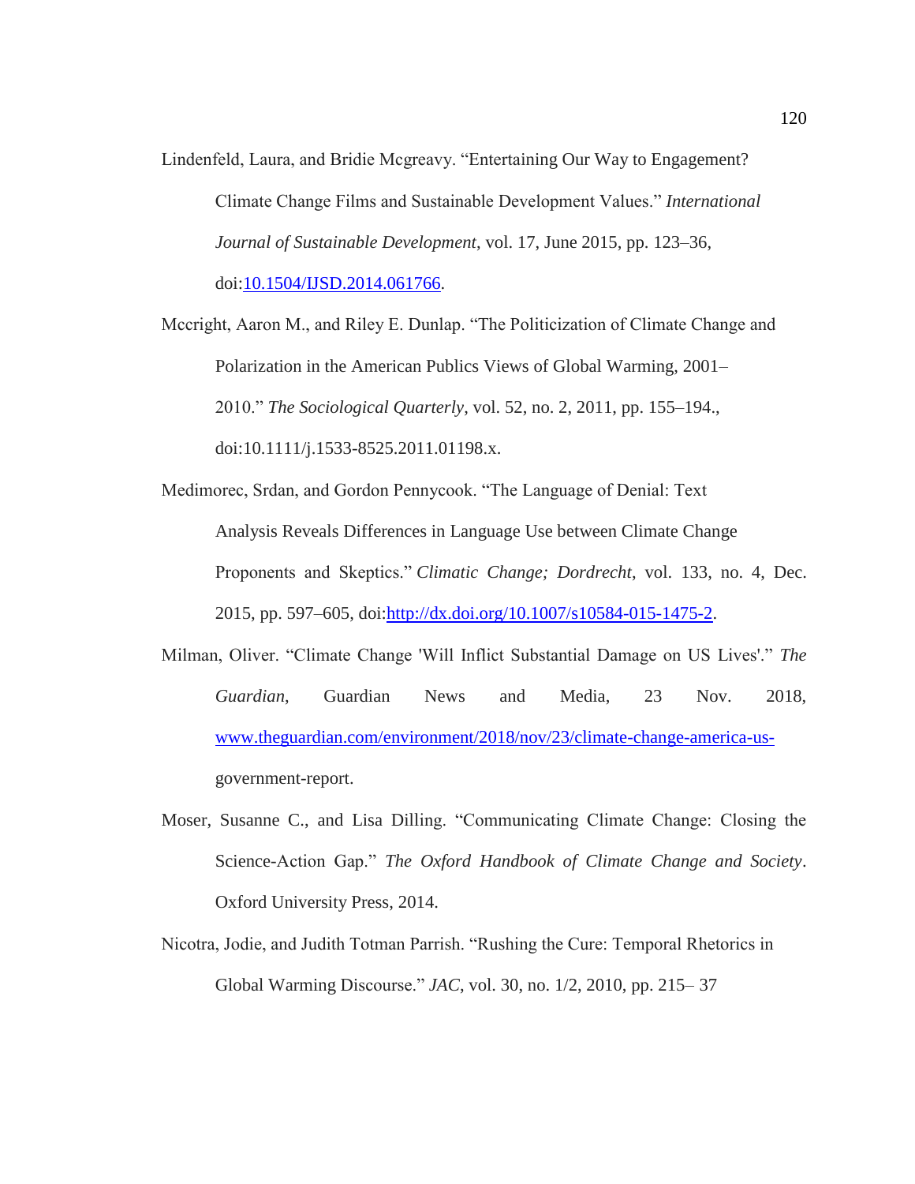Lindenfeld, Laura, and Bridie Mcgreavy. "Entertaining Our Way to Engagement? Climate Change Films and Sustainable Development Values." *International Journal of Sustainable Development*, vol. 17, June 2015, pp. 123–36, doi:10.1504/IJSD.2014.061766.

Mccright, Aaron M., and Riley E. Dunlap. "The Politicization of Climate Change and Polarization in the American Publics Views of Global Warming, 2001–2010." *The Sociological Quarterly*, vol. 52, no. 2, 2011, pp. 155–194., doi:10.1111/j.1533-8525.2011.01198.x.

Medimorec, Srdan, and Gordon Pennycook. "The Language of Denial: Text Analysis Reveals Differences in Language Use between Climate Change Proponents and Skeptics." *Climatic Change; Dordrecht*, vol. 133, no. 4, Dec. 2015, pp. 597–605, doi:http://dx.doi.org/10.1007/s10584-015-1475-2.

Milman, Oliver. "Climate Change 'Will Inflict Substantial Damage on US Lives'." *The Guardian*, Guardian News and Media, 23 Nov. 2018, www.theguardian.com/environment/2018/nov/23/climate-change-america-us-government-report.

Moser, Susanne C., and Lisa Dilling. "Communicating Climate Change: Closing the Science-Action Gap." *The Oxford Handbook of Climate Change and Society*. Oxford University Press, 2014.

Nicotra, Jodie, and Judith Totman Parrish. "Rushing the Cure: Temporal Rhetorics in Global Warming Discourse." *JAC*, vol. 30, no. 1/2, 2010, pp. 215– 37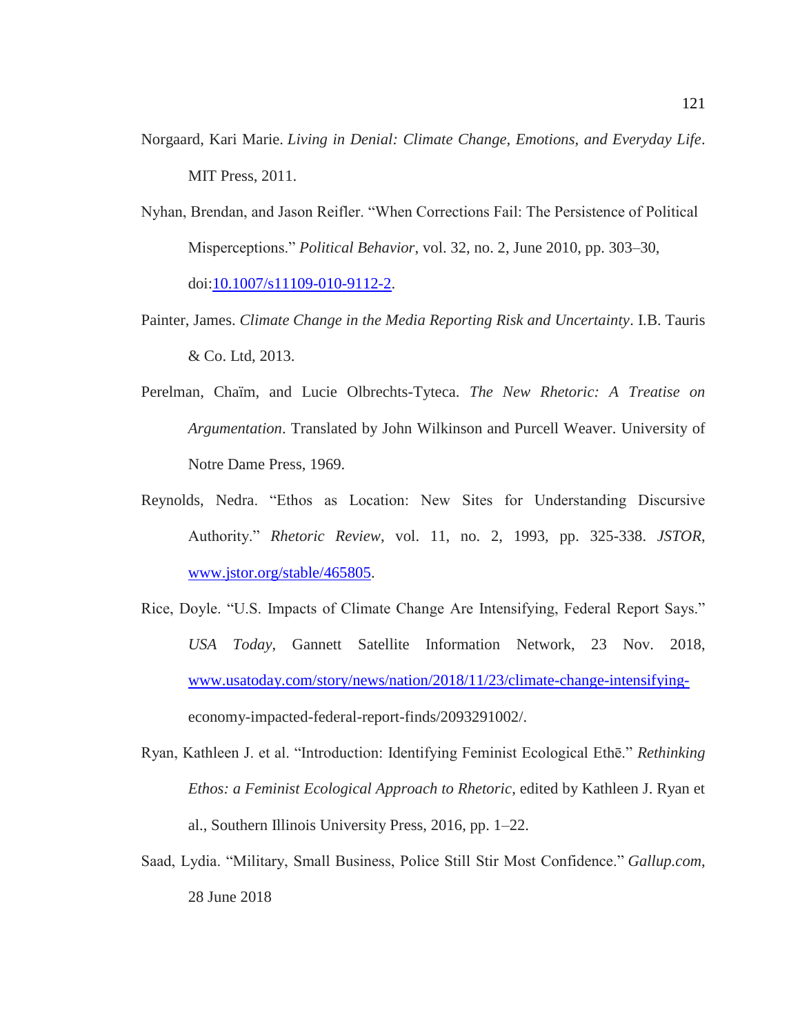Norgaard, Kari Marie. *Living in Denial: Climate Change, Emotions, and Everyday Life*. MIT Press, 2011.

Nyhan, Brendan, and Jason Reifler. "When Corrections Fail: The Persistence of Political Misperceptions." *Political Behavior*, vol. 32, no. 2, June 2010, pp. 303–30, doi:10.1007/s11109-010-9112-2.

Painter, James. *Climate Change in the Media Reporting Risk and Uncertainty*. I.B. Tauris & Co. Ltd, 2013.

Perelman, Chaïm, and Lucie Olbrechts-Tyteca. *The New Rhetoric: A Treatise on Argumentation*. Translated by John Wilkinson and Purcell Weaver. University of Notre Dame Press, 1969.

Reynolds, Nedra. "Ethos as Location: New Sites for Understanding Discursive Authority." *Rhetoric Review*, vol. 11, no. 2, 1993, pp. 325-338. *JSTOR*, www.jstor.org/stable/465805.

Rice, Doyle. "U.S. Impacts of Climate Change Are Intensifying, Federal Report Says." *USA Today*, Gannett Satellite Information Network, 23 Nov. 2018, www.usatoday.com/story/news/nation/2018/11/23/climate-change-intensifying-economy-impacted-federal-report-finds/2093291002/.

Ryan, Kathleen J. et al. "Introduction: Identifying Feminist Ecological Ethē." *Rethinking Ethos: a Feminist Ecological Approach to Rhetoric*, edited by Kathleen J. Ryan et al., Southern Illinois University Press, 2016, pp. 1–22.

Saad, Lydia. "Military, Small Business, Police Still Stir Most Confidence." *Gallup.com*, 28 June 2018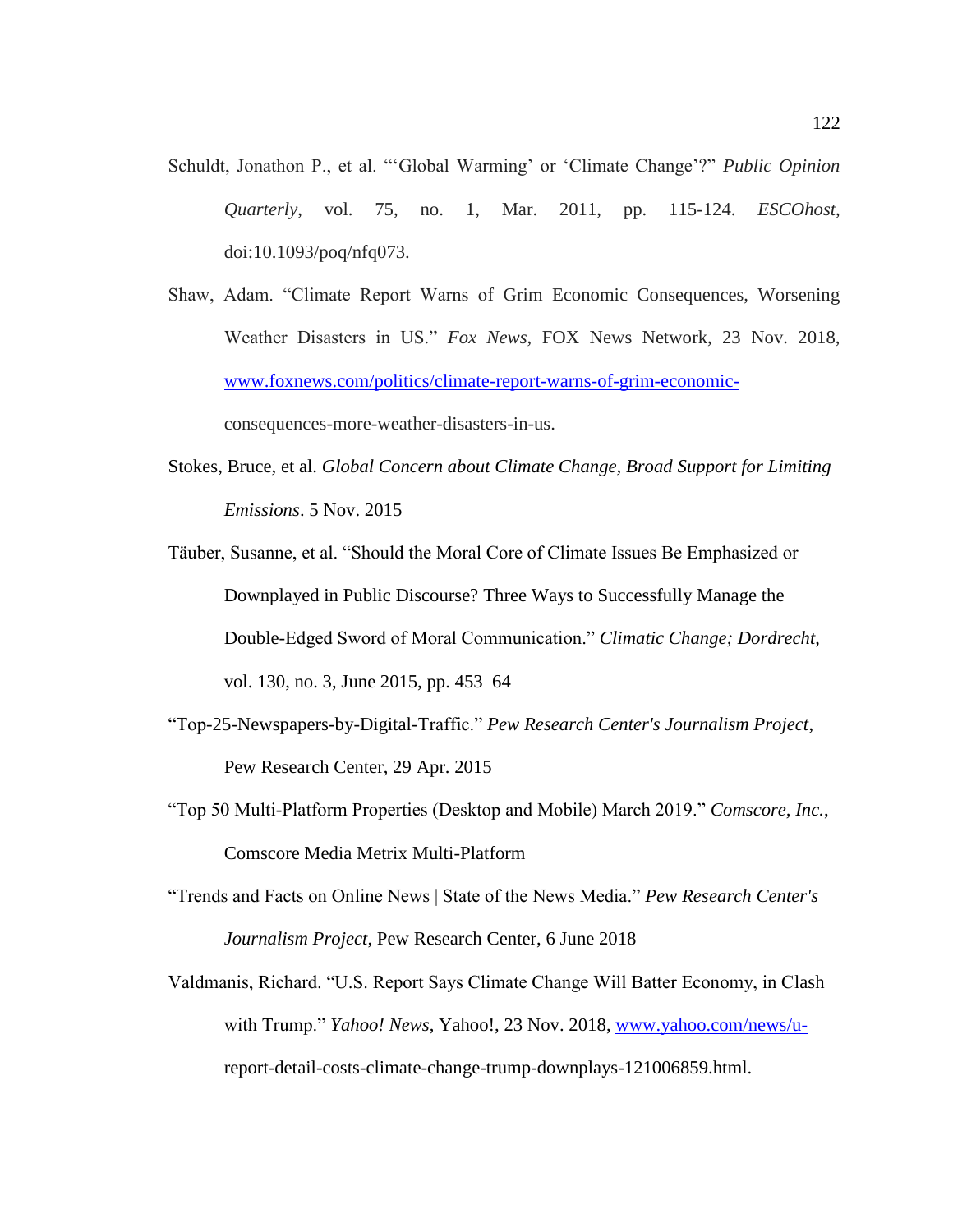Schuldt, Jonathon P., et al. "'Global Warming' or 'Climate Change'?" *Public Opinion Quarterly*, vol. 75, no. 1, Mar. 2011, pp. 115-124. *ESCOhost*, doi:10.1093/poq/nfq073.

Shaw, Adam. "Climate Report Warns of Grim Economic Consequences, Worsening Weather Disasters in US." *Fox News*, FOX News Network, 23 Nov. 2018, www.foxnews.com/politics/climate-report-warns-of-grim-economic-consequences-more-weather-disasters-in-us.

Stokes, Bruce, et al. *Global Concern about Climate Change, Broad Support for Limiting Emissions*. 5 Nov. 2015

Täuber, Susanne, et al. "Should the Moral Core of Climate Issues Be Emphasized or Downplayed in Public Discourse? Three Ways to Successfully Manage the Double-Edged Sword of Moral Communication." *Climatic Change; Dordrecht*, vol. 130, no. 3, June 2015, pp. 453–64

"Top-25-Newspapers-by-Digital-Traffic." *Pew Research Center's Journalism Project*, Pew Research Center, 29 Apr. 2015

"Top 50 Multi-Platform Properties (Desktop and Mobile) March 2019." *Comscore, Inc.*, Comscore Media Metrix Multi-Platform

"Trends and Facts on Online News | State of the News Media." *Pew Research Center's Journalism Project*, Pew Research Center, 6 June 2018

Valdmanis, Richard. "U.S. Report Says Climate Change Will Batter Economy, in Clash with Trump." *Yahoo! News*, Yahoo!, 23 Nov. 2018, www.yahoo.com/news/u-report-detail-costs-climate-change-trump-downplays-121006859.html.